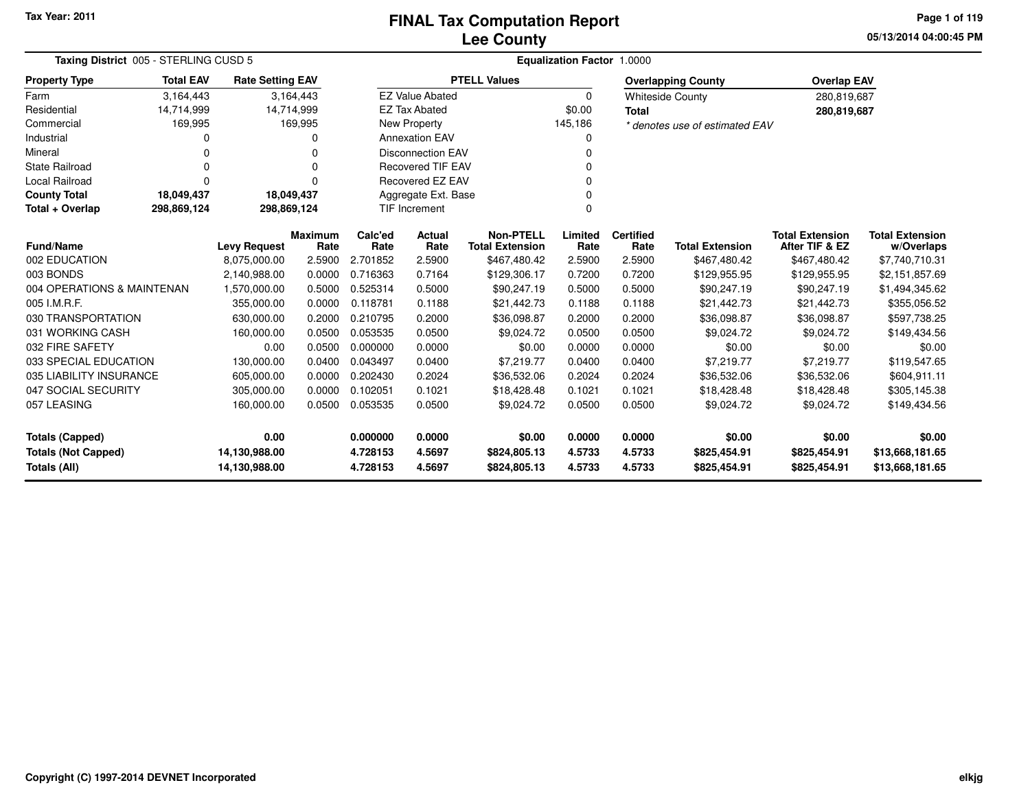Tax Year: 2011

# FINAL Tax Computation Report
## Lee County

05/13/2014 04:00:45 PM

**Taxing District** 005 - STERLING CUSD 5 **Equalization Factor** 1.0000

| Property Type | Total EAV | Rate Setting EAV |
|---|---|---|
| Farm | 3,164,443 | 3,164,443 |
| Residential | 14,714,999 | 14,714,999 |
| Commercial | 169,995 | 169,995 |
| Industrial | 0 | 0 |
| Mineral | 0 | 0 |
| State Railroad | 0 | 0 |
| Local Railroad | 0 | 0 |
| **County Total** | **18,049,437** | **18,049,437** |
| **Total + Overlap** | **298,869,124** | **298,869,124** |

| PTELL Values | |
|---|---|
| EZ Value Abated | 0 |
| EZ Tax Abated | $0.00 |
| New Property | 145,186 |
| Annexation EAV | 0 |
| Disconnection EAV | 0 |
| Recovered TIF EAV | 0 |
| Recovered EZ EAV | 0 |
| Aggregate Ext. Base | 0 |
| TIF Increment | 0 |

| Overlapping County | Overlap EAV |
|---|---|
| Whiteside County | 280,819,687 |
| **Total** | **280,819,687** |

*\* denotes use of estimated EAV*

| Fund/Name | Levy Request | Maximum Rate | Calc'ed Rate | Actual Rate | Non-PTELL Total Extension | Limited Rate | Certified Rate | Total Extension | Total Extension After TIF & EZ | Total Extension w/Overlaps |
|---|---|---|---|---|---|---|---|---|---|---|
| 002 EDUCATION | 8,075,000.00 | 2.5900 | 2.701852 | 2.5900 | $467,480.42 | 2.5900 | 2.5900 | $467,480.42 | $467,480.42 | $7,740,710.31 |
| 003 BONDS | 2,140,988.00 | 0.0000 | 0.716363 | 0.7164 | $129,306.17 | 0.7200 | 0.7200 | $129,955.95 | $129,955.95 | $2,151,857.69 |
| 004 OPERATIONS & MAINTENAN | 1,570,000.00 | 0.5000 | 0.525314 | 0.5000 | $90,247.19 | 0.5000 | 0.5000 | $90,247.19 | $90,247.19 | $1,494,345.62 |
| 005 I.M.R.F. | 355,000.00 | 0.0000 | 0.118781 | 0.1188 | $21,442.73 | 0.1188 | 0.1188 | $21,442.73 | $21,442.73 | $355,056.52 |
| 030 TRANSPORTATION | 630,000.00 | 0.2000 | 0.210795 | 0.2000 | $36,098.87 | 0.2000 | 0.2000 | $36,098.87 | $36,098.87 | $597,738.25 |
| 031 WORKING CASH | 160,000.00 | 0.0500 | 0.053535 | 0.0500 | $9,024.72 | 0.0500 | 0.0500 | $9,024.72 | $9,024.72 | $149,434.56 |
| 032 FIRE SAFETY | 0.00 | 0.0500 | 0.000000 | 0.0000 | $0.00 | 0.0000 | 0.0000 | $0.00 | $0.00 | $0.00 |
| 033 SPECIAL EDUCATION | 130,000.00 | 0.0400 | 0.043497 | 0.0400 | $7,219.77 | 0.0400 | 0.0400 | $7,219.77 | $7,219.77 | $119,547.65 |
| 035 LIABILITY INSURANCE | 605,000.00 | 0.0000 | 0.202430 | 0.2024 | $36,532.06 | 0.2024 | 0.2024 | $36,532.06 | $36,532.06 | $604,911.11 |
| 047 SOCIAL SECURITY | 305,000.00 | 0.0000 | 0.102051 | 0.1021 | $18,428.48 | 0.1021 | 0.1021 | $18,428.48 | $18,428.48 | $305,145.38 |
| 057 LEASING | 160,000.00 | 0.0500 | 0.053535 | 0.0500 | $9,024.72 | 0.0500 | 0.0500 | $9,024.72 | $9,024.72 | $149,434.56 |
| **Totals (Capped)** | **0.00** | | **0.000000** | **0.0000** | **$0.00** | **0.0000** | **0.0000** | **$0.00** | **$0.00** | **$0.00** |
| **Totals (Not Capped)** | **14,130,988.00** | | **4.728153** | **4.5697** | **$824,805.13** | **4.5733** | **4.5733** | **$825,454.91** | **$825,454.91** | **$13,668,181.65** |
| **Totals (All)** | **14,130,988.00** | | **4.728153** | **4.5697** | **$824,805.13** | **4.5733** | **4.5733** | **$825,454.91** | **$825,454.91** | **$13,668,181.65** |

Copyright (C) 1997-2014 DEVNET Incorporated

elkjg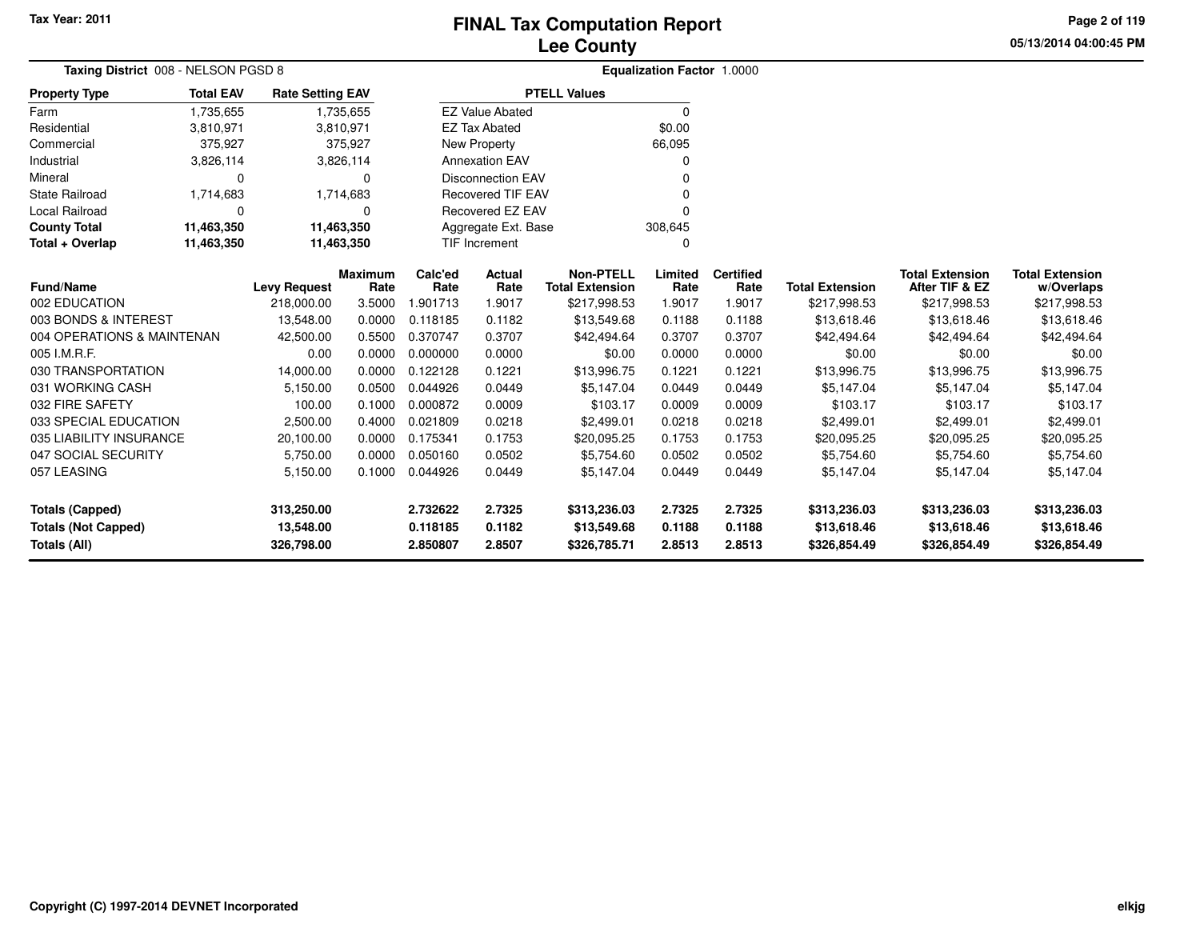Tax Year: 2011

# FINAL Tax Computation Report
## Lee County

05/13/2014 04:00:45 PM

**Taxing District** 008 - NELSON PGSD 8 | **Equalization Factor** 1.0000

| Property Type | Total EAV | Rate Setting EAV |
|---|---|---|
| Farm | 1,735,655 | 1,735,655 |
| Residential | 3,810,971 | 3,810,971 |
| Commercial | 375,927 | 375,927 |
| Industrial | 3,826,114 | 3,826,114 |
| Mineral | 0 | 0 |
| State Railroad | 1,714,683 | 1,714,683 |
| Local Railroad | 0 | 0 |
| **County Total** | **11,463,350** | **11,463,350** |
| **Total + Overlap** | **11,463,350** | **11,463,350** |

| PTELL Values | |
|---|---|
| EZ Value Abated | 0 |
| EZ Tax Abated | $0.00 |
| New Property | 66,095 |
| Annexation EAV | 0 |
| Disconnection EAV | 0 |
| Recovered TIF EAV | 0 |
| Recovered EZ EAV | 0 |
| Aggregate Ext. Base | 308,645 |
| TIF Increment | 0 |

| Fund/Name | Levy Request | Maximum Rate | Calc'ed Rate | Actual Rate | Non-PTELL Total Extension | Limited Rate | Certified Rate | Total Extension | Total Extension After TIF & EZ | Total Extension w/Overlaps |
|---|---|---|---|---|---|---|---|---|---|---|
| 002 EDUCATION | 218,000.00 | 3.5000 | 1.901713 | 1.9017 | $217,998.53 | 1.9017 | 1.9017 | $217,998.53 | $217,998.53 | $217,998.53 |
| 003 BONDS & INTEREST | 13,548.00 | 0.0000 | 0.118185 | 0.1182 | $13,549.68 | 0.1188 | 0.1188 | $13,618.46 | $13,618.46 | $13,618.46 |
| 004 OPERATIONS & MAINTENAN | 42,500.00 | 0.5500 | 0.370747 | 0.3707 | $42,494.64 | 0.3707 | 0.3707 | $42,494.64 | $42,494.64 | $42,494.64 |
| 005 I.M.R.F. | 0.00 | 0.0000 | 0.000000 | 0.0000 | $0.00 | 0.0000 | 0.0000 | $0.00 | $0.00 | $0.00 |
| 030 TRANSPORTATION | 14,000.00 | 0.0000 | 0.122128 | 0.1221 | $13,996.75 | 0.1221 | 0.1221 | $13,996.75 | $13,996.75 | $13,996.75 |
| 031 WORKING CASH | 5,150.00 | 0.0500 | 0.044926 | 0.0449 | $5,147.04 | 0.0449 | 0.0449 | $5,147.04 | $5,147.04 | $5,147.04 |
| 032 FIRE SAFETY | 100.00 | 0.1000 | 0.000872 | 0.0009 | $103.17 | 0.0009 | 0.0009 | $103.17 | $103.17 | $103.17 |
| 033 SPECIAL EDUCATION | 2,500.00 | 0.4000 | 0.021809 | 0.0218 | $2,499.01 | 0.0218 | 0.0218 | $2,499.01 | $2,499.01 | $2,499.01 |
| 035 LIABILITY INSURANCE | 20,100.00 | 0.0000 | 0.175341 | 0.1753 | $20,095.25 | 0.1753 | 0.1753 | $20,095.25 | $20,095.25 | $20,095.25 |
| 047 SOCIAL SECURITY | 5,750.00 | 0.0000 | 0.050160 | 0.0502 | $5,754.60 | 0.0502 | 0.0502 | $5,754.60 | $5,754.60 | $5,754.60 |
| 057 LEASING | 5,150.00 | 0.1000 | 0.044926 | 0.0449 | $5,147.04 | 0.0449 | 0.0449 | $5,147.04 | $5,147.04 | $5,147.04 |
| **Totals (Capped)** | **313,250.00** | | **2.732622** | **2.7325** | **$313,236.03** | **2.7325** | **2.7325** | **$313,236.03** | **$313,236.03** | **$313,236.03** |
| **Totals (Not Capped)** | **13,548.00** | | **0.118185** | **0.1182** | **$13,549.68** | **0.1188** | **0.1188** | **$13,618.46** | **$13,618.46** | **$13,618.46** |
| **Totals (All)** | **326,798.00** | | **2.850807** | **2.8507** | **$326,785.71** | **2.8513** | **2.8513** | **$326,854.49** | **$326,854.49** | **$326,854.49** |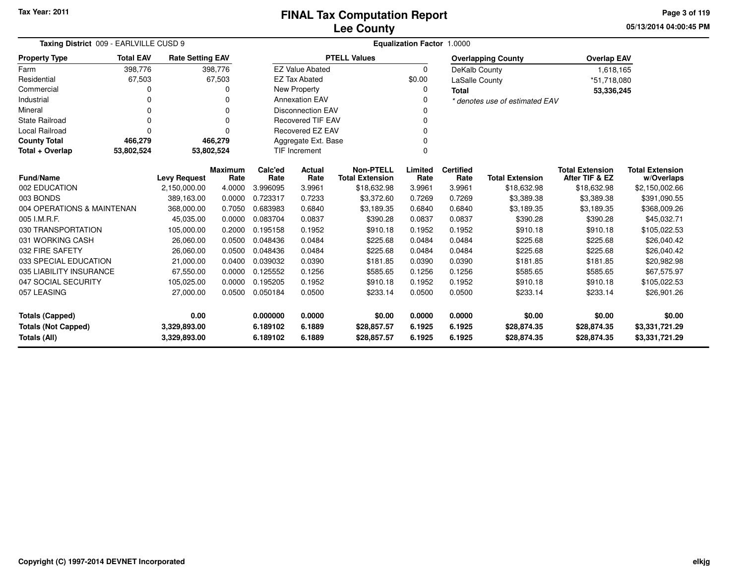# FINAL Tax Computation Report
## Lee County

Tax Year: 2011

**Taxing District** 009 - EARLVILLE CUSD 9

**Equalization Factor** 1.0000

| Property Type | Total EAV | Rate Setting EAV |
|---|---|---|
| Farm | 398,776 | 398,776 |
| Residential | 67,503 | 67,503 |
| Commercial | 0 | 0 |
| Industrial | 0 | 0 |
| Mineral | 0 | 0 |
| State Railroad | 0 | 0 |
| Local Railroad | 0 | 0 |
| **County Total** | **466,279** | **466,279** |
| **Total + Overlap** | **53,802,524** | **53,802,524** |

| PTELL Values | |
|---|---|
| EZ Value Abated | 0 |
| EZ Tax Abated | $0.00 |
| New Property | 0 |
| Annexation EAV | 0 |
| Disconnection EAV | 0 |
| Recovered TIF EAV | 0 |
| Recovered EZ EAV | 0 |
| Aggregate Ext. Base | 0 |
| TIF Increment | 0 |

| Overlapping County | Overlap EAV |
|---|---|
| DeKalb County | 1,618,165 |
| LaSalle County | *51,718,080 |
| **Total** | **53,336,245** |

*\* denotes use of estimated EAV*

| Fund/Name | Levy Request | Maximum Rate | Calc'ed Rate | Actual Rate | Non-PTELL Total Extension | Limited Rate | Certified Rate | Total Extension | Total Extension After TIF & EZ | Total Extension w/Overlaps |
|---|---|---|---|---|---|---|---|---|---|---|
| 002 EDUCATION | 2,150,000.00 | 4.0000 | 3.996095 | 3.9961 | $18,632.98 | 3.9961 | 3.9961 | $18,632.98 | $18,632.98 | $2,150,002.66 |
| 003 BONDS | 389,163.00 | 0.0000 | 0.723317 | 0.7233 | $3,372.60 | 0.7269 | 0.7269 | $3,389.38 | $3,389.38 | $391,090.55 |
| 004 OPERATIONS & MAINTENAN | 368,000.00 | 0.7050 | 0.683983 | 0.6840 | $3,189.35 | 0.6840 | 0.6840 | $3,189.35 | $3,189.35 | $368,009.26 |
| 005 I.M.R.F. | 45,035.00 | 0.0000 | 0.083704 | 0.0837 | $390.28 | 0.0837 | 0.0837 | $390.28 | $390.28 | $45,032.71 |
| 030 TRANSPORTATION | 105,000.00 | 0.2000 | 0.195158 | 0.1952 | $910.18 | 0.1952 | 0.1952 | $910.18 | $910.18 | $105,022.53 |
| 031 WORKING CASH | 26,060.00 | 0.0500 | 0.048436 | 0.0484 | $225.68 | 0.0484 | 0.0484 | $225.68 | $225.68 | $26,040.42 |
| 032 FIRE SAFETY | 26,060.00 | 0.0500 | 0.048436 | 0.0484 | $225.68 | 0.0484 | 0.0484 | $225.68 | $225.68 | $26,040.42 |
| 033 SPECIAL EDUCATION | 21,000.00 | 0.0400 | 0.039032 | 0.0390 | $181.85 | 0.0390 | 0.0390 | $181.85 | $181.85 | $20,982.98 |
| 035 LIABILITY INSURANCE | 67,550.00 | 0.0000 | 0.125552 | 0.1256 | $585.65 | 0.1256 | 0.1256 | $585.65 | $585.65 | $67,575.97 |
| 047 SOCIAL SECURITY | 105,025.00 | 0.0000 | 0.195205 | 0.1952 | $910.18 | 0.1952 | 0.1952 | $910.18 | $910.18 | $105,022.53 |
| 057 LEASING | 27,000.00 | 0.0500 | 0.050184 | 0.0500 | $233.14 | 0.0500 | 0.0500 | $233.14 | $233.14 | $26,901.26 |
| **Totals (Capped)** | **0.00** | | **0.000000** | **0.0000** | **$0.00** | **0.0000** | **0.0000** | **$0.00** | **$0.00** | **$0.00** |
| **Totals (Not Capped)** | **3,329,893.00** | | **6.189102** | **6.1889** | **$28,857.57** | **6.1925** | **6.1925** | **$28,874.35** | **$28,874.35** | **$3,331,721.29** |
| **Totals (All)** | **3,329,893.00** | | **6.189102** | **6.1889** | **$28,857.57** | **6.1925** | **6.1925** | **$28,874.35** | **$28,874.35** | **$3,331,721.29** |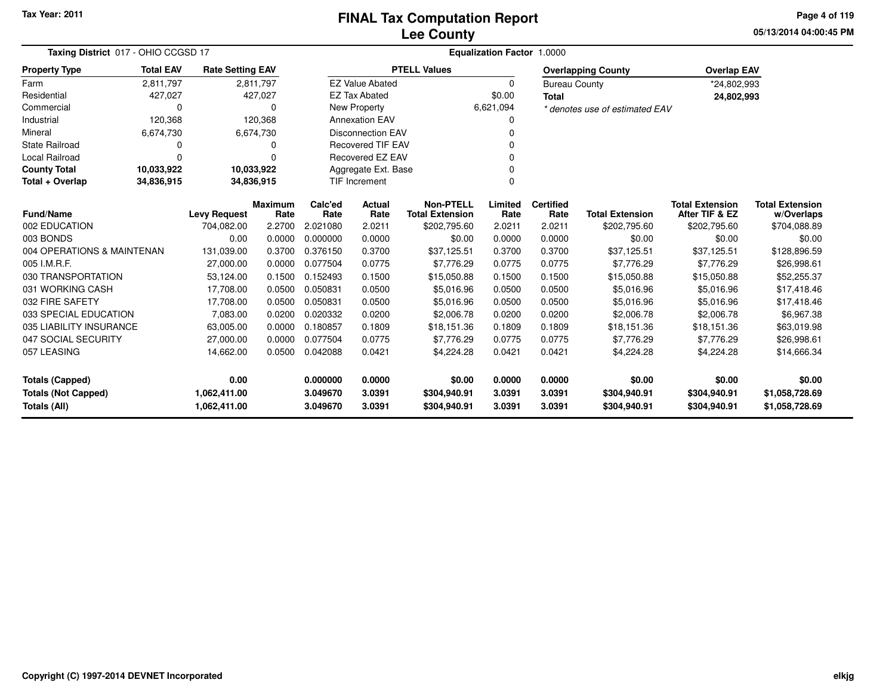Tax Year: 2011

# FINAL Tax Computation Report
## Lee County

05/13/2014 04:00:45 PM

**Taxing District** 017 - OHIO CCGSD 17

**Equalization Factor** 1.0000

| Property Type | Total EAV | Rate Setting EAV |
|---|---|---|
| Farm | 2,811,797 | 2,811,797 |
| Residential | 427,027 | 427,027 |
| Commercial | 0 | 0 |
| Industrial | 120,368 | 120,368 |
| Mineral | 6,674,730 | 6,674,730 |
| State Railroad | 0 | 0 |
| Local Railroad | 0 | 0 |
| **County Total** | **10,033,922** | **10,033,922** |
| **Total + Overlap** | **34,836,915** | **34,836,915** |

| PTELL Values | |
|---|---|
| EZ Value Abated | 0 |
| EZ Tax Abated | $0.00 |
| New Property | 6,621,094 |
| Annexation EAV | 0 |
| Disconnection EAV | 0 |
| Recovered TIF EAV | 0 |
| Recovered EZ EAV | 0 |
| Aggregate Ext. Base | 0 |
| TIF Increment | 0 |

| Overlapping County | Overlap EAV |
|---|---|
| Bureau County | *24,802,993 |
| **Total** | **24,802,993** |

*\* denotes use of estimated EAV*

| Fund/Name | Levy Request | Maximum Rate | Calc'ed Rate | Actual Rate | Non-PTELL Total Extension | Limited Rate | Certified Rate | Total Extension | Total Extension After TIF & EZ | Total Extension w/Overlaps |
|---|---|---|---|---|---|---|---|---|---|---|
| 002 EDUCATION | 704,082.00 | 2.2700 | 2.021080 | 2.0211 | $202,795.60 | 2.0211 | 2.0211 | $202,795.60 | $202,795.60 | $704,088.89 |
| 003 BONDS | 0.00 | 0.0000 | 0.000000 | 0.0000 | $0.00 | 0.0000 | 0.0000 | $0.00 | $0.00 | $0.00 |
| 004 OPERATIONS & MAINTENAN | 131,039.00 | 0.3700 | 0.376150 | 0.3700 | $37,125.51 | 0.3700 | 0.3700 | $37,125.51 | $37,125.51 | $128,896.59 |
| 005 I.M.R.F. | 27,000.00 | 0.0000 | 0.077504 | 0.0775 | $7,776.29 | 0.0775 | 0.0775 | $7,776.29 | $7,776.29 | $26,998.61 |
| 030 TRANSPORTATION | 53,124.00 | 0.1500 | 0.152493 | 0.1500 | $15,050.88 | 0.1500 | 0.1500 | $15,050.88 | $15,050.88 | $52,255.37 |
| 031 WORKING CASH | 17,708.00 | 0.0500 | 0.050831 | 0.0500 | $5,016.96 | 0.0500 | 0.0500 | $5,016.96 | $5,016.96 | $17,418.46 |
| 032 FIRE SAFETY | 17,708.00 | 0.0500 | 0.050831 | 0.0500 | $5,016.96 | 0.0500 | 0.0500 | $5,016.96 | $5,016.96 | $17,418.46 |
| 033 SPECIAL EDUCATION | 7,083.00 | 0.0200 | 0.020332 | 0.0200 | $2,006.78 | 0.0200 | 0.0200 | $2,006.78 | $2,006.78 | $6,967.38 |
| 035 LIABILITY INSURANCE | 63,005.00 | 0.0000 | 0.180857 | 0.1809 | $18,151.36 | 0.1809 | 0.1809 | $18,151.36 | $18,151.36 | $63,019.98 |
| 047 SOCIAL SECURITY | 27,000.00 | 0.0000 | 0.077504 | 0.0775 | $7,776.29 | 0.0775 | 0.0775 | $7,776.29 | $7,776.29 | $26,998.61 |
| 057 LEASING | 14,662.00 | 0.0500 | 0.042088 | 0.0421 | $4,224.28 | 0.0421 | 0.0421 | $4,224.28 | $4,224.28 | $14,666.34 |
| **Totals (Capped)** | **0.00** | | **0.000000** | **0.0000** | **$0.00** | **0.0000** | **0.0000** | **$0.00** | **$0.00** | **$0.00** |
| **Totals (Not Capped)** | **1,062,411.00** | | **3.049670** | **3.0391** | **$304,940.91** | **3.0391** | **3.0391** | **$304,940.91** | **$304,940.91** | **$1,058,728.69** |
| **Totals (All)** | **1,062,411.00** | | **3.049670** | **3.0391** | **$304,940.91** | **3.0391** | **3.0391** | **$304,940.91** | **$304,940.91** | **$1,058,728.69** |

Copyright (C) 1997-2014 DEVNET Incorporated

elkjg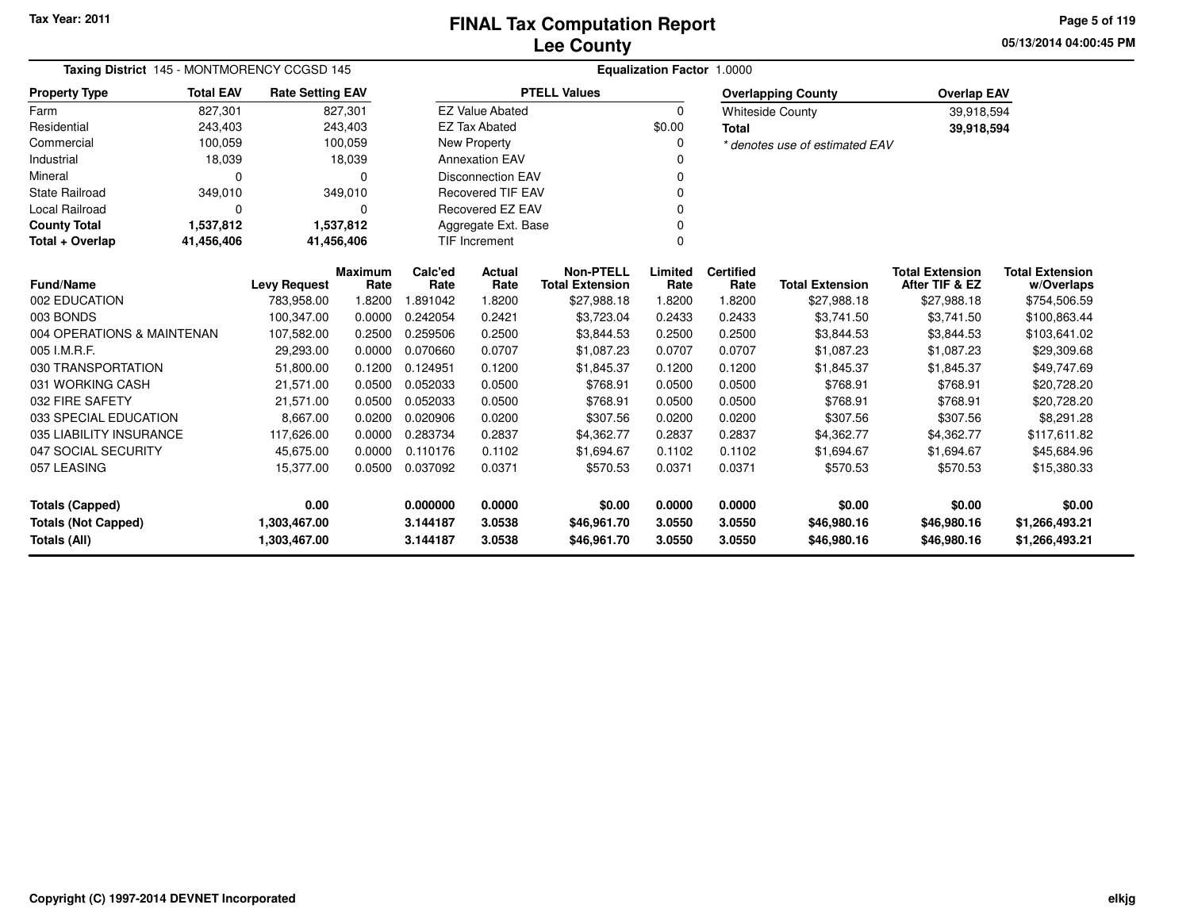Tax Year: 2011

# FINAL Tax Computation Report
## Lee County

05/13/2014 04:00:45 PM

**Taxing District** 145 - MONTMORENCY CCGSD 145 **Equalization Factor** 1.0000

| Property Type | Total EAV | Rate Setting EAV |
|---|---|---|
| Farm | 827,301 | 827,301 |
| Residential | 243,403 | 243,403 |
| Commercial | 100,059 | 100,059 |
| Industrial | 18,039 | 18,039 |
| Mineral | 0 | 0 |
| State Railroad | 349,010 | 349,010 |
| Local Railroad | 0 | 0 |
| **County Total** | **1,537,812** | **1,537,812** |
| **Total + Overlap** | **41,456,406** | **41,456,406** |

| PTELL Values | |
|---|---|
| EZ Value Abated | 0 |
| EZ Tax Abated | $0.00 |
| New Property | 0 |
| Annexation EAV | 0 |
| Disconnection EAV | 0 |
| Recovered TIF EAV | 0 |
| Recovered EZ EAV | 0 |
| Aggregate Ext. Base | 0 |
| TIF Increment | 0 |

| Overlapping County | Overlap EAV |
|---|---|
| Whiteside County | 39,918,594 |
| **Total** | **39,918,594** |

*\* denotes use of estimated EAV*

| Fund/Name | Levy Request | Maximum Rate | Calc'ed Rate | Actual Rate | Non-PTELL Total Extension | Limited Rate | Certified Rate | Total Extension | Total Extension After TIF & EZ | Total Extension w/Overlaps |
|---|---|---|---|---|---|---|---|---|---|---|
| 002 EDUCATION | 783,958.00 | 1.8200 | 1.891042 | 1.8200 | $27,988.18 | 1.8200 | 1.8200 | $27,988.18 | $27,988.18 | $754,506.59 |
| 003 BONDS | 100,347.00 | 0.0000 | 0.242054 | 0.2421 | $3,723.04 | 0.2433 | 0.2433 | $3,741.50 | $3,741.50 | $100,863.44 |
| 004 OPERATIONS & MAINTENAN | 107,582.00 | 0.2500 | 0.259506 | 0.2500 | $3,844.53 | 0.2500 | 0.2500 | $3,844.53 | $3,844.53 | $103,641.02 |
| 005 I.M.R.F. | 29,293.00 | 0.0000 | 0.070660 | 0.0707 | $1,087.23 | 0.0707 | 0.0707 | $1,087.23 | $1,087.23 | $29,309.68 |
| 030 TRANSPORTATION | 51,800.00 | 0.1200 | 0.124951 | 0.1200 | $1,845.37 | 0.1200 | 0.1200 | $1,845.37 | $1,845.37 | $49,747.69 |
| 031 WORKING CASH | 21,571.00 | 0.0500 | 0.052033 | 0.0500 | $768.91 | 0.0500 | 0.0500 | $768.91 | $768.91 | $20,728.20 |
| 032 FIRE SAFETY | 21,571.00 | 0.0500 | 0.052033 | 0.0500 | $768.91 | 0.0500 | 0.0500 | $768.91 | $768.91 | $20,728.20 |
| 033 SPECIAL EDUCATION | 8,667.00 | 0.0200 | 0.020906 | 0.0200 | $307.56 | 0.0200 | 0.0200 | $307.56 | $307.56 | $8,291.28 |
| 035 LIABILITY INSURANCE | 117,626.00 | 0.0000 | 0.283734 | 0.2837 | $4,362.77 | 0.2837 | 0.2837 | $4,362.77 | $4,362.77 | $117,611.82 |
| 047 SOCIAL SECURITY | 45,675.00 | 0.0000 | 0.110176 | 0.1102 | $1,694.67 | 0.1102 | 0.1102 | $1,694.67 | $1,694.67 | $45,684.96 |
| 057 LEASING | 15,377.00 | 0.0500 | 0.037092 | 0.0371 | $570.53 | 0.0371 | 0.0371 | $570.53 | $570.53 | $15,380.33 |
| **Totals (Capped)** | **0.00** | | **0.000000** | **0.0000** | **$0.00** | **0.0000** | **0.0000** | **$0.00** | **$0.00** | **$0.00** |
| **Totals (Not Capped)** | **1,303,467.00** | | **3.144187** | **3.0538** | **$46,961.70** | **3.0550** | **3.0550** | **$46,980.16** | **$46,980.16** | **$1,266,493.21** |
| **Totals (All)** | **1,303,467.00** | | **3.144187** | **3.0538** | **$46,961.70** | **3.0550** | **3.0550** | **$46,980.16** | **$46,980.16** | **$1,266,493.21** |

Copyright (C) 1997-2014 DEVNET Incorporated

elkjg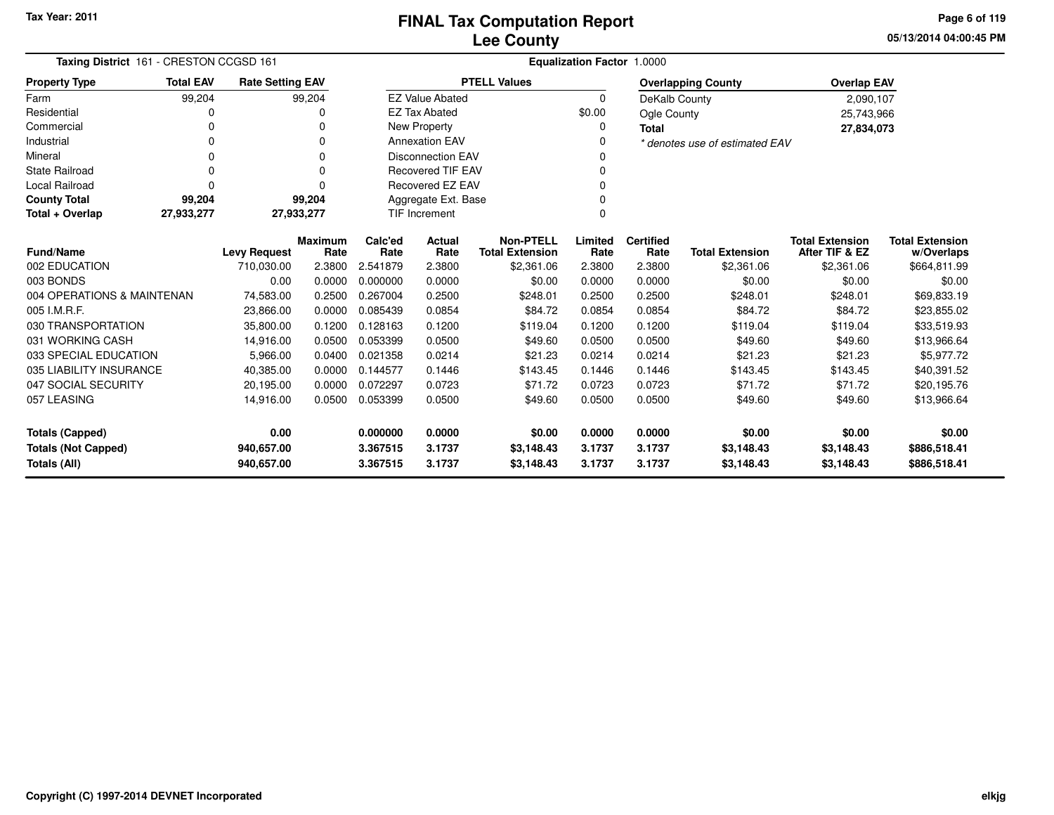# FINAL Tax Computation Report
# Lee County

Tax Year: 2011

**Taxing District** 161 - CRESTON CCGSD 161 **Equalization Factor** 1.0000

| Property Type | Total EAV | Rate Setting EAV |
|---|---|---|
| Farm | 99,204 | 99,204 |
| Residential | 0 | 0 |
| Commercial | 0 | 0 |
| Industrial | 0 | 0 |
| Mineral | 0 | 0 |
| State Railroad | 0 | 0 |
| Local Railroad | 0 | 0 |
| **County Total** | **99,204** | **99,204** |
| **Total + Overlap** | **27,933,277** | **27,933,277** |

| PTELL Values | |
|---|---|
| EZ Value Abated | 0 |
| EZ Tax Abated | $0.00 |
| New Property | 0 |
| Annexation EAV | 0 |
| Disconnection EAV | 0 |
| Recovered TIF EAV | 0 |
| Recovered EZ EAV | 0 |
| Aggregate Ext. Base | 0 |
| TIF Increment | 0 |

| Overlapping County | Overlap EAV |
|---|---|
| DeKalb County | 2,090,107 |
| Ogle County | 25,743,966 |
| **Total** | **27,834,073** |

*\* denotes use of estimated EAV*

| Fund/Name | Levy Request | Maximum Rate | Calc'ed Rate | Actual Rate | Non-PTELL Total Extension | Limited Rate | Certified Rate | Total Extension | Total Extension After TIF & EZ | Total Extension w/Overlaps |
|---|---|---|---|---|---|---|---|---|---|---|
| 002 EDUCATION | 710,030.00 | 2.3800 | 2.541879 | 2.3800 | $2,361.06 | 2.3800 | 2.3800 | $2,361.06 | $2,361.06 | $664,811.99 |
| 003 BONDS | 0.00 | 0.0000 | 0.000000 | 0.0000 | $0.00 | 0.0000 | 0.0000 | $0.00 | $0.00 | $0.00 |
| 004 OPERATIONS & MAINTENAN | 74,583.00 | 0.2500 | 0.267004 | 0.2500 | $248.01 | 0.2500 | 0.2500 | $248.01 | $248.01 | $69,833.19 |
| 005 I.M.R.F. | 23,866.00 | 0.0000 | 0.085439 | 0.0854 | $84.72 | 0.0854 | 0.0854 | $84.72 | $84.72 | $23,855.02 |
| 030 TRANSPORTATION | 35,800.00 | 0.1200 | 0.128163 | 0.1200 | $119.04 | 0.1200 | 0.1200 | $119.04 | $119.04 | $33,519.93 |
| 031 WORKING CASH | 14,916.00 | 0.0500 | 0.053399 | 0.0500 | $49.60 | 0.0500 | 0.0500 | $49.60 | $49.60 | $13,966.64 |
| 033 SPECIAL EDUCATION | 5,966.00 | 0.0400 | 0.021358 | 0.0214 | $21.23 | 0.0214 | 0.0214 | $21.23 | $21.23 | $5,977.72 |
| 035 LIABILITY INSURANCE | 40,385.00 | 0.0000 | 0.144577 | 0.1446 | $143.45 | 0.1446 | 0.1446 | $143.45 | $143.45 | $40,391.52 |
| 047 SOCIAL SECURITY | 20,195.00 | 0.0000 | 0.072297 | 0.0723 | $71.72 | 0.0723 | 0.0723 | $71.72 | $71.72 | $20,195.76 |
| 057 LEASING | 14,916.00 | 0.0500 | 0.053399 | 0.0500 | $49.60 | 0.0500 | 0.0500 | $49.60 | $49.60 | $13,966.64 |
| **Totals (Capped)** | **0.00** | | **0.000000** | **0.0000** | **$0.00** | **0.0000** | **0.0000** | **$0.00** | **$0.00** | **$0.00** |
| **Totals (Not Capped)** | **940,657.00** | | **3.367515** | **3.1737** | **$3,148.43** | **3.1737** | **3.1737** | **$3,148.43** | **$3,148.43** | **$886,518.41** |
| **Totals (All)** | **940,657.00** | | **3.367515** | **3.1737** | **$3,148.43** | **3.1737** | **3.1737** | **$3,148.43** | **$3,148.43** | **$886,518.41** |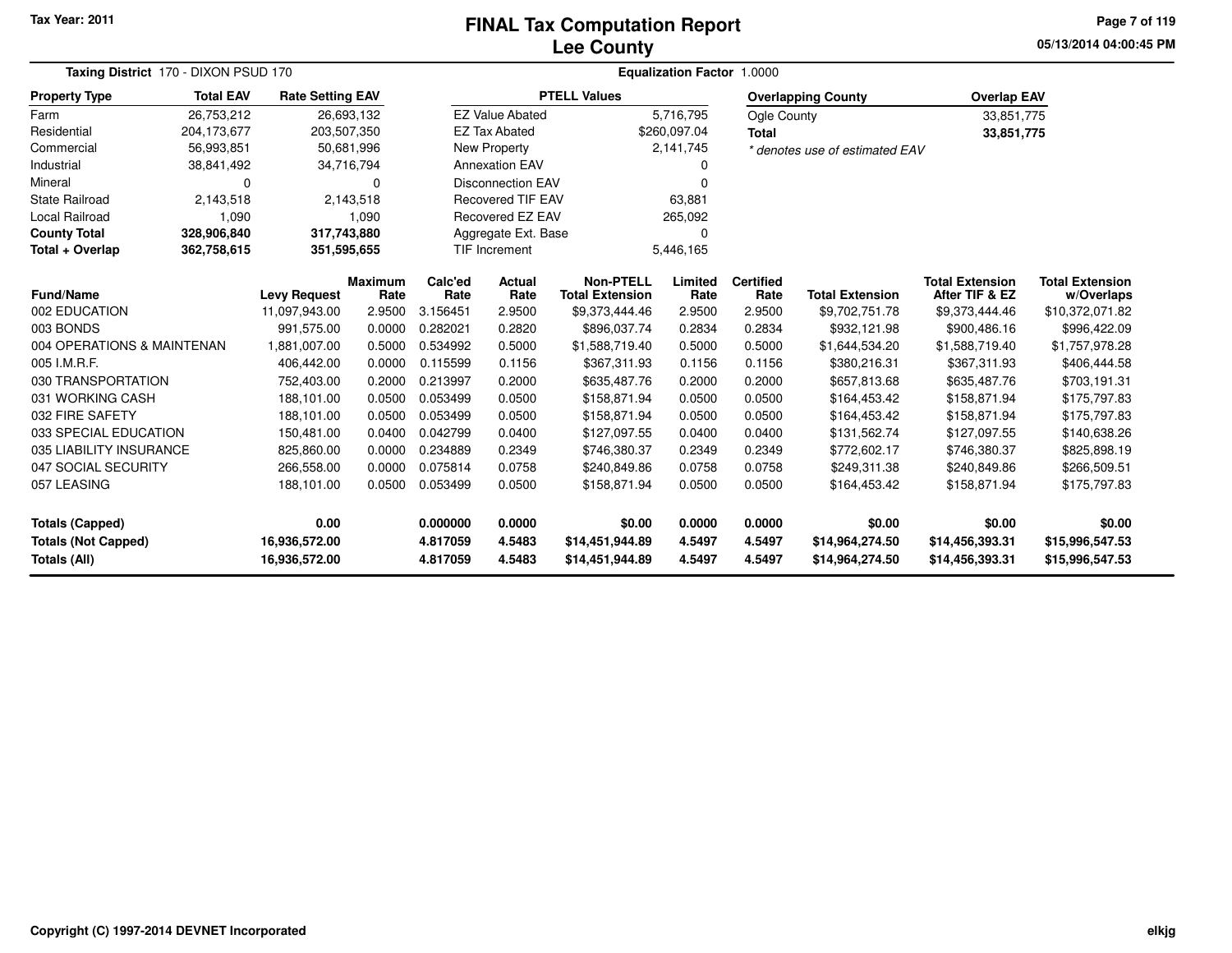Tax Year: 2011

# FINAL Tax Computation Report
## Lee County

05/13/2014 04:00:45 PM

**Taxing District** 170 - DIXON PSUD 170 **Equalization Factor** 1.0000

| Property Type | Total EAV | Rate Setting EAV |
|---|---|---|
| Farm | 26,753,212 | 26,693,132 |
| Residential | 204,173,677 | 203,507,350 |
| Commercial | 56,993,851 | 50,681,996 |
| Industrial | 38,841,492 | 34,716,794 |
| Mineral | 0 | 0 |
| State Railroad | 2,143,518 | 2,143,518 |
| Local Railroad | 1,090 | 1,090 |
| **County Total** | **328,906,840** | **317,743,880** |
| **Total + Overlap** | **362,758,615** | **351,595,655** |

| PTELL Values | |
|---|---|
| EZ Value Abated | 5,716,795 |
| EZ Tax Abated | $260,097.04 |
| New Property | 2,141,745 |
| Annexation EAV | 0 |
| Disconnection EAV | 0 |
| Recovered TIF EAV | 63,881 |
| Recovered EZ EAV | 265,092 |
| Aggregate Ext. Base | 0 |
| TIF Increment | 5,446,165 |

| Overlapping County | Overlap EAV |
|---|---|
| Ogle County | 33,851,775 |
| **Total** | **33,851,775** |

*\* denotes use of estimated EAV*

| Fund/Name | Levy Request | Maximum Rate | Calc'ed Rate | Actual Rate | Non-PTELL Total Extension | Limited Rate | Certified Rate | Total Extension | Total Extension After TIF & EZ | Total Extension w/Overlaps |
|---|---|---|---|---|---|---|---|---|---|---|
| 002 EDUCATION | 11,097,943.00 | 2.9500 | 3.156451 | 2.9500 | $9,373,444.46 | 2.9500 | 2.9500 | $9,702,751.78 | $9,373,444.46 | $10,372,071.82 |
| 003 BONDS | 991,575.00 | 0.0000 | 0.282021 | 0.2820 | $896,037.74 | 0.2834 | 0.2834 | $932,121.98 | $900,486.16 | $996,422.09 |
| 004 OPERATIONS & MAINTENAN | 1,881,007.00 | 0.5000 | 0.534992 | 0.5000 | $1,588,719.40 | 0.5000 | 0.5000 | $1,644,534.20 | $1,588,719.40 | $1,757,978.28 |
| 005 I.M.R.F. | 406,442.00 | 0.0000 | 0.115599 | 0.1156 | $367,311.93 | 0.1156 | 0.1156 | $380,216.31 | $367,311.93 | $406,444.58 |
| 030 TRANSPORTATION | 752,403.00 | 0.2000 | 0.213997 | 0.2000 | $635,487.76 | 0.2000 | 0.2000 | $657,813.68 | $635,487.76 | $703,191.31 |
| 031 WORKING CASH | 188,101.00 | 0.0500 | 0.053499 | 0.0500 | $158,871.94 | 0.0500 | 0.0500 | $164,453.42 | $158,871.94 | $175,797.83 |
| 032 FIRE SAFETY | 188,101.00 | 0.0500 | 0.053499 | 0.0500 | $158,871.94 | 0.0500 | 0.0500 | $164,453.42 | $158,871.94 | $175,797.83 |
| 033 SPECIAL EDUCATION | 150,481.00 | 0.0400 | 0.042799 | 0.0400 | $127,097.55 | 0.0400 | 0.0400 | $131,562.74 | $127,097.55 | $140,638.26 |
| 035 LIABILITY INSURANCE | 825,860.00 | 0.0000 | 0.234889 | 0.2349 | $746,380.37 | 0.2349 | 0.2349 | $772,602.17 | $746,380.37 | $825,898.19 |
| 047 SOCIAL SECURITY | 266,558.00 | 0.0000 | 0.075814 | 0.0758 | $240,849.86 | 0.0758 | 0.0758 | $249,311.38 | $240,849.86 | $266,509.51 |
| 057 LEASING | 188,101.00 | 0.0500 | 0.053499 | 0.0500 | $158,871.94 | 0.0500 | 0.0500 | $164,453.42 | $158,871.94 | $175,797.83 |
| **Totals (Capped)** | **0.00** | | **0.000000** | **0.0000** | **$0.00** | **0.0000** | **0.0000** | **$0.00** | **$0.00** | **$0.00** |
| **Totals (Not Capped)** | **16,936,572.00** | | **4.817059** | **4.5483** | **$14,451,944.89** | **4.5497** | **4.5497** | **$14,964,274.50** | **$14,456,393.31** | **$15,996,547.53** |
| **Totals (All)** | **16,936,572.00** | | **4.817059** | **4.5483** | **$14,451,944.89** | **4.5497** | **4.5497** | **$14,964,274.50** | **$14,456,393.31** | **$15,996,547.53** |

Copyright (C) 1997-2014 DEVNET Incorporated elkjg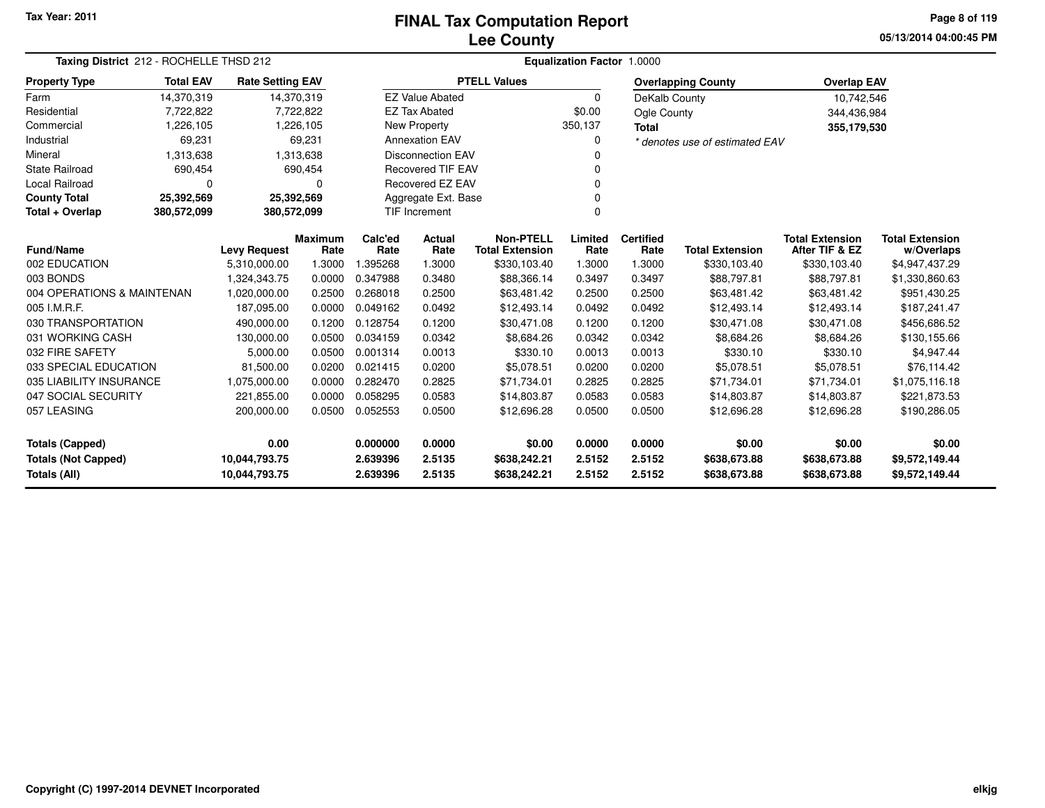Tax Year: 2011

# FINAL Tax Computation Report
## Lee County

**Taxing District** 212 - ROCHELLE THSD 212

**Equalization Factor** 1.0000

| Property Type | Total EAV | Rate Setting EAV |
|---|---|---|
| Farm | 14,370,319 | 14,370,319 |
| Residential | 7,722,822 | 7,722,822 |
| Commercial | 1,226,105 | 1,226,105 |
| Industrial | 69,231 | 69,231 |
| Mineral | 1,313,638 | 1,313,638 |
| State Railroad | 690,454 | 690,454 |
| Local Railroad | 0 | 0 |
| **County Total** | **25,392,569** | **25,392,569** |
| **Total + Overlap** | **380,572,099** | **380,572,099** |

| PTELL Values | |
|---|---|
| EZ Value Abated | 0 |
| EZ Tax Abated | $0.00 |
| New Property | 350,137 |
| Annexation EAV | 0 |
| Disconnection EAV | 0 |
| Recovered TIF EAV | 0 |
| Recovered EZ EAV | 0 |
| Aggregate Ext. Base | 0 |
| TIF Increment | 0 |

| Overlapping County | Overlap EAV |
|---|---|
| DeKalb County | 10,742,546 |
| Ogle County | 344,436,984 |
| **Total** | **355,179,530** |

*\* denotes use of estimated EAV*

| Fund/Name | Levy Request | Maximum Rate | Calc'ed Rate | Actual Rate | Non-PTELL Total Extension | Limited Rate | Certified Rate | Total Extension | Total Extension After TIF & EZ | Total Extension w/Overlaps |
|---|---|---|---|---|---|---|---|---|---|---|
| 002 EDUCATION | 5,310,000.00 | 1.3000 | 1.395268 | 1.3000 | $330,103.40 | 1.3000 | 1.3000 | $330,103.40 | $330,103.40 | $4,947,437.29 |
| 003 BONDS | 1,324,343.75 | 0.0000 | 0.347988 | 0.3480 | $88,366.14 | 0.3497 | 0.3497 | $88,797.81 | $88,797.81 | $1,330,860.63 |
| 004 OPERATIONS & MAINTENAN | 1,020,000.00 | 0.2500 | 0.268018 | 0.2500 | $63,481.42 | 0.2500 | 0.2500 | $63,481.42 | $63,481.42 | $951,430.25 |
| 005 I.M.R.F. | 187,095.00 | 0.0000 | 0.049162 | 0.0492 | $12,493.14 | 0.0492 | 0.0492 | $12,493.14 | $12,493.14 | $187,241.47 |
| 030 TRANSPORTATION | 490,000.00 | 0.1200 | 0.128754 | 0.1200 | $30,471.08 | 0.1200 | 0.1200 | $30,471.08 | $30,471.08 | $456,686.52 |
| 031 WORKING CASH | 130,000.00 | 0.0500 | 0.034159 | 0.0342 | $8,684.26 | 0.0342 | 0.0342 | $8,684.26 | $8,684.26 | $130,155.66 |
| 032 FIRE SAFETY | 5,000.00 | 0.0500 | 0.001314 | 0.0013 | $330.10 | 0.0013 | 0.0013 | $330.10 | $330.10 | $4,947.44 |
| 033 SPECIAL EDUCATION | 81,500.00 | 0.0200 | 0.021415 | 0.0200 | $5,078.51 | 0.0200 | 0.0200 | $5,078.51 | $5,078.51 | $76,114.42 |
| 035 LIABILITY INSURANCE | 1,075,000.00 | 0.0000 | 0.282470 | 0.2825 | $71,734.01 | 0.2825 | 0.2825 | $71,734.01 | $71,734.01 | $1,075,116.18 |
| 047 SOCIAL SECURITY | 221,855.00 | 0.0000 | 0.058295 | 0.0583 | $14,803.87 | 0.0583 | 0.0583 | $14,803.87 | $14,803.87 | $221,873.53 |
| 057 LEASING | 200,000.00 | 0.0500 | 0.052553 | 0.0500 | $12,696.28 | 0.0500 | 0.0500 | $12,696.28 | $12,696.28 | $190,286.05 |
| **Totals (Capped)** | **0.00** | | **0.000000** | **0.0000** | **$0.00** | **0.0000** | **0.0000** | **$0.00** | **$0.00** | **$0.00** |
| **Totals (Not Capped)** | **10,044,793.75** | | **2.639396** | **2.5135** | **$638,242.21** | **2.5152** | **2.5152** | **$638,673.88** | **$638,673.88** | **$9,572,149.44** |
| **Totals (All)** | **10,044,793.75** | | **2.639396** | **2.5135** | **$638,242.21** | **2.5152** | **2.5152** | **$638,673.88** | **$638,673.88** | **$9,572,149.44** |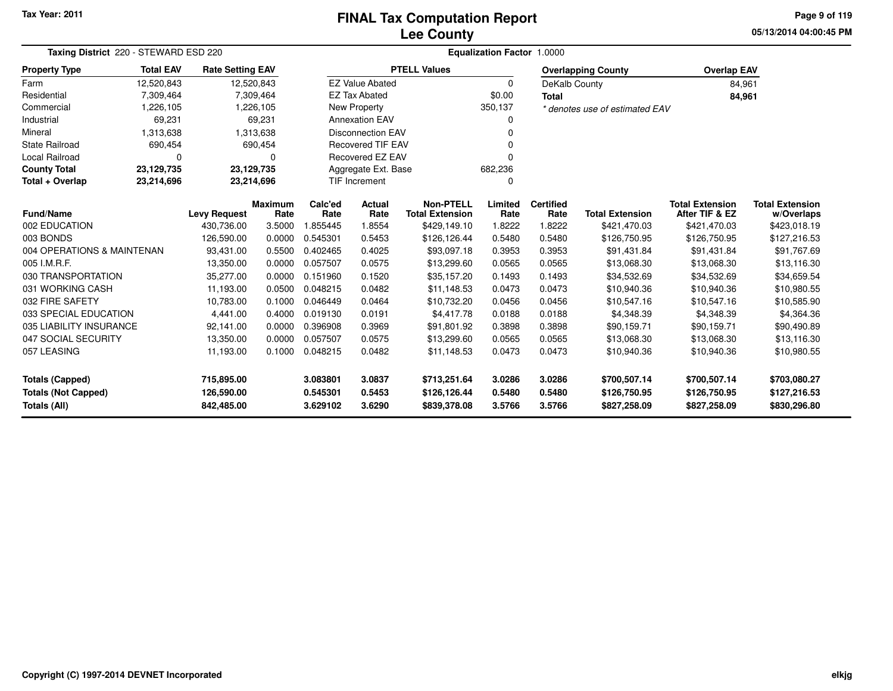Tax Year: 2011

# FINAL Tax Computation Report
## Lee County

05/13/2014 04:00:45 PM

**Taxing District** 220 - STEWARD ESD 220 | **Equalization Factor** 1.0000

| Property Type | Total EAV | Rate Setting EAV |
|---|---|---|
| Farm | 12,520,843 | 12,520,843 |
| Residential | 7,309,464 | 7,309,464 |
| Commercial | 1,226,105 | 1,226,105 |
| Industrial | 69,231 | 69,231 |
| Mineral | 1,313,638 | 1,313,638 |
| State Railroad | 690,454 | 690,454 |
| Local Railroad | 0 | 0 |
| **County Total** | **23,129,735** | **23,129,735** |
| **Total + Overlap** | **23,214,696** | **23,214,696** |

| PTELL Values | |
|---|---|
| EZ Value Abated | 0 |
| EZ Tax Abated | $0.00 |
| New Property | 350,137 |
| Annexation EAV | 0 |
| Disconnection EAV | 0 |
| Recovered TIF EAV | 0 |
| Recovered EZ EAV | 0 |
| Aggregate Ext. Base | 682,236 |
| TIF Increment | 0 |

| Overlapping County | Overlap EAV |
|---|---|
| DeKalb County | 84,961 |
| **Total** | **84,961** |

*\* denotes use of estimated EAV*

| Fund/Name | Levy Request | Maximum Rate | Calc'ed Rate | Actual Rate | Non-PTELL Total Extension | Limited Rate | Certified Rate | Total Extension | Total Extension After TIF & EZ | Total Extension w/Overlaps |
|---|---|---|---|---|---|---|---|---|---|---|
| 002 EDUCATION | 430,736.00 | 3.5000 | 1.855445 | 1.8554 | $429,149.10 | 1.8222 | 1.8222 | $421,470.03 | $421,470.03 | $423,018.19 |
| 003 BONDS | 126,590.00 | 0.0000 | 0.545301 | 0.5453 | $126,126.44 | 0.5480 | 0.5480 | $126,750.95 | $126,750.95 | $127,216.53 |
| 004 OPERATIONS & MAINTENAN | 93,431.00 | 0.5500 | 0.402465 | 0.4025 | $93,097.18 | 0.3953 | 0.3953 | $91,431.84 | $91,431.84 | $91,767.69 |
| 005 I.M.R.F. | 13,350.00 | 0.0000 | 0.057507 | 0.0575 | $13,299.60 | 0.0565 | 0.0565 | $13,068.30 | $13,068.30 | $13,116.30 |
| 030 TRANSPORTATION | 35,277.00 | 0.0000 | 0.151960 | 0.1520 | $35,157.20 | 0.1493 | 0.1493 | $34,532.69 | $34,532.69 | $34,659.54 |
| 031 WORKING CASH | 11,193.00 | 0.0500 | 0.048215 | 0.0482 | $11,148.53 | 0.0473 | 0.0473 | $10,940.36 | $10,940.36 | $10,980.55 |
| 032 FIRE SAFETY | 10,783.00 | 0.1000 | 0.046449 | 0.0464 | $10,732.20 | 0.0456 | 0.0456 | $10,547.16 | $10,547.16 | $10,585.90 |
| 033 SPECIAL EDUCATION | 4,441.00 | 0.4000 | 0.019130 | 0.0191 | $4,417.78 | 0.0188 | 0.0188 | $4,348.39 | $4,348.39 | $4,364.36 |
| 035 LIABILITY INSURANCE | 92,141.00 | 0.0000 | 0.396908 | 0.3969 | $91,801.92 | 0.3898 | 0.3898 | $90,159.71 | $90,159.71 | $90,490.89 |
| 047 SOCIAL SECURITY | 13,350.00 | 0.0000 | 0.057507 | 0.0575 | $13,299.60 | 0.0565 | 0.0565 | $13,068.30 | $13,068.30 | $13,116.30 |
| 057 LEASING | 11,193.00 | 0.1000 | 0.048215 | 0.0482 | $11,148.53 | 0.0473 | 0.0473 | $10,940.36 | $10,940.36 | $10,980.55 |
| **Totals (Capped)** | **715,895.00** | | **3.083801** | **3.0837** | **$713,251.64** | **3.0286** | **3.0286** | **$700,507.14** | **$700,507.14** | **$703,080.27** |
| **Totals (Not Capped)** | **126,590.00** | | **0.545301** | **0.5453** | **$126,126.44** | **0.5480** | **0.5480** | **$126,750.95** | **$126,750.95** | **$127,216.53** |
| **Totals (All)** | **842,485.00** | | **3.629102** | **3.6290** | **$839,378.08** | **3.5766** | **3.5766** | **$827,258.09** | **$827,258.09** | **$830,296.80** |

Copyright (C) 1997-2014 DEVNET Incorporated

elkjg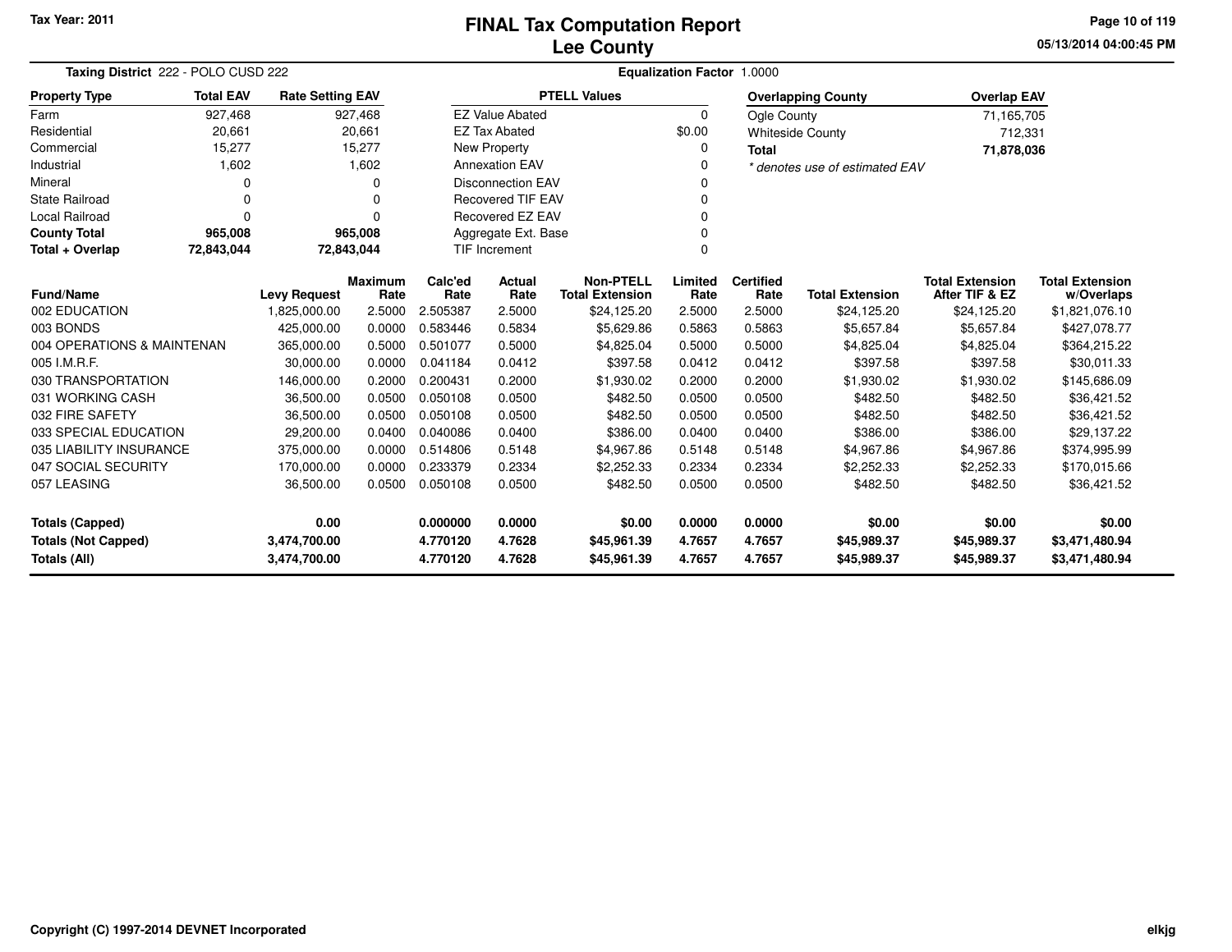Tax Year: 2011

# FINAL Tax Computation Report
## Lee County

05/13/2014 04:00:45 PM

**Taxing District** 222 - POLO CUSD 222 **Equalization Factor** 1.0000

| Property Type | Total EAV | Rate Setting EAV |
|---|---|---|
| Farm | 927,468 | 927,468 |
| Residential | 20,661 | 20,661 |
| Commercial | 15,277 | 15,277 |
| Industrial | 1,602 | 1,602 |
| Mineral | 0 | 0 |
| State Railroad | 0 | 0 |
| Local Railroad | 0 | 0 |
| **County Total** | **965,008** | **965,008** |
| **Total + Overlap** | **72,843,044** | **72,843,044** |

| PTELL Values | |
|---|---|
| EZ Value Abated | 0 |
| EZ Tax Abated | $0.00 |
| New Property | 0 |
| Annexation EAV | 0 |
| Disconnection EAV | 0 |
| Recovered TIF EAV | 0 |
| Recovered EZ EAV | 0 |
| Aggregate Ext. Base | 0 |
| TIF Increment | 0 |

| Overlapping County | Overlap EAV |
|---|---|
| Ogle County | 71,165,705 |
| Whiteside County | 712,331 |
| **Total** | **71,878,036** |

*\* denotes use of estimated EAV*

| Fund/Name | Levy Request | Maximum Rate | Calc'ed Rate | Actual Rate | Non-PTELL Total Extension | Limited Rate | Certified Rate | Total Extension | Total Extension After TIF & EZ | Total Extension w/Overlaps |
|---|---|---|---|---|---|---|---|---|---|---|
| 002 EDUCATION | 1,825,000.00 | 2.5000 | 2.505387 | 2.5000 | $24,125.20 | 2.5000 | 2.5000 | $24,125.20 | $24,125.20 | $1,821,076.10 |
| 003 BONDS | 425,000.00 | 0.0000 | 0.583446 | 0.5834 | $5,629.86 | 0.5863 | 0.5863 | $5,657.84 | $5,657.84 | $427,078.77 |
| 004 OPERATIONS & MAINTENAN | 365,000.00 | 0.5000 | 0.501077 | 0.5000 | $4,825.04 | 0.5000 | 0.5000 | $4,825.04 | $4,825.04 | $364,215.22 |
| 005 I.M.R.F. | 30,000.00 | 0.0000 | 0.041184 | 0.0412 | $397.58 | 0.0412 | 0.0412 | $397.58 | $397.58 | $30,011.33 |
| 030 TRANSPORTATION | 146,000.00 | 0.2000 | 0.200431 | 0.2000 | $1,930.02 | 0.2000 | 0.2000 | $1,930.02 | $1,930.02 | $145,686.09 |
| 031 WORKING CASH | 36,500.00 | 0.0500 | 0.050108 | 0.0500 | $482.50 | 0.0500 | 0.0500 | $482.50 | $482.50 | $36,421.52 |
| 032 FIRE SAFETY | 36,500.00 | 0.0500 | 0.050108 | 0.0500 | $482.50 | 0.0500 | 0.0500 | $482.50 | $482.50 | $36,421.52 |
| 033 SPECIAL EDUCATION | 29,200.00 | 0.0400 | 0.040086 | 0.0400 | $386.00 | 0.0400 | 0.0400 | $386.00 | $386.00 | $29,137.22 |
| 035 LIABILITY INSURANCE | 375,000.00 | 0.0000 | 0.514806 | 0.5148 | $4,967.86 | 0.5148 | 0.5148 | $4,967.86 | $4,967.86 | $374,995.99 |
| 047 SOCIAL SECURITY | 170,000.00 | 0.0000 | 0.233379 | 0.2334 | $2,252.33 | 0.2334 | 0.2334 | $2,252.33 | $2,252.33 | $170,015.66 |
| 057 LEASING | 36,500.00 | 0.0500 | 0.050108 | 0.0500 | $482.50 | 0.0500 | 0.0500 | $482.50 | $482.50 | $36,421.52 |
| **Totals (Capped)** | **0.00** | | **0.000000** | **0.0000** | **$0.00** | **0.0000** | **0.0000** | **$0.00** | **$0.00** | **$0.00** |
| **Totals (Not Capped)** | **3,474,700.00** | | **4.770120** | **4.7628** | **$45,961.39** | **4.7657** | **4.7657** | **$45,989.37** | **$45,989.37** | **$3,471,480.94** |
| **Totals (All)** | **3,474,700.00** | | **4.770120** | **4.7628** | **$45,961.39** | **4.7657** | **4.7657** | **$45,989.37** | **$45,989.37** | **$3,471,480.94** |

Copyright (C) 1997-2014 DEVNET Incorporated

elkjg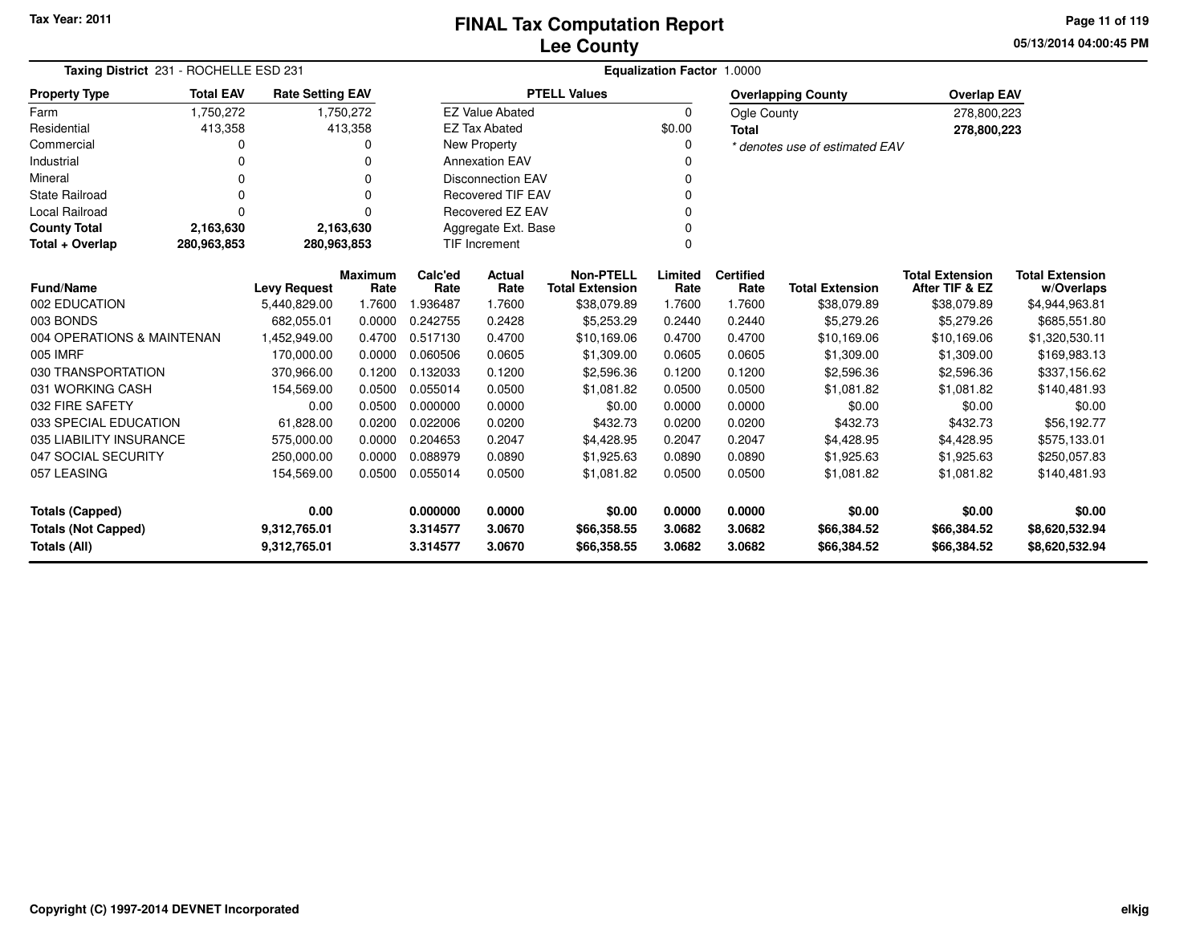Tax Year: 2011

# FINAL Tax Computation Report
## Lee County

05/13/2014 04:00:45 PM

**Taxing District** 231 - ROCHELLE ESD 231 **Equalization Factor** 1.0000

| Property Type | Total EAV | Rate Setting EAV |
|---|---|---|
| Farm | 1,750,272 | 1,750,272 |
| Residential | 413,358 | 413,358 |
| Commercial | 0 | 0 |
| Industrial | 0 | 0 |
| Mineral | 0 | 0 |
| State Railroad | 0 | 0 |
| Local Railroad | 0 | 0 |
| **County Total** | **2,163,630** | **2,163,630** |
| **Total + Overlap** | **280,963,853** | **280,963,853** |

| PTELL Values | |
|---|---|
| EZ Value Abated | 0 |
| EZ Tax Abated | $0.00 |
| New Property | 0 |
| Annexation EAV | 0 |
| Disconnection EAV | 0 |
| Recovered TIF EAV | 0 |
| Recovered EZ EAV | 0 |
| Aggregate Ext. Base | 0 |
| TIF Increment | 0 |

| Overlapping County | Overlap EAV |
|---|---|
| Ogle County | 278,800,223 |
| **Total** | **278,800,223** |

*\* denotes use of estimated EAV*

| Fund/Name | Levy Request | Maximum Rate | Calc'ed Rate | Actual Rate | Non-PTELL Total Extension | Limited Rate | Certified Rate | Total Extension | Total Extension After TIF & EZ | Total Extension w/Overlaps |
|---|---|---|---|---|---|---|---|---|---|---|
| 002 EDUCATION | 5,440,829.00 | 1.7600 | 1.936487 | 1.7600 | $38,079.89 | 1.7600 | 1.7600 | $38,079.89 | $38,079.89 | $4,944,963.81 |
| 003 BONDS | 682,055.01 | 0.0000 | 0.242755 | 0.2428 | $5,253.29 | 0.2440 | 0.2440 | $5,279.26 | $5,279.26 | $685,551.80 |
| 004 OPERATIONS & MAINTENAN | 1,452,949.00 | 0.4700 | 0.517130 | 0.4700 | $10,169.06 | 0.4700 | 0.4700 | $10,169.06 | $10,169.06 | $1,320,530.11 |
| 005 IMRF | 170,000.00 | 0.0000 | 0.060506 | 0.0605 | $1,309.00 | 0.0605 | 0.0605 | $1,309.00 | $1,309.00 | $169,983.13 |
| 030 TRANSPORTATION | 370,966.00 | 0.1200 | 0.132033 | 0.1200 | $2,596.36 | 0.1200 | 0.1200 | $2,596.36 | $2,596.36 | $337,156.62 |
| 031 WORKING CASH | 154,569.00 | 0.0500 | 0.055014 | 0.0500 | $1,081.82 | 0.0500 | 0.0500 | $1,081.82 | $1,081.82 | $140,481.93 |
| 032 FIRE SAFETY | 0.00 | 0.0500 | 0.000000 | 0.0000 | $0.00 | 0.0000 | 0.0000 | $0.00 | $0.00 | $0.00 |
| 033 SPECIAL EDUCATION | 61,828.00 | 0.0200 | 0.022006 | 0.0200 | $432.73 | 0.0200 | 0.0200 | $432.73 | $432.73 | $56,192.77 |
| 035 LIABILITY INSURANCE | 575,000.00 | 0.0000 | 0.204653 | 0.2047 | $4,428.95 | 0.2047 | 0.2047 | $4,428.95 | $4,428.95 | $575,133.01 |
| 047 SOCIAL SECURITY | 250,000.00 | 0.0000 | 0.088979 | 0.0890 | $1,925.63 | 0.0890 | 0.0890 | $1,925.63 | $1,925.63 | $250,057.83 |
| 057 LEASING | 154,569.00 | 0.0500 | 0.055014 | 0.0500 | $1,081.82 | 0.0500 | 0.0500 | $1,081.82 | $1,081.82 | $140,481.93 |
| **Totals (Capped)** | **0.00** | | **0.000000** | **0.0000** | **$0.00** | **0.0000** | **0.0000** | **$0.00** | **$0.00** | **$0.00** |
| **Totals (Not Capped)** | **9,312,765.01** | | **3.314577** | **3.0670** | **$66,358.55** | **3.0682** | **3.0682** | **$66,384.52** | **$66,384.52** | **$8,620,532.94** |
| **Totals (All)** | **9,312,765.01** | | **3.314577** | **3.0670** | **$66,358.55** | **3.0682** | **3.0682** | **$66,384.52** | **$66,384.52** | **$8,620,532.94** |

Copyright (C) 1997-2014 DEVNET Incorporated

elkjg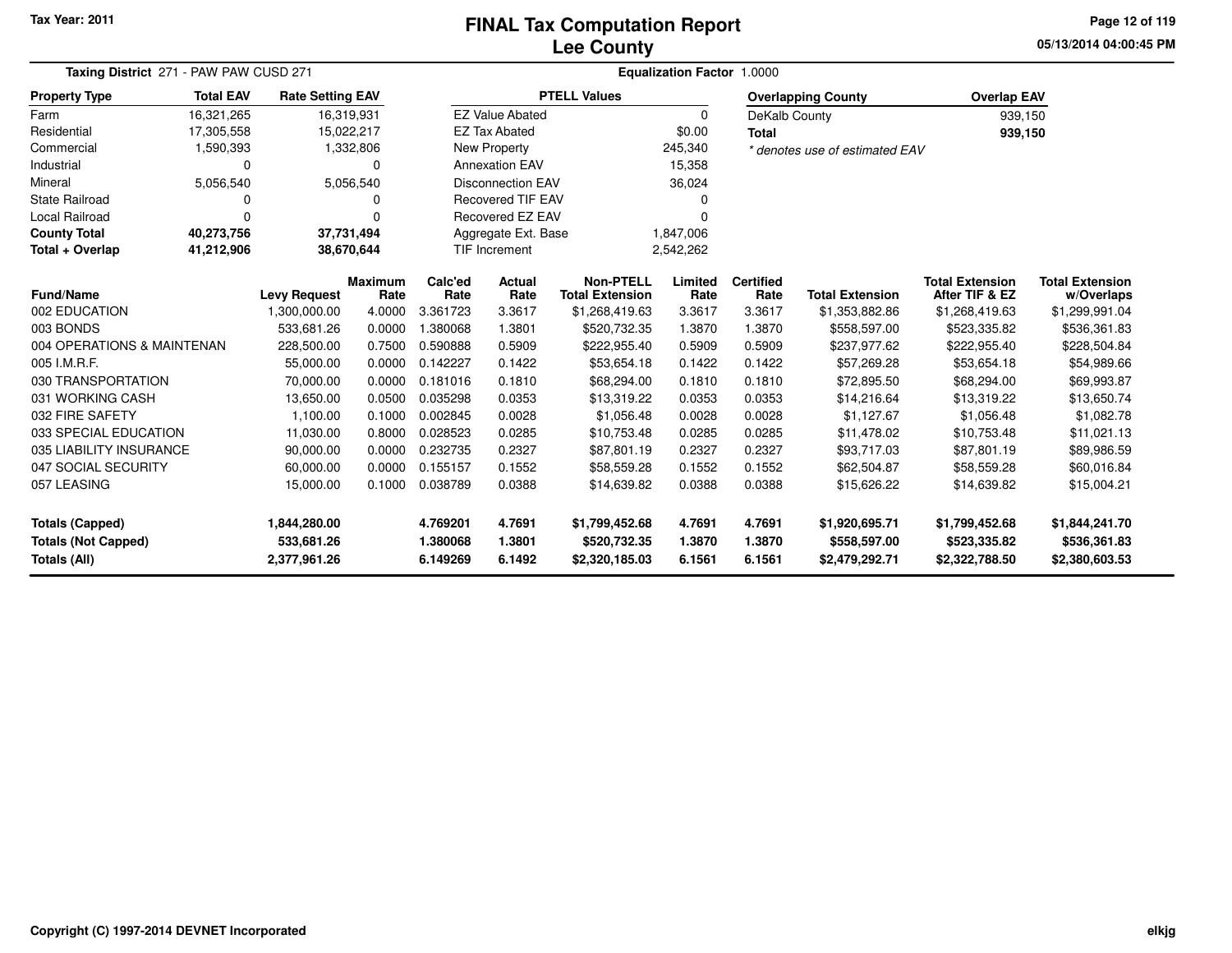Tax Year: 2011

# FINAL Tax Computation Report
## Lee County

**Taxing District** 271 - PAW PAW CUSD 271

**Equalization Factor** 1.0000

| Property Type | Total EAV | Rate Setting EAV |
|---|---|---|
| Farm | 16,321,265 | 16,319,931 |
| Residential | 17,305,558 | 15,022,217 |
| Commercial | 1,590,393 | 1,332,806 |
| Industrial | 0 | 0 |
| Mineral | 5,056,540 | 5,056,540 |
| State Railroad | 0 | 0 |
| Local Railroad | 0 | 0 |
| **County Total** | **40,273,756** | **37,731,494** |
| **Total + Overlap** | **41,212,906** | **38,670,644** |

| PTELL Values | |
|---|---|
| EZ Value Abated | 0 |
| EZ Tax Abated | $0.00 |
| New Property | 245,340 |
| Annexation EAV | 15,358 |
| Disconnection EAV | 36,024 |
| Recovered TIF EAV | 0 |
| Recovered EZ EAV | 0 |
| Aggregate Ext. Base | 1,847,006 |
| TIF Increment | 2,542,262 |

| Overlapping County | Overlap EAV |
|---|---|
| DeKalb County | 939,150 |
| **Total** | **939,150** |

*\* denotes use of estimated EAV*

| Fund/Name | Levy Request | Maximum Rate | Calc'ed Rate | Actual Rate | Non-PTELL Total Extension | Limited Rate | Certified Rate | Total Extension | Total Extension After TIF & EZ | Total Extension w/Overlaps |
|---|---|---|---|---|---|---|---|---|---|---|
| 002 EDUCATION | 1,300,000.00 | 4.0000 | 3.361723 | 3.3617 | $1,268,419.63 | 3.3617 | 3.3617 | $1,353,882.86 | $1,268,419.63 | $1,299,991.04 |
| 003 BONDS | 533,681.26 | 0.0000 | 1.380068 | 1.3801 | $520,732.35 | 1.3870 | 1.3870 | $558,597.00 | $523,335.82 | $536,361.83 |
| 004 OPERATIONS & MAINTENAN | 228,500.00 | 0.7500 | 0.590888 | 0.5909 | $222,955.40 | 0.5909 | 0.5909 | $237,977.62 | $222,955.40 | $228,504.84 |
| 005 I.M.R.F. | 55,000.00 | 0.0000 | 0.142227 | 0.1422 | $53,654.18 | 0.1422 | 0.1422 | $57,269.28 | $53,654.18 | $54,989.66 |
| 030 TRANSPORTATION | 70,000.00 | 0.0000 | 0.181016 | 0.1810 | $68,294.00 | 0.1810 | 0.1810 | $72,895.50 | $68,294.00 | $69,993.87 |
| 031 WORKING CASH | 13,650.00 | 0.0500 | 0.035298 | 0.0353 | $13,319.22 | 0.0353 | 0.0353 | $14,216.64 | $13,319.22 | $13,650.74 |
| 032 FIRE SAFETY | 1,100.00 | 0.1000 | 0.002845 | 0.0028 | $1,056.48 | 0.0028 | 0.0028 | $1,127.67 | $1,056.48 | $1,082.78 |
| 033 SPECIAL EDUCATION | 11,030.00 | 0.8000 | 0.028523 | 0.0285 | $10,753.48 | 0.0285 | 0.0285 | $11,478.02 | $10,753.48 | $11,021.13 |
| 035 LIABILITY INSURANCE | 90,000.00 | 0.0000 | 0.232735 | 0.2327 | $87,801.19 | 0.2327 | 0.2327 | $93,717.03 | $87,801.19 | $89,986.59 |
| 047 SOCIAL SECURITY | 60,000.00 | 0.0000 | 0.155157 | 0.1552 | $58,559.28 | 0.1552 | 0.1552 | $62,504.87 | $58,559.28 | $60,016.84 |
| 057 LEASING | 15,000.00 | 0.1000 | 0.038789 | 0.0388 | $14,639.82 | 0.0388 | 0.0388 | $15,626.22 | $14,639.82 | $15,004.21 |
| **Totals (Capped)** | **1,844,280.00** | | **4.769201** | **4.7691** | **$1,799,452.68** | **4.7691** | **4.7691** | **$1,920,695.71** | **$1,799,452.68** | **$1,844,241.70** |
| **Totals (Not Capped)** | **533,681.26** | | **1.380068** | **1.3801** | **$520,732.35** | **1.3870** | **1.3870** | **$558,597.00** | **$523,335.82** | **$536,361.83** |
| **Totals (All)** | **2,377,961.26** | | **6.149269** | **6.1492** | **$2,320,185.03** | **6.1561** | **6.1561** | **$2,479,292.71** | **$2,322,788.50** | **$2,380,603.53** |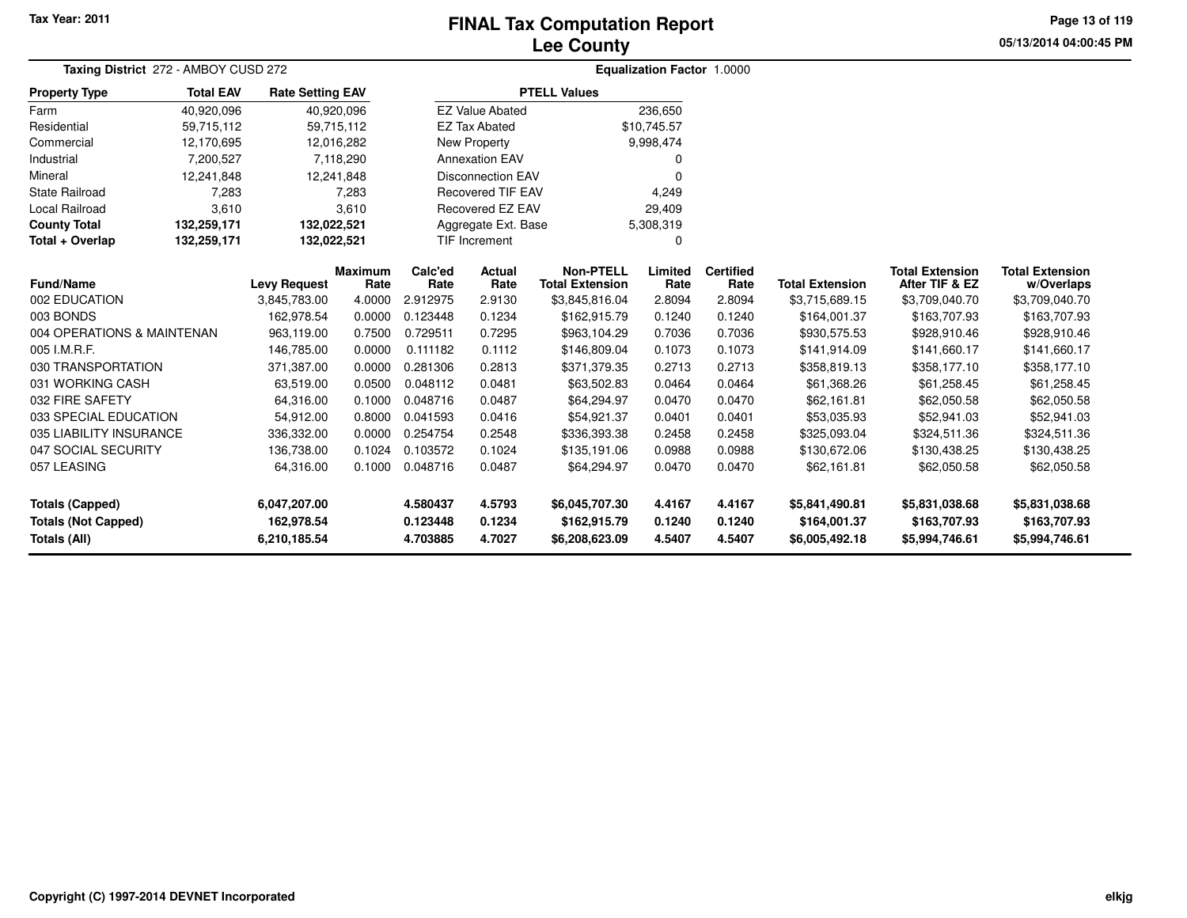Tax Year: 2011

# FINAL Tax Computation Report
## Lee County

05/13/2014 04:00:45 PM

**Taxing District** 272 - AMBOY CUSD 272 **Equalization Factor** 1.0000

| Property Type | Total EAV | Rate Setting EAV |
|---|---|---|
| Farm | 40,920,096 | 40,920,096 |
| Residential | 59,715,112 | 59,715,112 |
| Commercial | 12,170,695 | 12,016,282 |
| Industrial | 7,200,527 | 7,118,290 |
| Mineral | 12,241,848 | 12,241,848 |
| State Railroad | 7,283 | 7,283 |
| Local Railroad | 3,610 | 3,610 |
| **County Total** | **132,259,171** | **132,022,521** |
| **Total + Overlap** | **132,259,171** | **132,022,521** |

| PTELL Values | |
|---|---|
| EZ Value Abated | 236,650 |
| EZ Tax Abated | $10,745.57 |
| New Property | 9,998,474 |
| Annexation EAV | 0 |
| Disconnection EAV | 0 |
| Recovered TIF EAV | 4,249 |
| Recovered EZ EAV | 29,409 |
| Aggregate Ext. Base | 5,308,319 |
| TIF Increment | 0 |

| Fund/Name | Levy Request | Maximum Rate | Calc'ed Rate | Actual Rate | Non-PTELL Total Extension | Limited Rate | Certified Rate | Total Extension | Total Extension After TIF & EZ | Total Extension w/Overlaps |
|---|---|---|---|---|---|---|---|---|---|---|
| 002 EDUCATION | 3,845,783.00 | 4.0000 | 2.912975 | 2.9130 | $3,845,816.04 | 2.8094 | 2.8094 | $3,715,689.15 | $3,709,040.70 | $3,709,040.70 |
| 003 BONDS | 162,978.54 | 0.0000 | 0.123448 | 0.1234 | $162,915.79 | 0.1240 | 0.1240 | $164,001.37 | $163,707.93 | $163,707.93 |
| 004 OPERATIONS & MAINTENAN | 963,119.00 | 0.7500 | 0.729511 | 0.7295 | $963,104.29 | 0.7036 | 0.7036 | $930,575.53 | $928,910.46 | $928,910.46 |
| 005 I.M.R.F. | 146,785.00 | 0.0000 | 0.111182 | 0.1112 | $146,809.04 | 0.1073 | 0.1073 | $141,914.09 | $141,660.17 | $141,660.17 |
| 030 TRANSPORTATION | 371,387.00 | 0.0000 | 0.281306 | 0.2813 | $371,379.35 | 0.2713 | 0.2713 | $358,819.13 | $358,177.10 | $358,177.10 |
| 031 WORKING CASH | 63,519.00 | 0.0500 | 0.048112 | 0.0481 | $63,502.83 | 0.0464 | 0.0464 | $61,368.26 | $61,258.45 | $61,258.45 |
| 032 FIRE SAFETY | 64,316.00 | 0.1000 | 0.048716 | 0.0487 | $64,294.97 | 0.0470 | 0.0470 | $62,161.81 | $62,050.58 | $62,050.58 |
| 033 SPECIAL EDUCATION | 54,912.00 | 0.8000 | 0.041593 | 0.0416 | $54,921.37 | 0.0401 | 0.0401 | $53,035.93 | $52,941.03 | $52,941.03 |
| 035 LIABILITY INSURANCE | 336,332.00 | 0.0000 | 0.254754 | 0.2548 | $336,393.38 | 0.2458 | 0.2458 | $325,093.04 | $324,511.36 | $324,511.36 |
| 047 SOCIAL SECURITY | 136,738.00 | 0.1024 | 0.103572 | 0.1024 | $135,191.06 | 0.0988 | 0.0988 | $130,672.06 | $130,438.25 | $130,438.25 |
| 057 LEASING | 64,316.00 | 0.1000 | 0.048716 | 0.0487 | $64,294.97 | 0.0470 | 0.0470 | $62,161.81 | $62,050.58 | $62,050.58 |
| **Totals (Capped)** | **6,047,207.00** | | **4.580437** | **4.5793** | **$6,045,707.30** | **4.4167** | **4.4167** | **$5,841,490.81** | **$5,831,038.68** | **$5,831,038.68** |
| **Totals (Not Capped)** | **162,978.54** | | **0.123448** | **0.1234** | **$162,915.79** | **0.1240** | **0.1240** | **$164,001.37** | **$163,707.93** | **$163,707.93** |
| **Totals (All)** | **6,210,185.54** | | **4.703885** | **4.7027** | **$6,208,623.09** | **4.5407** | **4.5407** | **$6,005,492.18** | **$5,994,746.61** | **$5,994,746.61** |

Copyright (C) 1997-2014 DEVNET Incorporated

elkjg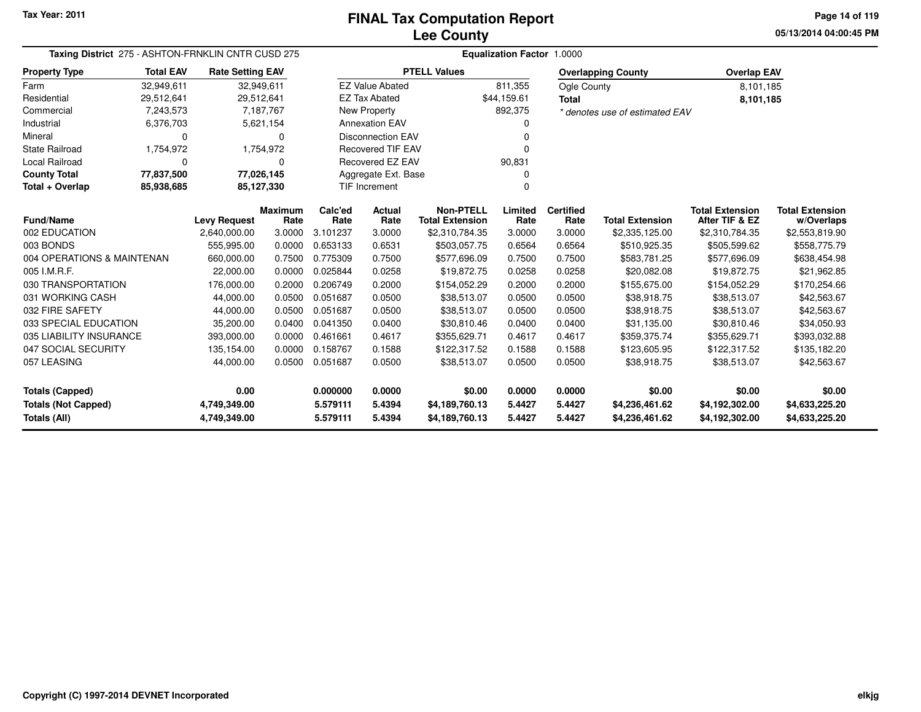# FINAL Tax Computation Report
## Lee County

Tax Year: 2011

05/13/2014 04:00:45 PM

**Taxing District** 275 - ASHTON-FRNKLIN CNTR CUSD 275 **Equalization Factor** 1.0000

| Property Type | Total EAV | Rate Setting EAV |
|---|---|---|
| Farm | 32,949,611 | 32,949,611 |
| Residential | 29,512,641 | 29,512,641 |
| Commercial | 7,243,573 | 7,187,767 |
| Industrial | 6,376,703 | 5,621,154 |
| Mineral | 0 | 0 |
| State Railroad | 1,754,972 | 1,754,972 |
| Local Railroad | 0 | 0 |
| **County Total** | **77,837,500** | **77,026,145** |
| **Total + Overlap** | **85,938,685** | **85,127,330** |

| PTELL Values | |
|---|---|
| EZ Value Abated | 811,355 |
| EZ Tax Abated | $44,159.61 |
| New Property | 892,375 |
| Annexation EAV | 0 |
| Disconnection EAV | 0 |
| Recovered TIF EAV | 0 |
| Recovered EZ EAV | 90,831 |
| Aggregate Ext. Base | 0 |
| TIF Increment | 0 |

| Overlapping County | Overlap EAV |
|---|---|
| Ogle County | 8,101,185 |
| **Total** | **8,101,185** |

* denotes use of estimated EAV

| Fund/Name | Levy Request | Maximum Rate | Calc'ed Rate | Actual Rate | Non-PTELL Total Extension | Limited Rate | Certified Rate | Total Extension | Total Extension After TIF & EZ | Total Extension w/Overlaps |
|---|---|---|---|---|---|---|---|---|---|---|
| 002 EDUCATION | 2,640,000.00 | 3.0000 | 3.101237 | 3.0000 | $2,310,784.35 | 3.0000 | 3.0000 | $2,335,125.00 | $2,310,784.35 | $2,553,819.90 |
| 003 BONDS | 555,995.00 | 0.0000 | 0.653133 | 0.6531 | $503,057.75 | 0.6564 | 0.6564 | $510,925.35 | $505,599.62 | $558,775.79 |
| 004 OPERATIONS & MAINTENAN | 660,000.00 | 0.7500 | 0.775309 | 0.7500 | $577,696.09 | 0.7500 | 0.7500 | $583,781.25 | $577,696.09 | $638,454.98 |
| 005 I.M.R.F. | 22,000.00 | 0.0000 | 0.025844 | 0.0258 | $19,872.75 | 0.0258 | 0.0258 | $20,082.08 | $19,872.75 | $21,962.85 |
| 030 TRANSPORTATION | 176,000.00 | 0.2000 | 0.206749 | 0.2000 | $154,052.29 | 0.2000 | 0.2000 | $155,675.00 | $154,052.29 | $170,254.66 |
| 031 WORKING CASH | 44,000.00 | 0.0500 | 0.051687 | 0.0500 | $38,513.07 | 0.0500 | 0.0500 | $38,918.75 | $38,513.07 | $42,563.67 |
| 032 FIRE SAFETY | 44,000.00 | 0.0500 | 0.051687 | 0.0500 | $38,513.07 | 0.0500 | 0.0500 | $38,918.75 | $38,513.07 | $42,563.67 |
| 033 SPECIAL EDUCATION | 35,200.00 | 0.0400 | 0.041350 | 0.0400 | $30,810.46 | 0.0400 | 0.0400 | $31,135.00 | $30,810.46 | $34,050.93 |
| 035 LIABILITY INSURANCE | 393,000.00 | 0.0000 | 0.461661 | 0.4617 | $355,629.71 | 0.4617 | 0.4617 | $359,375.74 | $355,629.71 | $393,032.88 |
| 047 SOCIAL SECURITY | 135,154.00 | 0.0000 | 0.158767 | 0.1588 | $122,317.52 | 0.1588 | 0.1588 | $123,605.95 | $122,317.52 | $135,182.20 |
| 057 LEASING | 44,000.00 | 0.0500 | 0.051687 | 0.0500 | $38,513.07 | 0.0500 | 0.0500 | $38,918.75 | $38,513.07 | $42,563.67 |
| **Totals (Capped)** | **0.00** | | **0.000000** | **0.0000** | **$0.00** | **0.0000** | **0.0000** | **$0.00** | **$0.00** | **$0.00** |
| **Totals (Not Capped)** | **4,749,349.00** | | **5.579111** | **5.4394** | **$4,189,760.13** | **5.4427** | **5.4427** | **$4,236,461.62** | **$4,192,302.00** | **$4,633,225.20** |
| **Totals (All)** | **4,749,349.00** | | **5.579111** | **5.4394** | **$4,189,760.13** | **5.4427** | **5.4427** | **$4,236,461.62** | **$4,192,302.00** | **$4,633,225.20** |

Copyright (C) 1997-2014 DEVNET Incorporated

elkjg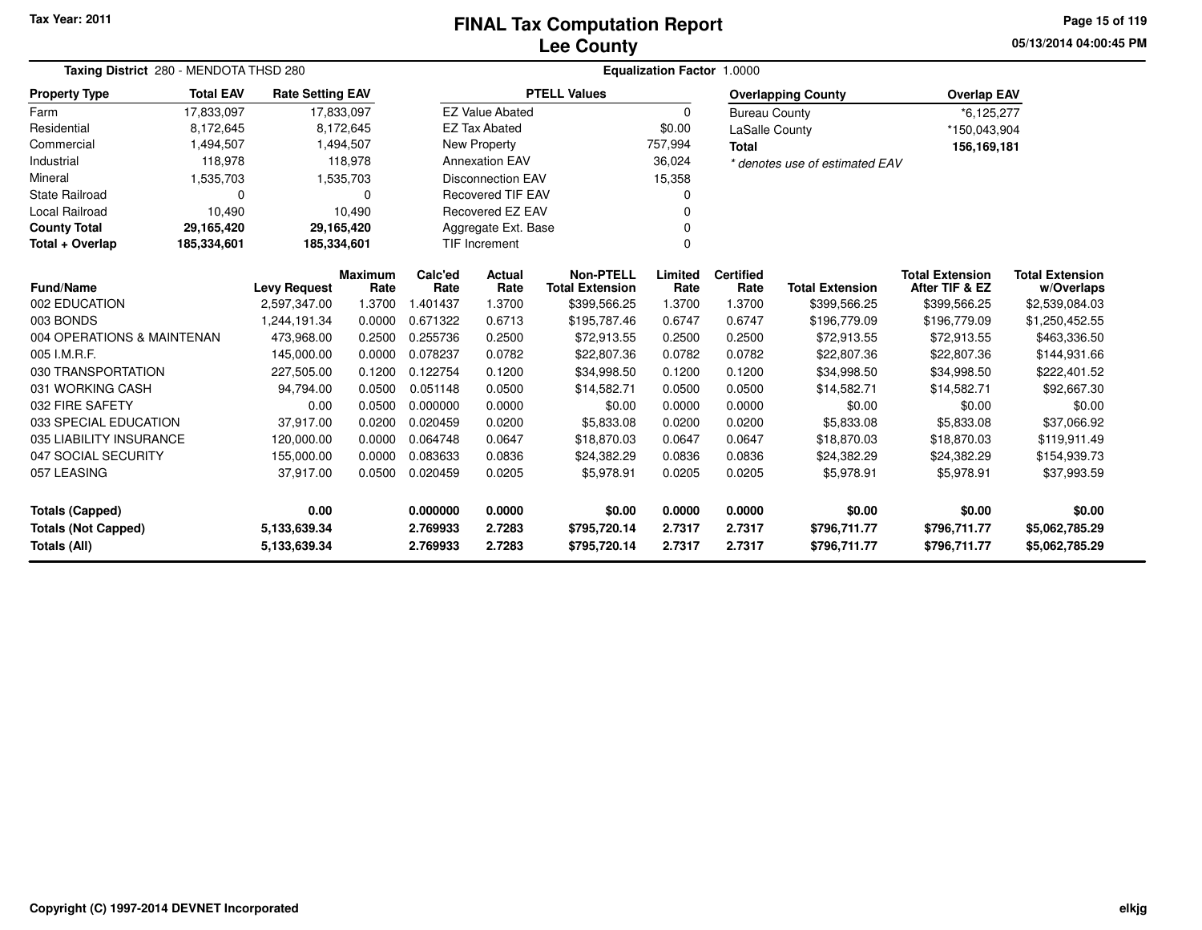Tax Year: 2011

# FINAL Tax Computation Report
## Lee County

05/13/2014 04:00:45 PM

**Taxing District** 280 - MENDOTA THSD 280

**Equalization Factor** 1.0000

| Property Type | Total EAV | Rate Setting EAV |
|---|---|---|
| Farm | 17,833,097 | 17,833,097 |
| Residential | 8,172,645 | 8,172,645 |
| Commercial | 1,494,507 | 1,494,507 |
| Industrial | 118,978 | 118,978 |
| Mineral | 1,535,703 | 1,535,703 |
| State Railroad | 0 | 0 |
| Local Railroad | 10,490 | 10,490 |
| **County Total** | **29,165,420** | **29,165,420** |
| **Total + Overlap** | **185,334,601** | **185,334,601** |

| PTELL Values | |
|---|---|
| EZ Value Abated | 0 |
| EZ Tax Abated | $0.00 |
| New Property | 757,994 |
| Annexation EAV | 36,024 |
| Disconnection EAV | 15,358 |
| Recovered TIF EAV | 0 |
| Recovered EZ EAV | 0 |
| Aggregate Ext. Base | 0 |
| TIF Increment | 0 |

| Overlapping County | Overlap EAV |
|---|---|
| Bureau County | *6,125,277 |
| LaSalle County | *150,043,904 |
| **Total** | **156,169,181** |

*\* denotes use of estimated EAV*

| Fund/Name | Levy Request | Maximum Rate | Calc'ed Rate | Actual Rate | Non-PTELL Total Extension | Limited Rate | Certified Rate | Total Extension | Total Extension After TIF & EZ | Total Extension w/Overlaps |
|---|---|---|---|---|---|---|---|---|---|---|
| 002 EDUCATION | 2,597,347.00 | 1.3700 | 1.401437 | 1.3700 | $399,566.25 | 1.3700 | 1.3700 | $399,566.25 | $399,566.25 | $2,539,084.03 |
| 003 BONDS | 1,244,191.34 | 0.0000 | 0.671322 | 0.6713 | $195,787.46 | 0.6747 | 0.6747 | $196,779.09 | $196,779.09 | $1,250,452.55 |
| 004 OPERATIONS & MAINTENAN | 473,968.00 | 0.2500 | 0.255736 | 0.2500 | $72,913.55 | 0.2500 | 0.2500 | $72,913.55 | $72,913.55 | $463,336.50 |
| 005 I.M.R.F. | 145,000.00 | 0.0000 | 0.078237 | 0.0782 | $22,807.36 | 0.0782 | 0.0782 | $22,807.36 | $22,807.36 | $144,931.66 |
| 030 TRANSPORTATION | 227,505.00 | 0.1200 | 0.122754 | 0.1200 | $34,998.50 | 0.1200 | 0.1200 | $34,998.50 | $34,998.50 | $222,401.52 |
| 031 WORKING CASH | 94,794.00 | 0.0500 | 0.051148 | 0.0500 | $14,582.71 | 0.0500 | 0.0500 | $14,582.71 | $14,582.71 | $92,667.30 |
| 032 FIRE SAFETY | 0.00 | 0.0500 | 0.000000 | 0.0000 | $0.00 | 0.0000 | 0.0000 | $0.00 | $0.00 | $0.00 |
| 033 SPECIAL EDUCATION | 37,917.00 | 0.0200 | 0.020459 | 0.0200 | $5,833.08 | 0.0200 | 0.0200 | $5,833.08 | $5,833.08 | $37,066.92 |
| 035 LIABILITY INSURANCE | 120,000.00 | 0.0000 | 0.064748 | 0.0647 | $18,870.03 | 0.0647 | 0.0647 | $18,870.03 | $18,870.03 | $119,911.49 |
| 047 SOCIAL SECURITY | 155,000.00 | 0.0000 | 0.083633 | 0.0836 | $24,382.29 | 0.0836 | 0.0836 | $24,382.29 | $24,382.29 | $154,939.73 |
| 057 LEASING | 37,917.00 | 0.0500 | 0.020459 | 0.0205 | $5,978.91 | 0.0205 | 0.0205 | $5,978.91 | $5,978.91 | $37,993.59 |
| **Totals (Capped)** | **0.00** | | **0.000000** | **0.0000** | **$0.00** | **0.0000** | **0.0000** | **$0.00** | **$0.00** | **$0.00** |
| **Totals (Not Capped)** | **5,133,639.34** | | **2.769933** | **2.7283** | **$795,720.14** | **2.7317** | **2.7317** | **$796,711.77** | **$796,711.77** | **$5,062,785.29** |
| **Totals (All)** | **5,133,639.34** | | **2.769933** | **2.7283** | **$795,720.14** | **2.7317** | **2.7317** | **$796,711.77** | **$796,711.77** | **$5,062,785.29** |

Copyright (C) 1997-2014 DEVNET Incorporated

elkjg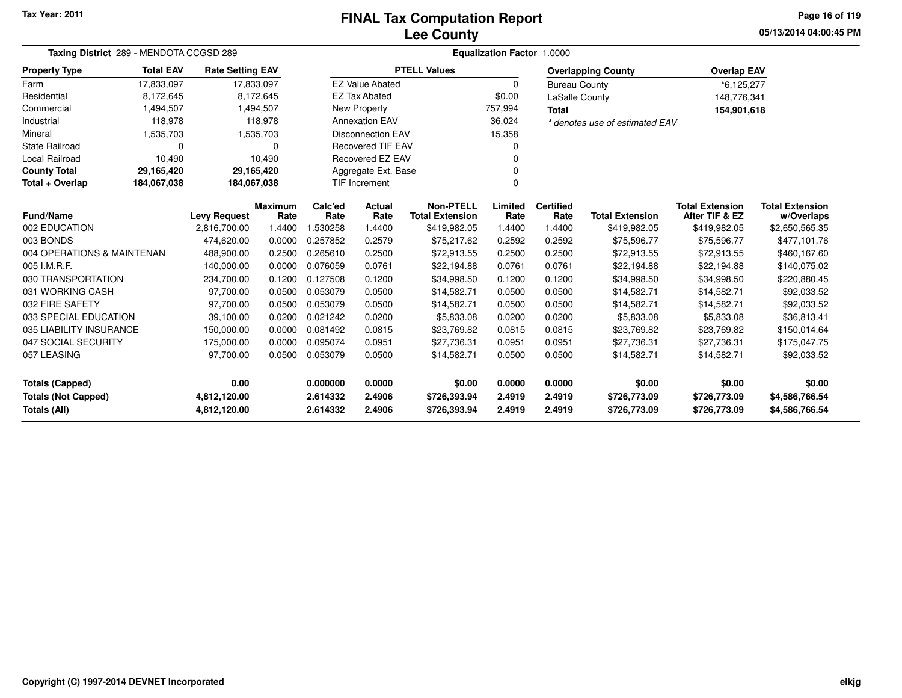Tax Year: 2011

# FINAL Tax Computation Report
## Lee County

05/13/2014 04:00:45 PM

**Taxing District** 289 - MENDOTA CCGSD 289 **Equalization Factor** 1.0000

| Property Type | Total EAV | Rate Setting EAV |
|---|---|---|
| Farm | 17,833,097 | 17,833,097 |
| Residential | 8,172,645 | 8,172,645 |
| Commercial | 1,494,507 | 1,494,507 |
| Industrial | 118,978 | 118,978 |
| Mineral | 1,535,703 | 1,535,703 |
| State Railroad | 0 | 0 |
| Local Railroad | 10,490 | 10,490 |
| **County Total** | **29,165,420** | **29,165,420** |
| **Total + Overlap** | **184,067,038** | **184,067,038** |

| PTELL Values | |
|---|---|
| EZ Value Abated | 0 |
| EZ Tax Abated | $0.00 |
| New Property | 757,994 |
| Annexation EAV | 36,024 |
| Disconnection EAV | 15,358 |
| Recovered TIF EAV | 0 |
| Recovered EZ EAV | 0 |
| Aggregate Ext. Base | 0 |
| TIF Increment | 0 |

| Overlapping County | Overlap EAV |
|---|---|
| Bureau County | *6,125,277 |
| LaSalle County | 148,776,341 |
| **Total** | **154,901,618** |

*\* denotes use of estimated EAV*

| Fund/Name | Levy Request | Maximum Rate | Calc'ed Rate | Actual Rate | Non-PTELL Total Extension | Limited Rate | Certified Rate | Total Extension | Total Extension After TIF & EZ | Total Extension w/Overlaps |
|---|---|---|---|---|---|---|---|---|---|---|
| 002 EDUCATION | 2,816,700.00 | 1.4400 | 1.530258 | 1.4400 | $419,982.05 | 1.4400 | 1.4400 | $419,982.05 | $419,982.05 | $2,650,565.35 |
| 003 BONDS | 474,620.00 | 0.0000 | 0.257852 | 0.2579 | $75,217.62 | 0.2592 | 0.2592 | $75,596.77 | $75,596.77 | $477,101.76 |
| 004 OPERATIONS & MAINTENAN | 488,900.00 | 0.2500 | 0.265610 | 0.2500 | $72,913.55 | 0.2500 | 0.2500 | $72,913.55 | $72,913.55 | $460,167.60 |
| 005 I.M.R.F. | 140,000.00 | 0.0000 | 0.076059 | 0.0761 | $22,194.88 | 0.0761 | 0.0761 | $22,194.88 | $22,194.88 | $140,075.02 |
| 030 TRANSPORTATION | 234,700.00 | 0.1200 | 0.127508 | 0.1200 | $34,998.50 | 0.1200 | 0.1200 | $34,998.50 | $34,998.50 | $220,880.45 |
| 031 WORKING CASH | 97,700.00 | 0.0500 | 0.053079 | 0.0500 | $14,582.71 | 0.0500 | 0.0500 | $14,582.71 | $14,582.71 | $92,033.52 |
| 032 FIRE SAFETY | 97,700.00 | 0.0500 | 0.053079 | 0.0500 | $14,582.71 | 0.0500 | 0.0500 | $14,582.71 | $14,582.71 | $92,033.52 |
| 033 SPECIAL EDUCATION | 39,100.00 | 0.0200 | 0.021242 | 0.0200 | $5,833.08 | 0.0200 | 0.0200 | $5,833.08 | $5,833.08 | $36,813.41 |
| 035 LIABILITY INSURANCE | 150,000.00 | 0.0000 | 0.081492 | 0.0815 | $23,769.82 | 0.0815 | 0.0815 | $23,769.82 | $23,769.82 | $150,014.64 |
| 047 SOCIAL SECURITY | 175,000.00 | 0.0000 | 0.095074 | 0.0951 | $27,736.31 | 0.0951 | 0.0951 | $27,736.31 | $27,736.31 | $175,047.75 |
| 057 LEASING | 97,700.00 | 0.0500 | 0.053079 | 0.0500 | $14,582.71 | 0.0500 | 0.0500 | $14,582.71 | $14,582.71 | $92,033.52 |
| **Totals (Capped)** | **0.00** | | **0.000000** | **0.0000** | **$0.00** | **0.0000** | **0.0000** | **$0.00** | **$0.00** | **$0.00** |
| **Totals (Not Capped)** | **4,812,120.00** | | **2.614332** | **2.4906** | **$726,393.94** | **2.4919** | **2.4919** | **$726,773.09** | **$726,773.09** | **$4,586,766.54** |
| **Totals (All)** | **4,812,120.00** | | **2.614332** | **2.4906** | **$726,393.94** | **2.4919** | **2.4919** | **$726,773.09** | **$726,773.09** | **$4,586,766.54** |

Copyright (C) 1997-2014 DEVNET Incorporated

elkjg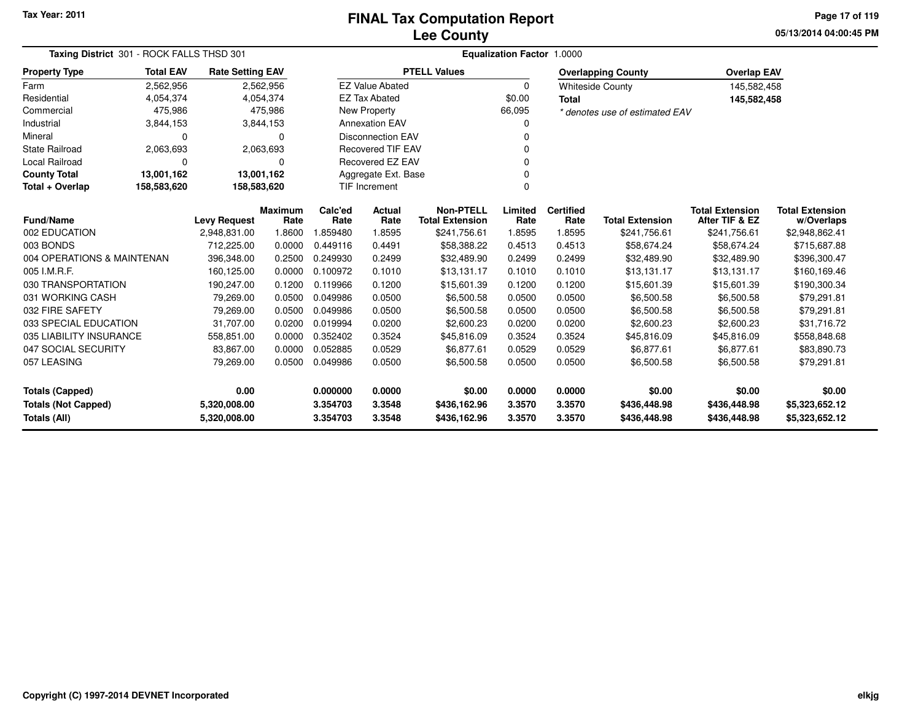Tax Year: 2011

# FINAL Tax Computation Report
## Lee County

05/13/2014 04:00:45 PM

**Taxing District** 301 - ROCK FALLS THSD 301

**Equalization Factor** 1.0000

| Property Type | Total EAV | Rate Setting EAV |
|---|---|---|
| Farm | 2,562,956 | 2,562,956 |
| Residential | 4,054,374 | 4,054,374 |
| Commercial | 475,986 | 475,986 |
| Industrial | 3,844,153 | 3,844,153 |
| Mineral | 0 | 0 |
| State Railroad | 2,063,693 | 2,063,693 |
| Local Railroad | 0 | 0 |
| **County Total** | **13,001,162** | **13,001,162** |
| **Total + Overlap** | **158,583,620** | **158,583,620** |

| PTELL Values | |
|---|---|
| EZ Value Abated | 0 |
| EZ Tax Abated | $0.00 |
| New Property | 66,095 |
| Annexation EAV | 0 |
| Disconnection EAV | 0 |
| Recovered TIF EAV | 0 |
| Recovered EZ EAV | 0 |
| Aggregate Ext. Base | 0 |
| TIF Increment | 0 |

| Overlapping County | Overlap EAV |
|---|---|
| Whiteside County | 145,582,458 |
| **Total** | **145,582,458** |

*\* denotes use of estimated EAV*

| Fund/Name | Levy Request | Maximum Rate | Calc'ed Rate | Actual Rate | Non-PTELL Total Extension | Limited Rate | Certified Rate | Total Extension | Total Extension After TIF & EZ | Total Extension w/Overlaps |
|---|---|---|---|---|---|---|---|---|---|---|
| 002 EDUCATION | 2,948,831.00 | 1.8600 | 1.859480 | 1.8595 | $241,756.61 | 1.8595 | 1.8595 | $241,756.61 | $241,756.61 | $2,948,862.41 |
| 003 BONDS | 712,225.00 | 0.0000 | 0.449116 | 0.4491 | $58,388.22 | 0.4513 | 0.4513 | $58,674.24 | $58,674.24 | $715,687.88 |
| 004 OPERATIONS & MAINTENAN | 396,348.00 | 0.2500 | 0.249930 | 0.2499 | $32,489.90 | 0.2499 | 0.2499 | $32,489.90 | $32,489.90 | $396,300.47 |
| 005 I.M.R.F. | 160,125.00 | 0.0000 | 0.100972 | 0.1010 | $13,131.17 | 0.1010 | 0.1010 | $13,131.17 | $13,131.17 | $160,169.46 |
| 030 TRANSPORTATION | 190,247.00 | 0.1200 | 0.119966 | 0.1200 | $15,601.39 | 0.1200 | 0.1200 | $15,601.39 | $15,601.39 | $190,300.34 |
| 031 WORKING CASH | 79,269.00 | 0.0500 | 0.049986 | 0.0500 | $6,500.58 | 0.0500 | 0.0500 | $6,500.58 | $6,500.58 | $79,291.81 |
| 032 FIRE SAFETY | 79,269.00 | 0.0500 | 0.049986 | 0.0500 | $6,500.58 | 0.0500 | 0.0500 | $6,500.58 | $6,500.58 | $79,291.81 |
| 033 SPECIAL EDUCATION | 31,707.00 | 0.0200 | 0.019994 | 0.0200 | $2,600.23 | 0.0200 | 0.0200 | $2,600.23 | $2,600.23 | $31,716.72 |
| 035 LIABILITY INSURANCE | 558,851.00 | 0.0000 | 0.352402 | 0.3524 | $45,816.09 | 0.3524 | 0.3524 | $45,816.09 | $45,816.09 | $558,848.68 |
| 047 SOCIAL SECURITY | 83,867.00 | 0.0000 | 0.052885 | 0.0529 | $6,877.61 | 0.0529 | 0.0529 | $6,877.61 | $6,877.61 | $83,890.73 |
| 057 LEASING | 79,269.00 | 0.0500 | 0.049986 | 0.0500 | $6,500.58 | 0.0500 | 0.0500 | $6,500.58 | $6,500.58 | $79,291.81 |
| **Totals (Capped)** | **0.00** | | **0.000000** | **0.0000** | **$0.00** | **0.0000** | **0.0000** | **$0.00** | **$0.00** | **$0.00** |
| **Totals (Not Capped)** | **5,320,008.00** | | **3.354703** | **3.3548** | **$436,162.96** | **3.3570** | **3.3570** | **$436,448.98** | **$436,448.98** | **$5,323,652.12** |
| **Totals (All)** | **5,320,008.00** | | **3.354703** | **3.3548** | **$436,162.96** | **3.3570** | **3.3570** | **$436,448.98** | **$436,448.98** | **$5,323,652.12** |

Copyright (C) 1997-2014 DEVNET Incorporated

elkjg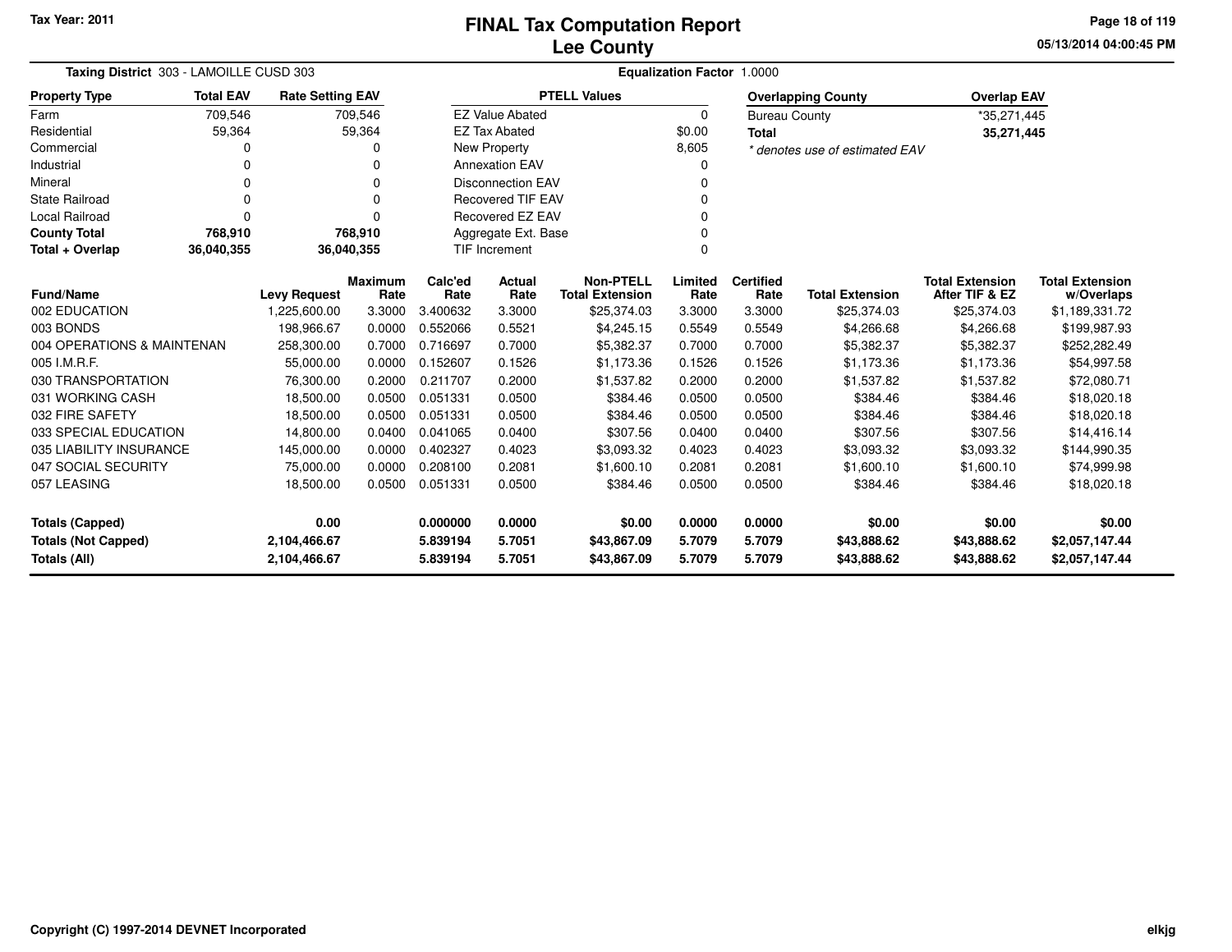Tax Year: 2011

# FINAL Tax Computation Report
## Lee County

05/13/2014 04:00:45 PM

**Taxing District** 303 - LAMOILLE CUSD 303 **Equalization Factor** 1.0000

| Property Type | Total EAV | Rate Setting EAV |
|---|---|---|
| Farm | 709,546 | 709,546 |
| Residential | 59,364 | 59,364 |
| Commercial | 0 | 0 |
| Industrial | 0 | 0 |
| Mineral | 0 | 0 |
| State Railroad | 0 | 0 |
| Local Railroad | 0 | 0 |
| **County Total** | **768,910** | **768,910** |
| **Total + Overlap** | **36,040,355** | **36,040,355** |

| PTELL Values | |
|---|---|
| EZ Value Abated | 0 |
| EZ Tax Abated | $0.00 |
| New Property | 8,605 |
| Annexation EAV | 0 |
| Disconnection EAV | 0 |
| Recovered TIF EAV | 0 |
| Recovered EZ EAV | 0 |
| Aggregate Ext. Base | 0 |
| TIF Increment | 0 |

| Overlapping County | Overlap EAV |
|---|---|
| Bureau County | *35,271,445 |
| **Total** | **35,271,445** |

* denotes use of estimated EAV

| Fund/Name | Levy Request | Maximum Rate | Calc'ed Rate | Actual Rate | Non-PTELL Total Extension | Limited Rate | Certified Rate | Total Extension | Total Extension After TIF & EZ | Total Extension w/Overlaps |
|---|---|---|---|---|---|---|---|---|---|---|
| 002 EDUCATION | 1,225,600.00 | 3.3000 | 3.400632 | 3.3000 | $25,374.03 | 3.3000 | 3.3000 | $25,374.03 | $25,374.03 | $1,189,331.72 |
| 003 BONDS | 198,966.67 | 0.0000 | 0.552066 | 0.5521 | $4,245.15 | 0.5549 | 0.5549 | $4,266.68 | $4,266.68 | $199,987.93 |
| 004 OPERATIONS & MAINTENAN | 258,300.00 | 0.7000 | 0.716697 | 0.7000 | $5,382.37 | 0.7000 | 0.7000 | $5,382.37 | $5,382.37 | $252,282.49 |
| 005 I.M.R.F. | 55,000.00 | 0.0000 | 0.152607 | 0.1526 | $1,173.36 | 0.1526 | 0.1526 | $1,173.36 | $1,173.36 | $54,997.58 |
| 030 TRANSPORTATION | 76,300.00 | 0.2000 | 0.211707 | 0.2000 | $1,537.82 | 0.2000 | 0.2000 | $1,537.82 | $1,537.82 | $72,080.71 |
| 031 WORKING CASH | 18,500.00 | 0.0500 | 0.051331 | 0.0500 | $384.46 | 0.0500 | 0.0500 | $384.46 | $384.46 | $18,020.18 |
| 032 FIRE SAFETY | 18,500.00 | 0.0500 | 0.051331 | 0.0500 | $384.46 | 0.0500 | 0.0500 | $384.46 | $384.46 | $18,020.18 |
| 033 SPECIAL EDUCATION | 14,800.00 | 0.0400 | 0.041065 | 0.0400 | $307.56 | 0.0400 | 0.0400 | $307.56 | $307.56 | $14,416.14 |
| 035 LIABILITY INSURANCE | 145,000.00 | 0.0000 | 0.402327 | 0.4023 | $3,093.32 | 0.4023 | 0.4023 | $3,093.32 | $3,093.32 | $144,990.35 |
| 047 SOCIAL SECURITY | 75,000.00 | 0.0000 | 0.208100 | 0.2081 | $1,600.10 | 0.2081 | 0.2081 | $1,600.10 | $1,600.10 | $74,999.98 |
| 057 LEASING | 18,500.00 | 0.0500 | 0.051331 | 0.0500 | $384.46 | 0.0500 | 0.0500 | $384.46 | $384.46 | $18,020.18 |
| **Totals (Capped)** | **0.00** | | **0.000000** | **0.0000** | **$0.00** | **0.0000** | **0.0000** | **$0.00** | **$0.00** | **$0.00** |
| **Totals (Not Capped)** | **2,104,466.67** | | **5.839194** | **5.7051** | **$43,867.09** | **5.7079** | **5.7079** | **$43,888.62** | **$43,888.62** | **$2,057,147.44** |
| **Totals (All)** | **2,104,466.67** | | **5.839194** | **5.7051** | **$43,867.09** | **5.7079** | **5.7079** | **$43,888.62** | **$43,888.62** | **$2,057,147.44** |

Copyright (C) 1997-2014 DEVNET Incorporated

elkjg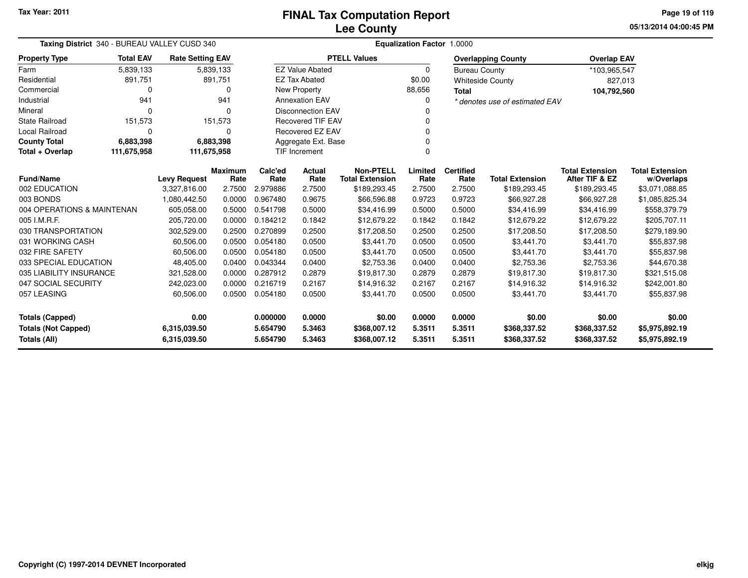Tax Year: 2011

# FINAL Tax Computation Report
## Lee County

05/13/2014 04:00:45 PM

**Taxing District** 340 - BUREAU VALLEY CUSD 340

**Equalization Factor** 1.0000

| Property Type | Total EAV | Rate Setting EAV |
|---|---|---|
| Farm | 5,839,133 | 5,839,133 |
| Residential | 891,751 | 891,751 |
| Commercial | 0 | 0 |
| Industrial | 941 | 941 |
| Mineral | 0 | 0 |
| State Railroad | 151,573 | 151,573 |
| Local Railroad | 0 | 0 |
| **County Total** | **6,883,398** | **6,883,398** |
| **Total + Overlap** | **111,675,958** | **111,675,958** |

| PTELL Values | |
|---|---|
| EZ Value Abated | 0 |
| EZ Tax Abated | $0.00 |
| New Property | 88,656 |
| Annexation EAV | 0 |
| Disconnection EAV | 0 |
| Recovered TIF EAV | 0 |
| Recovered EZ EAV | 0 |
| Aggregate Ext. Base | 0 |
| TIF Increment | 0 |

| Overlapping County | Overlap EAV |
|---|---|
| Bureau County | *103,965,547 |
| Whiteside County | 827,013 |
| **Total** | **104,792,560** |

*\* denotes use of estimated EAV*

| Fund/Name | Levy Request | Maximum Rate | Calc'ed Rate | Actual Rate | Non-PTELL Total Extension | Limited Rate | Certified Rate | Total Extension | Total Extension After TIF & EZ | Total Extension w/Overlaps |
|---|---|---|---|---|---|---|---|---|---|---|
| 002 EDUCATION | 3,327,816.00 | 2.7500 | 2.979886 | 2.7500 | $189,293.45 | 2.7500 | 2.7500 | $189,293.45 | $189,293.45 | $3,071,088.85 |
| 003 BONDS | 1,080,442.50 | 0.0000 | 0.967480 | 0.9675 | $66,596.88 | 0.9723 | 0.9723 | $66,927.28 | $66,927.28 | $1,085,825.34 |
| 004 OPERATIONS & MAINTENAN | 605,058.00 | 0.5000 | 0.541798 | 0.5000 | $34,416.99 | 0.5000 | 0.5000 | $34,416.99 | $34,416.99 | $558,379.79 |
| 005 I.M.R.F. | 205,720.00 | 0.0000 | 0.184212 | 0.1842 | $12,679.22 | 0.1842 | 0.1842 | $12,679.22 | $12,679.22 | $205,707.11 |
| 030 TRANSPORTATION | 302,529.00 | 0.2500 | 0.270899 | 0.2500 | $17,208.50 | 0.2500 | 0.2500 | $17,208.50 | $17,208.50 | $279,189.90 |
| 031 WORKING CASH | 60,506.00 | 0.0500 | 0.054180 | 0.0500 | $3,441.70 | 0.0500 | 0.0500 | $3,441.70 | $3,441.70 | $55,837.98 |
| 032 FIRE SAFETY | 60,506.00 | 0.0500 | 0.054180 | 0.0500 | $3,441.70 | 0.0500 | 0.0500 | $3,441.70 | $3,441.70 | $55,837.98 |
| 033 SPECIAL EDUCATION | 48,405.00 | 0.0400 | 0.043344 | 0.0400 | $2,753.36 | 0.0400 | 0.0400 | $2,753.36 | $2,753.36 | $44,670.38 |
| 035 LIABILITY INSURANCE | 321,528.00 | 0.0000 | 0.287912 | 0.2879 | $19,817.30 | 0.2879 | 0.2879 | $19,817.30 | $19,817.30 | $321,515.08 |
| 047 SOCIAL SECURITY | 242,023.00 | 0.0000 | 0.216719 | 0.2167 | $14,916.32 | 0.2167 | 0.2167 | $14,916.32 | $14,916.32 | $242,001.80 |
| 057 LEASING | 60,506.00 | 0.0500 | 0.054180 | 0.0500 | $3,441.70 | 0.0500 | 0.0500 | $3,441.70 | $3,441.70 | $55,837.98 |
| **Totals (Capped)** | **0.00** | | **0.000000** | **0.0000** | **$0.00** | **0.0000** | **0.0000** | **$0.00** | **$0.00** | **$0.00** |
| **Totals (Not Capped)** | **6,315,039.50** | | **5.654790** | **5.3463** | **$368,007.12** | **5.3511** | **5.3511** | **$368,337.52** | **$368,337.52** | **$5,975,892.19** |
| **Totals (All)** | **6,315,039.50** | | **5.654790** | **5.3463** | **$368,007.12** | **5.3511** | **5.3511** | **$368,337.52** | **$368,337.52** | **$5,975,892.19** |

Copyright (C) 1997-2014 DEVNET Incorporated

elkjg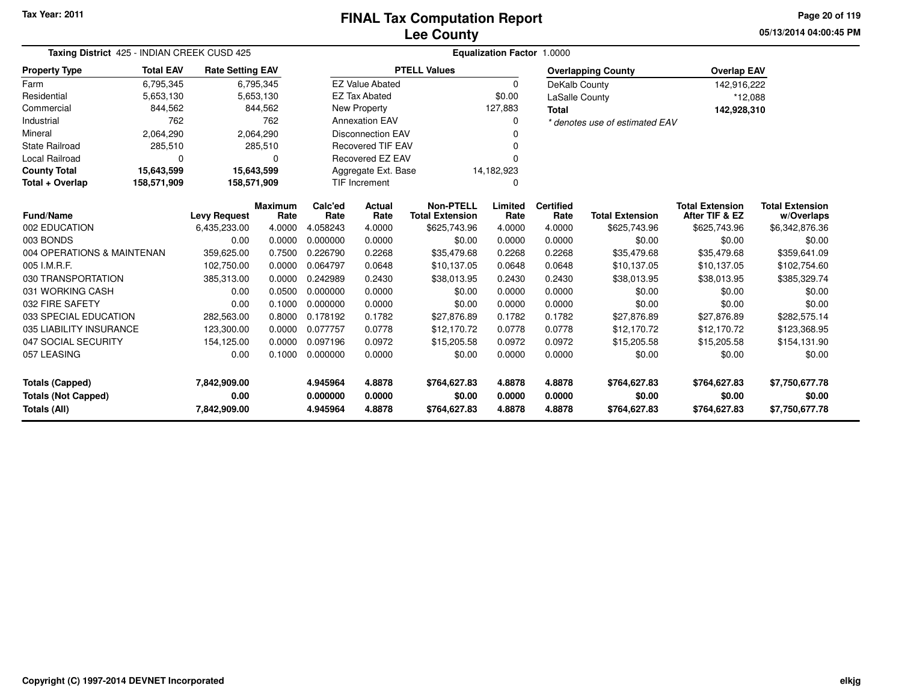Tax Year: 2011

# FINAL Tax Computation Report
## Lee County

05/13/2014 04:00:45 PM

**Taxing District** 425 - INDIAN CREEK CUSD 425 | **Equalization Factor** 1.0000

| Property Type | Total EAV | Rate Setting EAV |
|---|---|---|
| Farm | 6,795,345 | 6,795,345 |
| Residential | 5,653,130 | 5,653,130 |
| Commercial | 844,562 | 844,562 |
| Industrial | 762 | 762 |
| Mineral | 2,064,290 | 2,064,290 |
| State Railroad | 285,510 | 285,510 |
| Local Railroad | 0 | 0 |
| **County Total** | **15,643,599** | **15,643,599** |
| **Total + Overlap** | **158,571,909** | **158,571,909** |

| PTELL Values | |
|---|---|
| EZ Value Abated | 0 |
| EZ Tax Abated | $0.00 |
| New Property | 127,883 |
| Annexation EAV | 0 |
| Disconnection EAV | 0 |
| Recovered TIF EAV | 0 |
| Recovered EZ EAV | 0 |
| Aggregate Ext. Base | 14,182,923 |
| TIF Increment | 0 |

| Overlapping County | Overlap EAV |
|---|---|
| DeKalb County | 142,916,222 |
| LaSalle County | *12,088 |
| **Total** | **142,928,310** |

*\* denotes use of estimated EAV*

| Fund/Name | Levy Request | Maximum Rate | Calc'ed Rate | Actual Rate | Non-PTELL Total Extension | Limited Rate | Certified Rate | Total Extension | Total Extension After TIF & EZ | Total Extension w/Overlaps |
|---|---|---|---|---|---|---|---|---|---|---|
| 002 EDUCATION | 6,435,233.00 | 4.0000 | 4.058243 | 4.0000 | $625,743.96 | 4.0000 | 4.0000 | $625,743.96 | $625,743.96 | $6,342,876.36 |
| 003 BONDS | 0.00 | 0.0000 | 0.000000 | 0.0000 | $0.00 | 0.0000 | 0.0000 | $0.00 | $0.00 | $0.00 |
| 004 OPERATIONS & MAINTENAN | 359,625.00 | 0.7500 | 0.226790 | 0.2268 | $35,479.68 | 0.2268 | 0.2268 | $35,479.68 | $35,479.68 | $359,641.09 |
| 005 I.M.R.F. | 102,750.00 | 0.0000 | 0.064797 | 0.0648 | $10,137.05 | 0.0648 | 0.0648 | $10,137.05 | $10,137.05 | $102,754.60 |
| 030 TRANSPORTATION | 385,313.00 | 0.0000 | 0.242989 | 0.2430 | $38,013.95 | 0.2430 | 0.2430 | $38,013.95 | $38,013.95 | $385,329.74 |
| 031 WORKING CASH | 0.00 | 0.0500 | 0.000000 | 0.0000 | $0.00 | 0.0000 | 0.0000 | $0.00 | $0.00 | $0.00 |
| 032 FIRE SAFETY | 0.00 | 0.1000 | 0.000000 | 0.0000 | $0.00 | 0.0000 | 0.0000 | $0.00 | $0.00 | $0.00 |
| 033 SPECIAL EDUCATION | 282,563.00 | 0.8000 | 0.178192 | 0.1782 | $27,876.89 | 0.1782 | 0.1782 | $27,876.89 | $27,876.89 | $282,575.14 |
| 035 LIABILITY INSURANCE | 123,300.00 | 0.0000 | 0.077757 | 0.0778 | $12,170.72 | 0.0778 | 0.0778 | $12,170.72 | $12,170.72 | $123,368.95 |
| 047 SOCIAL SECURITY | 154,125.00 | 0.0000 | 0.097196 | 0.0972 | $15,205.58 | 0.0972 | 0.0972 | $15,205.58 | $15,205.58 | $154,131.90 |
| 057 LEASING | 0.00 | 0.1000 | 0.000000 | 0.0000 | $0.00 | 0.0000 | 0.0000 | $0.00 | $0.00 | $0.00 |
| **Totals (Capped)** | **7,842,909.00** | | **4.945964** | **4.8878** | **$764,627.83** | **4.8878** | **4.8878** | **$764,627.83** | **$764,627.83** | **$7,750,677.78** |
| **Totals (Not Capped)** | **0.00** | | **0.000000** | **0.0000** | **$0.00** | **0.0000** | **0.0000** | **$0.00** | **$0.00** | **$0.00** |
| **Totals (All)** | **7,842,909.00** | | **4.945964** | **4.8878** | **$764,627.83** | **4.8878** | **4.8878** | **$764,627.83** | **$764,627.83** | **$7,750,677.78** |

Copyright (C) 1997-2014 DEVNET Incorporated

elkjg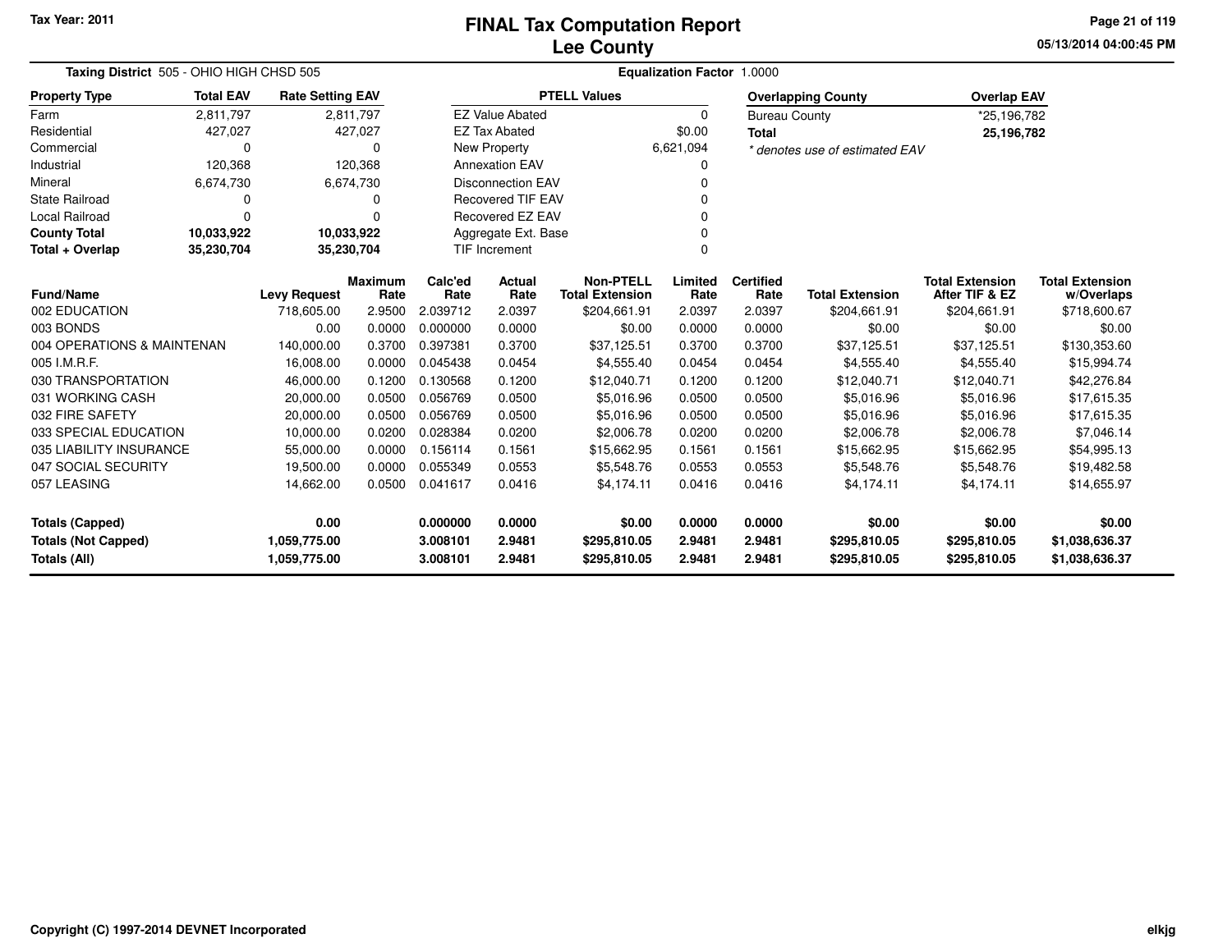Tax Year: 2011

# FINAL Tax Computation Report
## Lee County

05/13/2014 04:00:45 PM

**Taxing District** 505 - OHIO HIGH CHSD 505

**Equalization Factor** 1.0000

| Property Type | Total EAV | Rate Setting EAV |
|---|---|---|
| Farm | 2,811,797 | 2,811,797 |
| Residential | 427,027 | 427,027 |
| Commercial | 0 | 0 |
| Industrial | 120,368 | 120,368 |
| Mineral | 6,674,730 | 6,674,730 |
| State Railroad | 0 | 0 |
| Local Railroad | 0 | 0 |
| **County Total** | **10,033,922** | **10,033,922** |
| **Total + Overlap** | **35,230,704** | **35,230,704** |

| PTELL Values | |
|---|---|
| EZ Value Abated | 0 |
| EZ Tax Abated | $0.00 |
| New Property | 6,621,094 |
| Annexation EAV | 0 |
| Disconnection EAV | 0 |
| Recovered TIF EAV | 0 |
| Recovered EZ EAV | 0 |
| Aggregate Ext. Base | 0 |
| TIF Increment | 0 |

| Overlapping County | Overlap EAV |
|---|---|
| Bureau County | *25,196,782 |
| **Total** | **25,196,782** |

*\* denotes use of estimated EAV*

| Fund/Name | Levy Request | Maximum Rate | Calc'ed Rate | Actual Rate | Non-PTELL Total Extension | Limited Rate | Certified Rate | Total Extension | Total Extension After TIF & EZ | Total Extension w/Overlaps |
|---|---|---|---|---|---|---|---|---|---|---|
| 002 EDUCATION | 718,605.00 | 2.9500 | 2.039712 | 2.0397 | $204,661.91 | 2.0397 | 2.0397 | $204,661.91 | $204,661.91 | $718,600.67 |
| 003 BONDS | 0.00 | 0.0000 | 0.000000 | 0.0000 | $0.00 | 0.0000 | 0.0000 | $0.00 | $0.00 | $0.00 |
| 004 OPERATIONS & MAINTENAN | 140,000.00 | 0.3700 | 0.397381 | 0.3700 | $37,125.51 | 0.3700 | 0.3700 | $37,125.51 | $37,125.51 | $130,353.60 |
| 005 I.M.R.F. | 16,008.00 | 0.0000 | 0.045438 | 0.0454 | $4,555.40 | 0.0454 | 0.0454 | $4,555.40 | $4,555.40 | $15,994.74 |
| 030 TRANSPORTATION | 46,000.00 | 0.1200 | 0.130568 | 0.1200 | $12,040.71 | 0.1200 | 0.1200 | $12,040.71 | $12,040.71 | $42,276.84 |
| 031 WORKING CASH | 20,000.00 | 0.0500 | 0.056769 | 0.0500 | $5,016.96 | 0.0500 | 0.0500 | $5,016.96 | $5,016.96 | $17,615.35 |
| 032 FIRE SAFETY | 20,000.00 | 0.0500 | 0.056769 | 0.0500 | $5,016.96 | 0.0500 | 0.0500 | $5,016.96 | $5,016.96 | $17,615.35 |
| 033 SPECIAL EDUCATION | 10,000.00 | 0.0200 | 0.028384 | 0.0200 | $2,006.78 | 0.0200 | 0.0200 | $2,006.78 | $2,006.78 | $7,046.14 |
| 035 LIABILITY INSURANCE | 55,000.00 | 0.0000 | 0.156114 | 0.1561 | $15,662.95 | 0.1561 | 0.1561 | $15,662.95 | $15,662.95 | $54,995.13 |
| 047 SOCIAL SECURITY | 19,500.00 | 0.0000 | 0.055349 | 0.0553 | $5,548.76 | 0.0553 | 0.0553 | $5,548.76 | $5,548.76 | $19,482.58 |
| 057 LEASING | 14,662.00 | 0.0500 | 0.041617 | 0.0416 | $4,174.11 | 0.0416 | 0.0416 | $4,174.11 | $4,174.11 | $14,655.97 |
| **Totals (Capped)** | **0.00** | | **0.000000** | **0.0000** | **$0.00** | **0.0000** | **0.0000** | **$0.00** | **$0.00** | **$0.00** |
| **Totals (Not Capped)** | **1,059,775.00** | | **3.008101** | **2.9481** | **$295,810.05** | **2.9481** | **2.9481** | **$295,810.05** | **$295,810.05** | **$1,038,636.37** |
| **Totals (All)** | **1,059,775.00** | | **3.008101** | **2.9481** | **$295,810.05** | **2.9481** | **2.9481** | **$295,810.05** | **$295,810.05** | **$1,038,636.37** |

Copyright (C) 1997-2014 DEVNET Incorporated

elkjg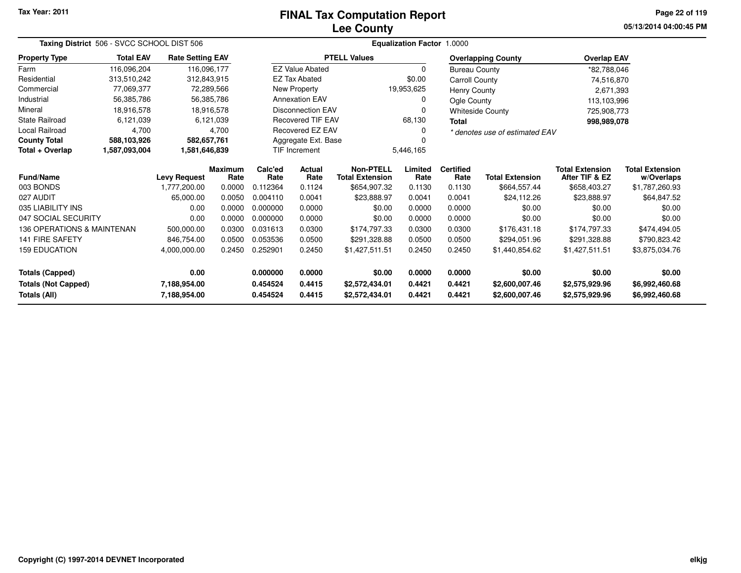Tax Year: 2011

# FINAL Tax Computation Report
## Lee County

05/13/2014 04:00:45 PM

**Taxing District** 506 - SVCC SCHOOL DIST 506 **Equalization Factor** 1.0000

| Property Type | Total EAV | Rate Setting EAV |
|---|---|---|
| Farm | 116,096,204 | 116,096,177 |
| Residential | 313,510,242 | 312,843,915 |
| Commercial | 77,069,377 | 72,289,566 |
| Industrial | 56,385,786 | 56,385,786 |
| Mineral | 18,916,578 | 18,916,578 |
| State Railroad | 6,121,039 | 6,121,039 |
| Local Railroad | 4,700 | 4,700 |
| **County Total** | **588,103,926** | **582,657,761** |
| **Total + Overlap** | **1,587,093,004** | **1,581,646,839** |

| PTELL Values | |
|---|---|
| EZ Value Abated | 0 |
| EZ Tax Abated | $0.00 |
| New Property | 19,953,625 |
| Annexation EAV | 0 |
| Disconnection EAV | 0 |
| Recovered TIF EAV | 68,130 |
| Recovered EZ EAV | 0 |
| Aggregate Ext. Base | 0 |
| TIF Increment | 5,446,165 |

| Overlapping County | Overlap EAV |
|---|---|
| Bureau County | *82,788,046 |
| Carroll County | 74,516,870 |
| Henry County | 2,671,393 |
| Ogle County | 113,103,996 |
| Whiteside County | 725,908,773 |
| **Total** | **998,989,078** |

*\* denotes use of estimated EAV*

| Fund/Name | Levy Request | Maximum Rate | Calc'ed Rate | Actual Rate | Non-PTELL Total Extension | Limited Rate | Certified Rate | Total Extension | Total Extension After TIF & EZ | Total Extension w/Overlaps |
|---|---|---|---|---|---|---|---|---|---|---|
| 003 BONDS | 1,777,200.00 | 0.0000 | 0.112364 | 0.1124 | $654,907.32 | 0.1130 | 0.1130 | $664,557.44 | $658,403.27 | $1,787,260.93 |
| 027 AUDIT | 65,000.00 | 0.0050 | 0.004110 | 0.0041 | $23,888.97 | 0.0041 | 0.0041 | $24,112.26 | $23,888.97 | $64,847.52 |
| 035 LIABILITY INS | 0.00 | 0.0000 | 0.000000 | 0.0000 | $0.00 | 0.0000 | 0.0000 | $0.00 | $0.00 | $0.00 |
| 047 SOCIAL SECURITY | 0.00 | 0.0000 | 0.000000 | 0.0000 | $0.00 | 0.0000 | 0.0000 | $0.00 | $0.00 | $0.00 |
| 136 OPERATIONS & MAINTENAN | 500,000.00 | 0.0300 | 0.031613 | 0.0300 | $174,797.33 | 0.0300 | 0.0300 | $176,431.18 | $174,797.33 | $474,494.05 |
| 141 FIRE SAFETY | 846,754.00 | 0.0500 | 0.053536 | 0.0500 | $291,328.88 | 0.0500 | 0.0500 | $294,051.96 | $291,328.88 | $790,823.42 |
| 159 EDUCATION | 4,000,000.00 | 0.2450 | 0.252901 | 0.2450 | $1,427,511.51 | 0.2450 | 0.2450 | $1,440,854.62 | $1,427,511.51 | $3,875,034.76 |
| **Totals (Capped)** | **0.00** | | **0.000000** | **0.0000** | **$0.00** | **0.0000** | **0.0000** | **$0.00** | **$0.00** | **$0.00** |
| **Totals (Not Capped)** | **7,188,954.00** | | **0.454524** | **0.4415** | **$2,572,434.01** | **0.4421** | **0.4421** | **$2,600,007.46** | **$2,575,929.96** | **$6,992,460.68** |
| **Totals (All)** | **7,188,954.00** | | **0.454524** | **0.4415** | **$2,572,434.01** | **0.4421** | **0.4421** | **$2,600,007.46** | **$2,575,929.96** | **$6,992,460.68** |

Copyright (C) 1997-2014 DEVNET Incorporated elkjg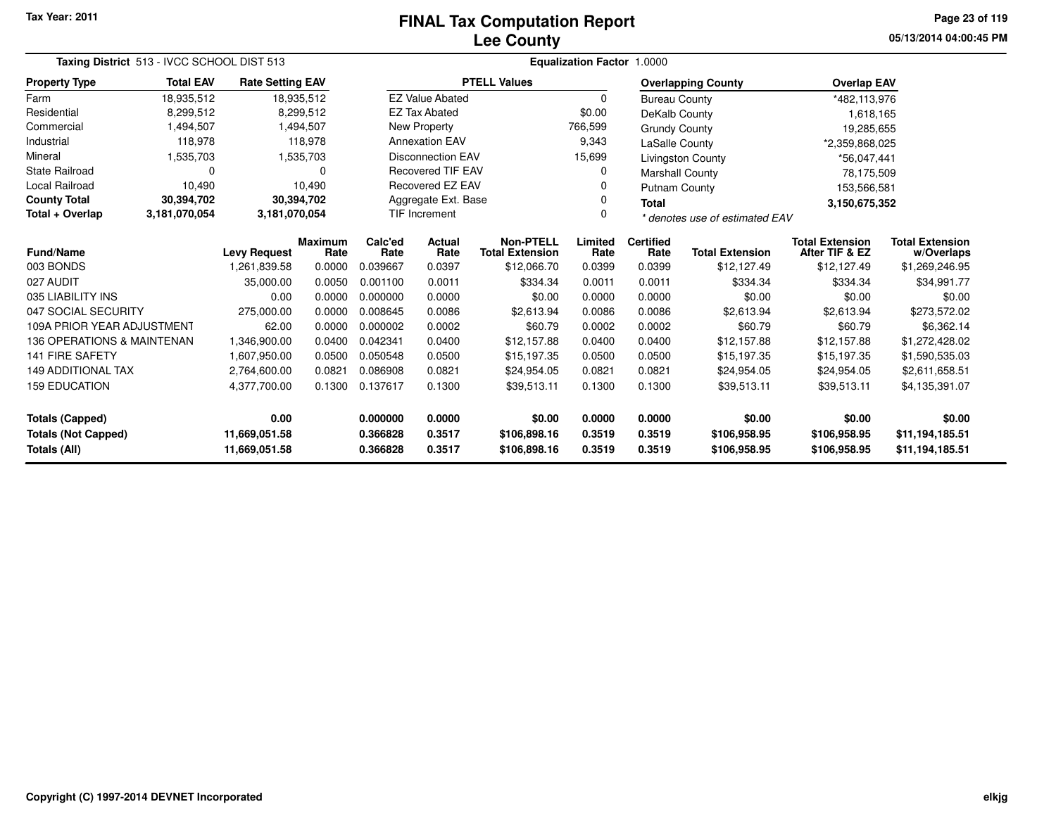Tax Year: 2011

# FINAL Tax Computation Report
## Lee County

05/13/2014 04:00:45 PM

**Taxing District** 513 - IVCC SCHOOL DIST 513 **Equalization Factor** 1.0000

| Property Type | Total EAV | Rate Setting EAV |
|---|---|---|
| Farm | 18,935,512 | 18,935,512 |
| Residential | 8,299,512 | 8,299,512 |
| Commercial | 1,494,507 | 1,494,507 |
| Industrial | 118,978 | 118,978 |
| Mineral | 1,535,703 | 1,535,703 |
| State Railroad | 0 | 0 |
| Local Railroad | 10,490 | 10,490 |
| **County Total** | **30,394,702** | **30,394,702** |
| **Total + Overlap** | **3,181,070,054** | **3,181,070,054** |

| PTELL Values | |
|---|---|
| EZ Value Abated | 0 |
| EZ Tax Abated | $0.00 |
| New Property | 766,599 |
| Annexation EAV | 9,343 |
| Disconnection EAV | 15,699 |
| Recovered TIF EAV | 0 |
| Recovered EZ EAV | 0 |
| Aggregate Ext. Base | 0 |
| TIF Increment | 0 |

| Overlapping County | Overlap EAV |
|---|---|
| Bureau County | *482,113,976 |
| DeKalb County | 1,618,165 |
| Grundy County | 19,285,655 |
| LaSalle County | *2,359,868,025 |
| Livingston County | *56,047,441 |
| Marshall County | 78,175,509 |
| Putnam County | 153,566,581 |
| **Total** | **3,150,675,352** |

*\* denotes use of estimated EAV*

| Fund/Name | Levy Request | Maximum Rate | Calc'ed Rate | Actual Rate | Non-PTELL Total Extension | Limited Rate | Certified Rate | Total Extension | Total Extension After TIF & EZ | Total Extension w/Overlaps |
|---|---|---|---|---|---|---|---|---|---|---|
| 003 BONDS | 1,261,839.58 | 0.0000 | 0.039667 | 0.0397 | $12,066.70 | 0.0399 | 0.0399 | $12,127.49 | $12,127.49 | $1,269,246.95 |
| 027 AUDIT | 35,000.00 | 0.0050 | 0.001100 | 0.0011 | $334.34 | 0.0011 | 0.0011 | $334.34 | $334.34 | $34,991.77 |
| 035 LIABILITY INS | 0.00 | 0.0000 | 0.000000 | 0.0000 | $0.00 | 0.0000 | 0.0000 | $0.00 | $0.00 | $0.00 |
| 047 SOCIAL SECURITY | 275,000.00 | 0.0000 | 0.008645 | 0.0086 | $2,613.94 | 0.0086 | 0.0086 | $2,613.94 | $2,613.94 | $273,572.02 |
| 109A PRIOR YEAR ADJUSTMENT | 62.00 | 0.0000 | 0.000002 | 0.0002 | $60.79 | 0.0002 | 0.0002 | $60.79 | $60.79 | $6,362.14 |
| 136 OPERATIONS & MAINTENAN | 1,346,900.00 | 0.0400 | 0.042341 | 0.0400 | $12,157.88 | 0.0400 | 0.0400 | $12,157.88 | $12,157.88 | $1,272,428.02 |
| 141 FIRE SAFETY | 1,607,950.00 | 0.0500 | 0.050548 | 0.0500 | $15,197.35 | 0.0500 | 0.0500 | $15,197.35 | $15,197.35 | $1,590,535.03 |
| 149 ADDITIONAL TAX | 2,764,600.00 | 0.0821 | 0.086908 | 0.0821 | $24,954.05 | 0.0821 | 0.0821 | $24,954.05 | $24,954.05 | $2,611,658.51 |
| 159 EDUCATION | 4,377,700.00 | 0.1300 | 0.137617 | 0.1300 | $39,513.11 | 0.1300 | 0.1300 | $39,513.11 | $39,513.11 | $4,135,391.07 |
| **Totals (Capped)** | **0.00** | | **0.000000** | **0.0000** | **$0.00** | **0.0000** | **0.0000** | **$0.00** | **$0.00** | **$0.00** |
| **Totals (Not Capped)** | **11,669,051.58** | | **0.366828** | **0.3517** | **$106,898.16** | **0.3519** | **0.3519** | **$106,958.95** | **$106,958.95** | **$11,194,185.51** |
| **Totals (All)** | **11,669,051.58** | | **0.366828** | **0.3517** | **$106,898.16** | **0.3519** | **0.3519** | **$106,958.95** | **$106,958.95** | **$11,194,185.51** |

Copyright (C) 1997-2014 DEVNET Incorporated

elkjg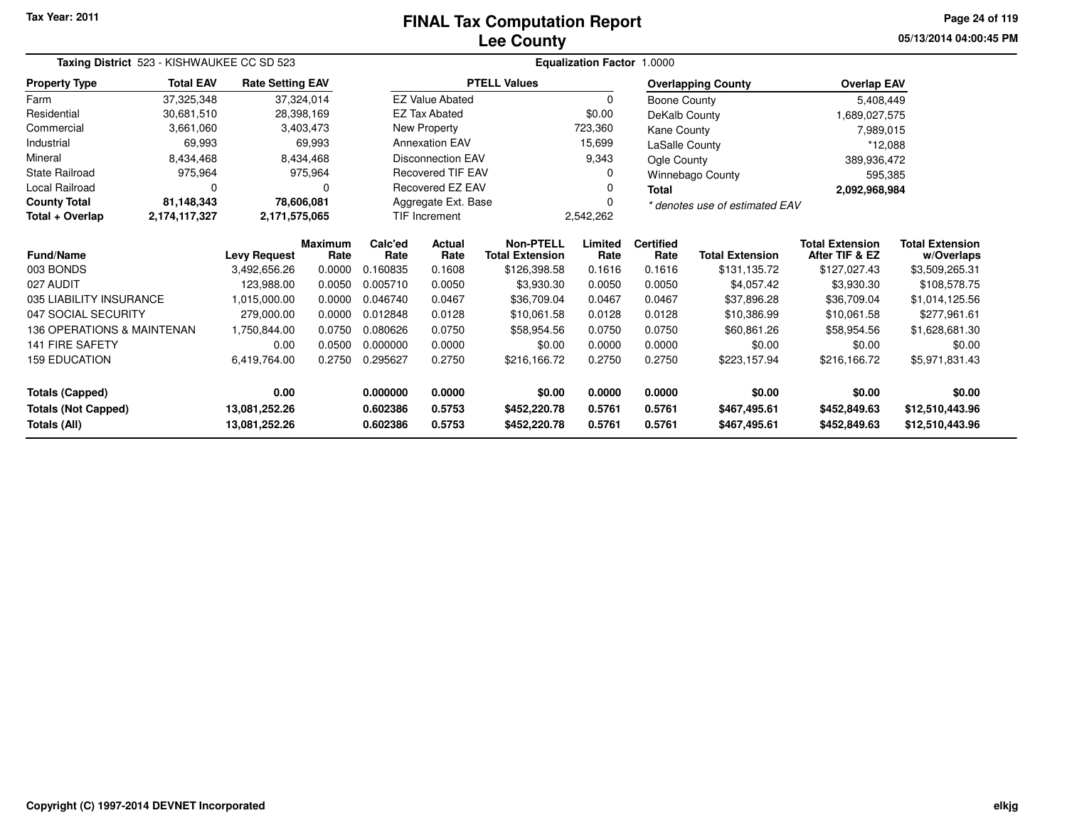Tax Year: 2011

# FINAL Tax Computation Report
## Lee County

05/13/2014 04:00:45 PM

**Taxing District** 523 - KISHWAUKEE CC SD 523 | **Equalization Factor** 1.0000

| Property Type | Total EAV | Rate Setting EAV |
|---|---|---|
| Farm | 37,325,348 | 37,324,014 |
| Residential | 30,681,510 | 28,398,169 |
| Commercial | 3,661,060 | 3,403,473 |
| Industrial | 69,993 | 69,993 |
| Mineral | 8,434,468 | 8,434,468 |
| State Railroad | 975,964 | 975,964 |
| Local Railroad | 0 | 0 |
| **County Total** | **81,148,343** | **78,606,081** |
| **Total + Overlap** | **2,174,117,327** | **2,171,575,065** |

| PTELL Values | |
|---|---|
| EZ Value Abated | 0 |
| EZ Tax Abated | $0.00 |
| New Property | 723,360 |
| Annexation EAV | 15,699 |
| Disconnection EAV | 9,343 |
| Recovered TIF EAV | 0 |
| Recovered EZ EAV | 0 |
| Aggregate Ext. Base | 0 |
| TIF Increment | 2,542,262 |

| Overlapping County | Overlap EAV |
|---|---|
| Boone County | 5,408,449 |
| DeKalb County | 1,689,027,575 |
| Kane County | 7,989,015 |
| LaSalle County | *12,088 |
| Ogle County | 389,936,472 |
| Winnebago County | 595,385 |
| **Total** | **2,092,968,984** |

*\* denotes use of estimated EAV*

| Fund/Name | Levy Request | Maximum Rate | Calc'ed Rate | Actual Rate | Non-PTELL Total Extension | Limited Rate | Certified Rate | Total Extension | Total Extension After TIF & EZ | Total Extension w/Overlaps |
|---|---|---|---|---|---|---|---|---|---|---|
| 003 BONDS | 3,492,656.26 | 0.0000 | 0.160835 | 0.1608 | $126,398.58 | 0.1616 | 0.1616 | $131,135.72 | $127,027.43 | $3,509,265.31 |
| 027 AUDIT | 123,988.00 | 0.0050 | 0.005710 | 0.0050 | $3,930.30 | 0.0050 | 0.0050 | $4,057.42 | $3,930.30 | $108,578.75 |
| 035 LIABILITY INSURANCE | 1,015,000.00 | 0.0000 | 0.046740 | 0.0467 | $36,709.04 | 0.0467 | 0.0467 | $37,896.28 | $36,709.04 | $1,014,125.56 |
| 047 SOCIAL SECURITY | 279,000.00 | 0.0000 | 0.012848 | 0.0128 | $10,061.58 | 0.0128 | 0.0128 | $10,386.99 | $10,061.58 | $277,961.61 |
| 136 OPERATIONS & MAINTENAN | 1,750,844.00 | 0.0750 | 0.080626 | 0.0750 | $58,954.56 | 0.0750 | 0.0750 | $60,861.26 | $58,954.56 | $1,628,681.30 |
| 141 FIRE SAFETY | 0.00 | 0.0500 | 0.000000 | 0.0000 | $0.00 | 0.0000 | 0.0000 | $0.00 | $0.00 | $0.00 |
| 159 EDUCATION | 6,419,764.00 | 0.2750 | 0.295627 | 0.2750 | $216,166.72 | 0.2750 | 0.2750 | $223,157.94 | $216,166.72 | $5,971,831.43 |
| **Totals (Capped)** | **0.00** | | **0.000000** | **0.0000** | **$0.00** | **0.0000** | **0.0000** | **$0.00** | **$0.00** | **$0.00** |
| **Totals (Not Capped)** | **13,081,252.26** | | **0.602386** | **0.5753** | **$452,220.78** | **0.5761** | **0.5761** | **$467,495.61** | **$452,849.63** | **$12,510,443.96** |
| **Totals (All)** | **13,081,252.26** | | **0.602386** | **0.5753** | **$452,220.78** | **0.5761** | **0.5761** | **$467,495.61** | **$452,849.63** | **$12,510,443.96** |

Copyright (C) 1997-2014 DEVNET Incorporated | elkjg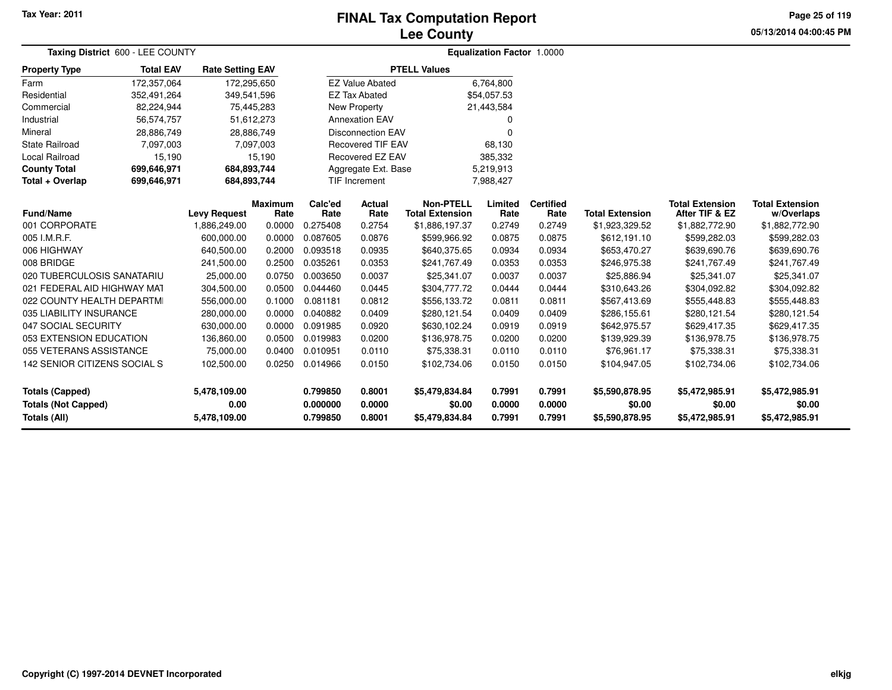Tax Year: 2011

# FINAL Tax Computation Report
## Lee County

05/13/2014 04:00:45 PM

**Taxing District** 600 - LEE COUNTY **Equalization Factor** 1.0000

| Property Type | Total EAV | Rate Setting EAV |
|---|---|---|
| Farm | 172,357,064 | 172,295,650 |
| Residential | 352,491,264 | 349,541,596 |
| Commercial | 82,224,944 | 75,445,283 |
| Industrial | 56,574,757 | 51,612,273 |
| Mineral | 28,886,749 | 28,886,749 |
| State Railroad | 7,097,003 | 7,097,003 |
| Local Railroad | 15,190 | 15,190 |
| **County Total** | **699,646,971** | **684,893,744** |
| **Total + Overlap** | **699,646,971** | **684,893,744** |

| PTELL Values | |
|---|---|
| EZ Value Abated | 6,764,800 |
| EZ Tax Abated | $54,057.53 |
| New Property | 21,443,584 |
| Annexation EAV | 0 |
| Disconnection EAV | 0 |
| Recovered TIF EAV | 68,130 |
| Recovered EZ EAV | 385,332 |
| Aggregate Ext. Base | 5,219,913 |
| TIF Increment | 7,988,427 |

| Fund/Name | Levy Request | Maximum Rate | Calc'ed Rate | Actual Rate | Non-PTELL Total Extension | Limited Rate | Certified Rate | Total Extension | Total Extension After TIF & EZ | Total Extension w/Overlaps |
|---|---|---|---|---|---|---|---|---|---|---|
| 001 CORPORATE | 1,886,249.00 | 0.0000 | 0.275408 | 0.2754 | $1,886,197.37 | 0.2749 | 0.2749 | $1,923,329.52 | $1,882,772.90 | $1,882,772.90 |
| 005 I.M.R.F. | 600,000.00 | 0.0000 | 0.087605 | 0.0876 | $599,966.92 | 0.0875 | 0.0875 | $612,191.10 | $599,282.03 | $599,282.03 |
| 006 HIGHWAY | 640,500.00 | 0.2000 | 0.093518 | 0.0935 | $640,375.65 | 0.0934 | 0.0934 | $653,470.27 | $639,690.76 | $639,690.76 |
| 008 BRIDGE | 241,500.00 | 0.2500 | 0.035261 | 0.0353 | $241,767.49 | 0.0353 | 0.0353 | $246,975.38 | $241,767.49 | $241,767.49 |
| 020 TUBERCULOSIS SANATARIU | 25,000.00 | 0.0750 | 0.003650 | 0.0037 | $25,341.07 | 0.0037 | 0.0037 | $25,886.94 | $25,341.07 | $25,341.07 |
| 021 FEDERAL AID HIGHWAY MAT | 304,500.00 | 0.0500 | 0.044460 | 0.0445 | $304,777.72 | 0.0444 | 0.0444 | $310,643.26 | $304,092.82 | $304,092.82 |
| 022 COUNTY HEALTH DEPARTMI | 556,000.00 | 0.1000 | 0.081181 | 0.0812 | $556,133.72 | 0.0811 | 0.0811 | $567,413.69 | $555,448.83 | $555,448.83 |
| 035 LIABILITY INSURANCE | 280,000.00 | 0.0000 | 0.040882 | 0.0409 | $280,121.54 | 0.0409 | 0.0409 | $286,155.61 | $280,121.54 | $280,121.54 |
| 047 SOCIAL SECURITY | 630,000.00 | 0.0000 | 0.091985 | 0.0920 | $630,102.24 | 0.0919 | 0.0919 | $642,975.57 | $629,417.35 | $629,417.35 |
| 053 EXTENSION EDUCATION | 136,860.00 | 0.0500 | 0.019983 | 0.0200 | $136,978.75 | 0.0200 | 0.0200 | $139,929.39 | $136,978.75 | $136,978.75 |
| 055 VETERANS ASSISTANCE | 75,000.00 | 0.0400 | 0.010951 | 0.0110 | $75,338.31 | 0.0110 | 0.0110 | $76,961.17 | $75,338.31 | $75,338.31 |
| 142 SENIOR CITIZENS SOCIAL S | 102,500.00 | 0.0250 | 0.014966 | 0.0150 | $102,734.06 | 0.0150 | 0.0150 | $104,947.05 | $102,734.06 | $102,734.06 |
| **Totals (Capped)** | **5,478,109.00** | | **0.799850** | **0.8001** | **$5,479,834.84** | **0.7991** | **0.7991** | **$5,590,878.95** | **$5,472,985.91** | **$5,472,985.91** |
| **Totals (Not Capped)** | **0.00** | | **0.000000** | **0.0000** | **$0.00** | **0.0000** | **0.0000** | **$0.00** | **$0.00** | **$0.00** |
| **Totals (All)** | **5,478,109.00** | | **0.799850** | **0.8001** | **$5,479,834.84** | **0.7991** | **0.7991** | **$5,590,878.95** | **$5,472,985.91** | **$5,472,985.91** |

Copyright (C) 1997-2014 DEVNET Incorporated

elkjg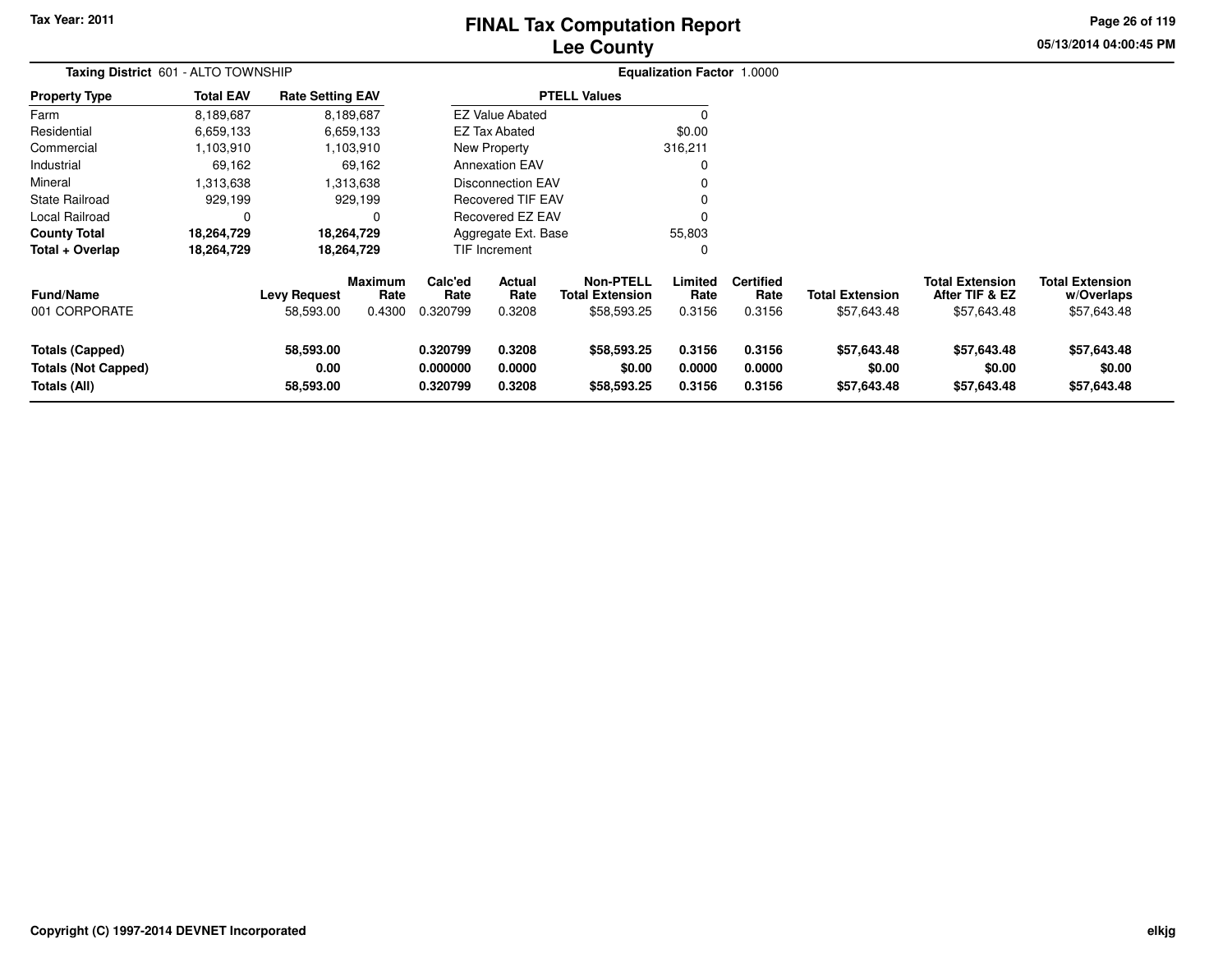Tax Year: 2011

# FINAL Tax Computation Report
# Lee County

05/13/2014 04:00:45 PM

**Taxing District** 601 - ALTO TOWNSHIP **Equalization Factor** 1.0000

| Property Type | Total EAV | Rate Setting EAV |
|---|---|---|
| Farm | 8,189,687 | 8,189,687 |
| Residential | 6,659,133 | 6,659,133 |
| Commercial | 1,103,910 | 1,103,910 |
| Industrial | 69,162 | 69,162 |
| Mineral | 1,313,638 | 1,313,638 |
| State Railroad | 929,199 | 929,199 |
| Local Railroad | 0 | 0 |
| **County Total** | **18,264,729** | **18,264,729** |
| **Total + Overlap** | **18,264,729** | **18,264,729** |

| PTELL Values | |
|---|---|
| EZ Value Abated | 0 |
| EZ Tax Abated | $0.00 |
| New Property | 316,211 |
| Annexation EAV | 0 |
| Disconnection EAV | 0 |
| Recovered TIF EAV | 0 |
| Recovered EZ EAV | 0 |
| Aggregate Ext. Base | 55,803 |
| TIF Increment | 0 |

| Fund/Name | Levy Request | Maximum Rate | Calc'ed Rate | Actual Rate | Non-PTELL Total Extension | Limited Rate | Certified Rate | Total Extension | Total Extension After TIF & EZ | Total Extension w/Overlaps |
|---|---|---|---|---|---|---|---|---|---|---|
| 001 CORPORATE | 58,593.00 | 0.4300 | 0.320799 | 0.3208 | $58,593.25 | 0.3156 | 0.3156 | $57,643.48 | $57,643.48 | $57,643.48 |
| **Totals (Capped)** | **58,593.00** | | **0.320799** | **0.3208** | **$58,593.25** | **0.3156** | **0.3156** | **$57,643.48** | **$57,643.48** | **$57,643.48** |
| **Totals (Not Capped)** | **0.00** | | **0.000000** | **0.0000** | **$0.00** | **0.0000** | **0.0000** | **$0.00** | **$0.00** | **$0.00** |
| **Totals (All)** | **58,593.00** | | **0.320799** | **0.3208** | **$58,593.25** | **0.3156** | **0.3156** | **$57,643.48** | **$57,643.48** | **$57,643.48** |

Copyright (C) 1997-2014 DEVNET Incorporated

elkjg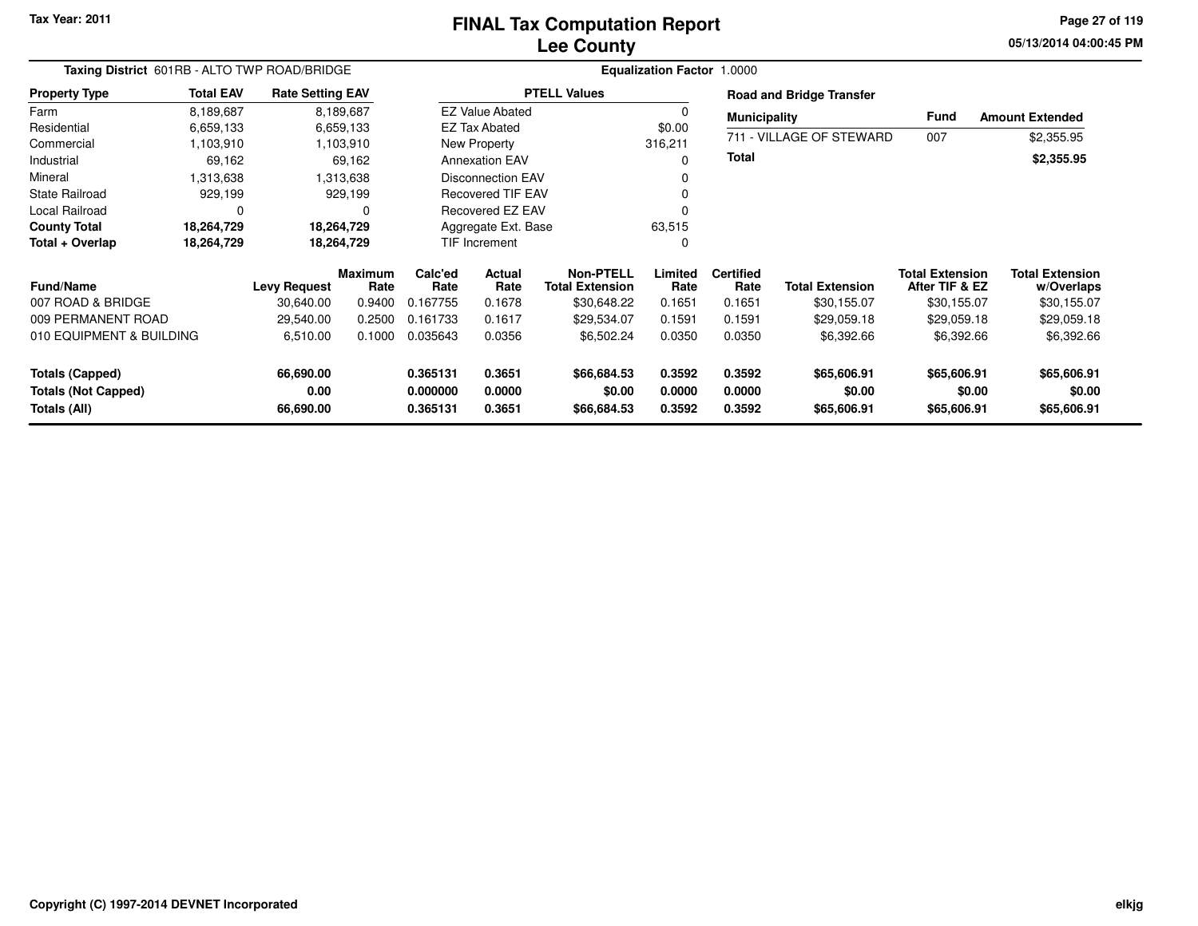# FINAL Tax Computation Report
## Lee County

Tax Year: 2011

05/13/2014 04:00:45 PM

**Taxing District** 601RB - ALTO TWP ROAD/BRIDGE

**Equalization Factor** 1.0000

| Property Type | Total EAV | Rate Setting EAV |
|---|---|---|
| Farm | 8,189,687 | 8,189,687 |
| Residential | 6,659,133 | 6,659,133 |
| Commercial | 1,103,910 | 1,103,910 |
| Industrial | 69,162 | 69,162 |
| Mineral | 1,313,638 | 1,313,638 |
| State Railroad | 929,199 | 929,199 |
| Local Railroad | 0 | 0 |
| **County Total** | **18,264,729** | **18,264,729** |
| **Total + Overlap** | **18,264,729** | **18,264,729** |

| PTELL Values | |
|---|---|
| EZ Value Abated | 0 |
| EZ Tax Abated | $0.00 |
| New Property | 316,211 |
| Annexation EAV | 0 |
| Disconnection EAV | 0 |
| Recovered TIF EAV | 0 |
| Recovered EZ EAV | 0 |
| Aggregate Ext. Base | 63,515 |
| TIF Increment | 0 |

**Road and Bridge Transfer**

| Municipality | Fund | Amount Extended |
|---|---|---|
| 711 - VILLAGE OF STEWARD | 007 | $2,355.95 |
| **Total** | | **$2,355.95** |

| Fund/Name | Levy Request | Maximum Rate | Calc'ed Rate | Actual Rate | Non-PTELL Total Extension | Limited Rate | Certified Rate | Total Extension | Total Extension After TIF & EZ | Total Extension w/Overlaps |
|---|---|---|---|---|---|---|---|---|---|---|
| 007 ROAD & BRIDGE | 30,640.00 | 0.9400 | 0.167755 | 0.1678 | $30,648.22 | 0.1651 | 0.1651 | $30,155.07 | $30,155.07 | $30,155.07 |
| 009 PERMANENT ROAD | 29,540.00 | 0.2500 | 0.161733 | 0.1617 | $29,534.07 | 0.1591 | 0.1591 | $29,059.18 | $29,059.18 | $29,059.18 |
| 010 EQUIPMENT & BUILDING | 6,510.00 | 0.1000 | 0.035643 | 0.0356 | $6,502.24 | 0.0350 | 0.0350 | $6,392.66 | $6,392.66 | $6,392.66 |
| **Totals (Capped)** | **66,690.00** | | **0.365131** | **0.3651** | **$66,684.53** | **0.3592** | **0.3592** | **$65,606.91** | **$65,606.91** | **$65,606.91** |
| **Totals (Not Capped)** | **0.00** | | **0.000000** | **0.0000** | **$0.00** | **0.0000** | **0.0000** | **$0.00** | **$0.00** | **$0.00** |
| **Totals (All)** | **66,690.00** | | **0.365131** | **0.3651** | **$66,684.53** | **0.3592** | **0.3592** | **$65,606.91** | **$65,606.91** | **$65,606.91** |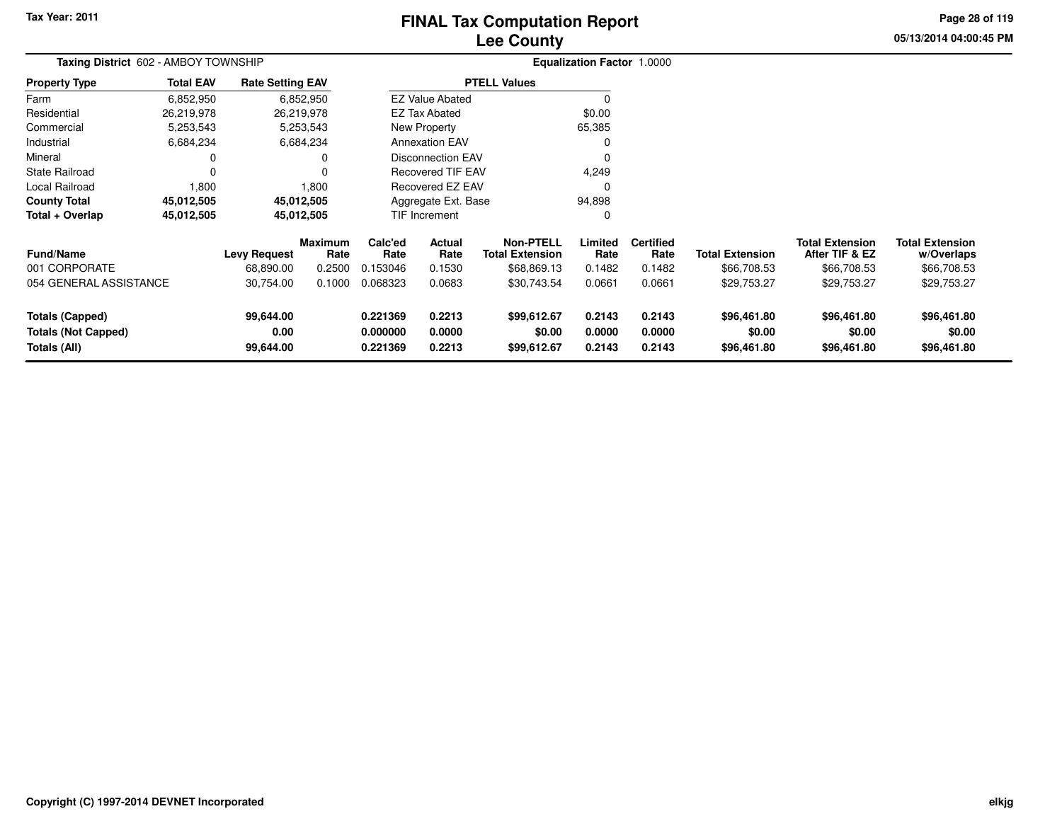# FINAL Tax Computation Report
## Lee County

Tax Year: 2011

**Taxing District** 602 - AMBOY TOWNSHIP

**Equalization Factor** 1.0000

| Property Type | Total EAV | Rate Setting EAV |
|---|---|---|
| Farm | 6,852,950 | 6,852,950 |
| Residential | 26,219,978 | 26,219,978 |
| Commercial | 5,253,543 | 5,253,543 |
| Industrial | 6,684,234 | 6,684,234 |
| Mineral | 0 | 0 |
| State Railroad | 0 | 0 |
| Local Railroad | 1,800 | 1,800 |
| **County Total** | **45,012,505** | **45,012,505** |
| **Total + Overlap** | **45,012,505** | **45,012,505** |

| PTELL Values | |
|---|---|
| EZ Value Abated | 0 |
| EZ Tax Abated | $0.00 |
| New Property | 65,385 |
| Annexation EAV | 0 |
| Disconnection EAV | 0 |
| Recovered TIF EAV | 4,249 |
| Recovered EZ EAV | 0 |
| Aggregate Ext. Base | 94,898 |
| TIF Increment | 0 |

| Fund/Name | Levy Request | Maximum Rate | Calc'ed Rate | Actual Rate | Non-PTELL Total Extension | Limited Rate | Certified Rate | Total Extension | Total Extension After TIF & EZ | Total Extension w/Overlaps |
|---|---|---|---|---|---|---|---|---|---|---|
| 001 CORPORATE | 68,890.00 | 0.2500 | 0.153046 | 0.1530 | $68,869.13 | 0.1482 | 0.1482 | $66,708.53 | $66,708.53 | $66,708.53 |
| 054 GENERAL ASSISTANCE | 30,754.00 | 0.1000 | 0.068323 | 0.0683 | $30,743.54 | 0.0661 | 0.0661 | $29,753.27 | $29,753.27 | $29,753.27 |
| **Totals (Capped)** | **99,644.00** | | **0.221369** | **0.2213** | **$99,612.67** | **0.2143** | **0.2143** | **$96,461.80** | **$96,461.80** | **$96,461.80** |
| **Totals (Not Capped)** | **0.00** | | **0.000000** | **0.0000** | **$0.00** | **0.0000** | **0.0000** | **$0.00** | **$0.00** | **$0.00** |
| **Totals (All)** | **99,644.00** | | **0.221369** | **0.2213** | **$99,612.67** | **0.2143** | **0.2143** | **$96,461.80** | **$96,461.80** | **$96,461.80** |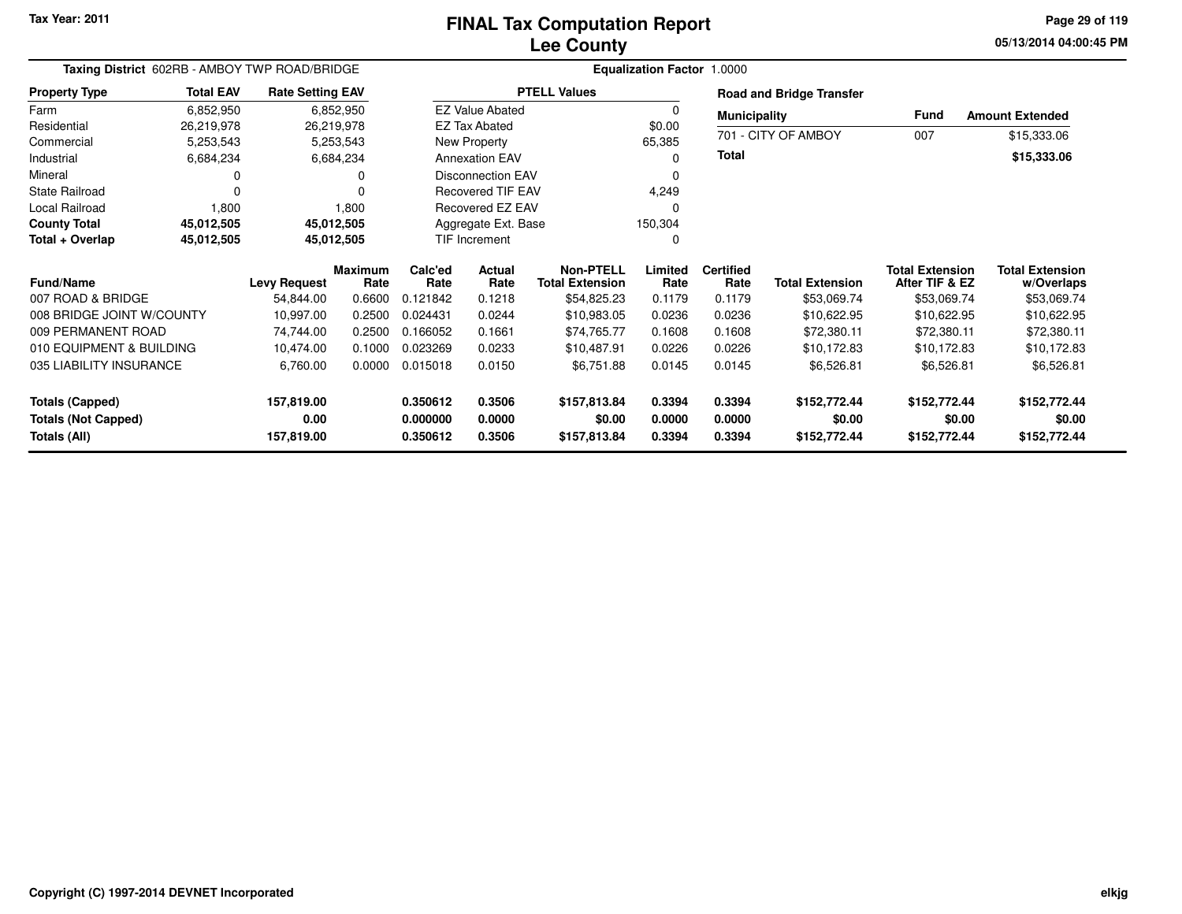Tax Year: 2011

# FINAL Tax Computation Report
## Lee County

05/13/2014 04:00:45 PM

**Taxing District** 602RB - AMBOY TWP ROAD/BRIDGE

**Equalization Factor** 1.0000

| Property Type | Total EAV | Rate Setting EAV |
|---|---|---|
| Farm | 6,852,950 | 6,852,950 |
| Residential | 26,219,978 | 26,219,978 |
| Commercial | 5,253,543 | 5,253,543 |
| Industrial | 6,684,234 | 6,684,234 |
| Mineral | 0 | 0 |
| State Railroad | 0 | 0 |
| Local Railroad | 1,800 | 1,800 |
| **County Total** | **45,012,505** | **45,012,505** |
| **Total + Overlap** | **45,012,505** | **45,012,505** |

| PTELL Values | |
|---|---|
| EZ Value Abated | 0 |
| EZ Tax Abated | $0.00 |
| New Property | 65,385 |
| Annexation EAV | 0 |
| Disconnection EAV | 0 |
| Recovered TIF EAV | 4,249 |
| Recovered EZ EAV | 0 |
| Aggregate Ext. Base | 150,304 |
| TIF Increment | 0 |

**Road and Bridge Transfer**

| Municipality | Fund | Amount Extended |
|---|---|---|
| 701 - CITY OF AMBOY | 007 | $15,333.06 |
| **Total** | | **$15,333.06** |

| Fund/Name | Levy Request | Maximum Rate | Calc'ed Rate | Actual Rate | Non-PTELL Total Extension | Limited Rate | Certified Rate | Total Extension | Total Extension After TIF & EZ | Total Extension w/Overlaps |
|---|---|---|---|---|---|---|---|---|---|---|
| 007 ROAD & BRIDGE | 54,844.00 | 0.6600 | 0.121842 | 0.1218 | $54,825.23 | 0.1179 | 0.1179 | $53,069.74 | $53,069.74 | $53,069.74 |
| 008 BRIDGE JOINT W/COUNTY | 10,997.00 | 0.2500 | 0.024431 | 0.0244 | $10,983.05 | 0.0236 | 0.0236 | $10,622.95 | $10,622.95 | $10,622.95 |
| 009 PERMANENT ROAD | 74,744.00 | 0.2500 | 0.166052 | 0.1661 | $74,765.77 | 0.1608 | 0.1608 | $72,380.11 | $72,380.11 | $72,380.11 |
| 010 EQUIPMENT & BUILDING | 10,474.00 | 0.1000 | 0.023269 | 0.0233 | $10,487.91 | 0.0226 | 0.0226 | $10,172.83 | $10,172.83 | $10,172.83 |
| 035 LIABILITY INSURANCE | 6,760.00 | 0.0000 | 0.015018 | 0.0150 | $6,751.88 | 0.0145 | 0.0145 | $6,526.81 | $6,526.81 | $6,526.81 |
| **Totals (Capped)** | **157,819.00** | | **0.350612** | **0.3506** | **$157,813.84** | **0.3394** | **0.3394** | **$152,772.44** | **$152,772.44** | **$152,772.44** |
| **Totals (Not Capped)** | **0.00** | | **0.000000** | **0.0000** | **$0.00** | **0.0000** | **0.0000** | **$0.00** | **$0.00** | **$0.00** |
| **Totals (All)** | **157,819.00** | | **0.350612** | **0.3506** | **$157,813.84** | **0.3394** | **0.3394** | **$152,772.44** | **$152,772.44** | **$152,772.44** |

Copyright (C) 1997-2014 DEVNET Incorporated

elkjg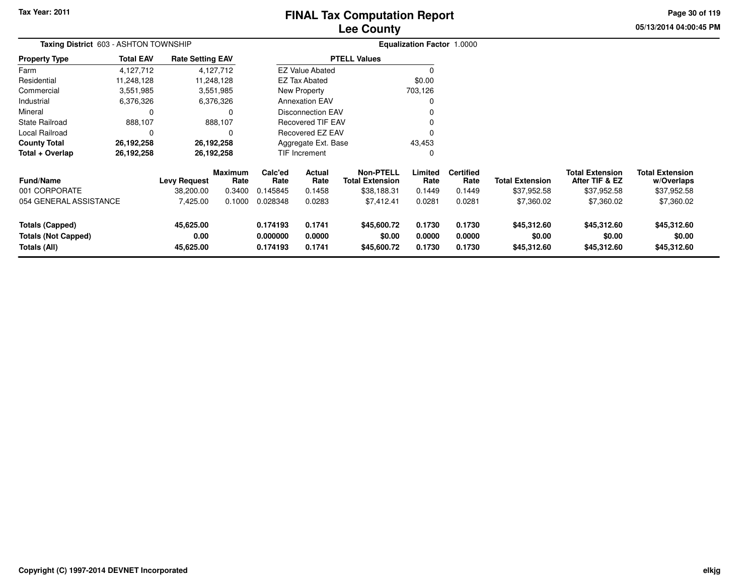Tax Year: 2011

# FINAL Tax Computation Report
## Lee County

05/13/2014 04:00:45 PM

**Taxing District** 603 - ASHTON TOWNSHIP

**Equalization Factor** 1.0000

| Property Type | Total EAV | Rate Setting EAV |
|---|---|---|
| Farm | 4,127,712 | 4,127,712 |
| Residential | 11,248,128 | 11,248,128 |
| Commercial | 3,551,985 | 3,551,985 |
| Industrial | 6,376,326 | 6,376,326 |
| Mineral | 0 | 0 |
| State Railroad | 888,107 | 888,107 |
| Local Railroad | 0 | 0 |
| **County Total** | **26,192,258** | **26,192,258** |
| **Total + Overlap** | **26,192,258** | **26,192,258** |

| PTELL Values | |
|---|---|
| EZ Value Abated | 0 |
| EZ Tax Abated | $0.00 |
| New Property | 703,126 |
| Annexation EAV | 0 |
| Disconnection EAV | 0 |
| Recovered TIF EAV | 0 |
| Recovered EZ EAV | 0 |
| Aggregate Ext. Base | 43,453 |
| TIF Increment | 0 |

| Fund/Name | Levy Request | Maximum Rate | Calc'ed Rate | Actual Rate | Non-PTELL Total Extension | Limited Rate | Certified Rate | Total Extension | Total Extension After TIF & EZ | Total Extension w/Overlaps |
|---|---|---|---|---|---|---|---|---|---|---|
| 001 CORPORATE | 38,200.00 | 0.3400 | 0.145845 | 0.1458 | $38,188.31 | 0.1449 | 0.1449 | $37,952.58 | $37,952.58 | $37,952.58 |
| 054 GENERAL ASSISTANCE | 7,425.00 | 0.1000 | 0.028348 | 0.0283 | $7,412.41 | 0.0281 | 0.0281 | $7,360.02 | $7,360.02 | $7,360.02 |
| **Totals (Capped)** | **45,625.00** | | **0.174193** | **0.1741** | **$45,600.72** | **0.1730** | **0.1730** | **$45,312.60** | **$45,312.60** | **$45,312.60** |
| **Totals (Not Capped)** | **0.00** | | **0.000000** | **0.0000** | **$0.00** | **0.0000** | **0.0000** | **$0.00** | **$0.00** | **$0.00** |
| **Totals (All)** | **45,625.00** | | **0.174193** | **0.1741** | **$45,600.72** | **0.1730** | **0.1730** | **$45,312.60** | **$45,312.60** | **$45,312.60** |

Copyright (C) 1997-2014 DEVNET Incorporated

elkjg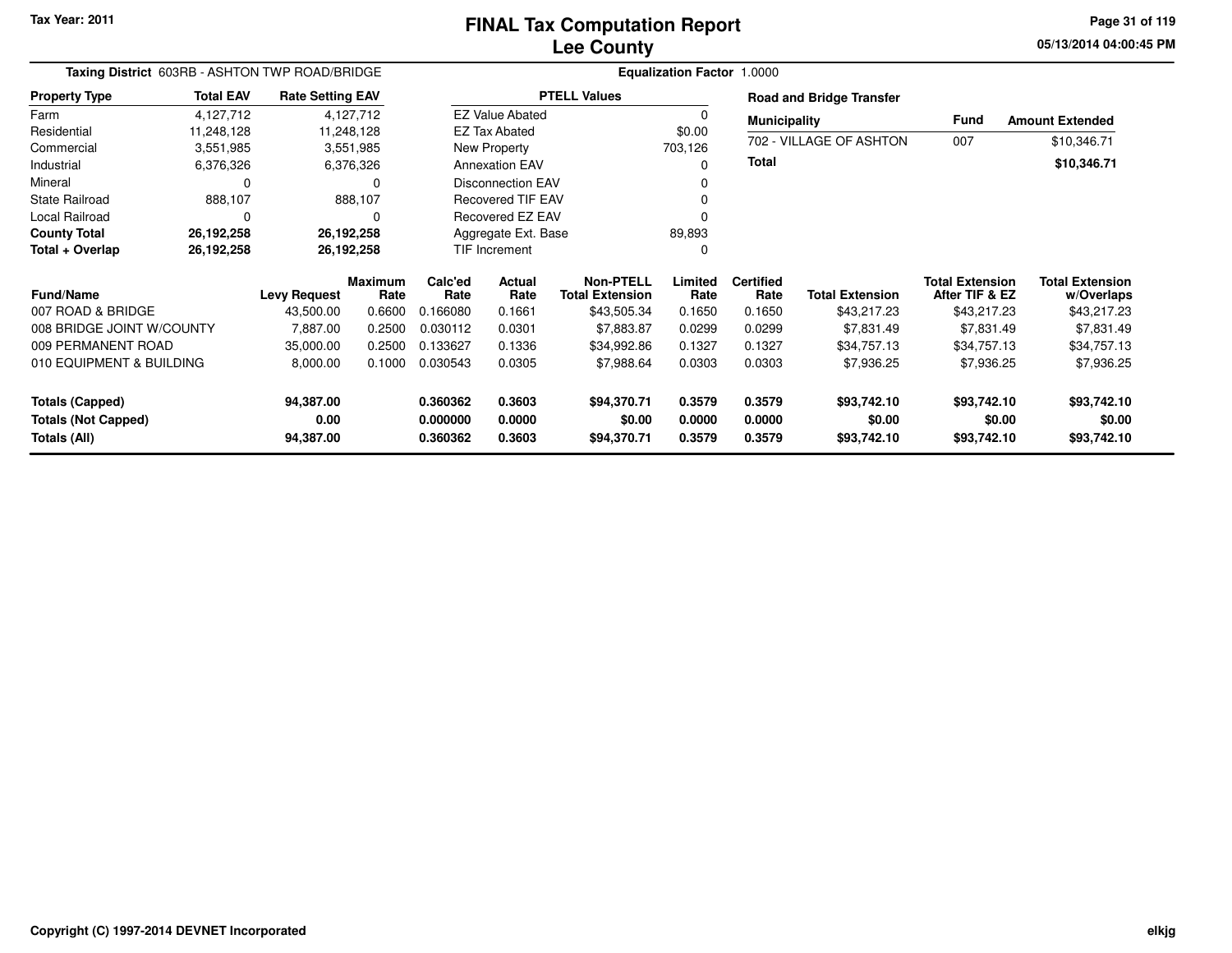Tax Year: 2011

# FINAL Tax Computation Report
## Lee County

05/13/2014 04:00:45 PM

**Taxing District** 603RB - ASHTON TWP ROAD/BRIDGE

**Equalization Factor** 1.0000

| Property Type | Total EAV | Rate Setting EAV |
|---|---|---|
| Farm | 4,127,712 | 4,127,712 |
| Residential | 11,248,128 | 11,248,128 |
| Commercial | 3,551,985 | 3,551,985 |
| Industrial | 6,376,326 | 6,376,326 |
| Mineral | 0 | 0 |
| State Railroad | 888,107 | 888,107 |
| Local Railroad | 0 | 0 |
| **County Total** | **26,192,258** | **26,192,258** |
| **Total + Overlap** | **26,192,258** | **26,192,258** |

| PTELL Values | |
|---|---|
| EZ Value Abated | 0 |
| EZ Tax Abated | $0.00 |
| New Property | 703,126 |
| Annexation EAV | 0 |
| Disconnection EAV | 0 |
| Recovered TIF EAV | 0 |
| Recovered EZ EAV | 0 |
| Aggregate Ext. Base | 89,893 |
| TIF Increment | 0 |

**Road and Bridge Transfer**

| Municipality | Fund | Amount Extended |
|---|---|---|
| 702 - VILLAGE OF ASHTON | 007 | $10,346.71 |
| **Total** | | **$10,346.71** |

| Fund/Name | Levy Request | Maximum Rate | Calc'ed Rate | Actual Rate | Non-PTELL Total Extension | Limited Rate | Certified Rate | Total Extension | Total Extension After TIF & EZ | Total Extension w/Overlaps |
|---|---|---|---|---|---|---|---|---|---|---|
| 007 ROAD & BRIDGE | 43,500.00 | 0.6600 | 0.166080 | 0.1661 | $43,505.34 | 0.1650 | 0.1650 | $43,217.23 | $43,217.23 | $43,217.23 |
| 008 BRIDGE JOINT W/COUNTY | 7,887.00 | 0.2500 | 0.030112 | 0.0301 | $7,883.87 | 0.0299 | 0.0299 | $7,831.49 | $7,831.49 | $7,831.49 |
| 009 PERMANENT ROAD | 35,000.00 | 0.2500 | 0.133627 | 0.1336 | $34,992.86 | 0.1327 | 0.1327 | $34,757.13 | $34,757.13 | $34,757.13 |
| 010 EQUIPMENT & BUILDING | 8,000.00 | 0.1000 | 0.030543 | 0.0305 | $7,988.64 | 0.0303 | 0.0303 | $7,936.25 | $7,936.25 | $7,936.25 |
| **Totals (Capped)** | **94,387.00** | | **0.360362** | **0.3603** | **$94,370.71** | **0.3579** | **0.3579** | **$93,742.10** | **$93,742.10** | **$93,742.10** |
| **Totals (Not Capped)** | **0.00** | | **0.000000** | **0.0000** | **$0.00** | **0.0000** | **0.0000** | **$0.00** | **$0.00** | **$0.00** |
| **Totals (All)** | **94,387.00** | | **0.360362** | **0.3603** | **$94,370.71** | **0.3579** | **0.3579** | **$93,742.10** | **$93,742.10** | **$93,742.10** |

Copyright (C) 1997-2014 DEVNET Incorporated

elkjg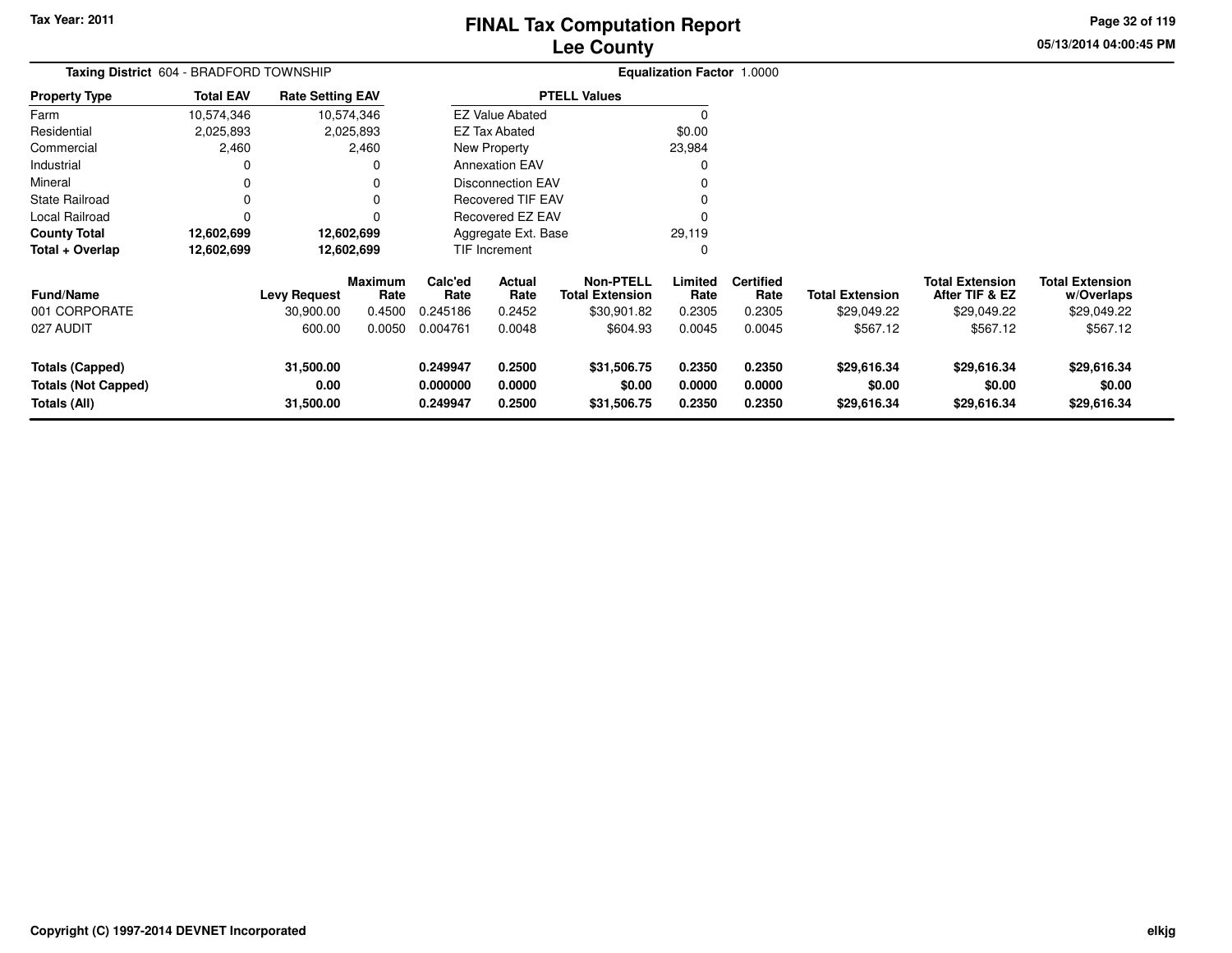Tax Year: 2011

# FINAL Tax Computation Report
## Lee County

**Taxing District** 604 - BRADFORD TOWNSHIP

**Equalization Factor** 1.0000

| Property Type | Total EAV | Rate Setting EAV |
|---|---|---|
| Farm | 10,574,346 | 10,574,346 |
| Residential | 2,025,893 | 2,025,893 |
| Commercial | 2,460 | 2,460 |
| Industrial | 0 | 0 |
| Mineral | 0 | 0 |
| State Railroad | 0 | 0 |
| Local Railroad | 0 | 0 |
| **County Total** | **12,602,699** | **12,602,699** |
| **Total + Overlap** | **12,602,699** | **12,602,699** |

| PTELL Values | |
|---|---|
| EZ Value Abated | 0 |
| EZ Tax Abated | $0.00 |
| New Property | 23,984 |
| Annexation EAV | 0 |
| Disconnection EAV | 0 |
| Recovered TIF EAV | 0 |
| Recovered EZ EAV | 0 |
| Aggregate Ext. Base | 29,119 |
| TIF Increment | 0 |

| Fund/Name | Levy Request | Maximum Rate | Calc'ed Rate | Actual Rate | Non-PTELL Total Extension | Limited Rate | Certified Rate | Total Extension | Total Extension After TIF & EZ | Total Extension w/Overlaps |
|---|---|---|---|---|---|---|---|---|---|---|
| 001 CORPORATE | 30,900.00 | 0.4500 | 0.245186 | 0.2452 | $30,901.82 | 0.2305 | 0.2305 | $29,049.22 | $29,049.22 | $29,049.22 |
| 027 AUDIT | 600.00 | 0.0050 | 0.004761 | 0.0048 | $604.93 | 0.0045 | 0.0045 | $567.12 | $567.12 | $567.12 |
| **Totals (Capped)** | **31,500.00** | | **0.249947** | **0.2500** | **$31,506.75** | **0.2350** | **0.2350** | **$29,616.34** | **$29,616.34** | **$29,616.34** |
| **Totals (Not Capped)** | **0.00** | | **0.000000** | **0.0000** | **$0.00** | **0.0000** | **0.0000** | **$0.00** | **$0.00** | **$0.00** |
| **Totals (All)** | **31,500.00** | | **0.249947** | **0.2500** | **$31,506.75** | **0.2350** | **0.2350** | **$29,616.34** | **$29,616.34** | **$29,616.34** |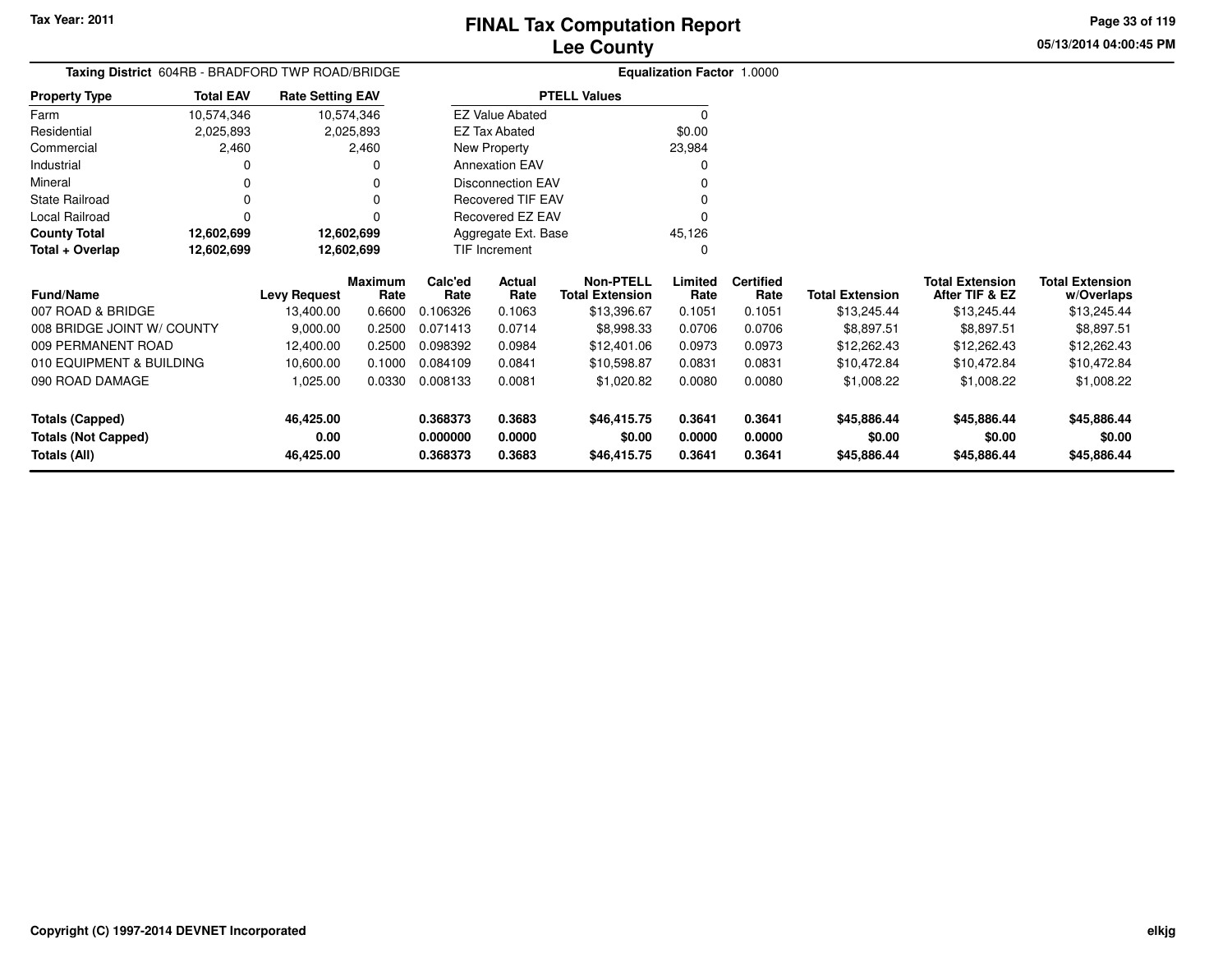Tax Year: 2011

# FINAL Tax Computation Report
## Lee County

05/13/2014 04:00:45 PM

**Taxing District** 604RB - BRADFORD TWP ROAD/BRIDGE **Equalization Factor** 1.0000

| Property Type | Total EAV | Rate Setting EAV |
|---|---|---|
| Farm | 10,574,346 | 10,574,346 |
| Residential | 2,025,893 | 2,025,893 |
| Commercial | 2,460 | 2,460 |
| Industrial | 0 | 0 |
| Mineral | 0 | 0 |
| State Railroad | 0 | 0 |
| Local Railroad | 0 | 0 |
| **County Total** | **12,602,699** | **12,602,699** |
| **Total + Overlap** | **12,602,699** | **12,602,699** |

| PTELL Values | |
|---|---|
| EZ Value Abated | 0 |
| EZ Tax Abated | $0.00 |
| New Property | 23,984 |
| Annexation EAV | 0 |
| Disconnection EAV | 0 |
| Recovered TIF EAV | 0 |
| Recovered EZ EAV | 0 |
| Aggregate Ext. Base | 45,126 |
| TIF Increment | 0 |

| Fund/Name | Levy Request | Maximum Rate | Calc'ed Rate | Actual Rate | Non-PTELL Total Extension | Limited Rate | Certified Rate | Total Extension | Total Extension After TIF & EZ | Total Extension w/Overlaps |
|---|---|---|---|---|---|---|---|---|---|---|
| 007 ROAD & BRIDGE | 13,400.00 | 0.6600 | 0.106326 | 0.1063 | $13,396.67 | 0.1051 | 0.1051 | $13,245.44 | $13,245.44 | $13,245.44 |
| 008 BRIDGE JOINT W/ COUNTY | 9,000.00 | 0.2500 | 0.071413 | 0.0714 | $8,998.33 | 0.0706 | 0.0706 | $8,897.51 | $8,897.51 | $8,897.51 |
| 009 PERMANENT ROAD | 12,400.00 | 0.2500 | 0.098392 | 0.0984 | $12,401.06 | 0.0973 | 0.0973 | $12,262.43 | $12,262.43 | $12,262.43 |
| 010 EQUIPMENT & BUILDING | 10,600.00 | 0.1000 | 0.084109 | 0.0841 | $10,598.87 | 0.0831 | 0.0831 | $10,472.84 | $10,472.84 | $10,472.84 |
| 090 ROAD DAMAGE | 1,025.00 | 0.0330 | 0.008133 | 0.0081 | $1,020.82 | 0.0080 | 0.0080 | $1,008.22 | $1,008.22 | $1,008.22 |
| **Totals (Capped)** | **46,425.00** | | **0.368373** | **0.3683** | **$46,415.75** | **0.3641** | **0.3641** | **$45,886.44** | **$45,886.44** | **$45,886.44** |
| **Totals (Not Capped)** | **0.00** | | **0.000000** | **0.0000** | **$0.00** | **0.0000** | **0.0000** | **$0.00** | **$0.00** | **$0.00** |
| **Totals (All)** | **46,425.00** | | **0.368373** | **0.3683** | **$46,415.75** | **0.3641** | **0.3641** | **$45,886.44** | **$45,886.44** | **$45,886.44** |

Copyright (C) 1997-2014 DEVNET Incorporated elkjg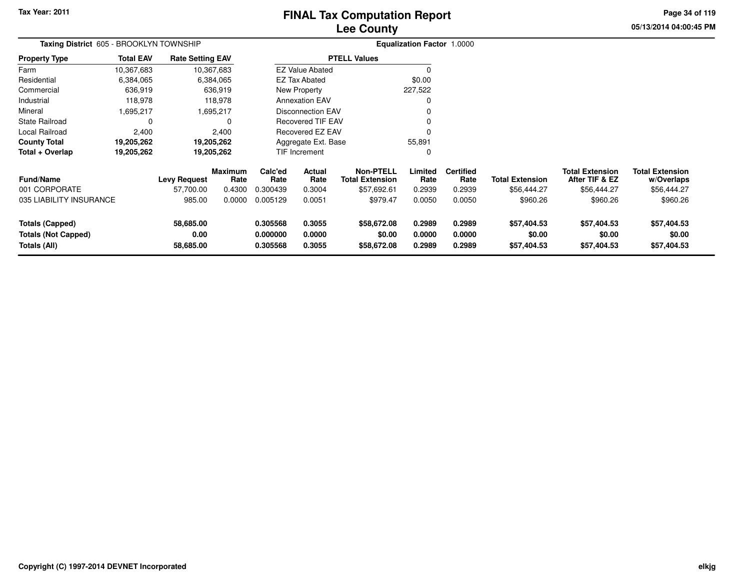Tax Year: 2011

# FINAL Tax Computation Report
## Lee County

**Taxing District** 605 - BROOKLYN TOWNSHIP

**Equalization Factor** 1.0000

| Property Type | Total EAV | Rate Setting EAV |
|---|---|---|
| Farm | 10,367,683 | 10,367,683 |
| Residential | 6,384,065 | 6,384,065 |
| Commercial | 636,919 | 636,919 |
| Industrial | 118,978 | 118,978 |
| Mineral | 1,695,217 | 1,695,217 |
| State Railroad | 0 | 0 |
| Local Railroad | 2,400 | 2,400 |
| **County Total** | **19,205,262** | **19,205,262** |
| **Total + Overlap** | **19,205,262** | **19,205,262** |

| PTELL Values | |
|---|---|
| EZ Value Abated | 0 |
| EZ Tax Abated | $0.00 |
| New Property | 227,522 |
| Annexation EAV | 0 |
| Disconnection EAV | 0 |
| Recovered TIF EAV | 0 |
| Recovered EZ EAV | 0 |
| Aggregate Ext. Base | 55,891 |
| TIF Increment | 0 |

| Fund/Name | Levy Request | Maximum Rate | Calc'ed Rate | Actual Rate | Non-PTELL Total Extension | Limited Rate | Certified Rate | Total Extension | Total Extension After TIF & EZ | Total Extension w/Overlaps |
|---|---|---|---|---|---|---|---|---|---|---|
| 001 CORPORATE | 57,700.00 | 0.4300 | 0.300439 | 0.3004 | $57,692.61 | 0.2939 | 0.2939 | $56,444.27 | $56,444.27 | $56,444.27 |
| 035 LIABILITY INSURANCE | 985.00 | 0.0000 | 0.005129 | 0.0051 | $979.47 | 0.0050 | 0.0050 | $960.26 | $960.26 | $960.26 |
| **Totals (Capped)** | **58,685.00** | | **0.305568** | **0.3055** | **$58,672.08** | **0.2989** | **0.2989** | **$57,404.53** | **$57,404.53** | **$57,404.53** |
| **Totals (Not Capped)** | **0.00** | | **0.000000** | **0.0000** | **$0.00** | **0.0000** | **0.0000** | **$0.00** | **$0.00** | **$0.00** |
| **Totals (All)** | **58,685.00** | | **0.305568** | **0.3055** | **$58,672.08** | **0.2989** | **0.2989** | **$57,404.53** | **$57,404.53** | **$57,404.53** |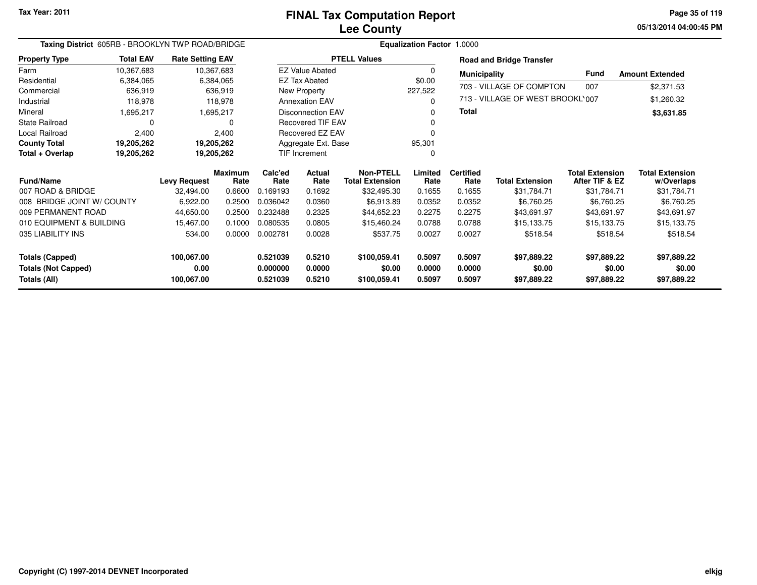Tax Year: 2011

# FINAL Tax Computation Report
## Lee County

05/13/2014 04:00:45 PM

**Taxing District** 605RB - BROOKLYN TWP ROAD/BRIDGE | **Equalization Factor** 1.0000

| Property Type | Total EAV | Rate Setting EAV |
|---|---|---|
| Farm | 10,367,683 | 10,367,683 |
| Residential | 6,384,065 | 6,384,065 |
| Commercial | 636,919 | 636,919 |
| Industrial | 118,978 | 118,978 |
| Mineral | 1,695,217 | 1,695,217 |
| State Railroad | 0 | 0 |
| Local Railroad | 2,400 | 2,400 |
| **County Total** | **19,205,262** | **19,205,262** |
| **Total + Overlap** | **19,205,262** | **19,205,262** |

| PTELL Values | |
|---|---|
| EZ Value Abated | 0 |
| EZ Tax Abated | $0.00 |
| New Property | 227,522 |
| Annexation EAV | 0 |
| Disconnection EAV | 0 |
| Recovered TIF EAV | 0 |
| Recovered EZ EAV | 0 |
| Aggregate Ext. Base | 95,301 |
| TIF Increment | 0 |

**Road and Bridge Transfer**

| Municipality | Fund | Amount Extended |
|---|---|---|
| 703 - VILLAGE OF COMPTON | 007 | $2,371.53 |
| 713 - VILLAGE OF WEST BROOKL' | 007 | $1,260.32 |
| **Total** | | **$3,631.85** |

| Fund/Name | Levy Request | Maximum Rate | Calc'ed Rate | Actual Rate | Non-PTELL Total Extension | Limited Rate | Certified Rate | Total Extension | Total Extension After TIF & EZ | Total Extension w/Overlaps |
|---|---|---|---|---|---|---|---|---|---|---|
| 007 ROAD & BRIDGE | 32,494.00 | 0.6600 | 0.169193 | 0.1692 | $32,495.30 | 0.1655 | 0.1655 | $31,784.71 | $31,784.71 | $31,784.71 |
| 008 BRIDGE JOINT W/ COUNTY | 6,922.00 | 0.2500 | 0.036042 | 0.0360 | $6,913.89 | 0.0352 | 0.0352 | $6,760.25 | $6,760.25 | $6,760.25 |
| 009 PERMANENT ROAD | 44,650.00 | 0.2500 | 0.232488 | 0.2325 | $44,652.23 | 0.2275 | 0.2275 | $43,691.97 | $43,691.97 | $43,691.97 |
| 010 EQUIPMENT & BUILDING | 15,467.00 | 0.1000 | 0.080535 | 0.0805 | $15,460.24 | 0.0788 | 0.0788 | $15,133.75 | $15,133.75 | $15,133.75 |
| 035 LIABILITY INS | 534.00 | 0.0000 | 0.002781 | 0.0028 | $537.75 | 0.0027 | 0.0027 | $518.54 | $518.54 | $518.54 |
| **Totals (Capped)** | **100,067.00** | | **0.521039** | **0.5210** | **$100,059.41** | **0.5097** | **0.5097** | **$97,889.22** | **$97,889.22** | **$97,889.22** |
| **Totals (Not Capped)** | **0.00** | | **0.000000** | **0.0000** | **$0.00** | **0.0000** | **0.0000** | **$0.00** | **$0.00** | **$0.00** |
| **Totals (All)** | **100,067.00** | | **0.521039** | **0.5210** | **$100,059.41** | **0.5097** | **0.5097** | **$97,889.22** | **$97,889.22** | **$97,889.22** |

Copyright (C) 1997-2014 DEVNET Incorporated

elkjg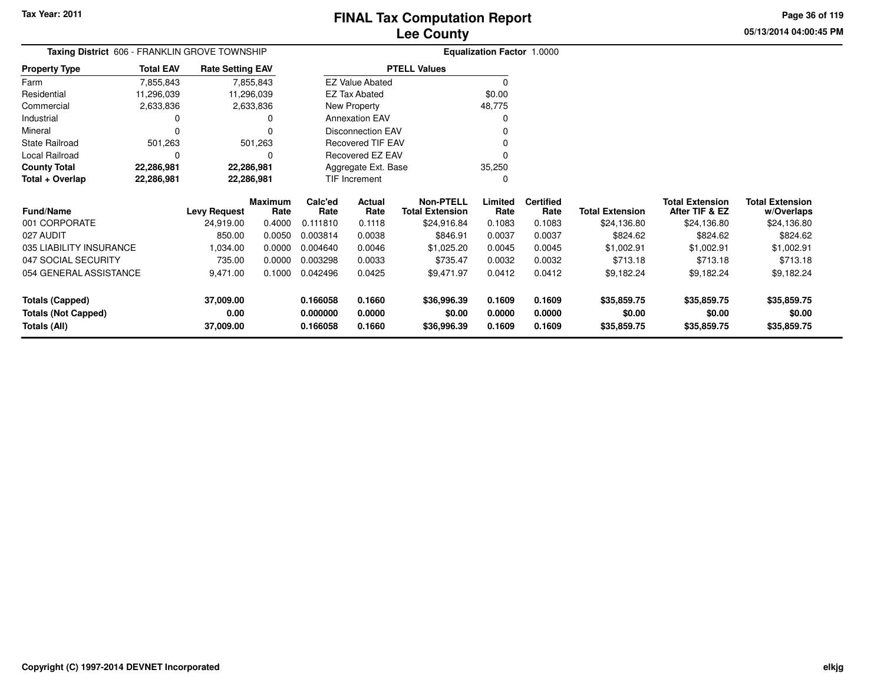Tax Year: 2011

# FINAL Tax Computation Report
## Lee County

05/13/2014 04:00:45 PM

**Taxing District** 606 - FRANKLIN GROVE TOWNSHIP

**Equalization Factor** 1.0000

| Property Type | Total EAV | Rate Setting EAV |
|---|---|---|
| Farm | 7,855,843 | 7,855,843 |
| Residential | 11,296,039 | 11,296,039 |
| Commercial | 2,633,836 | 2,633,836 |
| Industrial | 0 | 0 |
| Mineral | 0 | 0 |
| State Railroad | 501,263 | 501,263 |
| Local Railroad | 0 | 0 |
| **County Total** | **22,286,981** | **22,286,981** |
| **Total + Overlap** | **22,286,981** | **22,286,981** |

| PTELL Values | |
|---|---|
| EZ Value Abated | 0 |
| EZ Tax Abated | $0.00 |
| New Property | 48,775 |
| Annexation EAV | 0 |
| Disconnection EAV | 0 |
| Recovered TIF EAV | 0 |
| Recovered EZ EAV | 0 |
| Aggregate Ext. Base | 35,250 |
| TIF Increment | 0 |

| Fund/Name | Levy Request | Maximum Rate | Calc'ed Rate | Actual Rate | Non-PTELL Total Extension | Limited Rate | Certified Rate | Total Extension | Total Extension After TIF & EZ | Total Extension w/Overlaps |
|---|---|---|---|---|---|---|---|---|---|---|
| 001 CORPORATE | 24,919.00 | 0.4000 | 0.111810 | 0.1118 | $24,916.84 | 0.1083 | 0.1083 | $24,136.80 | $24,136.80 | $24,136.80 |
| 027 AUDIT | 850.00 | 0.0050 | 0.003814 | 0.0038 | $846.91 | 0.0037 | 0.0037 | $824.62 | $824.62 | $824.62 |
| 035 LIABILITY INSURANCE | 1,034.00 | 0.0000 | 0.004640 | 0.0046 | $1,025.20 | 0.0045 | 0.0045 | $1,002.91 | $1,002.91 | $1,002.91 |
| 047 SOCIAL SECURITY | 735.00 | 0.0000 | 0.003298 | 0.0033 | $735.47 | 0.0032 | 0.0032 | $713.18 | $713.18 | $713.18 |
| 054 GENERAL ASSISTANCE | 9,471.00 | 0.1000 | 0.042496 | 0.0425 | $9,471.97 | 0.0412 | 0.0412 | $9,182.24 | $9,182.24 | $9,182.24 |
| **Totals (Capped)** | **37,009.00** | | **0.166058** | **0.1660** | **$36,996.39** | **0.1609** | **0.1609** | **$35,859.75** | **$35,859.75** | **$35,859.75** |
| **Totals (Not Capped)** | **0.00** | | **0.000000** | **0.0000** | **$0.00** | **0.0000** | **0.0000** | **$0.00** | **$0.00** | **$0.00** |
| **Totals (All)** | **37,009.00** | | **0.166058** | **0.1660** | **$36,996.39** | **0.1609** | **0.1609** | **$35,859.75** | **$35,859.75** | **$35,859.75** |

Copyright (C) 1997-2014 DEVNET Incorporated

elkjg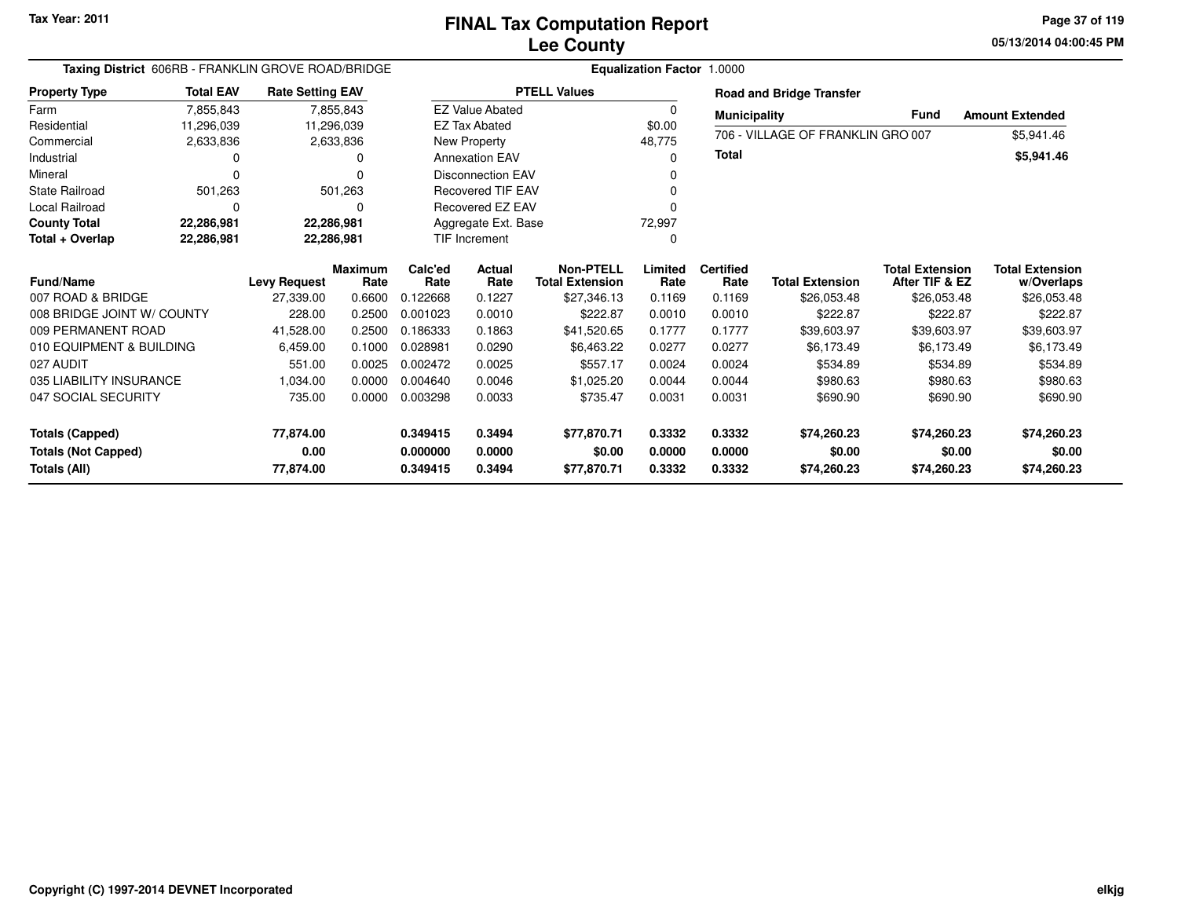Tax Year: 2011

# FINAL Tax Computation Report
## Lee County

**Taxing District** 606RB - FRANKLIN GROVE ROAD/BRIDGE **Equalization Factor** 1.0000

| Property Type | Total EAV | Rate Setting EAV |
|---|---|---|
| Farm | 7,855,843 | 7,855,843 |
| Residential | 11,296,039 | 11,296,039 |
| Commercial | 2,633,836 | 2,633,836 |
| Industrial | 0 | 0 |
| Mineral | 0 | 0 |
| State Railroad | 501,263 | 501,263 |
| Local Railroad | 0 | 0 |
| **County Total** | **22,286,981** | **22,286,981** |
| **Total + Overlap** | **22,286,981** | **22,286,981** |

| PTELL Values | |
|---|---|
| EZ Value Abated | 0 |
| EZ Tax Abated | $0.00 |
| New Property | 48,775 |
| Annexation EAV | 0 |
| Disconnection EAV | 0 |
| Recovered TIF EAV | 0 |
| Recovered EZ EAV | 0 |
| Aggregate Ext. Base | 72,997 |
| TIF Increment | 0 |

**Road and Bridge Transfer**

| Municipality | Fund | Amount Extended |
|---|---|---|
| 706 - VILLAGE OF FRANKLIN GRO | 007 | $5,941.46 |
| **Total** | | **$5,941.46** |

| Fund/Name | Levy Request | Maximum Rate | Calc'ed Rate | Actual Rate | Non-PTELL Total Extension | Limited Rate | Certified Rate | Total Extension | Total Extension After TIF & EZ | Total Extension w/Overlaps |
|---|---|---|---|---|---|---|---|---|---|---|
| 007 ROAD & BRIDGE | 27,339.00 | 0.6600 | 0.122668 | 0.1227 | $27,346.13 | 0.1169 | 0.1169 | $26,053.48 | $26,053.48 | $26,053.48 |
| 008 BRIDGE JOINT W/ COUNTY | 228.00 | 0.2500 | 0.001023 | 0.0010 | $222.87 | 0.0010 | 0.0010 | $222.87 | $222.87 | $222.87 |
| 009 PERMANENT ROAD | 41,528.00 | 0.2500 | 0.186333 | 0.1863 | $41,520.65 | 0.1777 | 0.1777 | $39,603.97 | $39,603.97 | $39,603.97 |
| 010 EQUIPMENT & BUILDING | 6,459.00 | 0.1000 | 0.028981 | 0.0290 | $6,463.22 | 0.0277 | 0.0277 | $6,173.49 | $6,173.49 | $6,173.49 |
| 027 AUDIT | 551.00 | 0.0025 | 0.002472 | 0.0025 | $557.17 | 0.0024 | 0.0024 | $534.89 | $534.89 | $534.89 |
| 035 LIABILITY INSURANCE | 1,034.00 | 0.0000 | 0.004640 | 0.0046 | $1,025.20 | 0.0044 | 0.0044 | $980.63 | $980.63 | $980.63 |
| 047 SOCIAL SECURITY | 735.00 | 0.0000 | 0.003298 | 0.0033 | $735.47 | 0.0031 | 0.0031 | $690.90 | $690.90 | $690.90 |
| **Totals (Capped)** | **77,874.00** | | **0.349415** | **0.3494** | **$77,870.71** | **0.3332** | **0.3332** | **$74,260.23** | **$74,260.23** | **$74,260.23** |
| **Totals (Not Capped)** | **0.00** | | **0.000000** | **0.0000** | **$0.00** | **0.0000** | **0.0000** | **$0.00** | **$0.00** | **$0.00** |
| **Totals (All)** | **77,874.00** | | **0.349415** | **0.3494** | **$77,870.71** | **0.3332** | **0.3332** | **$74,260.23** | **$74,260.23** | **$74,260.23** |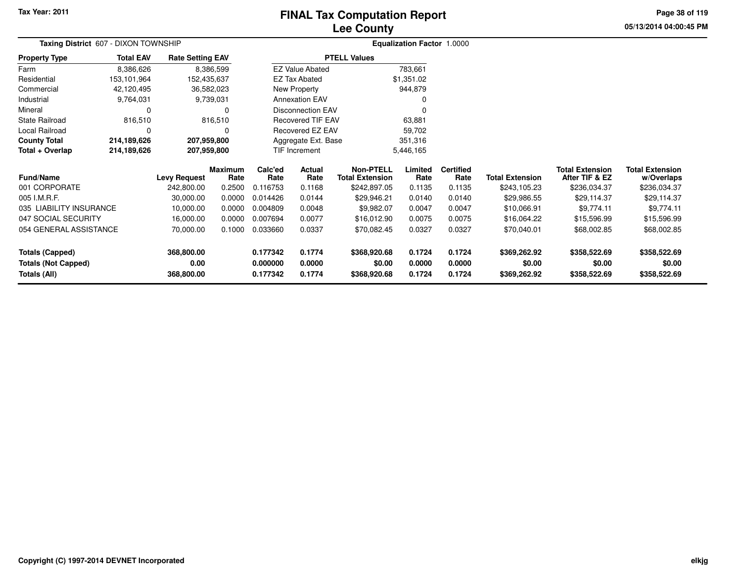Tax Year: 2011

# FINAL Tax Computation Report
## Lee County

05/13/2014 04:00:45 PM

**Taxing District** 607 - DIXON TOWNSHIP

**Equalization Factor** 1.0000

| Property Type | Total EAV | Rate Setting EAV |
|---|---|---|
| Farm | 8,386,626 | 8,386,599 |
| Residential | 153,101,964 | 152,435,637 |
| Commercial | 42,120,495 | 36,582,023 |
| Industrial | 9,764,031 | 9,739,031 |
| Mineral | 0 | 0 |
| State Railroad | 816,510 | 816,510 |
| Local Railroad | 0 | 0 |
| **County Total** | **214,189,626** | **207,959,800** |
| **Total + Overlap** | **214,189,626** | **207,959,800** |

| PTELL Values | |
|---|---|
| EZ Value Abated | 783,661 |
| EZ Tax Abated | $1,351.02 |
| New Property | 944,879 |
| Annexation EAV | 0 |
| Disconnection EAV | 0 |
| Recovered TIF EAV | 63,881 |
| Recovered EZ EAV | 59,702 |
| Aggregate Ext. Base | 351,316 |
| TIF Increment | 5,446,165 |

| Fund/Name | Levy Request | Maximum Rate | Calc'ed Rate | Actual Rate | Non-PTELL Total Extension | Limited Rate | Certified Rate | Total Extension | Total Extension After TIF & EZ | Total Extension w/Overlaps |
|---|---|---|---|---|---|---|---|---|---|---|
| 001 CORPORATE | 242,800.00 | 0.2500 | 0.116753 | 0.1168 | $242,897.05 | 0.1135 | 0.1135 | $243,105.23 | $236,034.37 | $236,034.37 |
| 005 I.M.R.F. | 30,000.00 | 0.0000 | 0.014426 | 0.0144 | $29,946.21 | 0.0140 | 0.0140 | $29,986.55 | $29,114.37 | $29,114.37 |
| 035 LIABILITY INSURANCE | 10,000.00 | 0.0000 | 0.004809 | 0.0048 | $9,982.07 | 0.0047 | 0.0047 | $10,066.91 | $9,774.11 | $9,774.11 |
| 047 SOCIAL SECURITY | 16,000.00 | 0.0000 | 0.007694 | 0.0077 | $16,012.90 | 0.0075 | 0.0075 | $16,064.22 | $15,596.99 | $15,596.99 |
| 054 GENERAL ASSISTANCE | 70,000.00 | 0.1000 | 0.033660 | 0.0337 | $70,082.45 | 0.0327 | 0.0327 | $70,040.01 | $68,002.85 | $68,002.85 |
| **Totals (Capped)** | **368,800.00** | | **0.177342** | **0.1774** | **$368,920.68** | **0.1724** | **0.1724** | **$369,262.92** | **$358,522.69** | **$358,522.69** |
| **Totals (Not Capped)** | **0.00** | | **0.000000** | **0.0000** | **$0.00** | **0.0000** | **0.0000** | **$0.00** | **$0.00** | **$0.00** |
| **Totals (All)** | **368,800.00** | | **0.177342** | **0.1774** | **$368,920.68** | **0.1724** | **0.1724** | **$369,262.92** | **$358,522.69** | **$358,522.69** |

Copyright (C) 1997-2014 DEVNET Incorporated

elkjg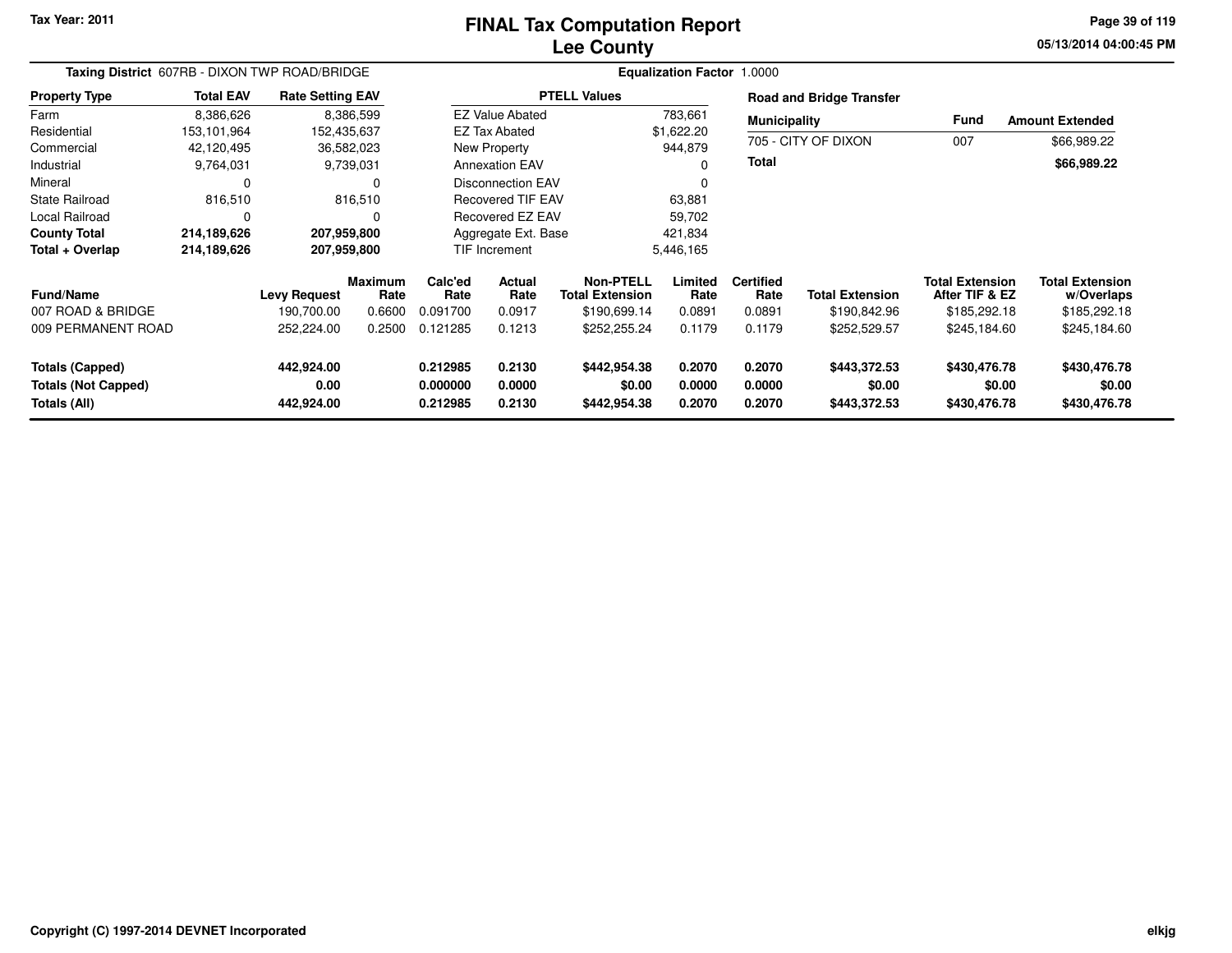# FINAL Tax Computation Report
## Lee County

**Tax Year: 2011**

05/13/2014 04:00:45 PM

**Taxing District** 607RB - DIXON TWP ROAD/BRIDGE

**Equalization Factor** 1.0000

| Property Type | Total EAV | Rate Setting EAV |
|---|---|---|
| Farm | 8,386,626 | 8,386,599 |
| Residential | 153,101,964 | 152,435,637 |
| Commercial | 42,120,495 | 36,582,023 |
| Industrial | 9,764,031 | 9,739,031 |
| Mineral | 0 | 0 |
| State Railroad | 816,510 | 816,510 |
| Local Railroad | 0 | 0 |
| **County Total** | **214,189,626** | **207,959,800** |
| **Total + Overlap** | **214,189,626** | **207,959,800** |

| PTELL Values | |
|---|---|
| EZ Value Abated | 783,661 |
| EZ Tax Abated | $1,622.20 |
| New Property | 944,879 |
| Annexation EAV | 0 |
| Disconnection EAV | 0 |
| Recovered TIF EAV | 63,881 |
| Recovered EZ EAV | 59,702 |
| Aggregate Ext. Base | 421,834 |
| TIF Increment | 5,446,165 |

**Road and Bridge Transfer**

| Municipality | Fund | Amount Extended |
|---|---|---|
| 705 - CITY OF DIXON | 007 | $66,989.22 |
| **Total** | | **$66,989.22** |

| Fund/Name | Levy Request | Maximum Rate | Calc'ed Rate | Actual Rate | Non-PTELL Total Extension | Limited Rate | Certified Rate | Total Extension | Total Extension After TIF & EZ | Total Extension w/Overlaps |
|---|---|---|---|---|---|---|---|---|---|---|
| 007 ROAD & BRIDGE | 190,700.00 | 0.6600 | 0.091700 | 0.0917 | $190,699.14 | 0.0891 | 0.0891 | $190,842.96 | $185,292.18 | $185,292.18 |
| 009 PERMANENT ROAD | 252,224.00 | 0.2500 | 0.121285 | 0.1213 | $252,255.24 | 0.1179 | 0.1179 | $252,529.57 | $245,184.60 | $245,184.60 |
| **Totals (Capped)** | **442,924.00** | | **0.212985** | **0.2130** | **$442,954.38** | **0.2070** | **0.2070** | **$443,372.53** | **$430,476.78** | **$430,476.78** |
| **Totals (Not Capped)** | **0.00** | | **0.000000** | **0.0000** | **$0.00** | **0.0000** | **0.0000** | **$0.00** | **$0.00** | **$0.00** |
| **Totals (All)** | **442,924.00** | | **0.212985** | **0.2130** | **$442,954.38** | **0.2070** | **0.2070** | **$443,372.53** | **$430,476.78** | **$430,476.78** |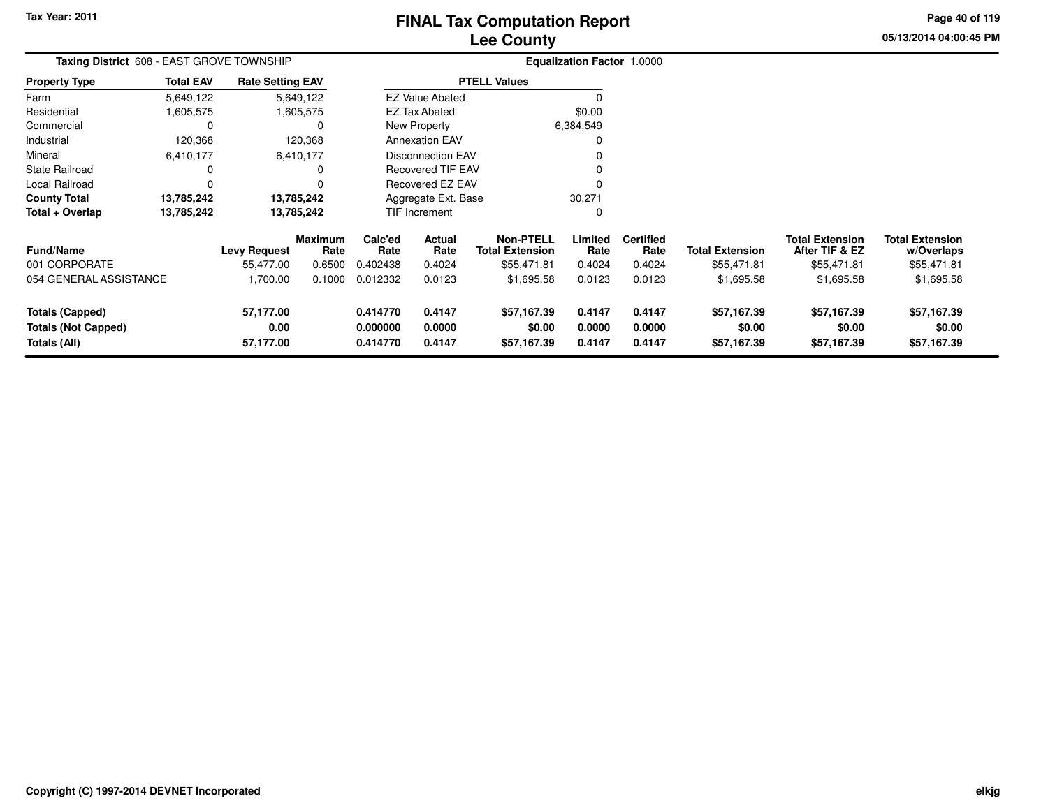Tax Year: 2011

# FINAL Tax Computation Report
## Lee County

05/13/2014 04:00:45 PM

**Taxing District** 608 - EAST GROVE TOWNSHIP

**Equalization Factor** 1.0000

| Property Type | Total EAV | Rate Setting EAV |
|---|---|---|
| Farm | 5,649,122 | 5,649,122 |
| Residential | 1,605,575 | 1,605,575 |
| Commercial | 0 | 0 |
| Industrial | 120,368 | 120,368 |
| Mineral | 6,410,177 | 6,410,177 |
| State Railroad | 0 | 0 |
| Local Railroad | 0 | 0 |
| **County Total** | **13,785,242** | **13,785,242** |
| **Total + Overlap** | **13,785,242** | **13,785,242** |

| PTELL Values | |
|---|---|
| EZ Value Abated | 0 |
| EZ Tax Abated | $0.00 |
| New Property | 6,384,549 |
| Annexation EAV | 0 |
| Disconnection EAV | 0 |
| Recovered TIF EAV | 0 |
| Recovered EZ EAV | 0 |
| Aggregate Ext. Base | 30,271 |
| TIF Increment | 0 |

| Fund/Name | Levy Request | Maximum Rate | Calc'ed Rate | Actual Rate | Non-PTELL Total Extension | Limited Rate | Certified Rate | Total Extension | Total Extension After TIF & EZ | Total Extension w/Overlaps |
|---|---|---|---|---|---|---|---|---|---|---|
| 001 CORPORATE | 55,477.00 | 0.6500 | 0.402438 | 0.4024 | $55,471.81 | 0.4024 | 0.4024 | $55,471.81 | $55,471.81 | $55,471.81 |
| 054 GENERAL ASSISTANCE | 1,700.00 | 0.1000 | 0.012332 | 0.0123 | $1,695.58 | 0.0123 | 0.0123 | $1,695.58 | $1,695.58 | $1,695.58 |
| **Totals (Capped)** | **57,177.00** | | **0.414770** | **0.4147** | **$57,167.39** | **0.4147** | **0.4147** | **$57,167.39** | **$57,167.39** | **$57,167.39** |
| **Totals (Not Capped)** | **0.00** | | **0.000000** | **0.0000** | **$0.00** | **0.0000** | **0.0000** | **$0.00** | **$0.00** | **$0.00** |
| **Totals (All)** | **57,177.00** | | **0.414770** | **0.4147** | **$57,167.39** | **0.4147** | **0.4147** | **$57,167.39** | **$57,167.39** | **$57,167.39** |

Copyright (C) 1997-2014 DEVNET Incorporated

elkjg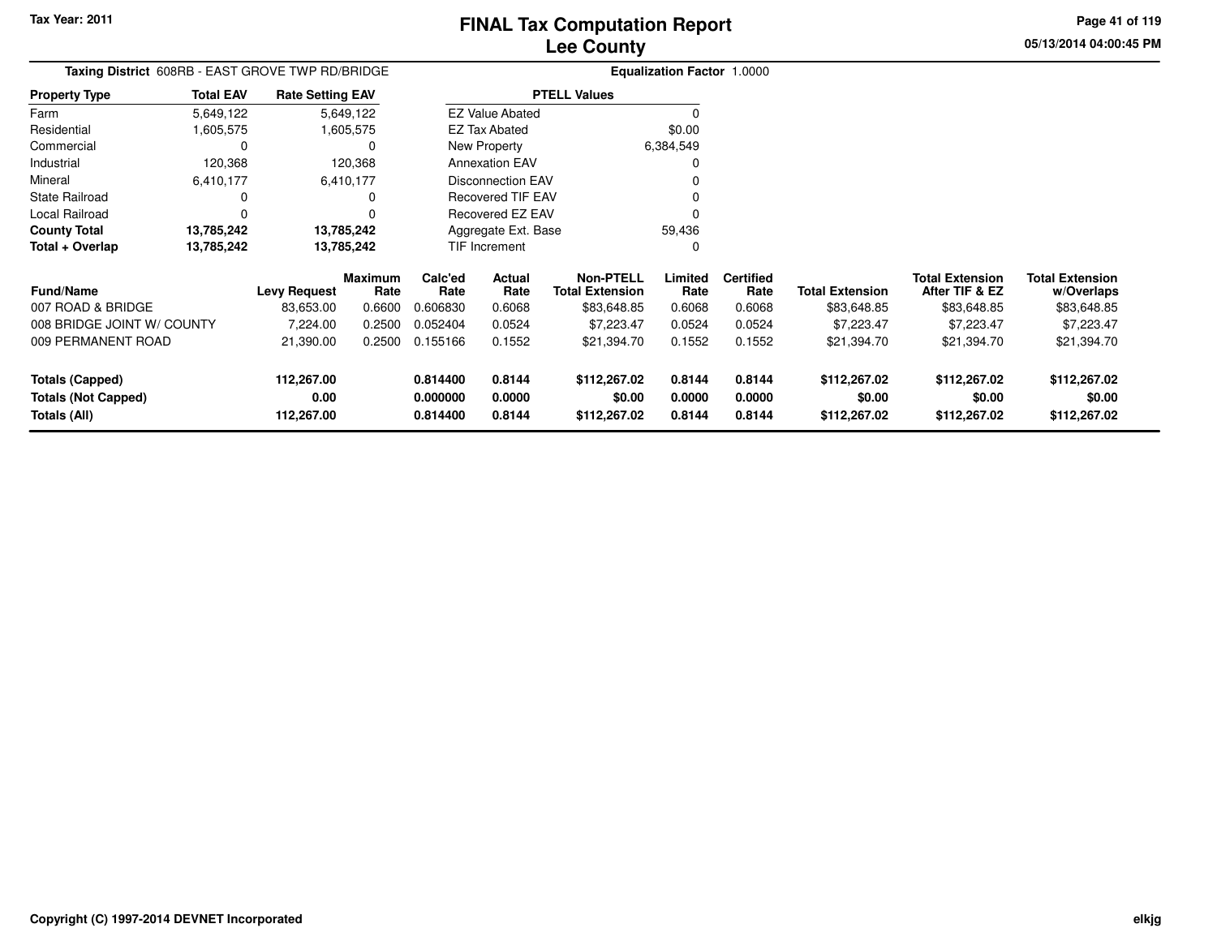# FINAL Tax Computation Report
## Lee County

Tax Year: 2011

05/13/2014 04:00:45 PM

**Taxing District** 608RB - EAST GROVE TWP RD/BRIDGE

**Equalization Factor** 1.0000

| Property Type | Total EAV | Rate Setting EAV |
|---|---|---|
| Farm | 5,649,122 | 5,649,122 |
| Residential | 1,605,575 | 1,605,575 |
| Commercial | 0 | 0 |
| Industrial | 120,368 | 120,368 |
| Mineral | 6,410,177 | 6,410,177 |
| State Railroad | 0 | 0 |
| Local Railroad | 0 | 0 |
| **County Total** | **13,785,242** | **13,785,242** |
| **Total + Overlap** | **13,785,242** | **13,785,242** |

| PTELL Values | |
|---|---|
| EZ Value Abated | 0 |
| EZ Tax Abated | $0.00 |
| New Property | 6,384,549 |
| Annexation EAV | 0 |
| Disconnection EAV | 0 |
| Recovered TIF EAV | 0 |
| Recovered EZ EAV | 0 |
| Aggregate Ext. Base | 59,436 |
| TIF Increment | 0 |

| Fund/Name | Levy Request | Maximum Rate | Calc'ed Rate | Actual Rate | Non-PTELL Total Extension | Limited Rate | Certified Rate | Total Extension | Total Extension After TIF & EZ | Total Extension w/Overlaps |
|---|---|---|---|---|---|---|---|---|---|---|
| 007 ROAD & BRIDGE | 83,653.00 | 0.6600 | 0.606830 | 0.6068 | $83,648.85 | 0.6068 | 0.6068 | $83,648.85 | $83,648.85 | $83,648.85 |
| 008 BRIDGE JOINT W/ COUNTY | 7,224.00 | 0.2500 | 0.052404 | 0.0524 | $7,223.47 | 0.0524 | 0.0524 | $7,223.47 | $7,223.47 | $7,223.47 |
| 009 PERMANENT ROAD | 21,390.00 | 0.2500 | 0.155166 | 0.1552 | $21,394.70 | 0.1552 | 0.1552 | $21,394.70 | $21,394.70 | $21,394.70 |
| **Totals (Capped)** | **112,267.00** | | **0.814400** | **0.8144** | **$112,267.02** | **0.8144** | **0.8144** | **$112,267.02** | **$112,267.02** | **$112,267.02** |
| **Totals (Not Capped)** | **0.00** | | **0.000000** | **0.0000** | **$0.00** | **0.0000** | **0.0000** | **$0.00** | **$0.00** | **$0.00** |
| **Totals (All)** | **112,267.00** | | **0.814400** | **0.8144** | **$112,267.02** | **0.8144** | **0.8144** | **$112,267.02** | **$112,267.02** | **$112,267.02** |

Copyright (C) 1997-2014 DEVNET Incorporated

elkjg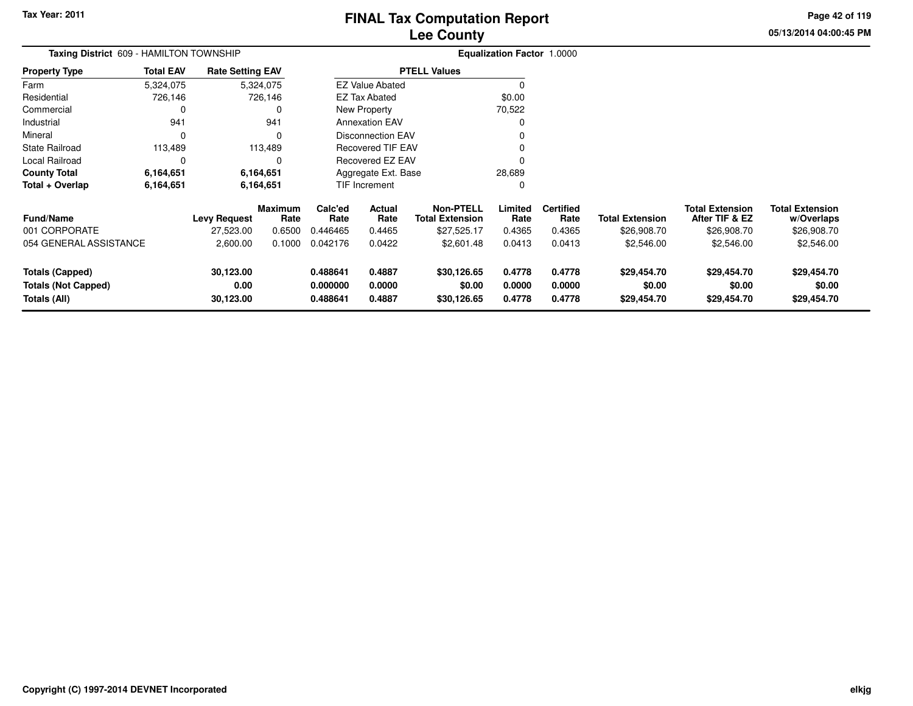Tax Year: 2011

# FINAL Tax Computation Report
## Lee County

05/13/2014 04:00:45 PM

**Taxing District** 609 - HAMILTON TOWNSHIP

**Equalization Factor** 1.0000

| Property Type | Total EAV | Rate Setting EAV |
|---|---|---|
| Farm | 5,324,075 | 5,324,075 |
| Residential | 726,146 | 726,146 |
| Commercial | 0 | 0 |
| Industrial | 941 | 941 |
| Mineral | 0 | 0 |
| State Railroad | 113,489 | 113,489 |
| Local Railroad | 0 | 0 |
| **County Total** | **6,164,651** | **6,164,651** |
| **Total + Overlap** | **6,164,651** | **6,164,651** |

| PTELL Values | |
|---|---|
| EZ Value Abated | 0 |
| EZ Tax Abated | $0.00 |
| New Property | 70,522 |
| Annexation EAV | 0 |
| Disconnection EAV | 0 |
| Recovered TIF EAV | 0 |
| Recovered EZ EAV | 0 |
| Aggregate Ext. Base | 28,689 |
| TIF Increment | 0 |

| Fund/Name | Levy Request | Maximum Rate | Calc'ed Rate | Actual Rate | Non-PTELL Total Extension | Limited Rate | Certified Rate | Total Extension | Total Extension After TIF & EZ | Total Extension w/Overlaps |
|---|---|---|---|---|---|---|---|---|---|---|
| 001 CORPORATE | 27,523.00 | 0.6500 | 0.446465 | 0.4465 | $27,525.17 | 0.4365 | 0.4365 | $26,908.70 | $26,908.70 | $26,908.70 |
| 054 GENERAL ASSISTANCE | 2,600.00 | 0.1000 | 0.042176 | 0.0422 | $2,601.48 | 0.0413 | 0.0413 | $2,546.00 | $2,546.00 | $2,546.00 |
| **Totals (Capped)** | **30,123.00** | | **0.488641** | **0.4887** | **$30,126.65** | **0.4778** | **0.4778** | **$29,454.70** | **$29,454.70** | **$29,454.70** |
| **Totals (Not Capped)** | **0.00** | | **0.000000** | **0.0000** | **$0.00** | **0.0000** | **0.0000** | **$0.00** | **$0.00** | **$0.00** |
| **Totals (All)** | **30,123.00** | | **0.488641** | **0.4887** | **$30,126.65** | **0.4778** | **0.4778** | **$29,454.70** | **$29,454.70** | **$29,454.70** |

Copyright (C) 1997-2014 DEVNET Incorporated

elkjg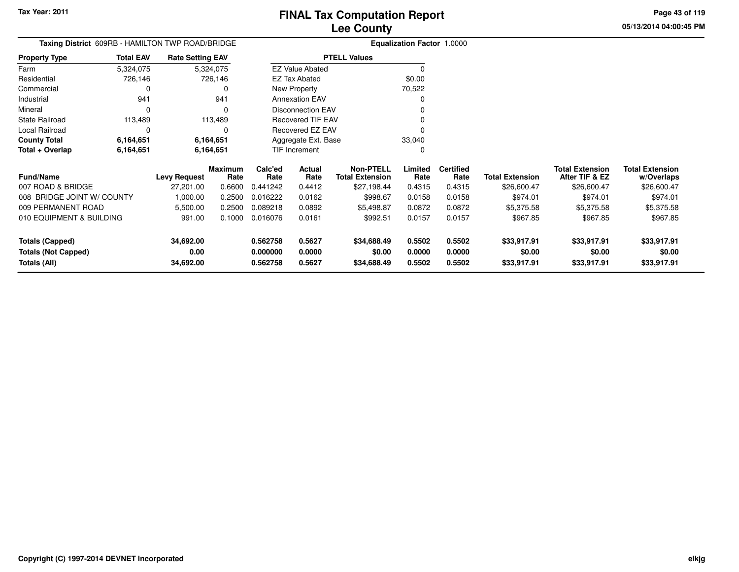Tax Year: 2011

# FINAL Tax Computation Report
## Lee County

05/13/2014 04:00:45 PM

**Taxing District** 609RB - HAMILTON TWP ROAD/BRIDGE

**Equalization Factor** 1.0000

| Property Type | Total EAV | Rate Setting EAV |
|---|---|---|
| Farm | 5,324,075 | 5,324,075 |
| Residential | 726,146 | 726,146 |
| Commercial | 0 | 0 |
| Industrial | 941 | 941 |
| Mineral | 0 | 0 |
| State Railroad | 113,489 | 113,489 |
| Local Railroad | 0 | 0 |
| **County Total** | **6,164,651** | **6,164,651** |
| **Total + Overlap** | **6,164,651** | **6,164,651** |

| PTELL Values | |
|---|---|
| EZ Value Abated | 0 |
| EZ Tax Abated | $0.00 |
| New Property | 70,522 |
| Annexation EAV | 0 |
| Disconnection EAV | 0 |
| Recovered TIF EAV | 0 |
| Recovered EZ EAV | 0 |
| Aggregate Ext. Base | 33,040 |
| TIF Increment | 0 |

| Fund/Name | Levy Request | Maximum Rate | Calc'ed Rate | Actual Rate | Non-PTELL Total Extension | Limited Rate | Certified Rate | Total Extension | Total Extension After TIF & EZ | Total Extension w/Overlaps |
|---|---|---|---|---|---|---|---|---|---|---|
| 007 ROAD & BRIDGE | 27,201.00 | 0.6600 | 0.441242 | 0.4412 | $27,198.44 | 0.4315 | 0.4315 | $26,600.47 | $26,600.47 | $26,600.47 |
| 008 BRIDGE JOINT W/ COUNTY | 1,000.00 | 0.2500 | 0.016222 | 0.0162 | $998.67 | 0.0158 | 0.0158 | $974.01 | $974.01 | $974.01 |
| 009 PERMANENT ROAD | 5,500.00 | 0.2500 | 0.089218 | 0.0892 | $5,498.87 | 0.0872 | 0.0872 | $5,375.58 | $5,375.58 | $5,375.58 |
| 010 EQUIPMENT & BUILDING | 991.00 | 0.1000 | 0.016076 | 0.0161 | $992.51 | 0.0157 | 0.0157 | $967.85 | $967.85 | $967.85 |
| **Totals (Capped)** | **34,692.00** | | **0.562758** | **0.5627** | **$34,688.49** | **0.5502** | **0.5502** | **$33,917.91** | **$33,917.91** | **$33,917.91** |
| **Totals (Not Capped)** | **0.00** | | **0.000000** | **0.0000** | **$0.00** | **0.0000** | **0.0000** | **$0.00** | **$0.00** | **$0.00** |
| **Totals (All)** | **34,692.00** | | **0.562758** | **0.5627** | **$34,688.49** | **0.5502** | **0.5502** | **$33,917.91** | **$33,917.91** | **$33,917.91** |

Copyright (C) 1997-2014 DEVNET Incorporated

elkjg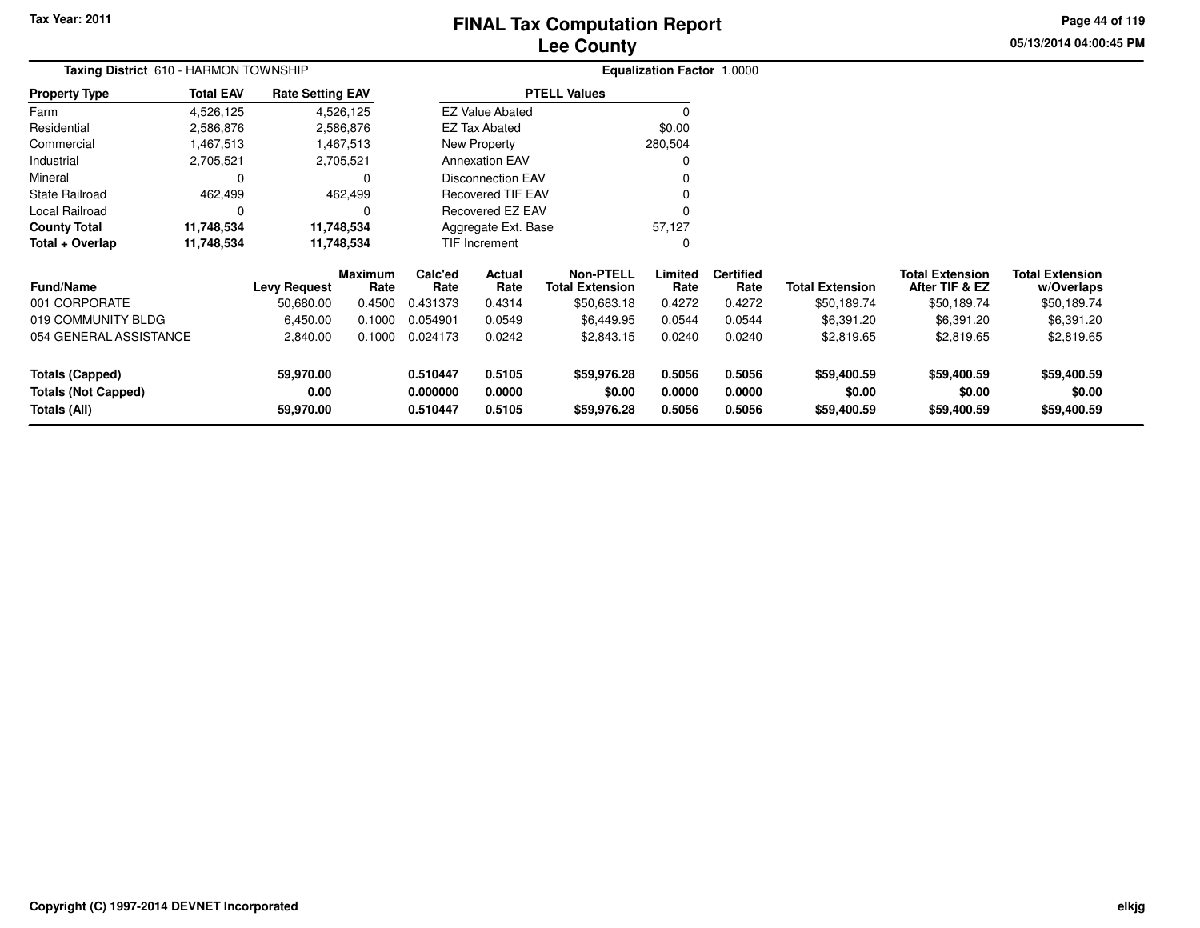# FINAL Tax Computation Report
## Lee County

Tax Year: 2011

05/13/2014 04:00:45 PM

**Taxing District** 610 - HARMON TOWNSHIP

**Equalization Factor** 1.0000

| Property Type | Total EAV | Rate Setting EAV |
|---|---|---|
| Farm | 4,526,125 | 4,526,125 |
| Residential | 2,586,876 | 2,586,876 |
| Commercial | 1,467,513 | 1,467,513 |
| Industrial | 2,705,521 | 2,705,521 |
| Mineral | 0 | 0 |
| State Railroad | 462,499 | 462,499 |
| Local Railroad | 0 | 0 |
| **County Total** | **11,748,534** | **11,748,534** |
| **Total + Overlap** | **11,748,534** | **11,748,534** |

| PTELL Values | |
|---|---|
| EZ Value Abated | 0 |
| EZ Tax Abated | $0.00 |
| New Property | 280,504 |
| Annexation EAV | 0 |
| Disconnection EAV | 0 |
| Recovered TIF EAV | 0 |
| Recovered EZ EAV | 0 |
| Aggregate Ext. Base | 57,127 |
| TIF Increment | 0 |

| Fund/Name | Levy Request | Maximum Rate | Calc'ed Rate | Actual Rate | Non-PTELL Total Extension | Limited Rate | Certified Rate | Total Extension | Total Extension After TIF & EZ | Total Extension w/Overlaps |
|---|---|---|---|---|---|---|---|---|---|---|
| 001 CORPORATE | 50,680.00 | 0.4500 | 0.431373 | 0.4314 | $50,683.18 | 0.4272 | 0.4272 | $50,189.74 | $50,189.74 | $50,189.74 |
| 019 COMMUNITY BLDG | 6,450.00 | 0.1000 | 0.054901 | 0.0549 | $6,449.95 | 0.0544 | 0.0544 | $6,391.20 | $6,391.20 | $6,391.20 |
| 054 GENERAL ASSISTANCE | 2,840.00 | 0.1000 | 0.024173 | 0.0242 | $2,843.15 | 0.0240 | 0.0240 | $2,819.65 | $2,819.65 | $2,819.65 |
| **Totals (Capped)** | **59,970.00** | | **0.510447** | **0.5105** | **$59,976.28** | **0.5056** | **0.5056** | **$59,400.59** | **$59,400.59** | **$59,400.59** |
| **Totals (Not Capped)** | **0.00** | | **0.000000** | **0.0000** | **$0.00** | **0.0000** | **0.0000** | **$0.00** | **$0.00** | **$0.00** |
| **Totals (All)** | **59,970.00** | | **0.510447** | **0.5105** | **$59,976.28** | **0.5056** | **0.5056** | **$59,400.59** | **$59,400.59** | **$59,400.59** |

Copyright (C) 1997-2014 DEVNET Incorporated

elkjg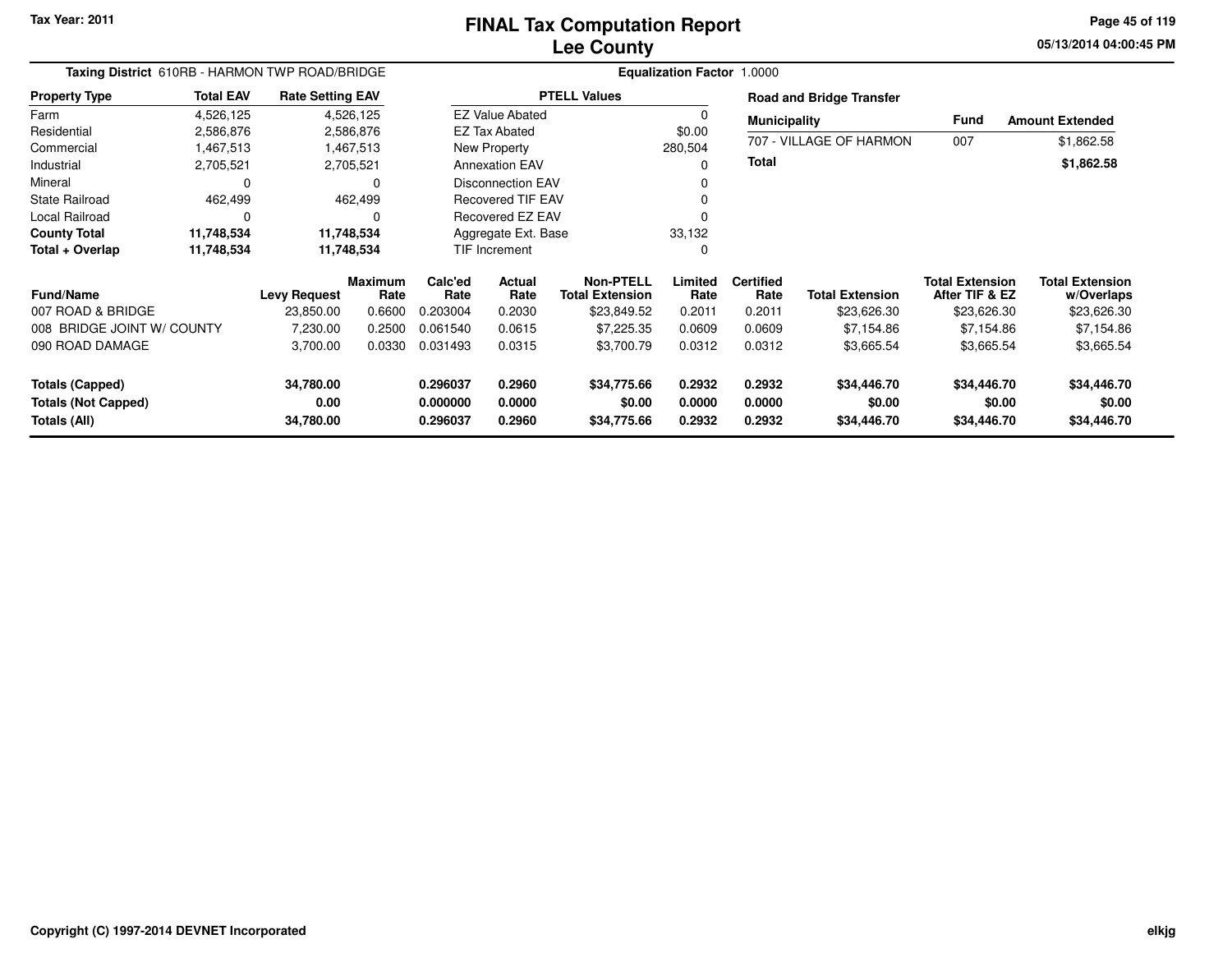# FINAL Tax Computation Report
# Lee County

Tax Year: 2011

**Taxing District** 610RB - HARMON TWP ROAD/BRIDGE

**Equalization Factor** 1.0000

| Property Type | Total EAV | Rate Setting EAV |
|---|---|---|
| Farm | 4,526,125 | 4,526,125 |
| Residential | 2,586,876 | 2,586,876 |
| Commercial | 1,467,513 | 1,467,513 |
| Industrial | 2,705,521 | 2,705,521 |
| Mineral | 0 | 0 |
| State Railroad | 462,499 | 462,499 |
| Local Railroad | 0 | 0 |
| **County Total** | **11,748,534** | **11,748,534** |
| **Total + Overlap** | **11,748,534** | **11,748,534** |

| PTELL Values | |
|---|---|
| EZ Value Abated | 0 |
| EZ Tax Abated | $0.00 |
| New Property | 280,504 |
| Annexation EAV | 0 |
| Disconnection EAV | 0 |
| Recovered TIF EAV | 0 |
| Recovered EZ EAV | 0 |
| Aggregate Ext. Base | 33,132 |
| TIF Increment | 0 |

**Road and Bridge Transfer**

| Municipality | Fund | Amount Extended |
|---|---|---|
| 707 - VILLAGE OF HARMON | 007 | $1,862.58 |
| **Total** | | **$1,862.58** |

| Fund/Name | Levy Request | Maximum Rate | Calc'ed Rate | Actual Rate | Non-PTELL Total Extension | Limited Rate | Certified Rate | Total Extension | Total Extension After TIF & EZ | Total Extension w/Overlaps |
|---|---|---|---|---|---|---|---|---|---|---|
| 007 ROAD & BRIDGE | 23,850.00 | 0.6600 | 0.203004 | 0.2030 | $23,849.52 | 0.2011 | 0.2011 | $23,626.30 | $23,626.30 | $23,626.30 |
| 008 BRIDGE JOINT W/ COUNTY | 7,230.00 | 0.2500 | 0.061540 | 0.0615 | $7,225.35 | 0.0609 | 0.0609 | $7,154.86 | $7,154.86 | $7,154.86 |
| 090 ROAD DAMAGE | 3,700.00 | 0.0330 | 0.031493 | 0.0315 | $3,700.79 | 0.0312 | 0.0312 | $3,665.54 | $3,665.54 | $3,665.54 |
| **Totals (Capped)** | **34,780.00** | | **0.296037** | **0.2960** | **$34,775.66** | **0.2932** | **0.2932** | **$34,446.70** | **$34,446.70** | **$34,446.70** |
| **Totals (Not Capped)** | **0.00** | | **0.000000** | **0.0000** | **$0.00** | **0.0000** | **0.0000** | **$0.00** | **$0.00** | **$0.00** |
| **Totals (All)** | **34,780.00** | | **0.296037** | **0.2960** | **$34,775.66** | **0.2932** | **0.2932** | **$34,446.70** | **$34,446.70** | **$34,446.70** |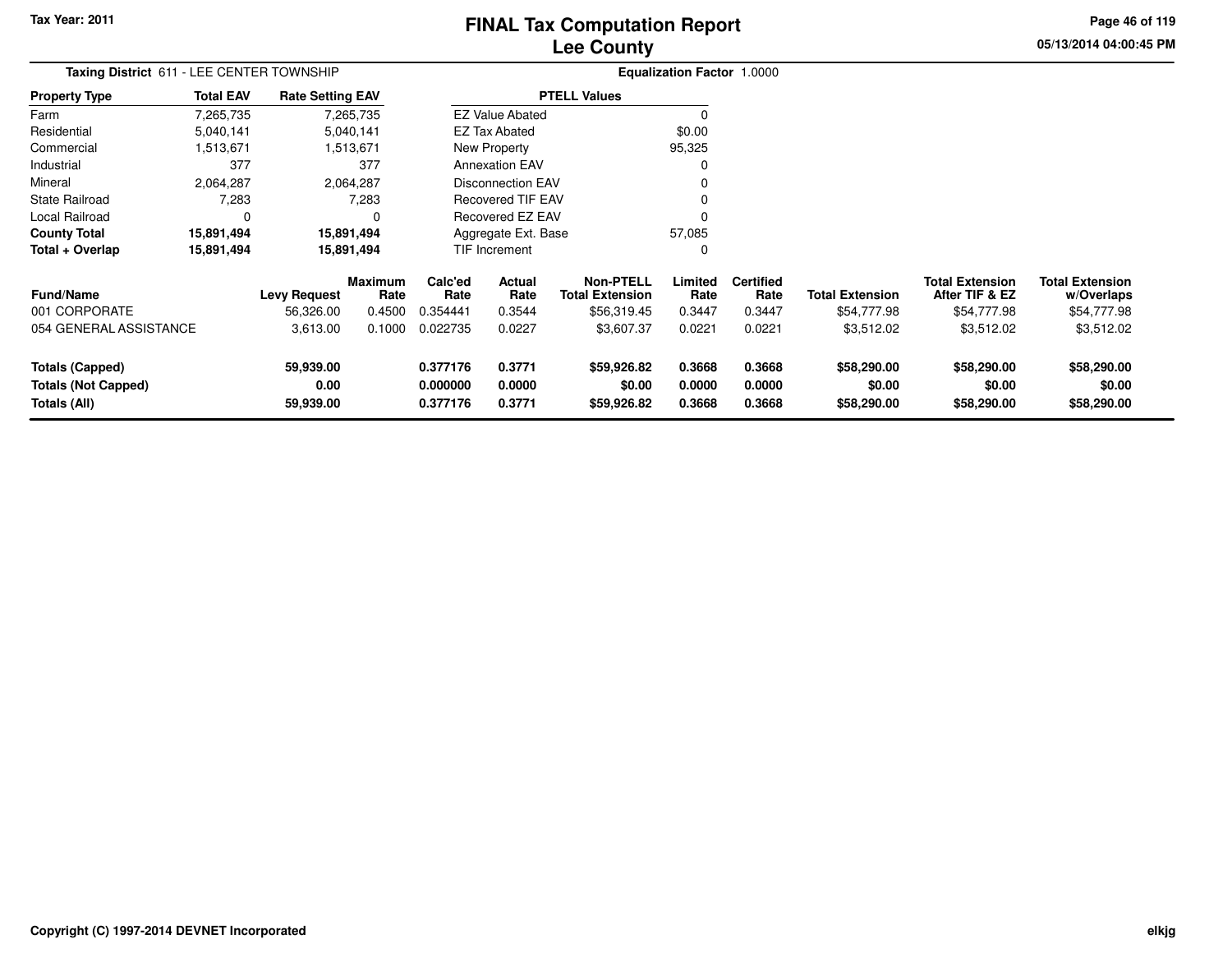Tax Year: 2011

# FINAL Tax Computation Report
## Lee County

05/13/2014 04:00:45 PM

**Taxing District** 611 - LEE CENTER TOWNSHIP

**Equalization Factor** 1.0000

| Property Type | Total EAV | Rate Setting EAV |
|---|---|---|
| Farm | 7,265,735 | 7,265,735 |
| Residential | 5,040,141 | 5,040,141 |
| Commercial | 1,513,671 | 1,513,671 |
| Industrial | 377 | 377 |
| Mineral | 2,064,287 | 2,064,287 |
| State Railroad | 7,283 | 7,283 |
| Local Railroad | 0 | 0 |
| **County Total** | **15,891,494** | **15,891,494** |
| **Total + Overlap** | **15,891,494** | **15,891,494** |

| PTELL Values | |
|---|---|
| EZ Value Abated | 0 |
| EZ Tax Abated | $0.00 |
| New Property | 95,325 |
| Annexation EAV | 0 |
| Disconnection EAV | 0 |
| Recovered TIF EAV | 0 |
| Recovered EZ EAV | 0 |
| Aggregate Ext. Base | 57,085 |
| TIF Increment | 0 |

| Fund/Name | Levy Request | Maximum Rate | Calc'ed Rate | Actual Rate | Non-PTELL Total Extension | Limited Rate | Certified Rate | Total Extension | Total Extension After TIF & EZ | Total Extension w/Overlaps |
|---|---|---|---|---|---|---|---|---|---|---|
| 001 CORPORATE | 56,326.00 | 0.4500 | 0.354441 | 0.3544 | $56,319.45 | 0.3447 | 0.3447 | $54,777.98 | $54,777.98 | $54,777.98 |
| 054 GENERAL ASSISTANCE | 3,613.00 | 0.1000 | 0.022735 | 0.0227 | $3,607.37 | 0.0221 | 0.0221 | $3,512.02 | $3,512.02 | $3,512.02 |
| **Totals (Capped)** | **59,939.00** | | **0.377176** | **0.3771** | **$59,926.82** | **0.3668** | **0.3668** | **$58,290.00** | **$58,290.00** | **$58,290.00** |
| **Totals (Not Capped)** | **0.00** | | **0.000000** | **0.0000** | **$0.00** | **0.0000** | **0.0000** | **$0.00** | **$0.00** | **$0.00** |
| **Totals (All)** | **59,939.00** | | **0.377176** | **0.3771** | **$59,926.82** | **0.3668** | **0.3668** | **$58,290.00** | **$58,290.00** | **$58,290.00** |

Copyright (C) 1997-2014 DEVNET Incorporated

elkjg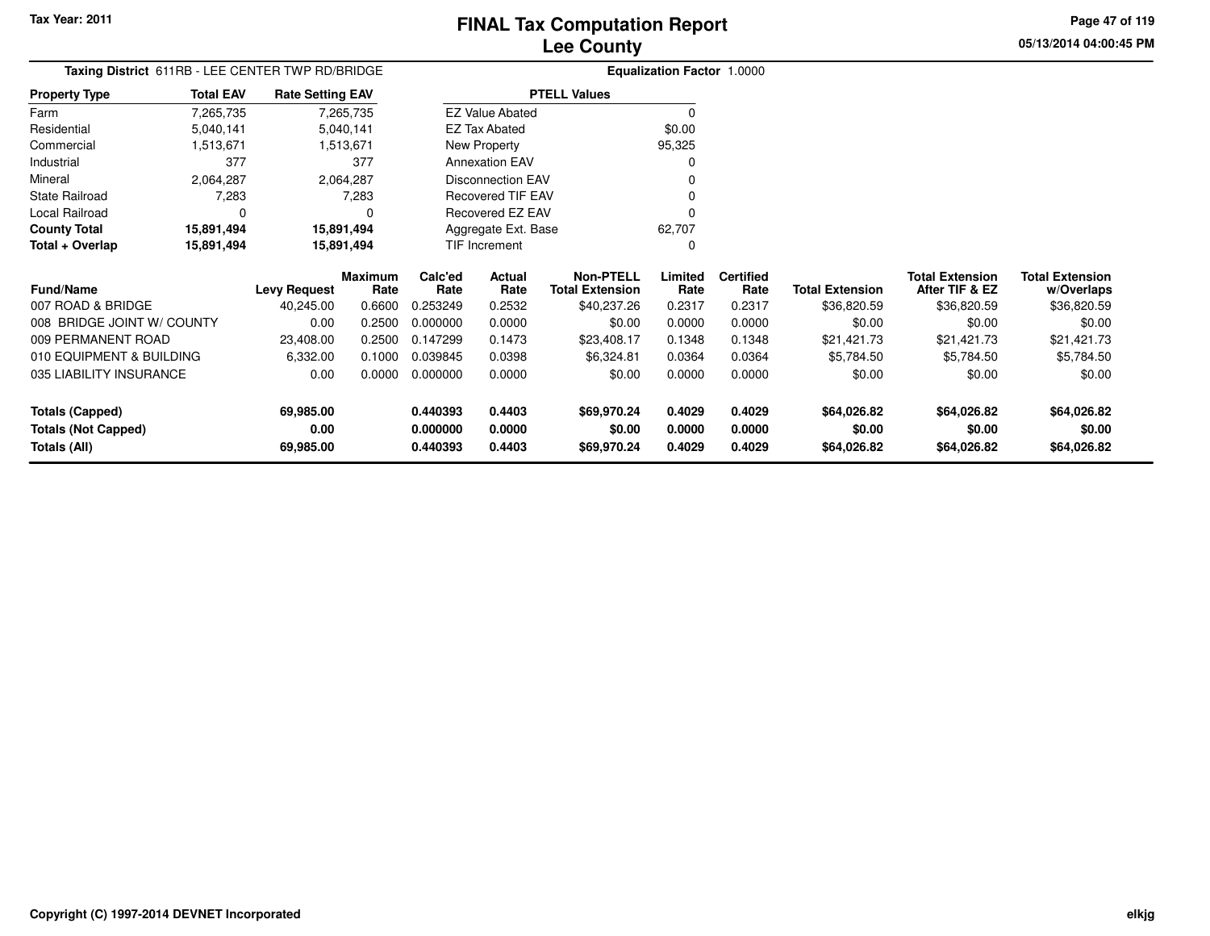Tax Year: 2011

# FINAL Tax Computation Report
## Lee County

05/13/2014 04:00:45 PM

**Taxing District** 611RB - LEE CENTER TWP RD/BRIDGE

**Equalization Factor** 1.0000

| Property Type | Total EAV | Rate Setting EAV |
|---|---|---|
| Farm | 7,265,735 | 7,265,735 |
| Residential | 5,040,141 | 5,040,141 |
| Commercial | 1,513,671 | 1,513,671 |
| Industrial | 377 | 377 |
| Mineral | 2,064,287 | 2,064,287 |
| State Railroad | 7,283 | 7,283 |
| Local Railroad | 0 | 0 |
| **County Total** | **15,891,494** | **15,891,494** |
| **Total + Overlap** | **15,891,494** | **15,891,494** |

| PTELL Values | |
|---|---|
| EZ Value Abated | 0 |
| EZ Tax Abated | $0.00 |
| New Property | 95,325 |
| Annexation EAV | 0 |
| Disconnection EAV | 0 |
| Recovered TIF EAV | 0 |
| Recovered EZ EAV | 0 |
| Aggregate Ext. Base | 62,707 |
| TIF Increment | 0 |

| Fund/Name | Levy Request | Maximum Rate | Calc'ed Rate | Actual Rate | Non-PTELL Total Extension | Limited Rate | Certified Rate | Total Extension | Total Extension After TIF & EZ | Total Extension w/Overlaps |
|---|---|---|---|---|---|---|---|---|---|---|
| 007 ROAD & BRIDGE | 40,245.00 | 0.6600 | 0.253249 | 0.2532 | $40,237.26 | 0.2317 | 0.2317 | $36,820.59 | $36,820.59 | $36,820.59 |
| 008 BRIDGE JOINT W/ COUNTY | 0.00 | 0.2500 | 0.000000 | 0.0000 | $0.00 | 0.0000 | 0.0000 | $0.00 | $0.00 | $0.00 |
| 009 PERMANENT ROAD | 23,408.00 | 0.2500 | 0.147299 | 0.1473 | $23,408.17 | 0.1348 | 0.1348 | $21,421.73 | $21,421.73 | $21,421.73 |
| 010 EQUIPMENT & BUILDING | 6,332.00 | 0.1000 | 0.039845 | 0.0398 | $6,324.81 | 0.0364 | 0.0364 | $5,784.50 | $5,784.50 | $5,784.50 |
| 035 LIABILITY INSURANCE | 0.00 | 0.0000 | 0.000000 | 0.0000 | $0.00 | 0.0000 | 0.0000 | $0.00 | $0.00 | $0.00 |
| **Totals (Capped)** | **69,985.00** | | **0.440393** | **0.4403** | **$69,970.24** | **0.4029** | **0.4029** | **$64,026.82** | **$64,026.82** | **$64,026.82** |
| **Totals (Not Capped)** | **0.00** | | **0.000000** | **0.0000** | **$0.00** | **0.0000** | **0.0000** | **$0.00** | **$0.00** | **$0.00** |
| **Totals (All)** | **69,985.00** | | **0.440393** | **0.4403** | **$69,970.24** | **0.4029** | **0.4029** | **$64,026.82** | **$64,026.82** | **$64,026.82** |

**Copyright (C) 1997-2014 DEVNET Incorporated**

elkjg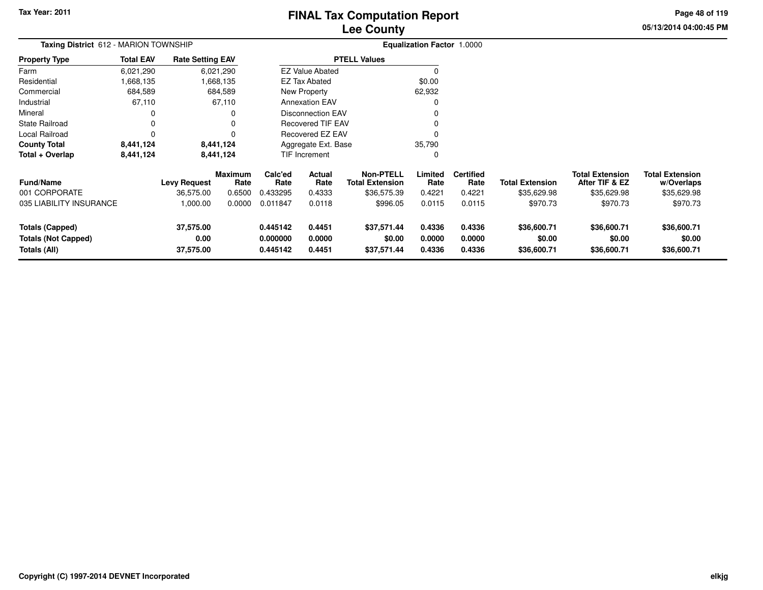Tax Year: 2011

# FINAL Tax Computation Report
## Lee County

05/13/2014 04:00:45 PM

**Taxing District** 612 - MARION TOWNSHIP

**Equalization Factor** 1.0000

| Property Type | Total EAV | Rate Setting EAV |
|---|---|---|
| Farm | 6,021,290 | 6,021,290 |
| Residential | 1,668,135 | 1,668,135 |
| Commercial | 684,589 | 684,589 |
| Industrial | 67,110 | 67,110 |
| Mineral | 0 | 0 |
| State Railroad | 0 | 0 |
| Local Railroad | 0 | 0 |
| **County Total** | **8,441,124** | **8,441,124** |
| **Total + Overlap** | **8,441,124** | **8,441,124** |

| PTELL Values | |
|---|---|
| EZ Value Abated | 0 |
| EZ Tax Abated | $0.00 |
| New Property | 62,932 |
| Annexation EAV | 0 |
| Disconnection EAV | 0 |
| Recovered TIF EAV | 0 |
| Recovered EZ EAV | 0 |
| Aggregate Ext. Base | 35,790 |
| TIF Increment | 0 |

| Fund/Name | Levy Request | Maximum Rate | Calc'ed Rate | Actual Rate | Non-PTELL Total Extension | Limited Rate | Certified Rate | Total Extension | Total Extension After TIF & EZ | Total Extension w/Overlaps |
|---|---|---|---|---|---|---|---|---|---|---|
| 001 CORPORATE | 36,575.00 | 0.6500 | 0.433295 | 0.4333 | $36,575.39 | 0.4221 | 0.4221 | $35,629.98 | $35,629.98 | $35,629.98 |
| 035 LIABILITY INSURANCE | 1,000.00 | 0.0000 | 0.011847 | 0.0118 | $996.05 | 0.0115 | 0.0115 | $970.73 | $970.73 | $970.73 |
| **Totals (Capped)** | **37,575.00** | | **0.445142** | **0.4451** | **$37,571.44** | **0.4336** | **0.4336** | **$36,600.71** | **$36,600.71** | **$36,600.71** |
| **Totals (Not Capped)** | **0.00** | | **0.000000** | **0.0000** | **$0.00** | **0.0000** | **0.0000** | **$0.00** | **$0.00** | **$0.00** |
| **Totals (All)** | **37,575.00** | | **0.445142** | **0.4451** | **$37,571.44** | **0.4336** | **0.4336** | **$36,600.71** | **$36,600.71** | **$36,600.71** |

Copyright (C) 1997-2014 DEVNET Incorporated

elkjg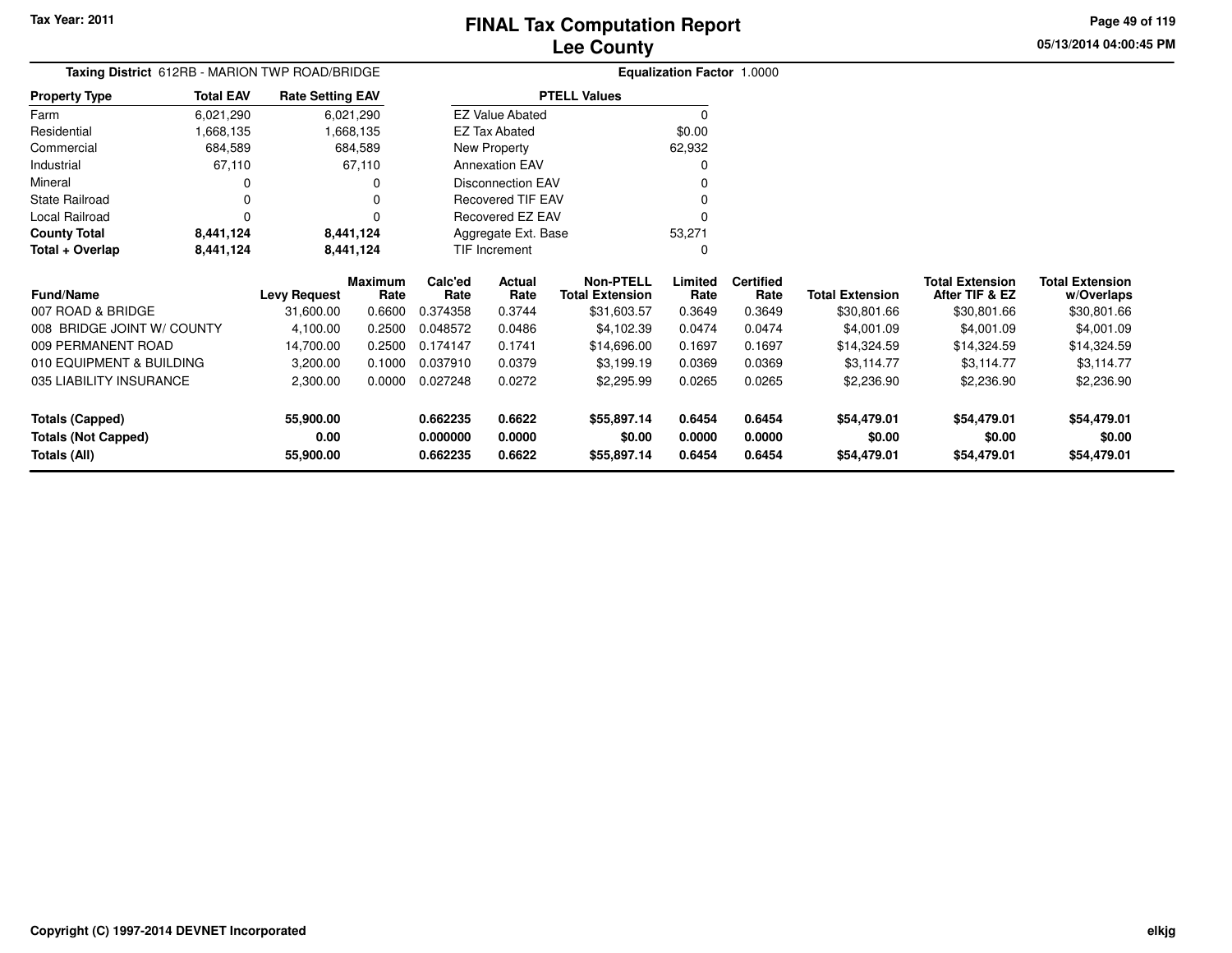Tax Year: 2011

# FINAL Tax Computation Report
## Lee County

05/13/2014 04:00:45 PM

**Taxing District** 612RB - MARION TWP ROAD/BRIDGE

**Equalization Factor** 1.0000

| Property Type | Total EAV | Rate Setting EAV |
|---|---|---|
| Farm | 6,021,290 | 6,021,290 |
| Residential | 1,668,135 | 1,668,135 |
| Commercial | 684,589 | 684,589 |
| Industrial | 67,110 | 67,110 |
| Mineral | 0 | 0 |
| State Railroad | 0 | 0 |
| Local Railroad | 0 | 0 |
| **County Total** | **8,441,124** | **8,441,124** |
| **Total + Overlap** | **8,441,124** | **8,441,124** |

| PTELL Values | |
|---|---|
| EZ Value Abated | 0 |
| EZ Tax Abated | $0.00 |
| New Property | 62,932 |
| Annexation EAV | 0 |
| Disconnection EAV | 0 |
| Recovered TIF EAV | 0 |
| Recovered EZ EAV | 0 |
| Aggregate Ext. Base | 53,271 |
| TIF Increment | 0 |

| Fund/Name | Levy Request | Maximum Rate | Calc'ed Rate | Actual Rate | Non-PTELL Total Extension | Limited Rate | Certified Rate | Total Extension | Total Extension After TIF & EZ | Total Extension w/Overlaps |
|---|---|---|---|---|---|---|---|---|---|---|
| 007 ROAD & BRIDGE | 31,600.00 | 0.6600 | 0.374358 | 0.3744 | $31,603.57 | 0.3649 | 0.3649 | $30,801.66 | $30,801.66 | $30,801.66 |
| 008 BRIDGE JOINT W/ COUNTY | 4,100.00 | 0.2500 | 0.048572 | 0.0486 | $4,102.39 | 0.0474 | 0.0474 | $4,001.09 | $4,001.09 | $4,001.09 |
| 009 PERMANENT ROAD | 14,700.00 | 0.2500 | 0.174147 | 0.1741 | $14,696.00 | 0.1697 | 0.1697 | $14,324.59 | $14,324.59 | $14,324.59 |
| 010 EQUIPMENT & BUILDING | 3,200.00 | 0.1000 | 0.037910 | 0.0379 | $3,199.19 | 0.0369 | 0.0369 | $3,114.77 | $3,114.77 | $3,114.77 |
| 035 LIABILITY INSURANCE | 2,300.00 | 0.0000 | 0.027248 | 0.0272 | $2,295.99 | 0.0265 | 0.0265 | $2,236.90 | $2,236.90 | $2,236.90 |
| **Totals (Capped)** | **55,900.00** | | **0.662235** | **0.6622** | **$55,897.14** | **0.6454** | **0.6454** | **$54,479.01** | **$54,479.01** | **$54,479.01** |
| **Totals (Not Capped)** | **0.00** | | **0.000000** | **0.0000** | **$0.00** | **0.0000** | **0.0000** | **$0.00** | **$0.00** | **$0.00** |
| **Totals (All)** | **55,900.00** | | **0.662235** | **0.6622** | **$55,897.14** | **0.6454** | **0.6454** | **$54,479.01** | **$54,479.01** | **$54,479.01** |

Copyright (C) 1997-2014 DEVNET Incorporated

elkjg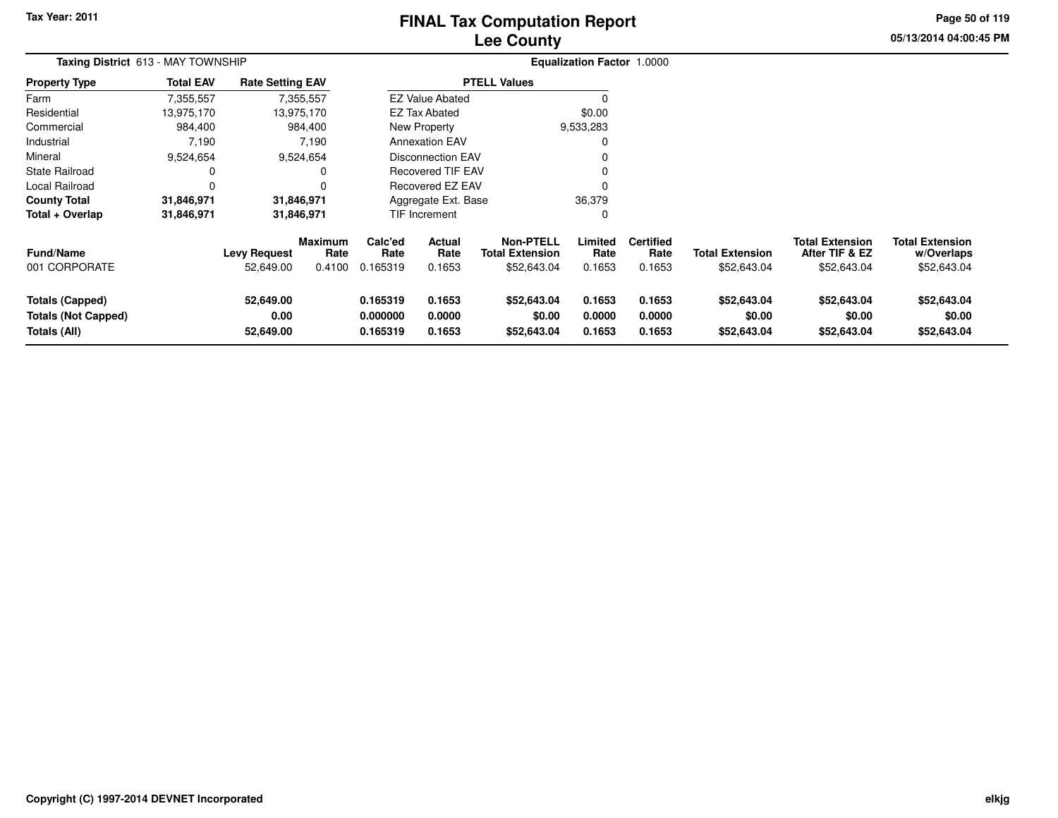Tax Year: 2011

# FINAL Tax Computation Report
## Lee County

**Taxing District** 613 - MAY TOWNSHIP

**Equalization Factor** 1.0000

| Property Type | Total EAV | Rate Setting EAV |
|---|---|---|
| Farm | 7,355,557 | 7,355,557 |
| Residential | 13,975,170 | 13,975,170 |
| Commercial | 984,400 | 984,400 |
| Industrial | 7,190 | 7,190 |
| Mineral | 9,524,654 | 9,524,654 |
| State Railroad | 0 | 0 |
| Local Railroad | 0 | 0 |
| **County Total** | **31,846,971** | **31,846,971** |
| **Total + Overlap** | **31,846,971** | **31,846,971** |

| PTELL Values | |
|---|---|
| EZ Value Abated | 0 |
| EZ Tax Abated | $0.00 |
| New Property | 9,533,283 |
| Annexation EAV | 0 |
| Disconnection EAV | 0 |
| Recovered TIF EAV | 0 |
| Recovered EZ EAV | 0 |
| Aggregate Ext. Base | 36,379 |
| TIF Increment | 0 |

| Fund/Name | Levy Request | Maximum Rate | Calc'ed Rate | Actual Rate | Non-PTELL Total Extension | Limited Rate | Certified Rate | Total Extension | Total Extension After TIF & EZ | Total Extension w/Overlaps |
|---|---|---|---|---|---|---|---|---|---|---|
| 001 CORPORATE | 52,649.00 | 0.4100 | 0.165319 | 0.1653 | $52,643.04 | 0.1653 | 0.1653 | $52,643.04 | $52,643.04 | $52,643.04 |
| **Totals (Capped)** | **52,649.00** | | **0.165319** | **0.1653** | **$52,643.04** | **0.1653** | **0.1653** | **$52,643.04** | **$52,643.04** | **$52,643.04** |
| **Totals (Not Capped)** | **0.00** | | **0.000000** | **0.0000** | **$0.00** | **0.0000** | **0.0000** | **$0.00** | **$0.00** | **$0.00** |
| **Totals (All)** | **52,649.00** | | **0.165319** | **0.1653** | **$52,643.04** | **0.1653** | **0.1653** | **$52,643.04** | **$52,643.04** | **$52,643.04** |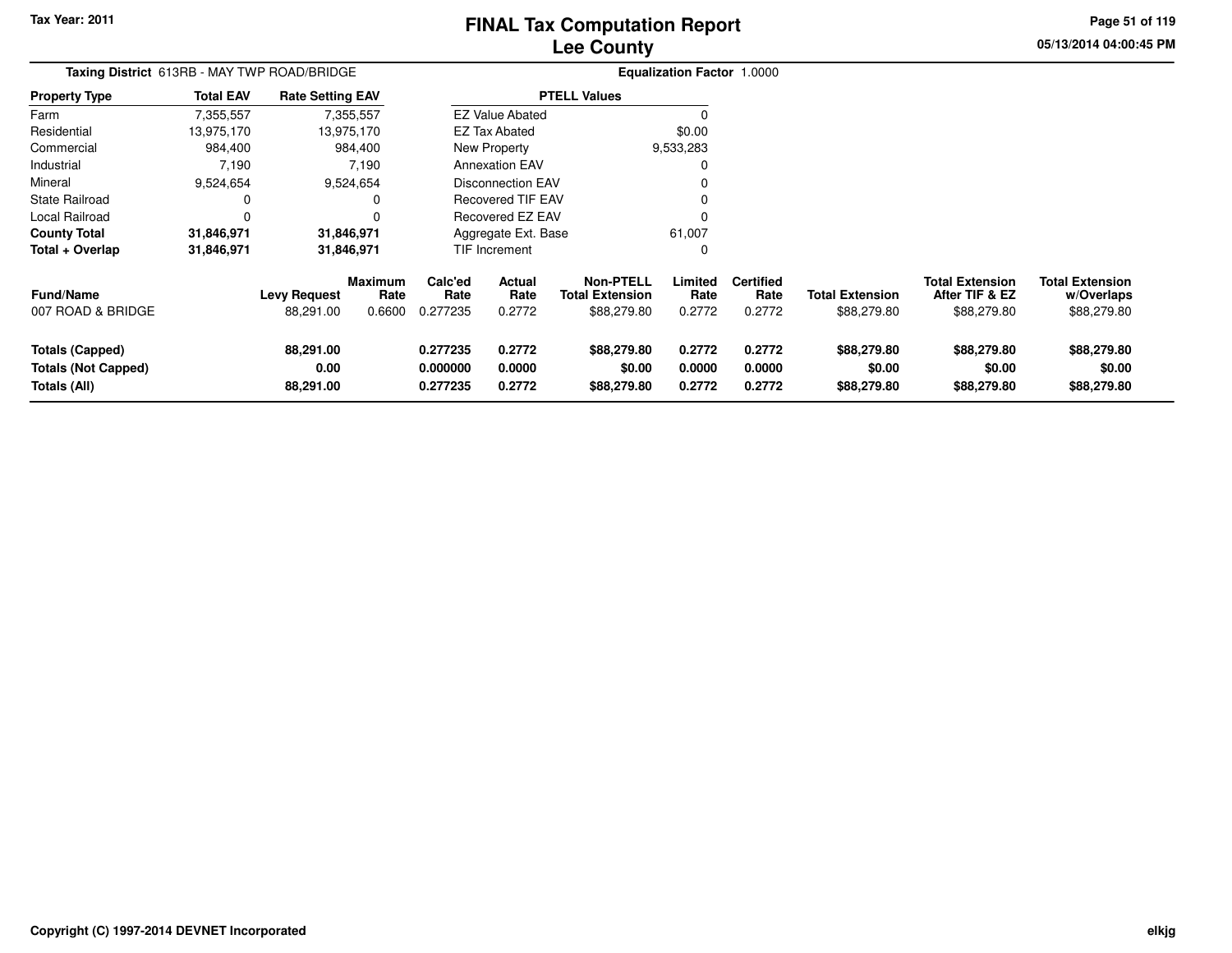Tax Year: 2011

# FINAL Tax Computation Report
## Lee County

05/13/2014 04:00:45 PM

**Taxing District** 613RB - MAY TWP ROAD/BRIDGE

**Equalization Factor** 1.0000

| Property Type | Total EAV | Rate Setting EAV |
|---|---|---|
| Farm | 7,355,557 | 7,355,557 |
| Residential | 13,975,170 | 13,975,170 |
| Commercial | 984,400 | 984,400 |
| Industrial | 7,190 | 7,190 |
| Mineral | 9,524,654 | 9,524,654 |
| State Railroad | 0 | 0 |
| Local Railroad | 0 | 0 |
| **County Total** | **31,846,971** | **31,846,971** |
| **Total + Overlap** | **31,846,971** | **31,846,971** |

| PTELL Values | |
|---|---|
| EZ Value Abated | 0 |
| EZ Tax Abated | $0.00 |
| New Property | 9,533,283 |
| Annexation EAV | 0 |
| Disconnection EAV | 0 |
| Recovered TIF EAV | 0 |
| Recovered EZ EAV | 0 |
| Aggregate Ext. Base | 61,007 |
| TIF Increment | 0 |

| Fund/Name | Levy Request | Maximum Rate | Calc'ed Rate | Actual Rate | Non-PTELL Total Extension | Limited Rate | Certified Rate | Total Extension | Total Extension After TIF & EZ | Total Extension w/Overlaps |
|---|---|---|---|---|---|---|---|---|---|---|
| 007 ROAD & BRIDGE | 88,291.00 | 0.6600 | 0.277235 | 0.2772 | $88,279.80 | 0.2772 | 0.2772 | $88,279.80 | $88,279.80 | $88,279.80 |
| **Totals (Capped)** | **88,291.00** | | **0.277235** | **0.2772** | **$88,279.80** | **0.2772** | **0.2772** | **$88,279.80** | **$88,279.80** | **$88,279.80** |
| **Totals (Not Capped)** | **0.00** | | **0.000000** | **0.0000** | **$0.00** | **0.0000** | **0.0000** | **$0.00** | **$0.00** | **$0.00** |
| **Totals (All)** | **88,291.00** | | **0.277235** | **0.2772** | **$88,279.80** | **0.2772** | **0.2772** | **$88,279.80** | **$88,279.80** | **$88,279.80** |

Copyright (C) 1997-2014 DEVNET Incorporated

elkjg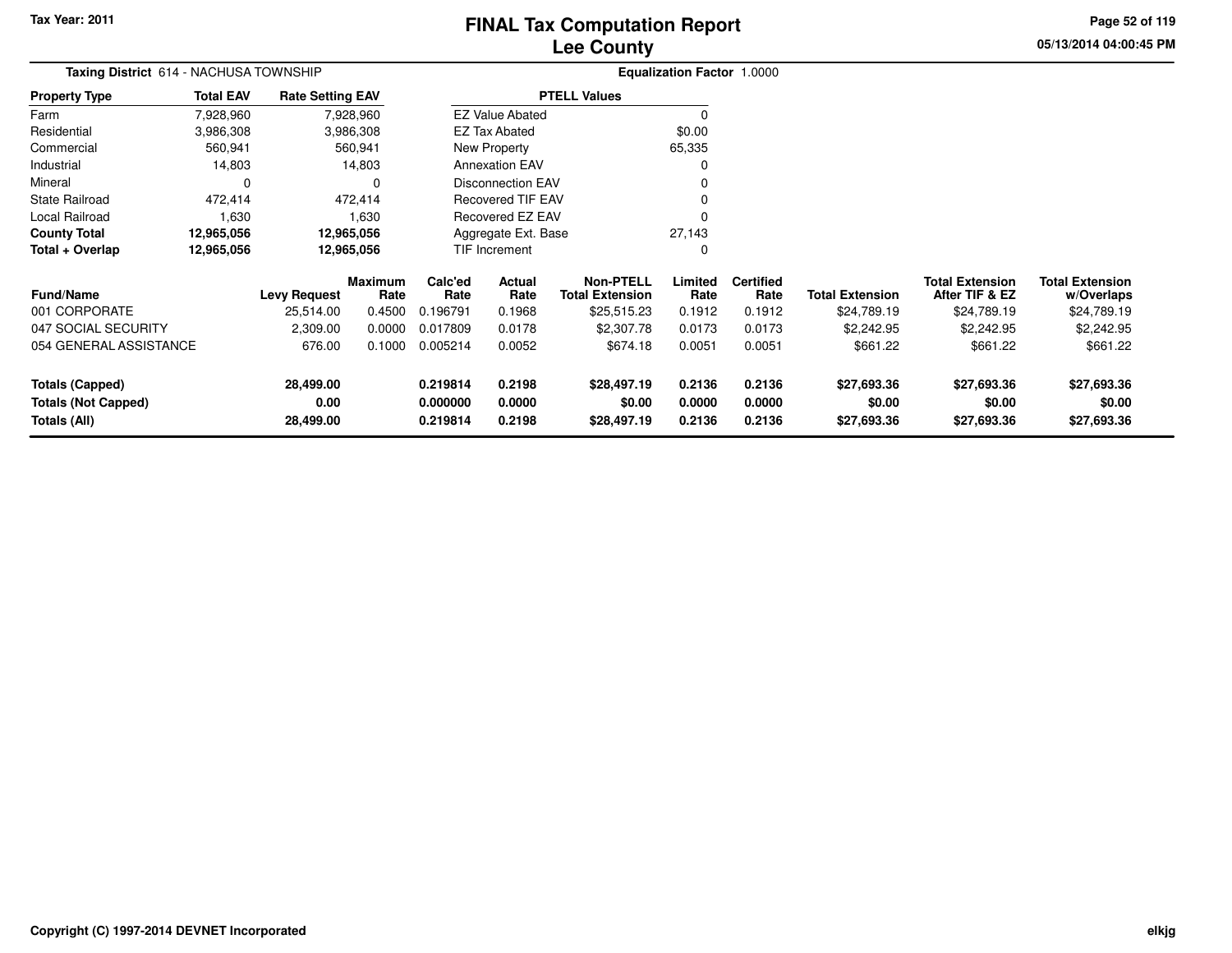Tax Year: 2011

# FINAL Tax Computation Report
## Lee County

**Taxing District** 614 - NACHUSA TOWNSHIP

**Equalization Factor** 1.0000

| Property Type | Total EAV | Rate Setting EAV |
|---|---|---|
| Farm | 7,928,960 | 7,928,960 |
| Residential | 3,986,308 | 3,986,308 |
| Commercial | 560,941 | 560,941 |
| Industrial | 14,803 | 14,803 |
| Mineral | 0 | 0 |
| State Railroad | 472,414 | 472,414 |
| Local Railroad | 1,630 | 1,630 |
| **County Total** | **12,965,056** | **12,965,056** |
| **Total + Overlap** | **12,965,056** | **12,965,056** |

| PTELL Values | |
|---|---|
| EZ Value Abated | 0 |
| EZ Tax Abated | $0.00 |
| New Property | 65,335 |
| Annexation EAV | 0 |
| Disconnection EAV | 0 |
| Recovered TIF EAV | 0 |
| Recovered EZ EAV | 0 |
| Aggregate Ext. Base | 27,143 |
| TIF Increment | 0 |

| Fund/Name | Levy Request | Maximum Rate | Calc'ed Rate | Actual Rate | Non-PTELL Total Extension | Limited Rate | Certified Rate | Total Extension | Total Extension After TIF & EZ | Total Extension w/Overlaps |
|---|---|---|---|---|---|---|---|---|---|---|
| 001 CORPORATE | 25,514.00 | 0.4500 | 0.196791 | 0.1968 | $25,515.23 | 0.1912 | 0.1912 | $24,789.19 | $24,789.19 | $24,789.19 |
| 047 SOCIAL SECURITY | 2,309.00 | 0.0000 | 0.017809 | 0.0178 | $2,307.78 | 0.0173 | 0.0173 | $2,242.95 | $2,242.95 | $2,242.95 |
| 054 GENERAL ASSISTANCE | 676.00 | 0.1000 | 0.005214 | 0.0052 | $674.18 | 0.0051 | 0.0051 | $661.22 | $661.22 | $661.22 |
| **Totals (Capped)** | **28,499.00** | | **0.219814** | **0.2198** | **$28,497.19** | **0.2136** | **0.2136** | **$27,693.36** | **$27,693.36** | **$27,693.36** |
| **Totals (Not Capped)** | **0.00** | | **0.000000** | **0.0000** | **$0.00** | **0.0000** | **0.0000** | **$0.00** | **$0.00** | **$0.00** |
| **Totals (All)** | **28,499.00** | | **0.219814** | **0.2198** | **$28,497.19** | **0.2136** | **0.2136** | **$27,693.36** | **$27,693.36** | **$27,693.36** |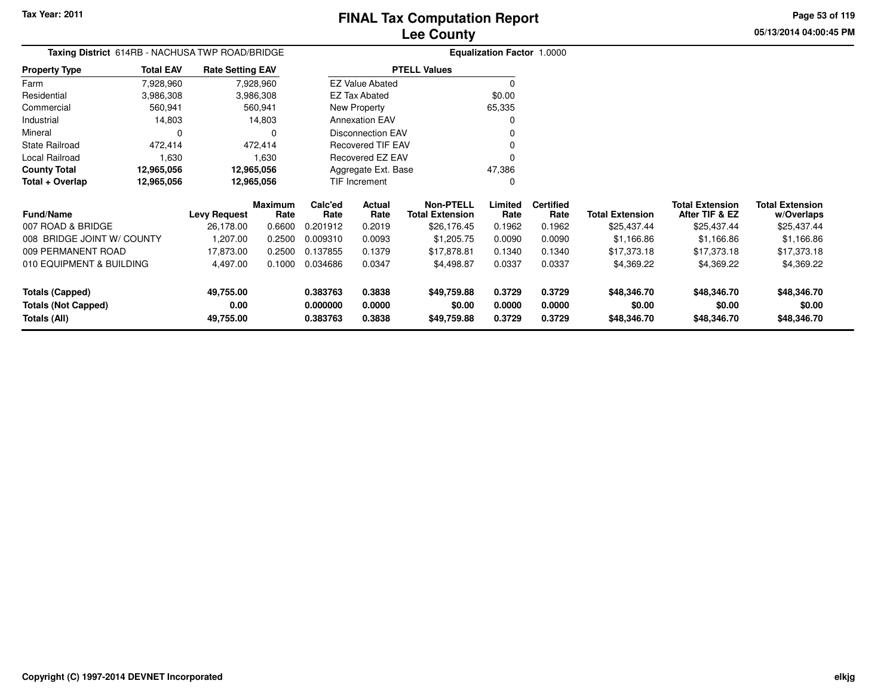Tax Year: 2011

# FINAL Tax Computation Report
## Lee County

05/13/2014 04:00:45 PM

**Taxing District** 614RB - NACHUSA TWP ROAD/BRIDGE

**Equalization Factor** 1.0000

| Property Type | Total EAV | Rate Setting EAV |
|---|---|---|
| Farm | 7,928,960 | 7,928,960 |
| Residential | 3,986,308 | 3,986,308 |
| Commercial | 560,941 | 560,941 |
| Industrial | 14,803 | 14,803 |
| Mineral | 0 | 0 |
| State Railroad | 472,414 | 472,414 |
| Local Railroad | 1,630 | 1,630 |
| **County Total** | **12,965,056** | **12,965,056** |
| **Total + Overlap** | **12,965,056** | **12,965,056** |

| PTELL Values | |
|---|---|
| EZ Value Abated | 0 |
| EZ Tax Abated | $0.00 |
| New Property | 65,335 |
| Annexation EAV | 0 |
| Disconnection EAV | 0 |
| Recovered TIF EAV | 0 |
| Recovered EZ EAV | 0 |
| Aggregate Ext. Base | 47,386 |
| TIF Increment | 0 |

| Fund/Name | Levy Request | Maximum Rate | Calc'ed Rate | Actual Rate | Non-PTELL Total Extension | Limited Rate | Certified Rate | Total Extension | Total Extension After TIF & EZ | Total Extension w/Overlaps |
|---|---|---|---|---|---|---|---|---|---|---|
| 007 ROAD & BRIDGE | 26,178.00 | 0.6600 | 0.201912 | 0.2019 | $26,176.45 | 0.1962 | 0.1962 | $25,437.44 | $25,437.44 | $25,437.44 |
| 008 BRIDGE JOINT W/ COUNTY | 1,207.00 | 0.2500 | 0.009310 | 0.0093 | $1,205.75 | 0.0090 | 0.0090 | $1,166.86 | $1,166.86 | $1,166.86 |
| 009 PERMANENT ROAD | 17,873.00 | 0.2500 | 0.137855 | 0.1379 | $17,878.81 | 0.1340 | 0.1340 | $17,373.18 | $17,373.18 | $17,373.18 |
| 010 EQUIPMENT & BUILDING | 4,497.00 | 0.1000 | 0.034686 | 0.0347 | $4,498.87 | 0.0337 | 0.0337 | $4,369.22 | $4,369.22 | $4,369.22 |
| **Totals (Capped)** | **49,755.00** | | **0.383763** | **0.3838** | **$49,759.88** | **0.3729** | **0.3729** | **$48,346.70** | **$48,346.70** | **$48,346.70** |
| **Totals (Not Capped)** | **0.00** | | **0.000000** | **0.0000** | **$0.00** | **0.0000** | **0.0000** | **$0.00** | **$0.00** | **$0.00** |
| **Totals (All)** | **49,755.00** | | **0.383763** | **0.3838** | **$49,759.88** | **0.3729** | **0.3729** | **$48,346.70** | **$48,346.70** | **$48,346.70** |

Copyright (C) 1997-2014 DEVNET Incorporated

elkjg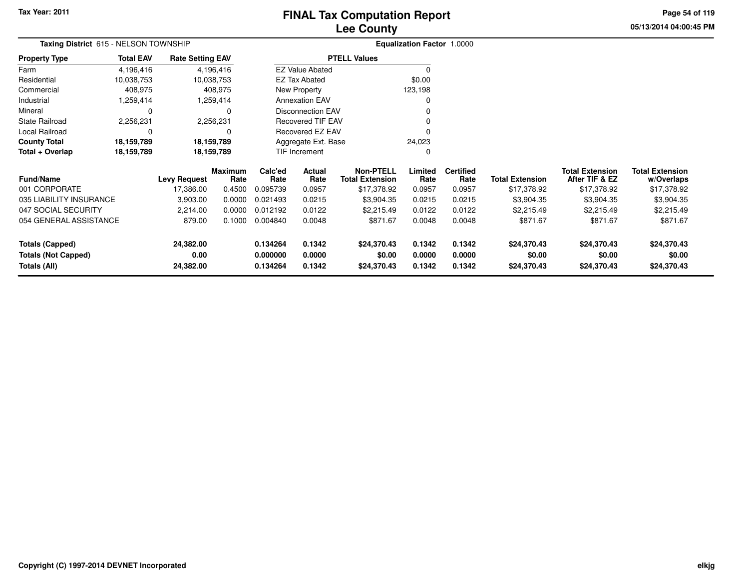Tax Year: 2011

# FINAL Tax Computation Report
## Lee County

05/13/2014 04:00:45 PM

**Taxing District** 615 - NELSON TOWNSHIP

**Equalization Factor** 1.0000

| Property Type | Total EAV | Rate Setting EAV |
|---|---|---|
| Farm | 4,196,416 | 4,196,416 |
| Residential | 10,038,753 | 10,038,753 |
| Commercial | 408,975 | 408,975 |
| Industrial | 1,259,414 | 1,259,414 |
| Mineral | 0 | 0 |
| State Railroad | 2,256,231 | 2,256,231 |
| Local Railroad | 0 | 0 |
| **County Total** | **18,159,789** | **18,159,789** |
| **Total + Overlap** | **18,159,789** | **18,159,789** |

| PTELL Values | |
|---|---|
| EZ Value Abated | 0 |
| EZ Tax Abated | $0.00 |
| New Property | 123,198 |
| Annexation EAV | 0 |
| Disconnection EAV | 0 |
| Recovered TIF EAV | 0 |
| Recovered EZ EAV | 0 |
| Aggregate Ext. Base | 24,023 |
| TIF Increment | 0 |

| Fund/Name | Levy Request | Maximum Rate | Calc'ed Rate | Actual Rate | Non-PTELL Total Extension | Limited Rate | Certified Rate | Total Extension | Total Extension After TIF & EZ | Total Extension w/Overlaps |
|---|---|---|---|---|---|---|---|---|---|---|
| 001 CORPORATE | 17,386.00 | 0.4500 | 0.095739 | 0.0957 | $17,378.92 | 0.0957 | 0.0957 | $17,378.92 | $17,378.92 | $17,378.92 |
| 035 LIABILITY INSURANCE | 3,903.00 | 0.0000 | 0.021493 | 0.0215 | $3,904.35 | 0.0215 | 0.0215 | $3,904.35 | $3,904.35 | $3,904.35 |
| 047 SOCIAL SECURITY | 2,214.00 | 0.0000 | 0.012192 | 0.0122 | $2,215.49 | 0.0122 | 0.0122 | $2,215.49 | $2,215.49 | $2,215.49 |
| 054 GENERAL ASSISTANCE | 879.00 | 0.1000 | 0.004840 | 0.0048 | $871.67 | 0.0048 | 0.0048 | $871.67 | $871.67 | $871.67 |
| **Totals (Capped)** | **24,382.00** | | **0.134264** | **0.1342** | **$24,370.43** | **0.1342** | **0.1342** | **$24,370.43** | **$24,370.43** | **$24,370.43** |
| **Totals (Not Capped)** | **0.00** | | **0.000000** | **0.0000** | **$0.00** | **0.0000** | **0.0000** | **$0.00** | **$0.00** | **$0.00** |
| **Totals (All)** | **24,382.00** | | **0.134264** | **0.1342** | **$24,370.43** | **0.1342** | **0.1342** | **$24,370.43** | **$24,370.43** | **$24,370.43** |

Copyright (C) 1997-2014 DEVNET Incorporated

elkjg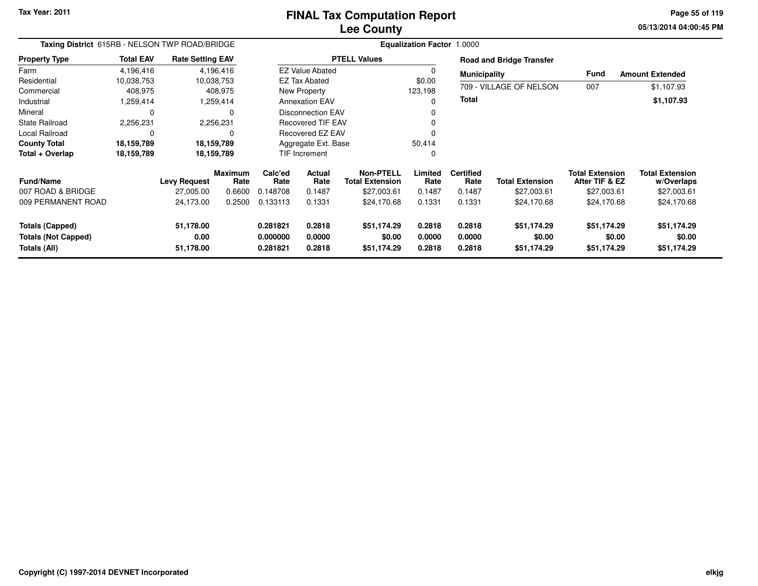Tax Year: 2011

# FINAL Tax Computation Report
## Lee County

05/13/2014 04:00:45 PM

**Taxing District** 615RB - NELSON TWP ROAD/BRIDGE

**Equalization Factor** 1.0000

| Property Type | Total EAV | Rate Setting EAV |
|---|---|---|
| Farm | 4,196,416 | 4,196,416 |
| Residential | 10,038,753 | 10,038,753 |
| Commercial | 408,975 | 408,975 |
| Industrial | 1,259,414 | 1,259,414 |
| Mineral | 0 | 0 |
| State Railroad | 2,256,231 | 2,256,231 |
| Local Railroad | 0 | 0 |
| **County Total** | **18,159,789** | **18,159,789** |
| **Total + Overlap** | **18,159,789** | **18,159,789** |

| PTELL Values | |
|---|---|
| EZ Value Abated | 0 |
| EZ Tax Abated | $0.00 |
| New Property | 123,198 |
| Annexation EAV | 0 |
| Disconnection EAV | 0 |
| Recovered TIF EAV | 0 |
| Recovered EZ EAV | 0 |
| Aggregate Ext. Base | 50,414 |
| TIF Increment | 0 |

**Road and Bridge Transfer**

| Municipality | Fund | Amount Extended |
|---|---|---|
| 709 - VILLAGE OF NELSON | 007 | $1,107.93 |
| **Total** | | **$1,107.93** |

| Fund/Name | Levy Request | Maximum Rate | Calc'ed Rate | Actual Rate | Non-PTELL Total Extension | Limited Rate | Certified Rate | Total Extension | Total Extension After TIF & EZ | Total Extension w/Overlaps |
|---|---|---|---|---|---|---|---|---|---|---|
| 007 ROAD & BRIDGE | 27,005.00 | 0.6600 | 0.148708 | 0.1487 | $27,003.61 | 0.1487 | 0.1487 | $27,003.61 | $27,003.61 | $27,003.61 |
| 009 PERMANENT ROAD | 24,173.00 | 0.2500 | 0.133113 | 0.1331 | $24,170.68 | 0.1331 | 0.1331 | $24,170.68 | $24,170.68 | $24,170.68 |
| **Totals (Capped)** | **51,178.00** | | **0.281821** | **0.2818** | **$51,174.29** | **0.2818** | **0.2818** | **$51,174.29** | **$51,174.29** | **$51,174.29** |
| **Totals (Not Capped)** | **0.00** | | **0.000000** | **0.0000** | **$0.00** | **0.0000** | **0.0000** | **$0.00** | **$0.00** | **$0.00** |
| **Totals (All)** | **51,178.00** | | **0.281821** | **0.2818** | **$51,174.29** | **0.2818** | **0.2818** | **$51,174.29** | **$51,174.29** | **$51,174.29** |

Copyright (C) 1997-2014 DEVNET Incorporated

elkjg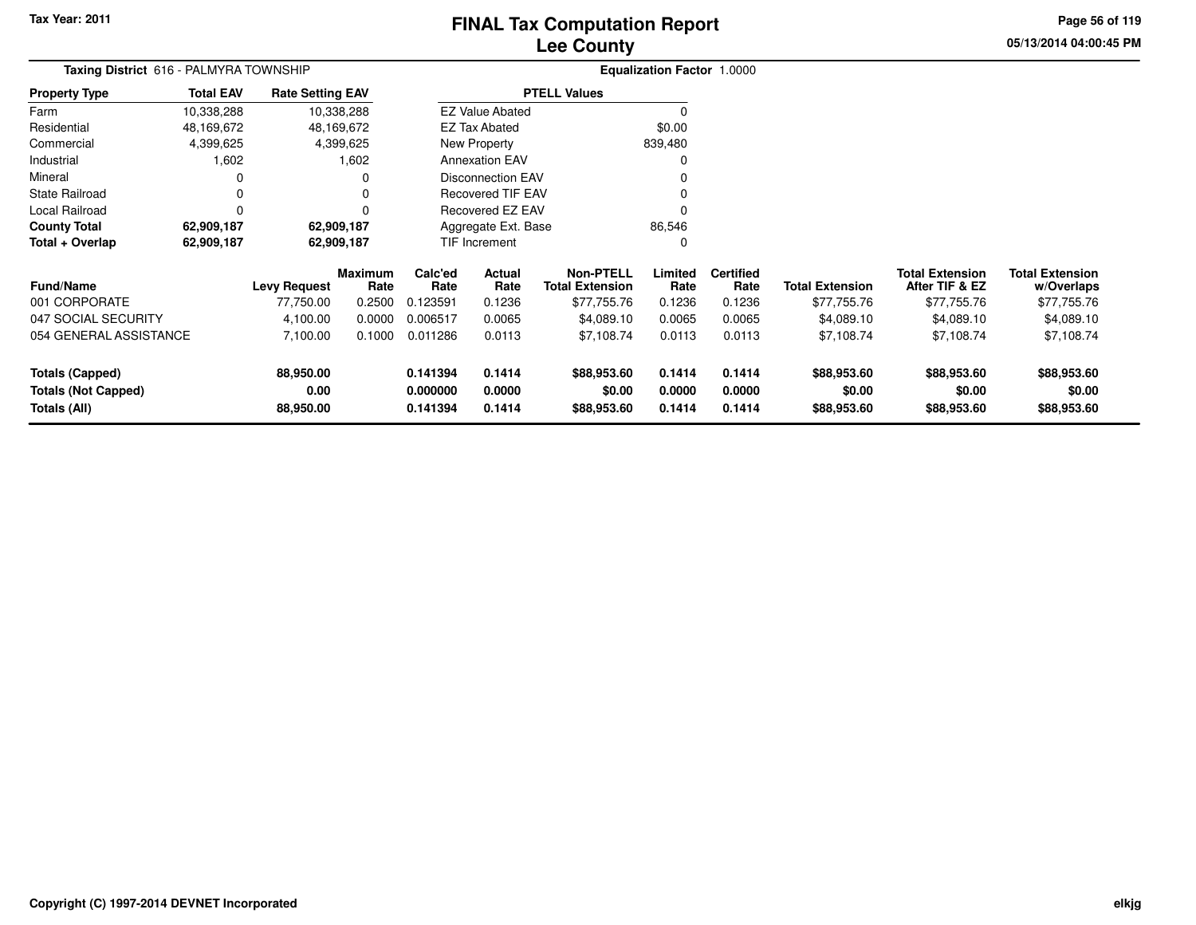# FINAL Tax Computation Report
# Lee County

Tax Year: 2011

05/13/2014 04:00:45 PM

**Taxing District** 616 - PALMYRA TOWNSHIP

**Equalization Factor** 1.0000

| Property Type | Total EAV | Rate Setting EAV |
|---|---|---|
| Farm | 10,338,288 | 10,338,288 |
| Residential | 48,169,672 | 48,169,672 |
| Commercial | 4,399,625 | 4,399,625 |
| Industrial | 1,602 | 1,602 |
| Mineral | 0 | 0 |
| State Railroad | 0 | 0 |
| Local Railroad | 0 | 0 |
| **County Total** | **62,909,187** | **62,909,187** |
| **Total + Overlap** | **62,909,187** | **62,909,187** |

| PTELL Values | |
|---|---|
| EZ Value Abated | 0 |
| EZ Tax Abated | $0.00 |
| New Property | 839,480 |
| Annexation EAV | 0 |
| Disconnection EAV | 0 |
| Recovered TIF EAV | 0 |
| Recovered EZ EAV | 0 |
| Aggregate Ext. Base | 86,546 |
| TIF Increment | 0 |

| Fund/Name | Levy Request | Maximum Rate | Calc'ed Rate | Actual Rate | Non-PTELL Total Extension | Limited Rate | Certified Rate | Total Extension | Total Extension After TIF & EZ | Total Extension w/Overlaps |
|---|---|---|---|---|---|---|---|---|---|---|
| 001 CORPORATE | 77,750.00 | 0.2500 | 0.123591 | 0.1236 | $77,755.76 | 0.1236 | 0.1236 | $77,755.76 | $77,755.76 | $77,755.76 |
| 047 SOCIAL SECURITY | 4,100.00 | 0.0000 | 0.006517 | 0.0065 | $4,089.10 | 0.0065 | 0.0065 | $4,089.10 | $4,089.10 | $4,089.10 |
| 054 GENERAL ASSISTANCE | 7,100.00 | 0.1000 | 0.011286 | 0.0113 | $7,108.74 | 0.0113 | 0.0113 | $7,108.74 | $7,108.74 | $7,108.74 |
| **Totals (Capped)** | **88,950.00** | | **0.141394** | **0.1414** | **$88,953.60** | **0.1414** | **0.1414** | **$88,953.60** | **$88,953.60** | **$88,953.60** |
| **Totals (Not Capped)** | **0.00** | | **0.000000** | **0.0000** | **$0.00** | **0.0000** | **0.0000** | **$0.00** | **$0.00** | **$0.00** |
| **Totals (All)** | **88,950.00** | | **0.141394** | **0.1414** | **$88,953.60** | **0.1414** | **0.1414** | **$88,953.60** | **$88,953.60** | **$88,953.60** |

Copyright (C) 1997-2014 DEVNET Incorporated

elkjg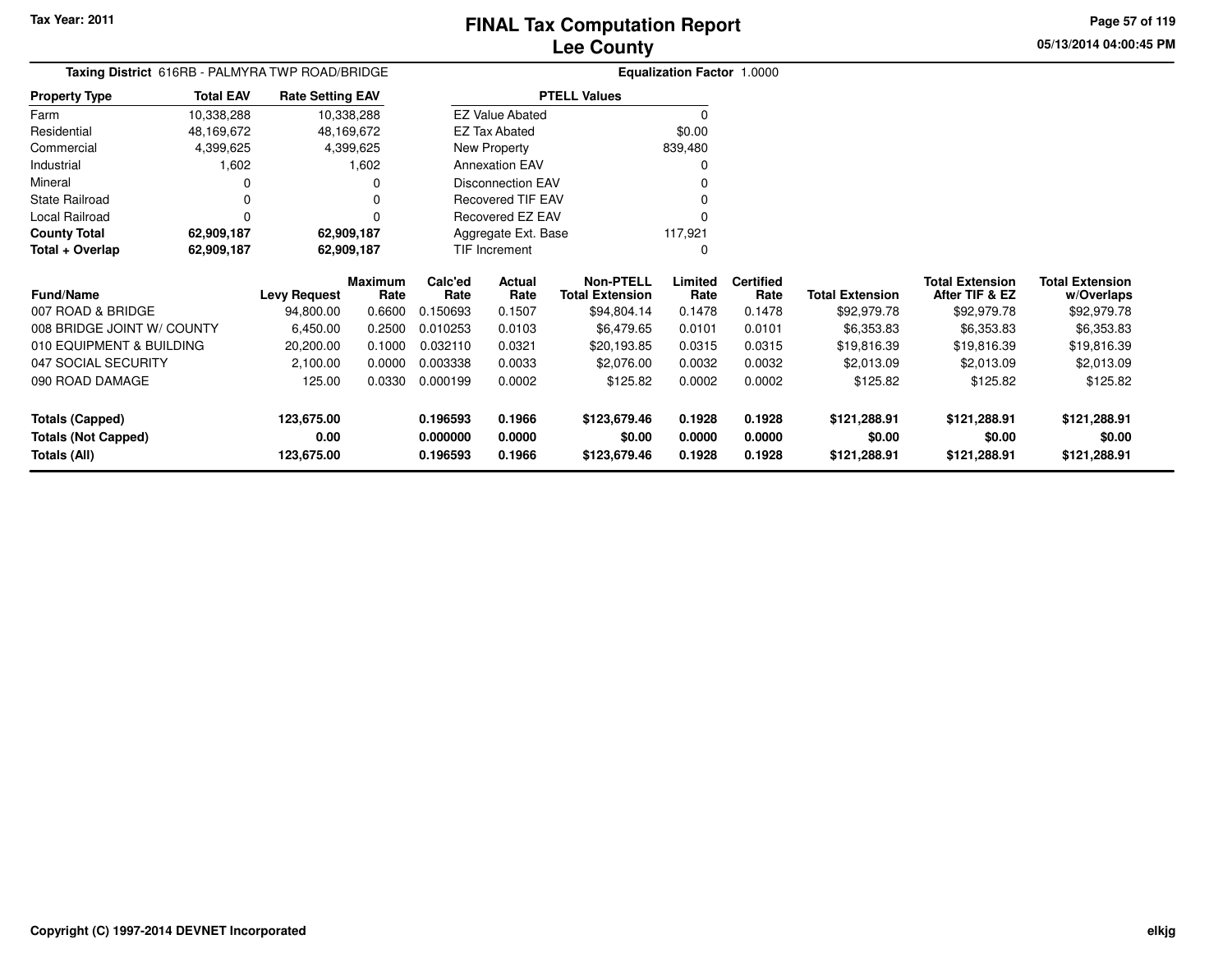Tax Year: 2011

# FINAL Tax Computation Report
## Lee County

**Taxing District** 616RB - PALMYRA TWP ROAD/BRIDGE

**Equalization Factor** 1.0000

| Property Type | Total EAV | Rate Setting EAV |
|---|---|---|
| Farm | 10,338,288 | 10,338,288 |
| Residential | 48,169,672 | 48,169,672 |
| Commercial | 4,399,625 | 4,399,625 |
| Industrial | 1,602 | 1,602 |
| Mineral | 0 | 0 |
| State Railroad | 0 | 0 |
| Local Railroad | 0 | 0 |
| **County Total** | **62,909,187** | **62,909,187** |
| **Total + Overlap** | **62,909,187** | **62,909,187** |

| PTELL Values | |
|---|---|
| EZ Value Abated | 0 |
| EZ Tax Abated | $0.00 |
| New Property | 839,480 |
| Annexation EAV | 0 |
| Disconnection EAV | 0 |
| Recovered TIF EAV | 0 |
| Recovered EZ EAV | 0 |
| Aggregate Ext. Base | 117,921 |
| TIF Increment | 0 |

| Fund/Name | Levy Request | Maximum Rate | Calc'ed Rate | Actual Rate | Non-PTELL Total Extension | Limited Rate | Certified Rate | Total Extension | Total Extension After TIF & EZ | Total Extension w/Overlaps |
|---|---|---|---|---|---|---|---|---|---|---|
| 007 ROAD & BRIDGE | 94,800.00 | 0.6600 | 0.150693 | 0.1507 | $94,804.14 | 0.1478 | 0.1478 | $92,979.78 | $92,979.78 | $92,979.78 |
| 008 BRIDGE JOINT W/ COUNTY | 6,450.00 | 0.2500 | 0.010253 | 0.0103 | $6,479.65 | 0.0101 | 0.0101 | $6,353.83 | $6,353.83 | $6,353.83 |
| 010 EQUIPMENT & BUILDING | 20,200.00 | 0.1000 | 0.032110 | 0.0321 | $20,193.85 | 0.0315 | 0.0315 | $19,816.39 | $19,816.39 | $19,816.39 |
| 047 SOCIAL SECURITY | 2,100.00 | 0.0000 | 0.003338 | 0.0033 | $2,076.00 | 0.0032 | 0.0032 | $2,013.09 | $2,013.09 | $2,013.09 |
| 090 ROAD DAMAGE | 125.00 | 0.0330 | 0.000199 | 0.0002 | $125.82 | 0.0002 | 0.0002 | $125.82 | $125.82 | $125.82 |
| **Totals (Capped)** | **123,675.00** | | **0.196593** | **0.1966** | **$123,679.46** | **0.1928** | **0.1928** | **$121,288.91** | **$121,288.91** | **$121,288.91** |
| **Totals (Not Capped)** | **0.00** | | **0.000000** | **0.0000** | **$0.00** | **0.0000** | **0.0000** | **$0.00** | **$0.00** | **$0.00** |
| **Totals (All)** | **123,675.00** | | **0.196593** | **0.1966** | **$123,679.46** | **0.1928** | **0.1928** | **$121,288.91** | **$121,288.91** | **$121,288.91** |

Copyright (C) 1997-2014 DEVNET Incorporated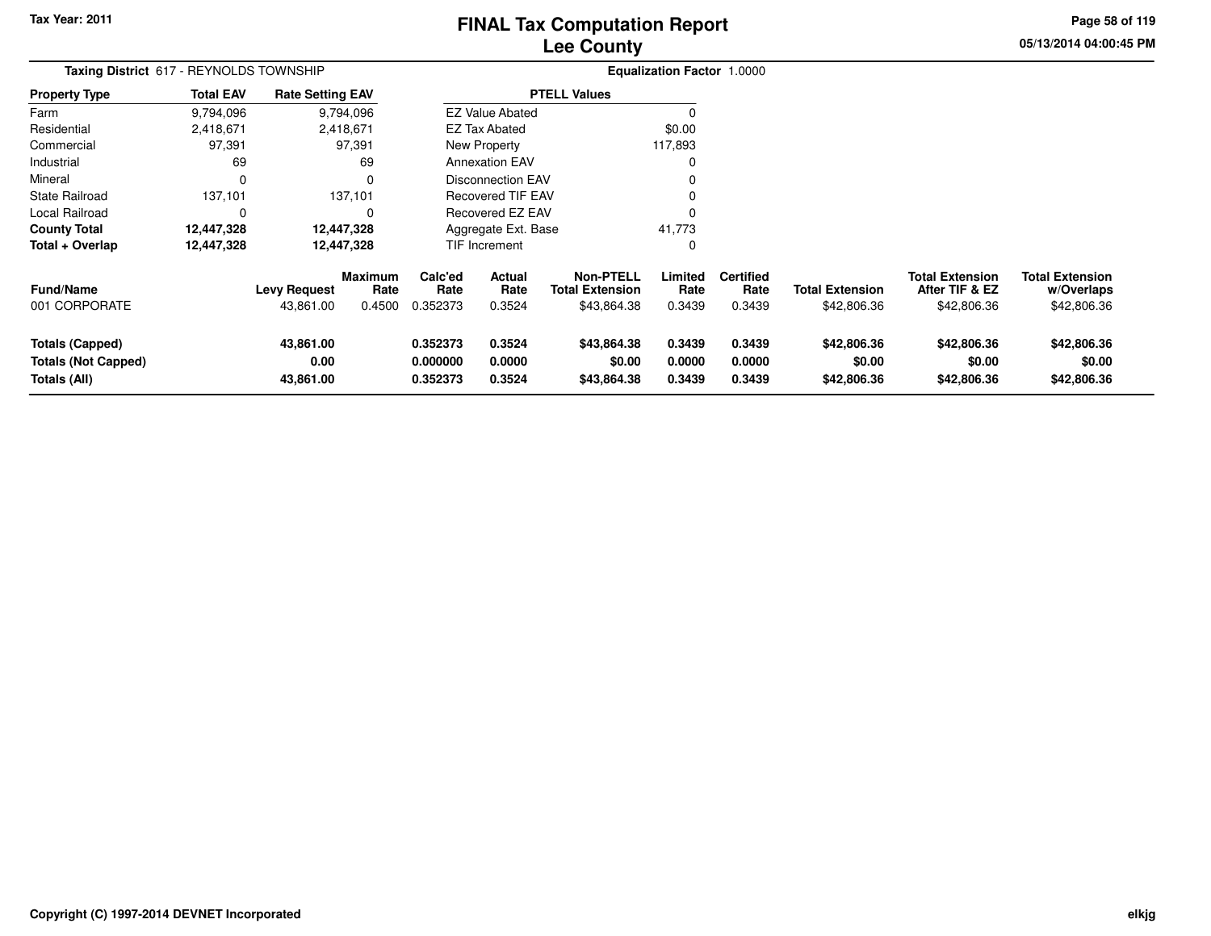**Tax Year: 2011**

# FINAL Tax Computation Report
## Lee County

05/13/2014 04:00:45 PM

**Taxing District** 617 - REYNOLDS TOWNSHIP

**Equalization Factor** 1.0000

| Property Type | Total EAV | Rate Setting EAV |
|---|---|---|
| Farm | 9,794,096 | 9,794,096 |
| Residential | 2,418,671 | 2,418,671 |
| Commercial | 97,391 | 97,391 |
| Industrial | 69 | 69 |
| Mineral | 0 | 0 |
| State Railroad | 137,101 | 137,101 |
| Local Railroad | 0 | 0 |
| **County Total** | **12,447,328** | **12,447,328** |
| **Total + Overlap** | **12,447,328** | **12,447,328** |

| PTELL Values | |
|---|---|
| EZ Value Abated | 0 |
| EZ Tax Abated | $0.00 |
| New Property | 117,893 |
| Annexation EAV | 0 |
| Disconnection EAV | 0 |
| Recovered TIF EAV | 0 |
| Recovered EZ EAV | 0 |
| Aggregate Ext. Base | 41,773 |
| TIF Increment | 0 |

| Fund/Name | Levy Request | Maximum Rate | Calc'ed Rate | Actual Rate | Non-PTELL Total Extension | Limited Rate | Certified Rate | Total Extension | Total Extension After TIF & EZ | Total Extension w/Overlaps |
|---|---|---|---|---|---|---|---|---|---|---|
| 001 CORPORATE | 43,861.00 | 0.4500 | 0.352373 | 0.3524 | $43,864.38 | 0.3439 | 0.3439 | $42,806.36 | $42,806.36 | $42,806.36 |
| **Totals (Capped)** | **43,861.00** | | **0.352373** | **0.3524** | **$43,864.38** | **0.3439** | **0.3439** | **$42,806.36** | **$42,806.36** | **$42,806.36** |
| **Totals (Not Capped)** | **0.00** | | **0.000000** | **0.0000** | **$0.00** | **0.0000** | **0.0000** | **$0.00** | **$0.00** | **$0.00** |
| **Totals (All)** | **43,861.00** | | **0.352373** | **0.3524** | **$43,864.38** | **0.3439** | **0.3439** | **$42,806.36** | **$42,806.36** | **$42,806.36** |

**Copyright (C) 1997-2014 DEVNET Incorporated**

elkjg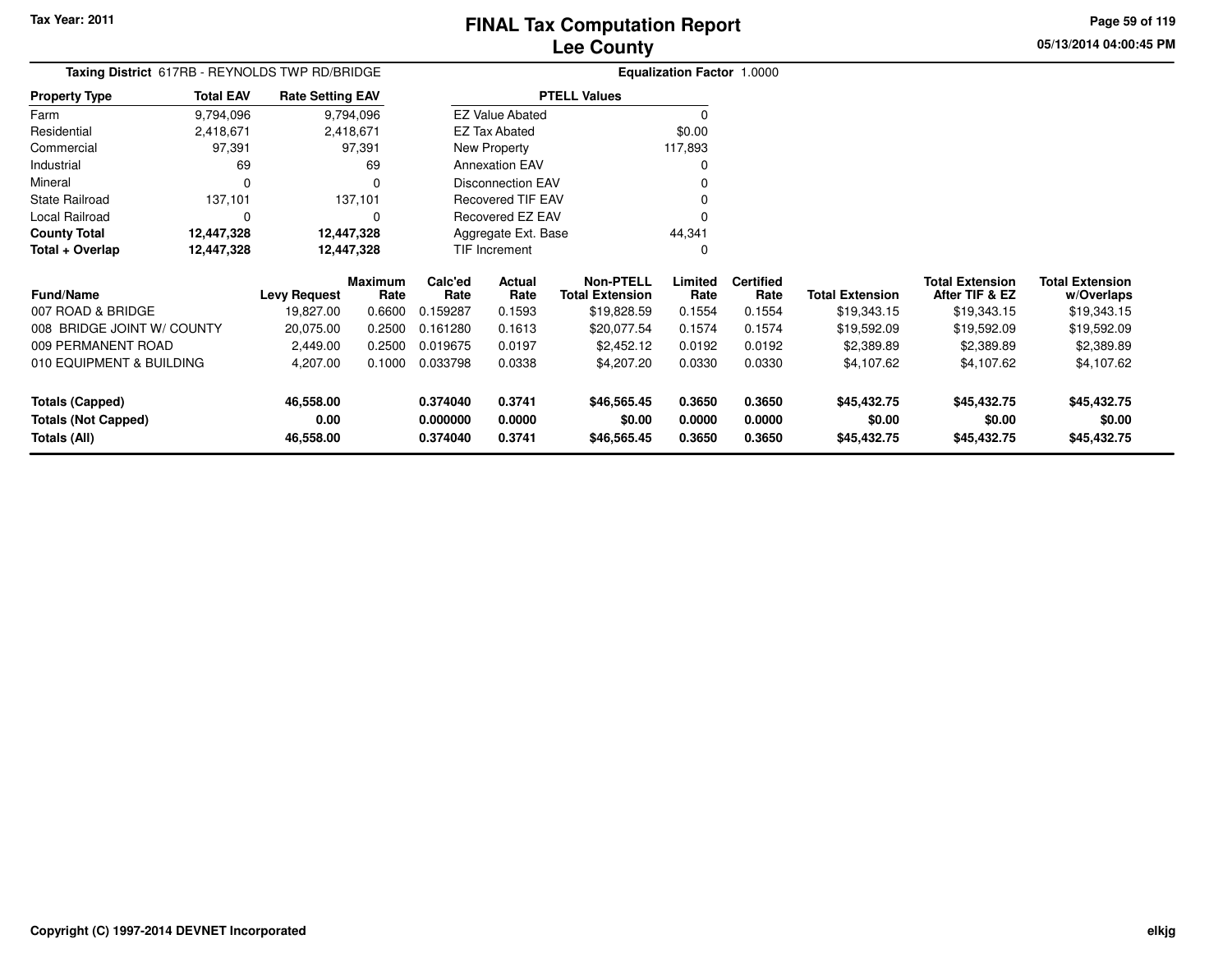Tax Year: 2011

# FINAL Tax Computation Report
## Lee County

05/13/2014 04:00:45 PM

**Taxing District** 617RB - REYNOLDS TWP RD/BRIDGE

**Equalization Factor** 1.0000

| Property Type | Total EAV | Rate Setting EAV |
|---|---|---|
| Farm | 9,794,096 | 9,794,096 |
| Residential | 2,418,671 | 2,418,671 |
| Commercial | 97,391 | 97,391 |
| Industrial | 69 | 69 |
| Mineral | 0 | 0 |
| State Railroad | 137,101 | 137,101 |
| Local Railroad | 0 | 0 |
| **County Total** | **12,447,328** | **12,447,328** |
| **Total + Overlap** | **12,447,328** | **12,447,328** |

| PTELL Values | |
|---|---|
| EZ Value Abated | 0 |
| EZ Tax Abated | $0.00 |
| New Property | 117,893 |
| Annexation EAV | 0 |
| Disconnection EAV | 0 |
| Recovered TIF EAV | 0 |
| Recovered EZ EAV | 0 |
| Aggregate Ext. Base | 44,341 |
| TIF Increment | 0 |

| Fund/Name | Levy Request | Maximum Rate | Calc'ed Rate | Actual Rate | Non-PTELL Total Extension | Limited Rate | Certified Rate | Total Extension | Total Extension After TIF & EZ | Total Extension w/Overlaps |
|---|---|---|---|---|---|---|---|---|---|---|
| 007 ROAD & BRIDGE | 19,827.00 | 0.6600 | 0.159287 | 0.1593 | $19,828.59 | 0.1554 | 0.1554 | $19,343.15 | $19,343.15 | $19,343.15 |
| 008 BRIDGE JOINT W/ COUNTY | 20,075.00 | 0.2500 | 0.161280 | 0.1613 | $20,077.54 | 0.1574 | 0.1574 | $19,592.09 | $19,592.09 | $19,592.09 |
| 009 PERMANENT ROAD | 2,449.00 | 0.2500 | 0.019675 | 0.0197 | $2,452.12 | 0.0192 | 0.0192 | $2,389.89 | $2,389.89 | $2,389.89 |
| 010 EQUIPMENT & BUILDING | 4,207.00 | 0.1000 | 0.033798 | 0.0338 | $4,207.20 | 0.0330 | 0.0330 | $4,107.62 | $4,107.62 | $4,107.62 |
| **Totals (Capped)** | **46,558.00** | | **0.374040** | **0.3741** | **$46,565.45** | **0.3650** | **0.3650** | **$45,432.75** | **$45,432.75** | **$45,432.75** |
| **Totals (Not Capped)** | **0.00** | | **0.000000** | **0.0000** | **$0.00** | **0.0000** | **0.0000** | **$0.00** | **$0.00** | **$0.00** |
| **Totals (All)** | **46,558.00** | | **0.374040** | **0.3741** | **$46,565.45** | **0.3650** | **0.3650** | **$45,432.75** | **$45,432.75** | **$45,432.75** |

Copyright (C) 1997-2014 DEVNET Incorporated

elkjg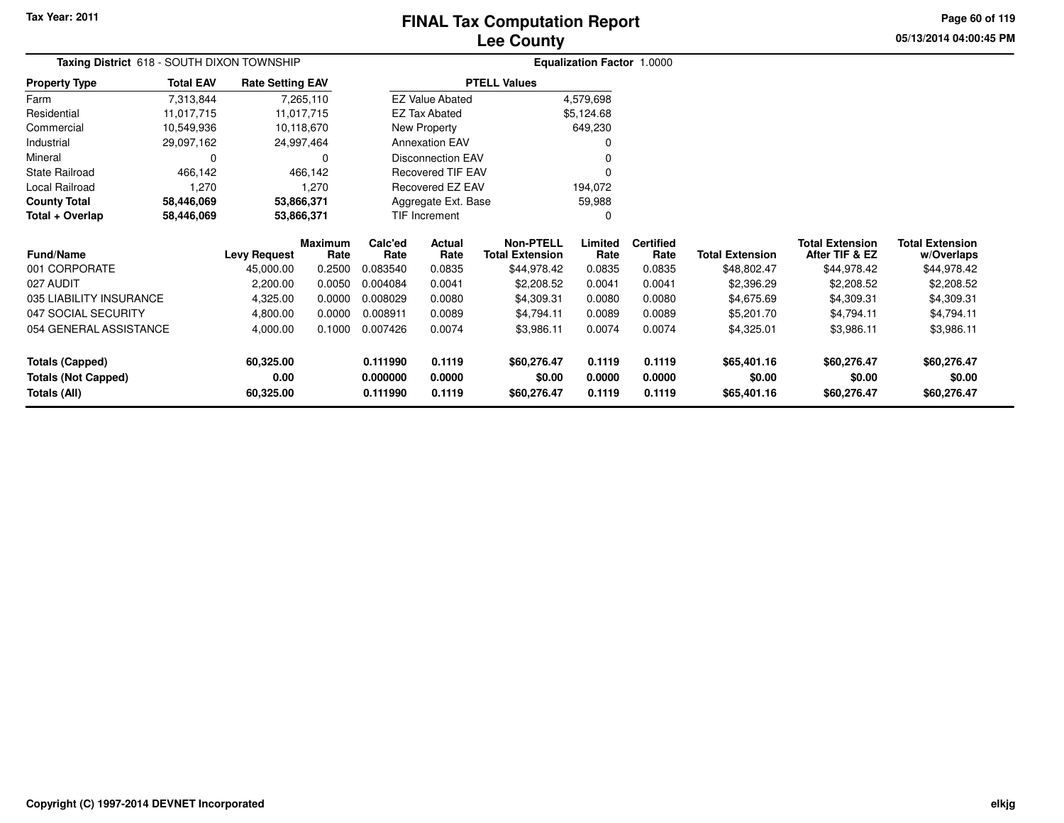Tax Year: 2011

# FINAL Tax Computation Report
## Lee County

05/13/2014 04:00:45 PM

**Taxing District** 618 - SOUTH DIXON TOWNSHIP

**Equalization Factor** 1.0000

| Property Type | Total EAV | Rate Setting EAV |
|---|---|---|
| Farm | 7,313,844 | 7,265,110 |
| Residential | 11,017,715 | 11,017,715 |
| Commercial | 10,549,936 | 10,118,670 |
| Industrial | 29,097,162 | 24,997,464 |
| Mineral | 0 | 0 |
| State Railroad | 466,142 | 466,142 |
| Local Railroad | 1,270 | 1,270 |
| **County Total** | **58,446,069** | **53,866,371** |
| **Total + Overlap** | **58,446,069** | **53,866,371** |

| PTELL Values | |
|---|---|
| EZ Value Abated | 4,579,698 |
| EZ Tax Abated | $5,124.68 |
| New Property | 649,230 |
| Annexation EAV | 0 |
| Disconnection EAV | 0 |
| Recovered TIF EAV | 0 |
| Recovered EZ EAV | 194,072 |
| Aggregate Ext. Base | 59,988 |
| TIF Increment | 0 |

| Fund/Name | Levy Request | Maximum Rate | Calc'ed Rate | Actual Rate | Non-PTELL Total Extension | Limited Rate | Certified Rate | Total Extension | Total Extension After TIF & EZ | Total Extension w/Overlaps |
|---|---|---|---|---|---|---|---|---|---|---|
| 001 CORPORATE | 45,000.00 | 0.2500 | 0.083540 | 0.0835 | $44,978.42 | 0.0835 | 0.0835 | $48,802.47 | $44,978.42 | $44,978.42 |
| 027 AUDIT | 2,200.00 | 0.0050 | 0.004084 | 0.0041 | $2,208.52 | 0.0041 | 0.0041 | $2,396.29 | $2,208.52 | $2,208.52 |
| 035 LIABILITY INSURANCE | 4,325.00 | 0.0000 | 0.008029 | 0.0080 | $4,309.31 | 0.0080 | 0.0080 | $4,675.69 | $4,309.31 | $4,309.31 |
| 047 SOCIAL SECURITY | 4,800.00 | 0.0000 | 0.008911 | 0.0089 | $4,794.11 | 0.0089 | 0.0089 | $5,201.70 | $4,794.11 | $4,794.11 |
| 054 GENERAL ASSISTANCE | 4,000.00 | 0.1000 | 0.007426 | 0.0074 | $3,986.11 | 0.0074 | 0.0074 | $4,325.01 | $3,986.11 | $3,986.11 |
| **Totals (Capped)** | **60,325.00** | | **0.111990** | **0.1119** | **$60,276.47** | **0.1119** | **0.1119** | **$65,401.16** | **$60,276.47** | **$60,276.47** |
| **Totals (Not Capped)** | **0.00** | | **0.000000** | **0.0000** | **$0.00** | **0.0000** | **0.0000** | **$0.00** | **$0.00** | **$0.00** |
| **Totals (All)** | **60,325.00** | | **0.111990** | **0.1119** | **$60,276.47** | **0.1119** | **0.1119** | **$65,401.16** | **$60,276.47** | **$60,276.47** |

Copyright (C) 1997-2014 DEVNET Incorporated

elkjg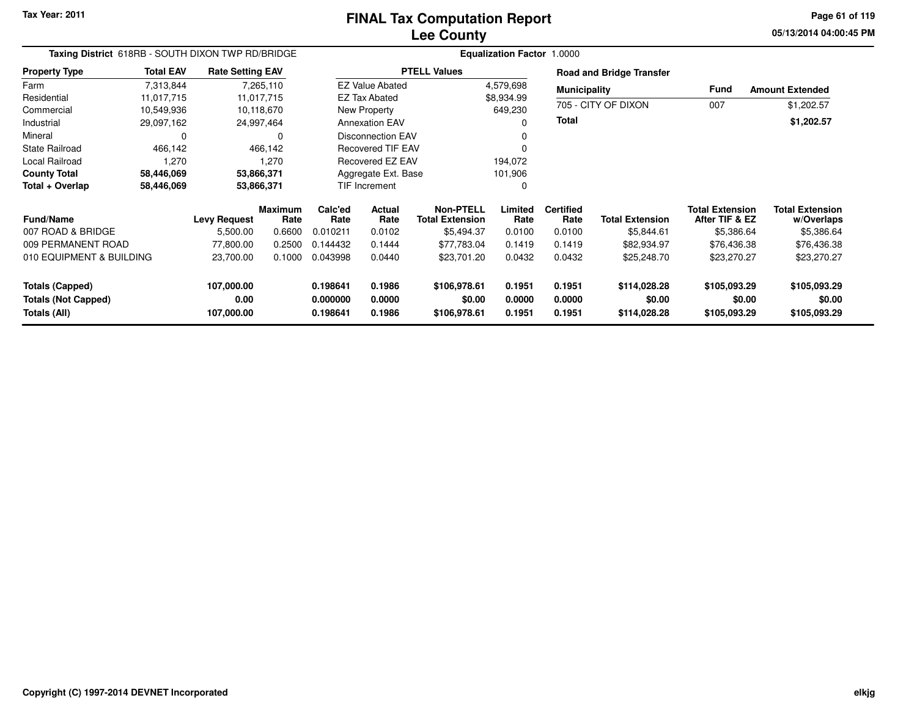Tax Year: 2011

# FINAL Tax Computation Report
## Lee County

05/13/2014 04:00:45 PM

**Taxing District** 618RB - SOUTH DIXON TWP RD/BRIDGE **Equalization Factor** 1.0000

| Property Type | Total EAV | Rate Setting EAV |
|---|---|---|
| Farm | 7,313,844 | 7,265,110 |
| Residential | 11,017,715 | 11,017,715 |
| Commercial | 10,549,936 | 10,118,670 |
| Industrial | 29,097,162 | 24,997,464 |
| Mineral | 0 | 0 |
| State Railroad | 466,142 | 466,142 |
| Local Railroad | 1,270 | 1,270 |
| **County Total** | **58,446,069** | **53,866,371** |
| **Total + Overlap** | **58,446,069** | **53,866,371** |

| PTELL Values | |
|---|---|
| EZ Value Abated | 4,579,698 |
| EZ Tax Abated | $8,934.99 |
| New Property | 649,230 |
| Annexation EAV | 0 |
| Disconnection EAV | 0 |
| Recovered TIF EAV | 0 |
| Recovered EZ EAV | 194,072 |
| Aggregate Ext. Base | 101,906 |
| TIF Increment | 0 |

**Road and Bridge Transfer**

| Municipality | Fund | Amount Extended |
|---|---|---|
| 705 - CITY OF DIXON | 007 | $1,202.57 |
| **Total** | | **$1,202.57** |

| Fund/Name | Levy Request | Maximum Rate | Calc'ed Rate | Actual Rate | Non-PTELL Total Extension | Limited Rate | Certified Rate | Total Extension | Total Extension After TIF & EZ | Total Extension w/Overlaps |
|---|---|---|---|---|---|---|---|---|---|---|
| 007 ROAD & BRIDGE | 5,500.00 | 0.6600 | 0.010211 | 0.0102 | $5,494.37 | 0.0100 | 0.0100 | $5,844.61 | $5,386.64 | $5,386.64 |
| 009 PERMANENT ROAD | 77,800.00 | 0.2500 | 0.144432 | 0.1444 | $77,783.04 | 0.1419 | 0.1419 | $82,934.97 | $76,436.38 | $76,436.38 |
| 010 EQUIPMENT & BUILDING | 23,700.00 | 0.1000 | 0.043998 | 0.0440 | $23,701.20 | 0.0432 | 0.0432 | $25,248.70 | $23,270.27 | $23,270.27 |
| **Totals (Capped)** | **107,000.00** | | **0.198641** | **0.1986** | **$106,978.61** | **0.1951** | **0.1951** | **$114,028.28** | **$105,093.29** | **$105,093.29** |
| **Totals (Not Capped)** | **0.00** | | **0.000000** | **0.0000** | **$0.00** | **0.0000** | **0.0000** | **$0.00** | **$0.00** | **$0.00** |
| **Totals (All)** | **107,000.00** | | **0.198641** | **0.1986** | **$106,978.61** | **0.1951** | **0.1951** | **$114,028.28** | **$105,093.29** | **$105,093.29** |

Copyright (C) 1997-2014 DEVNET Incorporated elkjg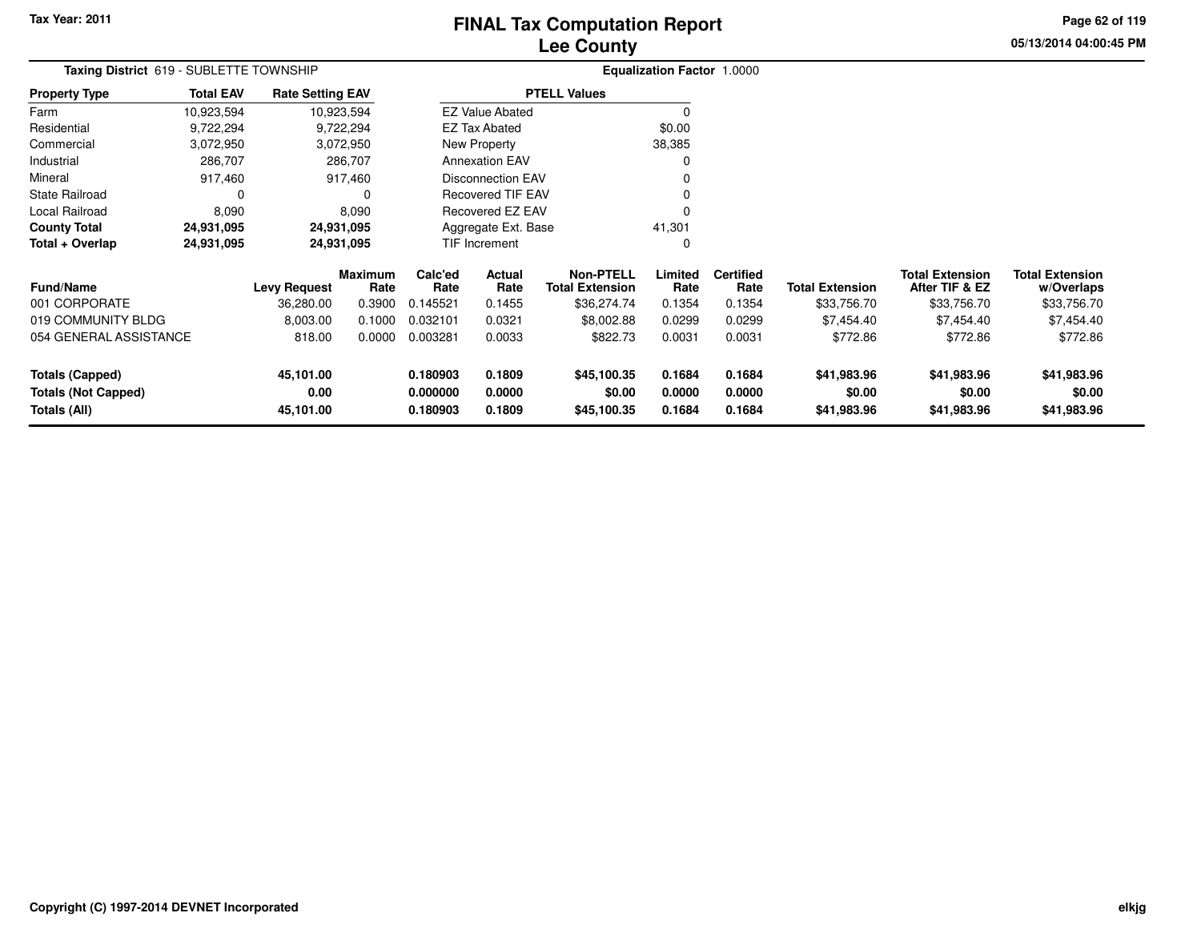Tax Year: 2011

# FINAL Tax Computation Report
## Lee County

05/13/2014 04:00:45 PM

**Taxing District** 619 - SUBLETTE TOWNSHIP

**Equalization Factor** 1.0000

| Property Type | Total EAV | Rate Setting EAV |
|---|---|---|
| Farm | 10,923,594 | 10,923,594 |
| Residential | 9,722,294 | 9,722,294 |
| Commercial | 3,072,950 | 3,072,950 |
| Industrial | 286,707 | 286,707 |
| Mineral | 917,460 | 917,460 |
| State Railroad | 0 | 0 |
| Local Railroad | 8,090 | 8,090 |
| **County Total** | **24,931,095** | **24,931,095** |
| **Total + Overlap** | **24,931,095** | **24,931,095** |

| PTELL Values | |
|---|---|
| EZ Value Abated | 0 |
| EZ Tax Abated | $0.00 |
| New Property | 38,385 |
| Annexation EAV | 0 |
| Disconnection EAV | 0 |
| Recovered TIF EAV | 0 |
| Recovered EZ EAV | 0 |
| Aggregate Ext. Base | 41,301 |
| TIF Increment | 0 |

| Fund/Name | Levy Request | Maximum Rate | Calc'ed Rate | Actual Rate | Non-PTELL Total Extension | Limited Rate | Certified Rate | Total Extension | Total Extension After TIF & EZ | Total Extension w/Overlaps |
|---|---|---|---|---|---|---|---|---|---|---|
| 001 CORPORATE | 36,280.00 | 0.3900 | 0.145521 | 0.1455 | $36,274.74 | 0.1354 | 0.1354 | $33,756.70 | $33,756.70 | $33,756.70 |
| 019 COMMUNITY BLDG | 8,003.00 | 0.1000 | 0.032101 | 0.0321 | $8,002.88 | 0.0299 | 0.0299 | $7,454.40 | $7,454.40 | $7,454.40 |
| 054 GENERAL ASSISTANCE | 818.00 | 0.0000 | 0.003281 | 0.0033 | $822.73 | 0.0031 | 0.0031 | $772.86 | $772.86 | $772.86 |
| **Totals (Capped)** | **45,101.00** | | **0.180903** | **0.1809** | **$45,100.35** | **0.1684** | **0.1684** | **$41,983.96** | **$41,983.96** | **$41,983.96** |
| **Totals (Not Capped)** | **0.00** | | **0.000000** | **0.0000** | **$0.00** | **0.0000** | **0.0000** | **$0.00** | **$0.00** | **$0.00** |
| **Totals (All)** | **45,101.00** | | **0.180903** | **0.1809** | **$45,100.35** | **0.1684** | **0.1684** | **$41,983.96** | **$41,983.96** | **$41,983.96** |

Copyright (C) 1997-2014 DEVNET Incorporated

elkjg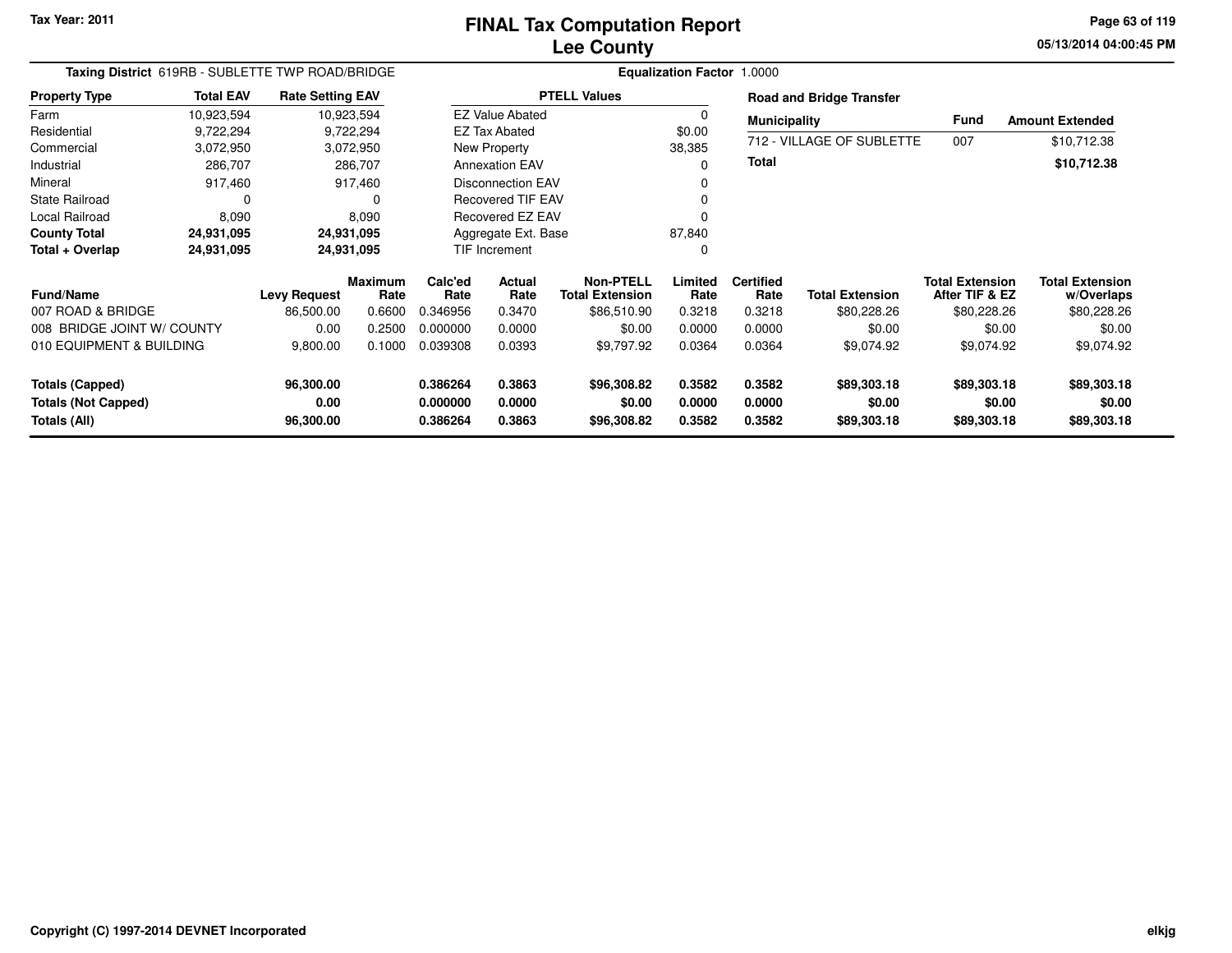Tax Year: 2011

# FINAL Tax Computation Report
## Lee County

05/13/2014 04:00:45 PM

**Taxing District** 619RB - SUBLETTE TWP ROAD/BRIDGE

**Equalization Factor** 1.0000

| Property Type | Total EAV | Rate Setting EAV |
|---|---|---|
| Farm | 10,923,594 | 10,923,594 |
| Residential | 9,722,294 | 9,722,294 |
| Commercial | 3,072,950 | 3,072,950 |
| Industrial | 286,707 | 286,707 |
| Mineral | 917,460 | 917,460 |
| State Railroad | 0 | 0 |
| Local Railroad | 8,090 | 8,090 |
| **County Total** | **24,931,095** | **24,931,095** |
| **Total + Overlap** | **24,931,095** | **24,931,095** |

| PTELL Values | |
|---|---|
| EZ Value Abated | 0 |
| EZ Tax Abated | $0.00 |
| New Property | 38,385 |
| Annexation EAV | 0 |
| Disconnection EAV | 0 |
| Recovered TIF EAV | 0 |
| Recovered EZ EAV | 0 |
| Aggregate Ext. Base | 87,840 |
| TIF Increment | 0 |

**Road and Bridge Transfer**

| Municipality | Fund | Amount Extended |
|---|---|---|
| 712 - VILLAGE OF SUBLETTE | 007 | $10,712.38 |
| **Total** | | **$10,712.38** |

| Fund/Name | Levy Request | Maximum Rate | Calc'ed Rate | Actual Rate | Non-PTELL Total Extension | Limited Rate | Certified Rate | Total Extension | Total Extension After TIF & EZ | Total Extension w/Overlaps |
|---|---|---|---|---|---|---|---|---|---|---|
| 007 ROAD & BRIDGE | 86,500.00 | 0.6600 | 0.346956 | 0.3470 | $86,510.90 | 0.3218 | 0.3218 | $80,228.26 | $80,228.26 | $80,228.26 |
| 008 BRIDGE JOINT W/ COUNTY | 0.00 | 0.2500 | 0.000000 | 0.0000 | $0.00 | 0.0000 | 0.0000 | $0.00 | $0.00 | $0.00 |
| 010 EQUIPMENT & BUILDING | 9,800.00 | 0.1000 | 0.039308 | 0.0393 | $9,797.92 | 0.0364 | 0.0364 | $9,074.92 | $9,074.92 | $9,074.92 |
| **Totals (Capped)** | **96,300.00** | | **0.386264** | **0.3863** | **$96,308.82** | **0.3582** | **0.3582** | **$89,303.18** | **$89,303.18** | **$89,303.18** |
| **Totals (Not Capped)** | **0.00** | | **0.000000** | **0.0000** | **$0.00** | **0.0000** | **0.0000** | **$0.00** | **$0.00** | **$0.00** |
| **Totals (All)** | **96,300.00** | | **0.386264** | **0.3863** | **$96,308.82** | **0.3582** | **0.3582** | **$89,303.18** | **$89,303.18** | **$89,303.18** |

Copyright (C) 1997-2014 DEVNET Incorporated

elkjg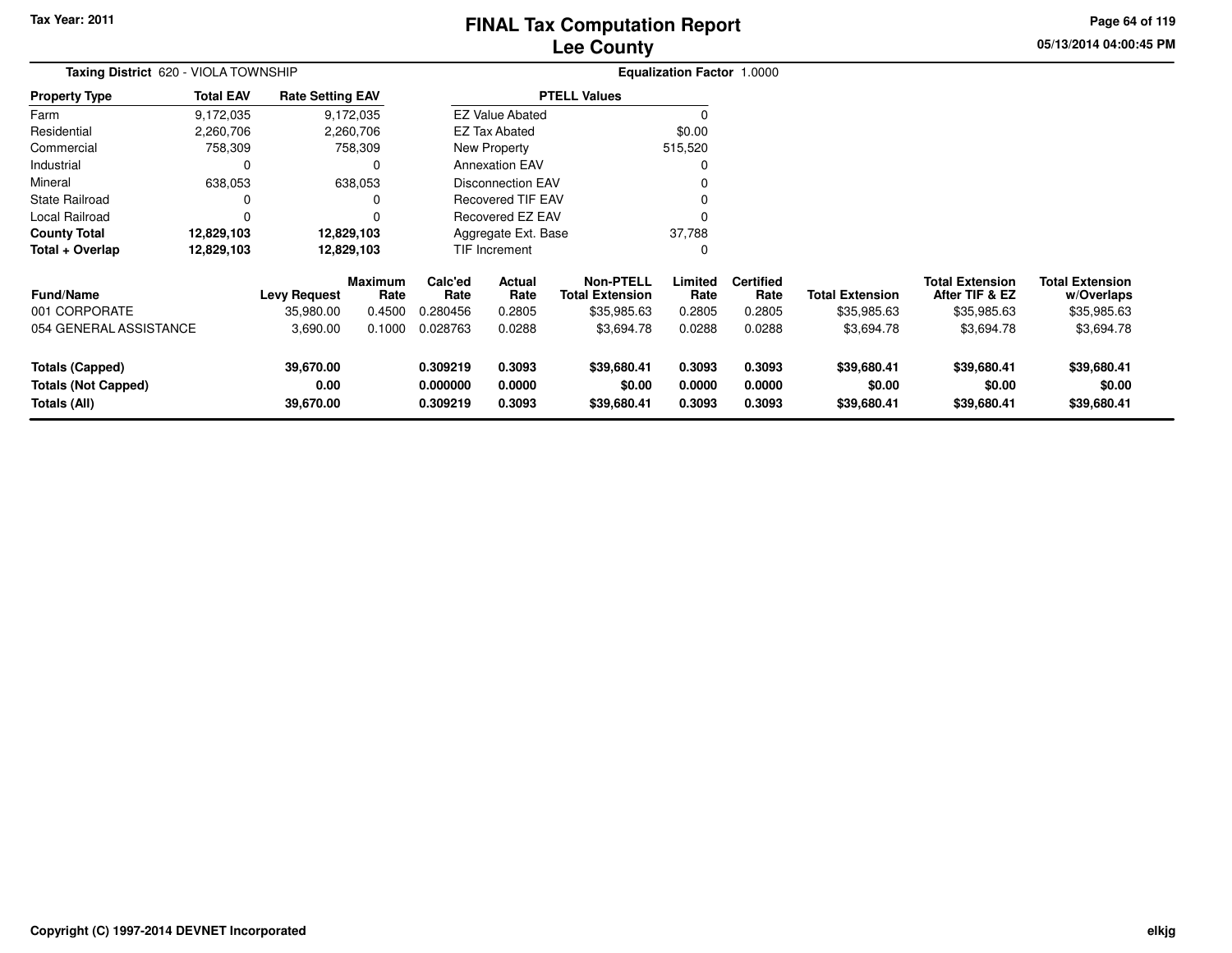Tax Year: 2011

# FINAL Tax Computation Report
## Lee County

05/13/2014 04:00:45 PM

**Taxing District** 620 - VIOLA TOWNSHIP

**Equalization Factor** 1.0000

| Property Type | Total EAV | Rate Setting EAV |
|---|---|---|
| Farm | 9,172,035 | 9,172,035 |
| Residential | 2,260,706 | 2,260,706 |
| Commercial | 758,309 | 758,309 |
| Industrial | 0 | 0 |
| Mineral | 638,053 | 638,053 |
| State Railroad | 0 | 0 |
| Local Railroad | 0 | 0 |
| **County Total** | **12,829,103** | **12,829,103** |
| **Total + Overlap** | **12,829,103** | **12,829,103** |

| PTELL Values | |
|---|---|
| EZ Value Abated | 0 |
| EZ Tax Abated | $0.00 |
| New Property | 515,520 |
| Annexation EAV | 0 |
| Disconnection EAV | 0 |
| Recovered TIF EAV | 0 |
| Recovered EZ EAV | 0 |
| Aggregate Ext. Base | 37,788 |
| TIF Increment | 0 |

| Fund/Name | Levy Request | Maximum Rate | Calc'ed Rate | Actual Rate | Non-PTELL Total Extension | Limited Rate | Certified Rate | Total Extension | Total Extension After TIF & EZ | Total Extension w/Overlaps |
|---|---|---|---|---|---|---|---|---|---|---|
| 001 CORPORATE | 35,980.00 | 0.4500 | 0.280456 | 0.2805 | $35,985.63 | 0.2805 | 0.2805 | $35,985.63 | $35,985.63 | $35,985.63 |
| 054 GENERAL ASSISTANCE | 3,690.00 | 0.1000 | 0.028763 | 0.0288 | $3,694.78 | 0.0288 | 0.0288 | $3,694.78 | $3,694.78 | $3,694.78 |
| **Totals (Capped)** | **39,670.00** | | **0.309219** | **0.3093** | **$39,680.41** | **0.3093** | **0.3093** | **$39,680.41** | **$39,680.41** | **$39,680.41** |
| **Totals (Not Capped)** | **0.00** | | **0.000000** | **0.0000** | **$0.00** | **0.0000** | **0.0000** | **$0.00** | **$0.00** | **$0.00** |
| **Totals (All)** | **39,670.00** | | **0.309219** | **0.3093** | **$39,680.41** | **0.3093** | **0.3093** | **$39,680.41** | **$39,680.41** | **$39,680.41** |

Copyright (C) 1997-2014 DEVNET Incorporated

elkjg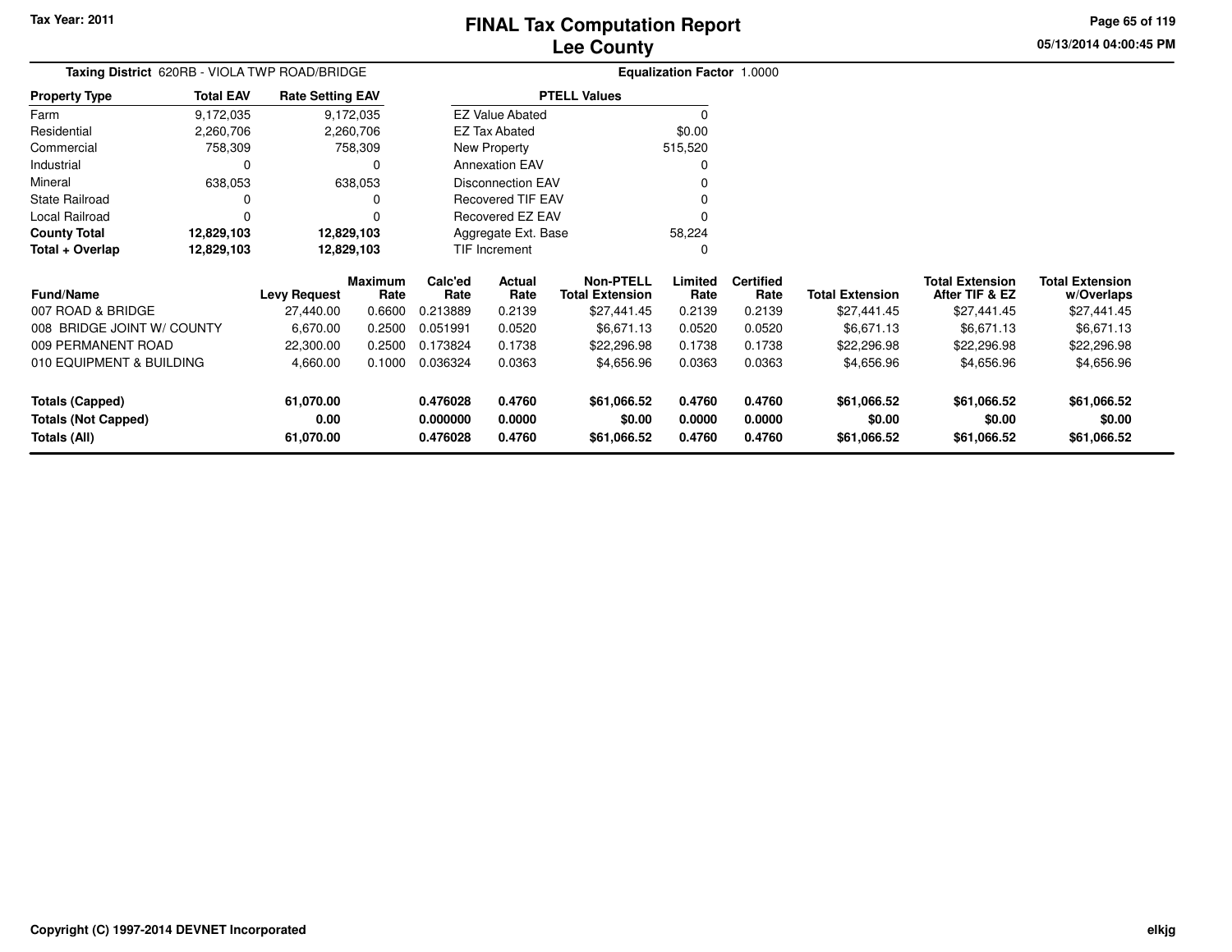Tax Year: 2011

# FINAL Tax Computation Report
## Lee County

05/13/2014 04:00:45 PM

**Taxing District** 620RB - VIOLA TWP ROAD/BRIDGE

**Equalization Factor** 1.0000

| Property Type | Total EAV | Rate Setting EAV |
|---|---|---|
| Farm | 9,172,035 | 9,172,035 |
| Residential | 2,260,706 | 2,260,706 |
| Commercial | 758,309 | 758,309 |
| Industrial | 0 | 0 |
| Mineral | 638,053 | 638,053 |
| State Railroad | 0 | 0 |
| Local Railroad | 0 | 0 |
| **County Total** | **12,829,103** | **12,829,103** |
| **Total + Overlap** | **12,829,103** | **12,829,103** |

| PTELL Values | |
|---|---|
| EZ Value Abated | 0 |
| EZ Tax Abated | $0.00 |
| New Property | 515,520 |
| Annexation EAV | 0 |
| Disconnection EAV | 0 |
| Recovered TIF EAV | 0 |
| Recovered EZ EAV | 0 |
| Aggregate Ext. Base | 58,224 |
| TIF Increment | 0 |

| Fund/Name | Levy Request | Maximum Rate | Calc'ed Rate | Actual Rate | Non-PTELL Total Extension | Limited Rate | Certified Rate | Total Extension | Total Extension After TIF & EZ | Total Extension w/Overlaps |
|---|---|---|---|---|---|---|---|---|---|---|
| 007 ROAD & BRIDGE | 27,440.00 | 0.6600 | 0.213889 | 0.2139 | $27,441.45 | 0.2139 | 0.2139 | $27,441.45 | $27,441.45 | $27,441.45 |
| 008 BRIDGE JOINT W/ COUNTY | 6,670.00 | 0.2500 | 0.051991 | 0.0520 | $6,671.13 | 0.0520 | 0.0520 | $6,671.13 | $6,671.13 | $6,671.13 |
| 009 PERMANENT ROAD | 22,300.00 | 0.2500 | 0.173824 | 0.1738 | $22,296.98 | 0.1738 | 0.1738 | $22,296.98 | $22,296.98 | $22,296.98 |
| 010 EQUIPMENT & BUILDING | 4,660.00 | 0.1000 | 0.036324 | 0.0363 | $4,656.96 | 0.0363 | 0.0363 | $4,656.96 | $4,656.96 | $4,656.96 |
| **Totals (Capped)** | **61,070.00** | | **0.476028** | **0.4760** | **$61,066.52** | **0.4760** | **0.4760** | **$61,066.52** | **$61,066.52** | **$61,066.52** |
| **Totals (Not Capped)** | **0.00** | | **0.000000** | **0.0000** | **$0.00** | **0.0000** | **0.0000** | **$0.00** | **$0.00** | **$0.00** |
| **Totals (All)** | **61,070.00** | | **0.476028** | **0.4760** | **$61,066.52** | **0.4760** | **0.4760** | **$61,066.52** | **$61,066.52** | **$61,066.52** |

Copyright (C) 1997-2014 DEVNET Incorporated

elkjg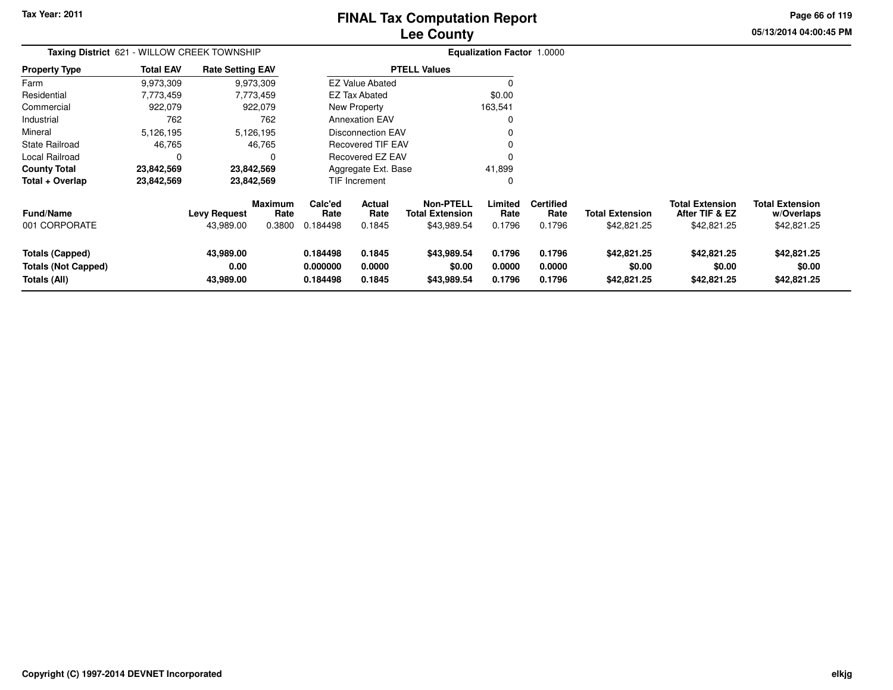# FINAL Tax Computation Report
# Lee County

Tax Year: 2011

05/13/2014 04:00:45 PM

**Taxing District** 621 - WILLOW CREEK TOWNSHIP

**Equalization Factor** 1.0000

| Property Type | Total EAV | Rate Setting EAV |
|---|---|---|
| Farm | 9,973,309 | 9,973,309 |
| Residential | 7,773,459 | 7,773,459 |
| Commercial | 922,079 | 922,079 |
| Industrial | 762 | 762 |
| Mineral | 5,126,195 | 5,126,195 |
| State Railroad | 46,765 | 46,765 |
| Local Railroad | 0 | 0 |
| **County Total** | **23,842,569** | **23,842,569** |
| **Total + Overlap** | **23,842,569** | **23,842,569** |

| PTELL Values | |
|---|---|
| EZ Value Abated | 0 |
| EZ Tax Abated | $0.00 |
| New Property | 163,541 |
| Annexation EAV | 0 |
| Disconnection EAV | 0 |
| Recovered TIF EAV | 0 |
| Recovered EZ EAV | 0 |
| Aggregate Ext. Base | 41,899 |
| TIF Increment | 0 |

| Fund/Name | Levy Request | Maximum Rate | Calc'ed Rate | Actual Rate | Non-PTELL Total Extension | Limited Rate | Certified Rate | Total Extension | Total Extension After TIF & EZ | Total Extension w/Overlaps |
|---|---|---|---|---|---|---|---|---|---|---|
| 001 CORPORATE | 43,989.00 | 0.3800 | 0.184498 | 0.1845 | $43,989.54 | 0.1796 | 0.1796 | $42,821.25 | $42,821.25 | $42,821.25 |
| **Totals (Capped)** | **43,989.00** | | **0.184498** | **0.1845** | **$43,989.54** | **0.1796** | **0.1796** | **$42,821.25** | **$42,821.25** | **$42,821.25** |
| **Totals (Not Capped)** | **0.00** | | **0.000000** | **0.0000** | **$0.00** | **0.0000** | **0.0000** | **$0.00** | **$0.00** | **$0.00** |
| **Totals (All)** | **43,989.00** | | **0.184498** | **0.1845** | **$43,989.54** | **0.1796** | **0.1796** | **$42,821.25** | **$42,821.25** | **$42,821.25** |

Copyright (C) 1997-2014 DEVNET Incorporated

elkjg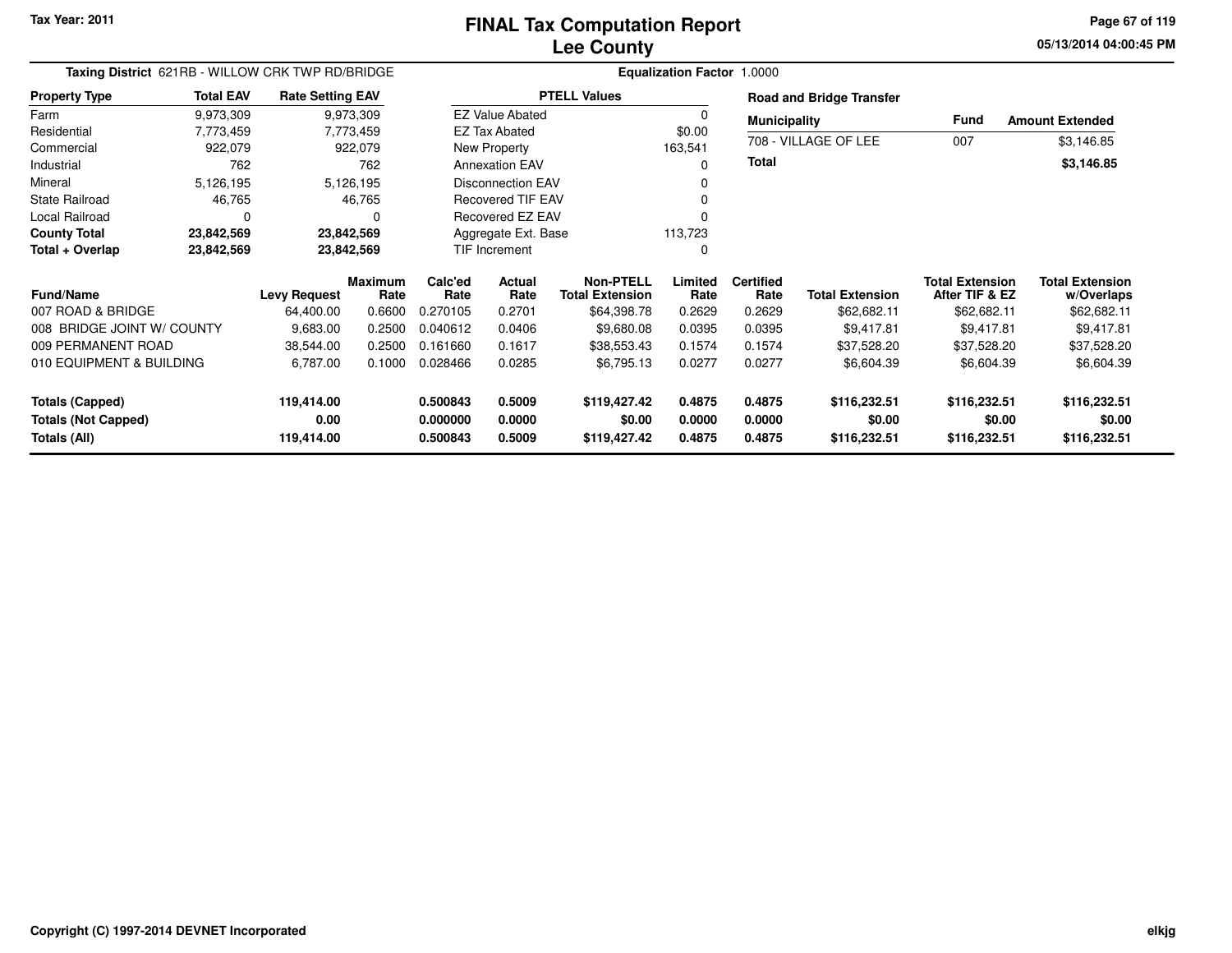Tax Year: 2011

# FINAL Tax Computation Report
## Lee County

05/13/2014 04:00:45 PM

**Taxing District** 621RB - WILLOW CRK TWP RD/BRIDGE **Equalization Factor** 1.0000

| Property Type | Total EAV | Rate Setting EAV |
|---|---|---|
| Farm | 9,973,309 | 9,973,309 |
| Residential | 7,773,459 | 7,773,459 |
| Commercial | 922,079 | 922,079 |
| Industrial | 762 | 762 |
| Mineral | 5,126,195 | 5,126,195 |
| State Railroad | 46,765 | 46,765 |
| Local Railroad | 0 | 0 |
| **County Total** | **23,842,569** | **23,842,569** |
| **Total + Overlap** | **23,842,569** | **23,842,569** |

| PTELL Values | |
|---|---|
| EZ Value Abated | 0 |
| EZ Tax Abated | $0.00 |
| New Property | 163,541 |
| Annexation EAV | 0 |
| Disconnection EAV | 0 |
| Recovered TIF EAV | 0 |
| Recovered EZ EAV | 0 |
| Aggregate Ext. Base | 113,723 |
| TIF Increment | 0 |

**Road and Bridge Transfer**

| Municipality | Fund | Amount Extended |
|---|---|---|
| 708 - VILLAGE OF LEE | 007 | $3,146.85 |
| **Total** | | **$3,146.85** |

| Fund/Name | Levy Request | Maximum Rate | Calc'ed Rate | Actual Rate | Non-PTELL Total Extension | Limited Rate | Certified Rate | Total Extension | Total Extension After TIF & EZ | Total Extension w/Overlaps |
|---|---|---|---|---|---|---|---|---|---|---|
| 007 ROAD & BRIDGE | 64,400.00 | 0.6600 | 0.270105 | 0.2701 | $64,398.78 | 0.2629 | 0.2629 | $62,682.11 | $62,682.11 | $62,682.11 |
| 008 BRIDGE JOINT W/ COUNTY | 9,683.00 | 0.2500 | 0.040612 | 0.0406 | $9,680.08 | 0.0395 | 0.0395 | $9,417.81 | $9,417.81 | $9,417.81 |
| 009 PERMANENT ROAD | 38,544.00 | 0.2500 | 0.161660 | 0.1617 | $38,553.43 | 0.1574 | 0.1574 | $37,528.20 | $37,528.20 | $37,528.20 |
| 010 EQUIPMENT & BUILDING | 6,787.00 | 0.1000 | 0.028466 | 0.0285 | $6,795.13 | 0.0277 | 0.0277 | $6,604.39 | $6,604.39 | $6,604.39 |
| **Totals (Capped)** | **119,414.00** | | **0.500843** | **0.5009** | **$119,427.42** | **0.4875** | **0.4875** | **$116,232.51** | **$116,232.51** | **$116,232.51** |
| **Totals (Not Capped)** | **0.00** | | **0.000000** | **0.0000** | **$0.00** | **0.0000** | **0.0000** | **$0.00** | **$0.00** | **$0.00** |
| **Totals (All)** | **119,414.00** | | **0.500843** | **0.5009** | **$119,427.42** | **0.4875** | **0.4875** | **$116,232.51** | **$116,232.51** | **$116,232.51** |

Copyright (C) 1997-2014 DEVNET Incorporated

elkjg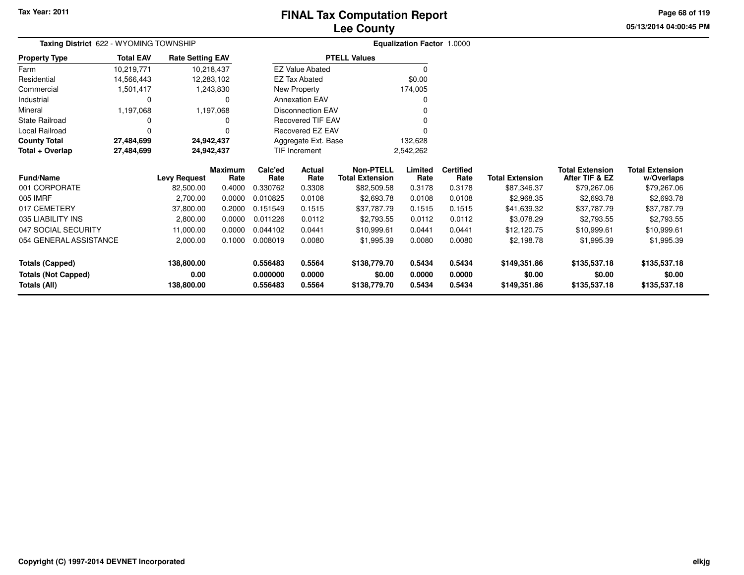# FINAL Tax Computation Report
## Lee County

Tax Year: 2011

05/13/2014 04:00:45 PM

**Taxing District** 622 - WYOMING TOWNSHIP

**Equalization Factor** 1.0000

| Property Type | Total EAV | Rate Setting EAV |
|---|---|---|
| Farm | 10,219,771 | 10,218,437 |
| Residential | 14,566,443 | 12,283,102 |
| Commercial | 1,501,417 | 1,243,830 |
| Industrial | 0 | 0 |
| Mineral | 1,197,068 | 1,197,068 |
| State Railroad | 0 | 0 |
| Local Railroad | 0 | 0 |
| **County Total** | **27,484,699** | **24,942,437** |
| **Total + Overlap** | **27,484,699** | **24,942,437** |

| PTELL Values | |
|---|---|
| EZ Value Abated | 0 |
| EZ Tax Abated | $0.00 |
| New Property | 174,005 |
| Annexation EAV | 0 |
| Disconnection EAV | 0 |
| Recovered TIF EAV | 0 |
| Recovered EZ EAV | 0 |
| Aggregate Ext. Base | 132,628 |
| TIF Increment | 2,542,262 |

| Fund/Name | Levy Request | Maximum Rate | Calc'ed Rate | Actual Rate | Non-PTELL Total Extension | Limited Rate | Certified Rate | Total Extension | Total Extension After TIF & EZ | Total Extension w/Overlaps |
|---|---|---|---|---|---|---|---|---|---|---|
| 001 CORPORATE | 82,500.00 | 0.4000 | 0.330762 | 0.3308 | $82,509.58 | 0.3178 | 0.3178 | $87,346.37 | $79,267.06 | $79,267.06 |
| 005 IMRF | 2,700.00 | 0.0000 | 0.010825 | 0.0108 | $2,693.78 | 0.0108 | 0.0108 | $2,968.35 | $2,693.78 | $2,693.78 |
| 017 CEMETERY | 37,800.00 | 0.2000 | 0.151549 | 0.1515 | $37,787.79 | 0.1515 | 0.1515 | $41,639.32 | $37,787.79 | $37,787.79 |
| 035 LIABILITY INS | 2,800.00 | 0.0000 | 0.011226 | 0.0112 | $2,793.55 | 0.0112 | 0.0112 | $3,078.29 | $2,793.55 | $2,793.55 |
| 047 SOCIAL SECURITY | 11,000.00 | 0.0000 | 0.044102 | 0.0441 | $10,999.61 | 0.0441 | 0.0441 | $12,120.75 | $10,999.61 | $10,999.61 |
| 054 GENERAL ASSISTANCE | 2,000.00 | 0.1000 | 0.008019 | 0.0080 | $1,995.39 | 0.0080 | 0.0080 | $2,198.78 | $1,995.39 | $1,995.39 |
| **Totals (Capped)** | **138,800.00** | | **0.556483** | **0.5564** | **$138,779.70** | **0.5434** | **0.5434** | **$149,351.86** | **$135,537.18** | **$135,537.18** |
| **Totals (Not Capped)** | **0.00** | | **0.000000** | **0.0000** | **$0.00** | **0.0000** | **0.0000** | **$0.00** | **$0.00** | **$0.00** |
| **Totals (All)** | **138,800.00** | | **0.556483** | **0.5564** | **$138,779.70** | **0.5434** | **0.5434** | **$149,351.86** | **$135,537.18** | **$135,537.18** |

Copyright (C) 1997-2014 DEVNET Incorporated

elkjg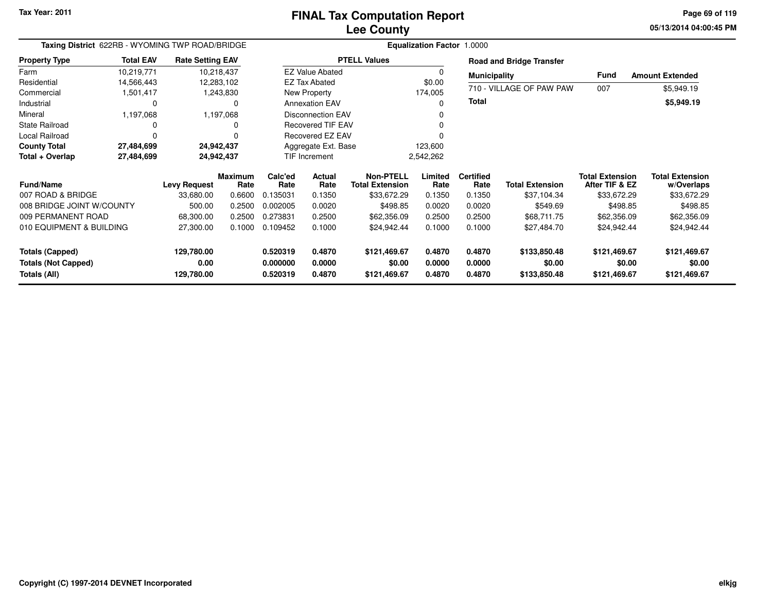Tax Year: 2011

# FINAL Tax Computation Report
## Lee County

05/13/2014 04:00:45 PM

**Taxing District** 622RB - WYOMING TWP ROAD/BRIDGE

**Equalization Factor** 1.0000

| Property Type | Total EAV | Rate Setting EAV |
|---|---|---|
| Farm | 10,219,771 | 10,218,437 |
| Residential | 14,566,443 | 12,283,102 |
| Commercial | 1,501,417 | 1,243,830 |
| Industrial | 0 | 0 |
| Mineral | 1,197,068 | 1,197,068 |
| State Railroad | 0 | 0 |
| Local Railroad | 0 | 0 |
| **County Total** | **27,484,699** | **24,942,437** |
| **Total + Overlap** | **27,484,699** | **24,942,437** |

| PTELL Values | |
|---|---|
| EZ Value Abated | 0 |
| EZ Tax Abated | $0.00 |
| New Property | 174,005 |
| Annexation EAV | 0 |
| Disconnection EAV | 0 |
| Recovered TIF EAV | 0 |
| Recovered EZ EAV | 0 |
| Aggregate Ext. Base | 123,600 |
| TIF Increment | 2,542,262 |

**Road and Bridge Transfer**

| Municipality | Fund | Amount Extended |
|---|---|---|
| 710 - VILLAGE OF PAW PAW | 007 | $5,949.19 |
| **Total** | | **$5,949.19** |

| Fund/Name | Levy Request | Maximum Rate | Calc'ed Rate | Actual Rate | Non-PTELL Total Extension | Limited Rate | Certified Rate | Total Extension | Total Extension After TIF & EZ | Total Extension w/Overlaps |
|---|---|---|---|---|---|---|---|---|---|---|
| 007 ROAD & BRIDGE | 33,680.00 | 0.6600 | 0.135031 | 0.1350 | $33,672.29 | 0.1350 | 0.1350 | $37,104.34 | $33,672.29 | $33,672.29 |
| 008 BRIDGE JOINT W/COUNTY | 500.00 | 0.2500 | 0.002005 | 0.0020 | $498.85 | 0.0020 | 0.0020 | $549.69 | $498.85 | $498.85 |
| 009 PERMANENT ROAD | 68,300.00 | 0.2500 | 0.273831 | 0.2500 | $62,356.09 | 0.2500 | 0.2500 | $68,711.75 | $62,356.09 | $62,356.09 |
| 010 EQUIPMENT & BUILDING | 27,300.00 | 0.1000 | 0.109452 | 0.1000 | $24,942.44 | 0.1000 | 0.1000 | $27,484.70 | $24,942.44 | $24,942.44 |
| **Totals (Capped)** | **129,780.00** | | **0.520319** | **0.4870** | **$121,469.67** | **0.4870** | **0.4870** | **$133,850.48** | **$121,469.67** | **$121,469.67** |
| **Totals (Not Capped)** | **0.00** | | **0.000000** | **0.0000** | **$0.00** | **0.0000** | **0.0000** | **$0.00** | **$0.00** | **$0.00** |
| **Totals (All)** | **129,780.00** | | **0.520319** | **0.4870** | **$121,469.67** | **0.4870** | **0.4870** | **$133,850.48** | **$121,469.67** | **$121,469.67** |

Copyright (C) 1997-2014 DEVNET Incorporated

elkjg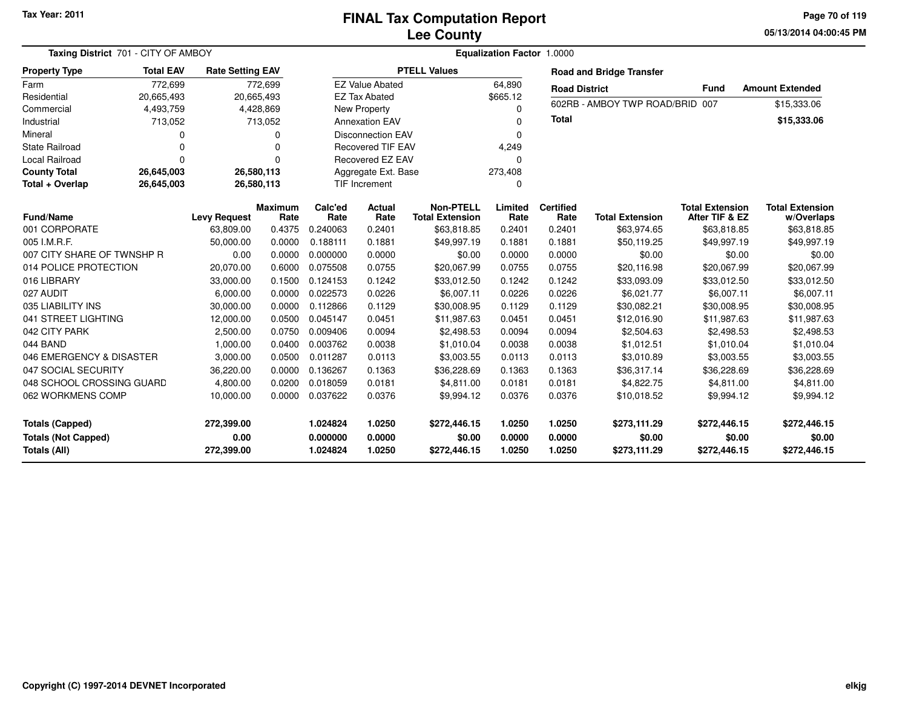Tax Year: 2011

# FINAL Tax Computation Report
## Lee County

05/13/2014 04:00:45 PM

**Taxing District** 701 - CITY OF AMBOY

**Equalization Factor** 1.0000

| Property Type | Total EAV | Rate Setting EAV |
|---|---|---|
| Farm | 772,699 | 772,699 |
| Residential | 20,665,493 | 20,665,493 |
| Commercial | 4,493,759 | 4,428,869 |
| Industrial | 713,052 | 713,052 |
| Mineral | 0 | 0 |
| State Railroad | 0 | 0 |
| Local Railroad | 0 | 0 |
| **County Total** | **26,645,003** | **26,580,113** |
| **Total + Overlap** | **26,645,003** | **26,580,113** |

| PTELL Values | |
|---|---|
| EZ Value Abated | 64,890 |
| EZ Tax Abated | $665.12 |
| New Property | 0 |
| Annexation EAV | 0 |
| Disconnection EAV | 0 |
| Recovered TIF EAV | 4,249 |
| Recovered EZ EAV | 0 |
| Aggregate Ext. Base | 273,408 |
| TIF Increment | 0 |

**Road and Bridge Transfer**

| Road District | Fund | Amount Extended |
|---|---|---|
| 602RB - AMBOY TWP ROAD/BRID | 007 | $15,333.06 |
| **Total** | | **$15,333.06** |

| Fund/Name | Levy Request | Maximum Rate | Calc'ed Rate | Actual Rate | Non-PTELL Total Extension | Limited Rate | Certified Rate | Total Extension | Total Extension After TIF & EZ | Total Extension w/Overlaps |
|---|---|---|---|---|---|---|---|---|---|---|
| 001 CORPORATE | 63,809.00 | 0.4375 | 0.240063 | 0.2401 | $63,818.85 | 0.2401 | 0.2401 | $63,974.65 | $63,818.85 | $63,818.85 |
| 005 I.M.R.F. | 50,000.00 | 0.0000 | 0.188111 | 0.1881 | $49,997.19 | 0.1881 | 0.1881 | $50,119.25 | $49,997.19 | $49,997.19 |
| 007 CITY SHARE OF TWNSHP R | 0.00 | 0.0000 | 0.000000 | 0.0000 | $0.00 | 0.0000 | 0.0000 | $0.00 | $0.00 | $0.00 |
| 014 POLICE PROTECTION | 20,070.00 | 0.6000 | 0.075508 | 0.0755 | $20,067.99 | 0.0755 | 0.0755 | $20,116.98 | $20,067.99 | $20,067.99 |
| 016 LIBRARY | 33,000.00 | 0.1500 | 0.124153 | 0.1242 | $33,012.50 | 0.1242 | 0.1242 | $33,093.09 | $33,012.50 | $33,012.50 |
| 027 AUDIT | 6,000.00 | 0.0000 | 0.022573 | 0.0226 | $6,007.11 | 0.0226 | 0.0226 | $6,021.77 | $6,007.11 | $6,007.11 |
| 035 LIABILITY INS | 30,000.00 | 0.0000 | 0.112866 | 0.1129 | $30,008.95 | 0.1129 | 0.1129 | $30,082.21 | $30,008.95 | $30,008.95 |
| 041 STREET LIGHTING | 12,000.00 | 0.0500 | 0.045147 | 0.0451 | $11,987.63 | 0.0451 | 0.0451 | $12,016.90 | $11,987.63 | $11,987.63 |
| 042 CITY PARK | 2,500.00 | 0.0750 | 0.009406 | 0.0094 | $2,498.53 | 0.0094 | 0.0094 | $2,504.63 | $2,498.53 | $2,498.53 |
| 044 BAND | 1,000.00 | 0.0400 | 0.003762 | 0.0038 | $1,010.04 | 0.0038 | 0.0038 | $1,012.51 | $1,010.04 | $1,010.04 |
| 046 EMERGENCY & DISASTER | 3,000.00 | 0.0500 | 0.011287 | 0.0113 | $3,003.55 | 0.0113 | 0.0113 | $3,010.89 | $3,003.55 | $3,003.55 |
| 047 SOCIAL SECURITY | 36,220.00 | 0.0000 | 0.136267 | 0.1363 | $36,228.69 | 0.1363 | 0.1363 | $36,317.14 | $36,228.69 | $36,228.69 |
| 048 SCHOOL CROSSING GUARD | 4,800.00 | 0.0200 | 0.018059 | 0.0181 | $4,811.00 | 0.0181 | 0.0181 | $4,822.75 | $4,811.00 | $4,811.00 |
| 062 WORKMENS COMP | 10,000.00 | 0.0000 | 0.037622 | 0.0376 | $9,994.12 | 0.0376 | 0.0376 | $10,018.52 | $9,994.12 | $9,994.12 |
| **Totals (Capped)** | **272,399.00** | | **1.024824** | **1.0250** | **$272,446.15** | **1.0250** | **1.0250** | **$273,111.29** | **$272,446.15** | **$272,446.15** |
| **Totals (Not Capped)** | **0.00** | | **0.000000** | **0.0000** | **$0.00** | **0.0000** | **0.0000** | **$0.00** | **$0.00** | **$0.00** |
| **Totals (All)** | **272,399.00** | | **1.024824** | **1.0250** | **$272,446.15** | **1.0250** | **1.0250** | **$273,111.29** | **$272,446.15** | **$272,446.15** |

Copyright (C) 1997-2014 DEVNET Incorporated

elkjg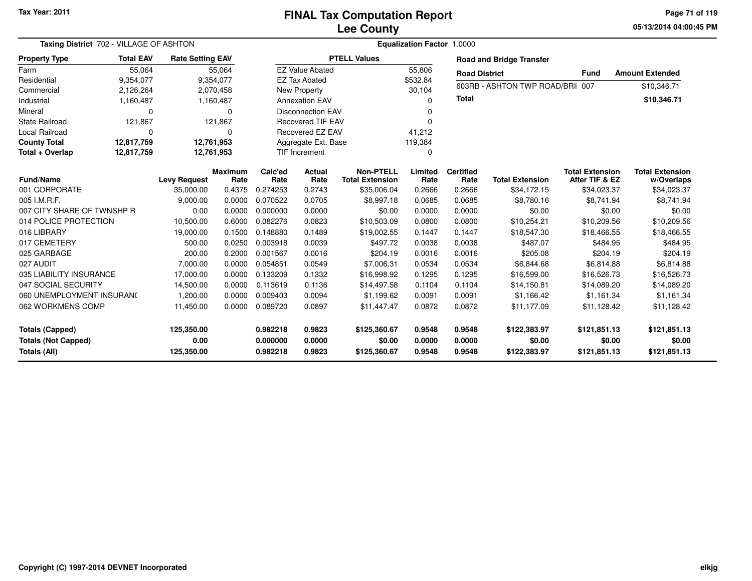Tax Year: 2011

# FINAL Tax Computation Report
## Lee County

05/13/2014 04:00:45 PM

**Taxing District** 702 - VILLAGE OF ASHTON

**Equalization Factor** 1.0000

| Property Type | Total EAV | Rate Setting EAV |
|---|---|---|
| Farm | 55,064 | 55,064 |
| Residential | 9,354,077 | 9,354,077 |
| Commercial | 2,126,264 | 2,070,458 |
| Industrial | 1,160,487 | 1,160,487 |
| Mineral | 0 | 0 |
| State Railroad | 121,867 | 121,867 |
| Local Railroad | 0 | 0 |
| **County Total** | **12,817,759** | **12,761,953** |
| **Total + Overlap** | **12,817,759** | **12,761,953** |

| PTELL Values | |
|---|---|
| EZ Value Abated | 55,806 |
| EZ Tax Abated | $532.84 |
| New Property | 30,104 |
| Annexation EAV | 0 |
| Disconnection EAV | 0 |
| Recovered TIF EAV | 0 |
| Recovered EZ EAV | 41,212 |
| Aggregate Ext. Base | 119,384 |
| TIF Increment | 0 |

**Road and Bridge Transfer**

| Road District | Fund | Amount Extended |
|---|---|---|
| 603RB - ASHTON TWP ROAD/BRII | 007 | $10,346.71 |
| **Total** | | **$10,346.71** |

| Fund/Name | Levy Request | Maximum Rate | Calc'ed Rate | Actual Rate | Non-PTELL Total Extension | Limited Rate | Certified Rate | Total Extension | Total Extension After TIF & EZ | Total Extension w/Overlaps |
|---|---|---|---|---|---|---|---|---|---|---|
| 001 CORPORATE | 35,000.00 | 0.4375 | 0.274253 | 0.2743 | $35,006.04 | 0.2666 | 0.2666 | $34,172.15 | $34,023.37 | $34,023.37 |
| 005 I.M.R.F. | 9,000.00 | 0.0000 | 0.070522 | 0.0705 | $8,997.18 | 0.0685 | 0.0685 | $8,780.16 | $8,741.94 | $8,741.94 |
| 007 CITY SHARE OF TWNSHP R | 0.00 | 0.0000 | 0.000000 | 0.0000 | $0.00 | 0.0000 | 0.0000 | $0.00 | $0.00 | $0.00 |
| 014 POLICE PROTECTION | 10,500.00 | 0.6000 | 0.082276 | 0.0823 | $10,503.09 | 0.0800 | 0.0800 | $10,254.21 | $10,209.56 | $10,209.56 |
| 016 LIBRARY | 19,000.00 | 0.1500 | 0.148880 | 0.1489 | $19,002.55 | 0.1447 | 0.1447 | $18,547.30 | $18,466.55 | $18,466.55 |
| 017 CEMETERY | 500.00 | 0.0250 | 0.003918 | 0.0039 | $497.72 | 0.0038 | 0.0038 | $487.07 | $484.95 | $484.95 |
| 025 GARBAGE | 200.00 | 0.2000 | 0.001567 | 0.0016 | $204.19 | 0.0016 | 0.0016 | $205.08 | $204.19 | $204.19 |
| 027 AUDIT | 7,000.00 | 0.0000 | 0.054851 | 0.0549 | $7,006.31 | 0.0534 | 0.0534 | $6,844.68 | $6,814.88 | $6,814.88 |
| 035 LIABILITY INSURANCE | 17,000.00 | 0.0000 | 0.133209 | 0.1332 | $16,998.92 | 0.1295 | 0.1295 | $16,599.00 | $16,526.73 | $16,526.73 |
| 047 SOCIAL SECURITY | 14,500.00 | 0.0000 | 0.113619 | 0.1136 | $14,497.58 | 0.1104 | 0.1104 | $14,150.81 | $14,089.20 | $14,089.20 |
| 060 UNEMPLOYMENT INSURANC | 1,200.00 | 0.0000 | 0.009403 | 0.0094 | $1,199.62 | 0.0091 | 0.0091 | $1,166.42 | $1,161.34 | $1,161.34 |
| 062 WORKMENS COMP | 11,450.00 | 0.0000 | 0.089720 | 0.0897 | $11,447.47 | 0.0872 | 0.0872 | $11,177.09 | $11,128.42 | $11,128.42 |
| **Totals (Capped)** | **125,350.00** | | **0.982218** | **0.9823** | **$125,360.67** | **0.9548** | **0.9548** | **$122,383.97** | **$121,851.13** | **$121,851.13** |
| **Totals (Not Capped)** | **0.00** | | **0.000000** | **0.0000** | **$0.00** | **0.0000** | **0.0000** | **$0.00** | **$0.00** | **$0.00** |
| **Totals (All)** | **125,350.00** | | **0.982218** | **0.9823** | **$125,360.67** | **0.9548** | **0.9548** | **$122,383.97** | **$121,851.13** | **$121,851.13** |

Copyright (C) 1997-2014 DEVNET Incorporated

elkjg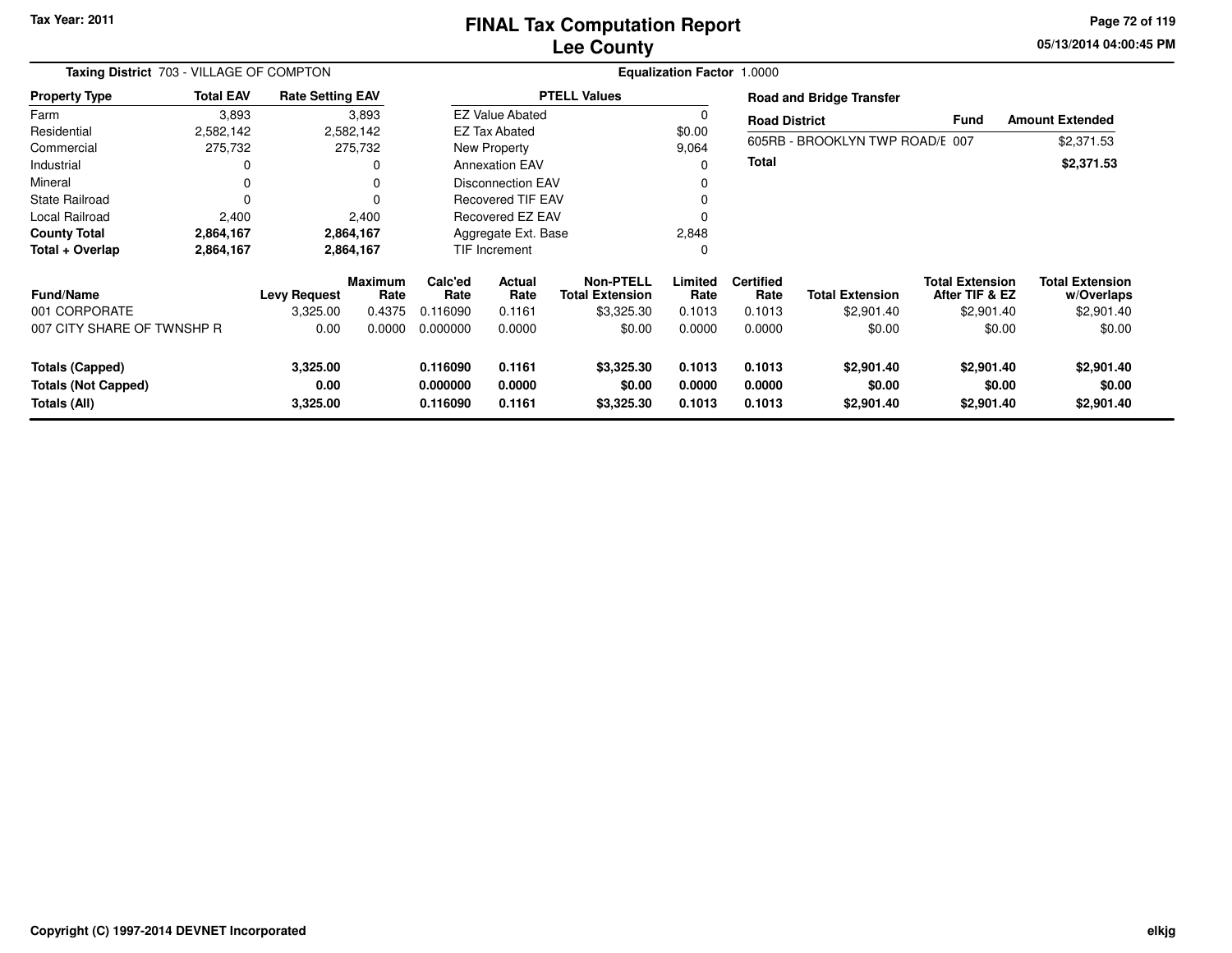Tax Year: 2011

# FINAL Tax Computation Report
## Lee County

05/13/2014 04:00:45 PM

**Taxing District** 703 - VILLAGE OF COMPTON

**Equalization Factor** 1.0000

| Property Type | Total EAV | Rate Setting EAV |
|---|---|---|
| Farm | 3,893 | 3,893 |
| Residential | 2,582,142 | 2,582,142 |
| Commercial | 275,732 | 275,732 |
| Industrial | 0 | 0 |
| Mineral | 0 | 0 |
| State Railroad | 0 | 0 |
| Local Railroad | 2,400 | 2,400 |
| **County Total** | **2,864,167** | **2,864,167** |
| **Total + Overlap** | **2,864,167** | **2,864,167** |

| PTELL Values | |
|---|---|
| EZ Value Abated | 0 |
| EZ Tax Abated | $0.00 |
| New Property | 9,064 |
| Annexation EAV | 0 |
| Disconnection EAV | 0 |
| Recovered TIF EAV | 0 |
| Recovered EZ EAV | 0 |
| Aggregate Ext. Base | 2,848 |
| TIF Increment | 0 |

**Road and Bridge Transfer**

| Road District | Fund | Amount Extended |
|---|---|---|
| 605RB - BROOKLYN TWP ROAD/E | 007 | $2,371.53 |
| **Total** | | **$2,371.53** |

| Fund/Name | Levy Request | Maximum Rate | Calc'ed Rate | Actual Rate | Non-PTELL Total Extension | Limited Rate | Certified Rate | Total Extension | Total Extension After TIF & EZ | Total Extension w/Overlaps |
|---|---|---|---|---|---|---|---|---|---|---|
| 001 CORPORATE | 3,325.00 | 0.4375 | 0.116090 | 0.1161 | $3,325.30 | 0.1013 | 0.1013 | $2,901.40 | $2,901.40 | $2,901.40 |
| 007 CITY SHARE OF TWNSHP R | 0.00 | 0.0000 | 0.000000 | 0.0000 | $0.00 | 0.0000 | 0.0000 | $0.00 | $0.00 | $0.00 |
| **Totals (Capped)** | **3,325.00** | | **0.116090** | **0.1161** | **$3,325.30** | **0.1013** | **0.1013** | **$2,901.40** | **$2,901.40** | **$2,901.40** |
| **Totals (Not Capped)** | **0.00** | | **0.000000** | **0.0000** | **$0.00** | **0.0000** | **0.0000** | **$0.00** | **$0.00** | **$0.00** |
| **Totals (All)** | **3,325.00** | | **0.116090** | **0.1161** | **$3,325.30** | **0.1013** | **0.1013** | **$2,901.40** | **$2,901.40** | **$2,901.40** |

Copyright (C) 1997-2014 DEVNET Incorporated

elkjg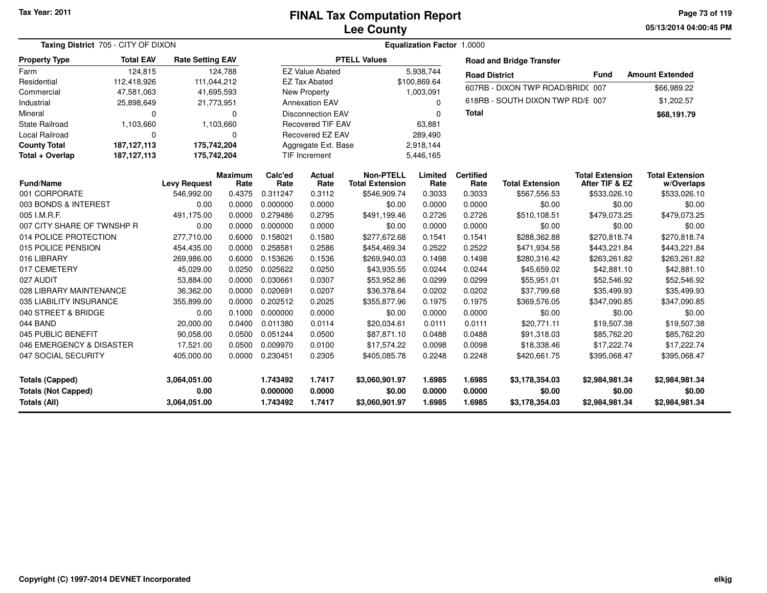Tax Year: 2011

# FINAL Tax Computation Report
## Lee County

05/13/2014 04:00:45 PM

**Taxing District** 705 - CITY OF DIXON

**Equalization Factor** 1.0000

| Property Type | Total EAV | Rate Setting EAV |
|---|---|---|
| Farm | 124,815 | 124,788 |
| Residential | 112,418,926 | 111,044,212 |
| Commercial | 47,581,063 | 41,695,593 |
| Industrial | 25,898,649 | 21,773,951 |
| Mineral | 0 | 0 |
| State Railroad | 1,103,660 | 1,103,660 |
| Local Railroad | 0 | 0 |
| **County Total** | **187,127,113** | **175,742,204** |
| **Total + Overlap** | **187,127,113** | **175,742,204** |

| PTELL Values | |
|---|---|
| EZ Value Abated | 5,938,744 |
| EZ Tax Abated | $100,869.64 |
| New Property | 1,003,091 |
| Annexation EAV | 0 |
| Disconnection EAV | 0 |
| Recovered TIF EAV | 63,881 |
| Recovered EZ EAV | 289,490 |
| Aggregate Ext. Base | 2,918,144 |
| TIF Increment | 5,446,165 |

**Road and Bridge Transfer**

| Road District | Fund | Amount Extended |
|---|---|---|
| 607RB - DIXON TWP ROAD/BRID( | 007 | $66,989.22 |
| 618RB - SOUTH DIXON TWP RD/E | 007 | $1,202.57 |
| **Total** | | **$68,191.79** |

| Fund/Name | Levy Request | Maximum Rate | Calc'ed Rate | Actual Rate | Non-PTELL Total Extension | Limited Rate | Certified Rate | Total Extension | Total Extension After TIF & EZ | Total Extension w/Overlaps |
|---|---|---|---|---|---|---|---|---|---|---|
| 001 CORPORATE | 546,992.00 | 0.4375 | 0.311247 | 0.3112 | $546,909.74 | 0.3033 | 0.3033 | $567,556.53 | $533,026.10 | $533,026.10 |
| 003 BONDS & INTEREST | 0.00 | 0.0000 | 0.000000 | 0.0000 | $0.00 | 0.0000 | 0.0000 | $0.00 | $0.00 | $0.00 |
| 005 I.M.R.F. | 491,175.00 | 0.0000 | 0.279486 | 0.2795 | $491,199.46 | 0.2726 | 0.2726 | $510,108.51 | $479,073.25 | $479,073.25 |
| 007 CITY SHARE OF TWNSHP R | 0.00 | 0.0000 | 0.000000 | 0.0000 | $0.00 | 0.0000 | 0.0000 | $0.00 | $0.00 | $0.00 |
| 014 POLICE PROTECTION | 277,710.00 | 0.6000 | 0.158021 | 0.1580 | $277,672.68 | 0.1541 | 0.1541 | $288,362.88 | $270,818.74 | $270,818.74 |
| 015 POLICE PENSION | 454,435.00 | 0.0000 | 0.258581 | 0.2586 | $454,469.34 | 0.2522 | 0.2522 | $471,934.58 | $443,221.84 | $443,221.84 |
| 016 LIBRARY | 269,986.00 | 0.6000 | 0.153626 | 0.1536 | $269,940.03 | 0.1498 | 0.1498 | $280,316.42 | $263,261.82 | $263,261.82 |
| 017 CEMETERY | 45,029.00 | 0.0250 | 0.025622 | 0.0250 | $43,935.55 | 0.0244 | 0.0244 | $45,659.02 | $42,881.10 | $42,881.10 |
| 027 AUDIT | 53,884.00 | 0.0000 | 0.030661 | 0.0307 | $53,952.86 | 0.0299 | 0.0299 | $55,951.01 | $52,546.92 | $52,546.92 |
| 028 LIBRARY MAINTENANCE | 36,362.00 | 0.0000 | 0.020691 | 0.0207 | $36,378.64 | 0.0202 | 0.0202 | $37,799.68 | $35,499.93 | $35,499.93 |
| 035 LIABILITY INSURANCE | 355,899.00 | 0.0000 | 0.202512 | 0.2025 | $355,877.96 | 0.1975 | 0.1975 | $369,576.05 | $347,090.85 | $347,090.85 |
| 040 STREET & BRIDGE | 0.00 | 0.1000 | 0.000000 | 0.0000 | $0.00 | 0.0000 | 0.0000 | $0.00 | $0.00 | $0.00 |
| 044 BAND | 20,000.00 | 0.0400 | 0.011380 | 0.0114 | $20,034.61 | 0.0111 | 0.0111 | $20,771.11 | $19,507.38 | $19,507.38 |
| 045 PUBLIC BENEFIT | 90,058.00 | 0.0500 | 0.051244 | 0.0500 | $87,871.10 | 0.0488 | 0.0488 | $91,318.03 | $85,762.20 | $85,762.20 |
| 046 EMERGENCY & DISASTER | 17,521.00 | 0.0500 | 0.009970 | 0.0100 | $17,574.22 | 0.0098 | 0.0098 | $18,338.46 | $17,222.74 | $17,222.74 |
| 047 SOCIAL SECURITY | 405,000.00 | 0.0000 | 0.230451 | 0.2305 | $405,085.78 | 0.2248 | 0.2248 | $420,661.75 | $395,068.47 | $395,068.47 |
| **Totals (Capped)** | **3,064,051.00** | | **1.743492** | **1.7417** | **$3,060,901.97** | **1.6985** | **1.6985** | **$3,178,354.03** | **$2,984,981.34** | **$2,984,981.34** |
| **Totals (Not Capped)** | **0.00** | | **0.000000** | **0.0000** | **$0.00** | **0.0000** | **0.0000** | **$0.00** | **$0.00** | **$0.00** |
| **Totals (All)** | **3,064,051.00** | | **1.743492** | **1.7417** | **$3,060,901.97** | **1.6985** | **1.6985** | **$3,178,354.03** | **$2,984,981.34** | **$2,984,981.34** |

Copyright (C) 1997-2014 DEVNET Incorporated

elkjg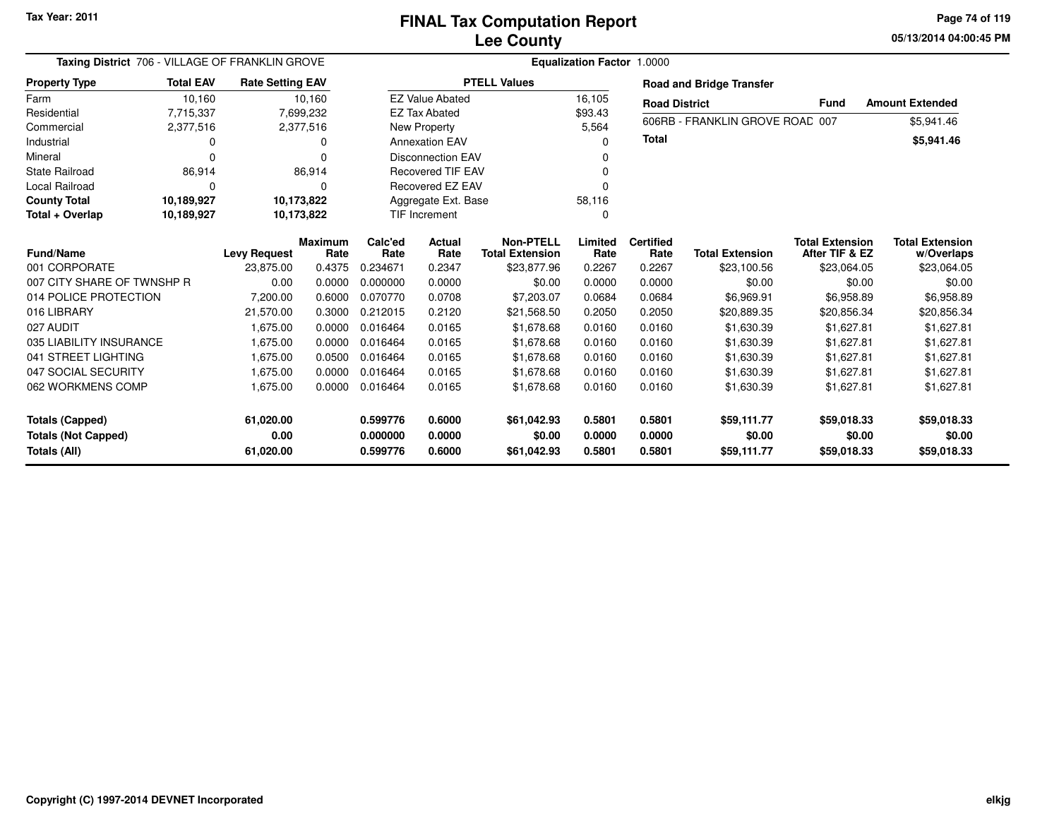Tax Year: 2011

# FINAL Tax Computation Report
## Lee County

05/13/2014 04:00:45 PM

**Taxing District** 706 - VILLAGE OF FRANKLIN GROVE

**Equalization Factor** 1.0000

| Property Type | Total EAV | Rate Setting EAV |
|---|---|---|
| Farm | 10,160 | 10,160 |
| Residential | 7,715,337 | 7,699,232 |
| Commercial | 2,377,516 | 2,377,516 |
| Industrial | 0 | 0 |
| Mineral | 0 | 0 |
| State Railroad | 86,914 | 86,914 |
| Local Railroad | 0 | 0 |
| **County Total** | **10,189,927** | **10,173,822** |
| **Total + Overlap** | **10,189,927** | **10,173,822** |

| PTELL Values | |
|---|---|
| EZ Value Abated | 16,105 |
| EZ Tax Abated | $93.43 |
| New Property | 5,564 |
| Annexation EAV | 0 |
| Disconnection EAV | 0 |
| Recovered TIF EAV | 0 |
| Recovered EZ EAV | 0 |
| Aggregate Ext. Base | 58,116 |
| TIF Increment | 0 |

**Road and Bridge Transfer**

| Road District | Fund | Amount Extended |
|---|---|---|
| 606RB - FRANKLIN GROVE ROAD | 007 | $5,941.46 |
| **Total** | | **$5,941.46** |

| Fund/Name | Levy Request | Maximum Rate | Calc'ed Rate | Actual Rate | Non-PTELL Total Extension | Limited Rate | Certified Rate | Total Extension | Total Extension After TIF & EZ | Total Extension w/Overlaps |
|---|---|---|---|---|---|---|---|---|---|---|
| 001 CORPORATE | 23,875.00 | 0.4375 | 0.234671 | 0.2347 | $23,877.96 | 0.2267 | 0.2267 | $23,100.56 | $23,064.05 | $23,064.05 |
| 007 CITY SHARE OF TWNSHP R | 0.00 | 0.0000 | 0.000000 | 0.0000 | $0.00 | 0.0000 | 0.0000 | $0.00 | $0.00 | $0.00 |
| 014 POLICE PROTECTION | 7,200.00 | 0.6000 | 0.070770 | 0.0708 | $7,203.07 | 0.0684 | 0.0684 | $6,969.91 | $6,958.89 | $6,958.89 |
| 016 LIBRARY | 21,570.00 | 0.3000 | 0.212015 | 0.2120 | $21,568.50 | 0.2050 | 0.2050 | $20,889.35 | $20,856.34 | $20,856.34 |
| 027 AUDIT | 1,675.00 | 0.0000 | 0.016464 | 0.0165 | $1,678.68 | 0.0160 | 0.0160 | $1,630.39 | $1,627.81 | $1,627.81 |
| 035 LIABILITY INSURANCE | 1,675.00 | 0.0000 | 0.016464 | 0.0165 | $1,678.68 | 0.0160 | 0.0160 | $1,630.39 | $1,627.81 | $1,627.81 |
| 041 STREET LIGHTING | 1,675.00 | 0.0500 | 0.016464 | 0.0165 | $1,678.68 | 0.0160 | 0.0160 | $1,630.39 | $1,627.81 | $1,627.81 |
| 047 SOCIAL SECURITY | 1,675.00 | 0.0000 | 0.016464 | 0.0165 | $1,678.68 | 0.0160 | 0.0160 | $1,630.39 | $1,627.81 | $1,627.81 |
| 062 WORKMENS COMP | 1,675.00 | 0.0000 | 0.016464 | 0.0165 | $1,678.68 | 0.0160 | 0.0160 | $1,630.39 | $1,627.81 | $1,627.81 |
| **Totals (Capped)** | **61,020.00** | | **0.599776** | **0.6000** | **$61,042.93** | **0.5801** | **0.5801** | **$59,111.77** | **$59,018.33** | **$59,018.33** |
| **Totals (Not Capped)** | **0.00** | | **0.000000** | **0.0000** | **$0.00** | **0.0000** | **0.0000** | **$0.00** | **$0.00** | **$0.00** |
| **Totals (All)** | **61,020.00** | | **0.599776** | **0.6000** | **$61,042.93** | **0.5801** | **0.5801** | **$59,111.77** | **$59,018.33** | **$59,018.33** |

Copyright (C) 1997-2014 DEVNET Incorporated

elkjg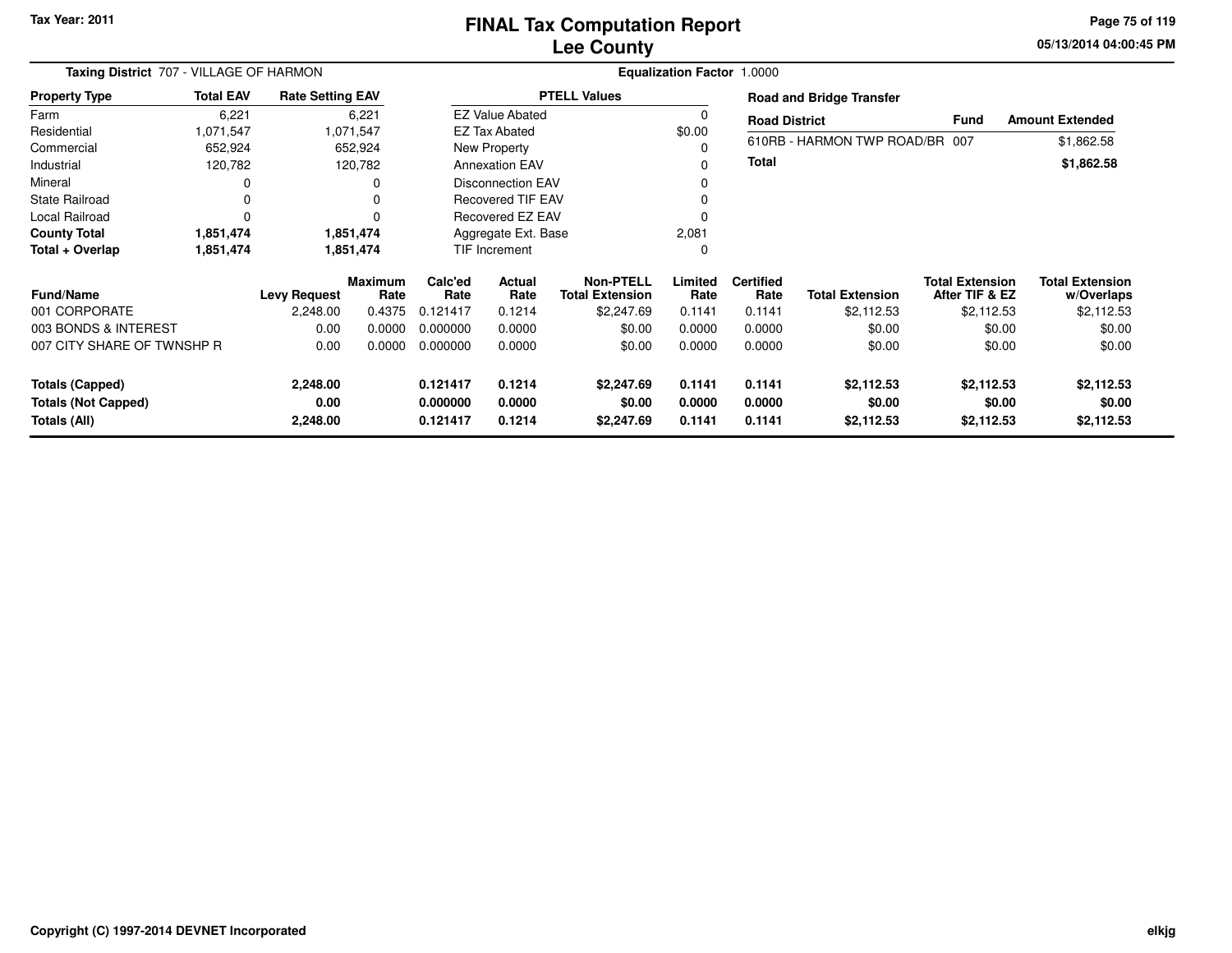# FINAL Tax Computation Report
## Lee County

Tax Year: 2011

05/13/2014 04:00:45 PM

**Taxing District** 707 - VILLAGE OF HARMON

**Equalization Factor** 1.0000

| Property Type | Total EAV | Rate Setting EAV |
|---|---|---|
| Farm | 6,221 | 6,221 |
| Residential | 1,071,547 | 1,071,547 |
| Commercial | 652,924 | 652,924 |
| Industrial | 120,782 | 120,782 |
| Mineral | 0 | 0 |
| State Railroad | 0 | 0 |
| Local Railroad | 0 | 0 |
| **County Total** | **1,851,474** | **1,851,474** |
| **Total + Overlap** | **1,851,474** | **1,851,474** |

| PTELL Values | |
|---|---|
| EZ Value Abated | 0 |
| EZ Tax Abated | $0.00 |
| New Property | 0 |
| Annexation EAV | 0 |
| Disconnection EAV | 0 |
| Recovered TIF EAV | 0 |
| Recovered EZ EAV | 0 |
| Aggregate Ext. Base | 2,081 |
| TIF Increment | 0 |

**Road and Bridge Transfer**

| Road District | Fund | Amount Extended |
|---|---|---|
| 610RB - HARMON TWP ROAD/BR | 007 | $1,862.58 |
| **Total** | | **$1,862.58** |

| Fund/Name | Levy Request | Maximum Rate | Calc'ed Rate | Actual Rate | Non-PTELL Total Extension | Limited Rate | Certified Rate | Total Extension | Total Extension After TIF & EZ | Total Extension w/Overlaps |
|---|---|---|---|---|---|---|---|---|---|---|
| 001 CORPORATE | 2,248.00 | 0.4375 | 0.121417 | 0.1214 | $2,247.69 | 0.1141 | 0.1141 | $2,112.53 | $2,112.53 | $2,112.53 |
| 003 BONDS & INTEREST | 0.00 | 0.0000 | 0.000000 | 0.0000 | $0.00 | 0.0000 | 0.0000 | $0.00 | $0.00 | $0.00 |
| 007 CITY SHARE OF TWNSHP R | 0.00 | 0.0000 | 0.000000 | 0.0000 | $0.00 | 0.0000 | 0.0000 | $0.00 | $0.00 | $0.00 |
| **Totals (Capped)** | **2,248.00** | | **0.121417** | **0.1214** | **$2,247.69** | **0.1141** | **0.1141** | **$2,112.53** | **$2,112.53** | **$2,112.53** |
| **Totals (Not Capped)** | **0.00** | | **0.000000** | **0.0000** | **$0.00** | **0.0000** | **0.0000** | **$0.00** | **$0.00** | **$0.00** |
| **Totals (All)** | **2,248.00** | | **0.121417** | **0.1214** | **$2,247.69** | **0.1141** | **0.1141** | **$2,112.53** | **$2,112.53** | **$2,112.53** |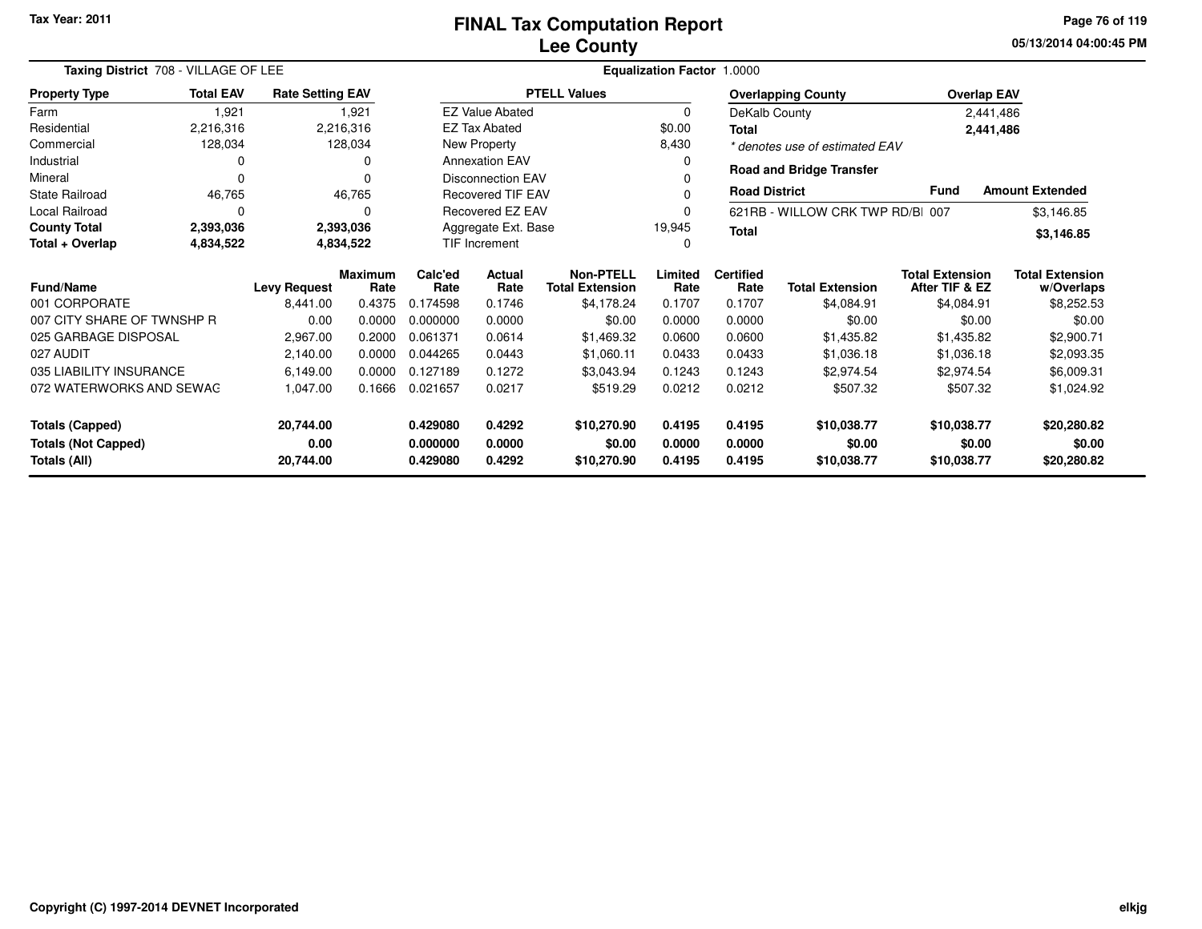# FINAL Tax Computation Report
## Lee County

Tax Year: 2011

**Taxing District** 708 - VILLAGE OF LEE

**Equalization Factor** 1.0000

| Property Type | Total EAV | Rate Setting EAV |
|---|---|---|
| Farm | 1,921 | 1,921 |
| Residential | 2,216,316 | 2,216,316 |
| Commercial | 128,034 | 128,034 |
| Industrial | 0 | 0 |
| Mineral | 0 | 0 |
| State Railroad | 46,765 | 46,765 |
| Local Railroad | 0 | 0 |
| **County Total** | **2,393,036** | **2,393,036** |
| **Total + Overlap** | **4,834,522** | **4,834,522** |

| PTELL Values | |
|---|---|
| EZ Value Abated | 0 |
| EZ Tax Abated | $0.00 |
| New Property | 8,430 |
| Annexation EAV | 0 |
| Disconnection EAV | 0 |
| Recovered TIF EAV | 0 |
| Recovered EZ EAV | 0 |
| Aggregate Ext. Base | 19,945 |
| TIF Increment | 0 |

| Overlapping County | Overlap EAV |
|---|---|
| DeKalb County | 2,441,486 |
| **Total** | **2,441,486** |

*\* denotes use of estimated EAV*

**Road and Bridge Transfer**

| Road District | Fund | Amount Extended |
|---|---|---|
| 621RB - WILLOW CRK TWP RD/BI | 007 | $3,146.85 |
| **Total** | | **$3,146.85** |

| Fund/Name | Levy Request | Maximum Rate | Calc'ed Rate | Actual Rate | Non-PTELL Total Extension | Limited Rate | Certified Rate | Total Extension | Total Extension After TIF & EZ | Total Extension w/Overlaps |
|---|---|---|---|---|---|---|---|---|---|---|
| 001 CORPORATE | 8,441.00 | 0.4375 | 0.174598 | 0.1746 | $4,178.24 | 0.1707 | 0.1707 | $4,084.91 | $4,084.91 | $8,252.53 |
| 007 CITY SHARE OF TWNSHP R | 0.00 | 0.0000 | 0.000000 | 0.0000 | $0.00 | 0.0000 | 0.0000 | $0.00 | $0.00 | $0.00 |
| 025 GARBAGE DISPOSAL | 2,967.00 | 0.2000 | 0.061371 | 0.0614 | $1,469.32 | 0.0600 | 0.0600 | $1,435.82 | $1,435.82 | $2,900.71 |
| 027 AUDIT | 2,140.00 | 0.0000 | 0.044265 | 0.0443 | $1,060.11 | 0.0433 | 0.0433 | $1,036.18 | $1,036.18 | $2,093.35 |
| 035 LIABILITY INSURANCE | 6,149.00 | 0.0000 | 0.127189 | 0.1272 | $3,043.94 | 0.1243 | 0.1243 | $2,974.54 | $2,974.54 | $6,009.31 |
| 072 WATERWORKS AND SEWAG | 1,047.00 | 0.1666 | 0.021657 | 0.0217 | $519.29 | 0.0212 | 0.0212 | $507.32 | $507.32 | $1,024.92 |
| **Totals (Capped)** | **20,744.00** | | **0.429080** | **0.4292** | **$10,270.90** | **0.4195** | **0.4195** | **$10,038.77** | **$10,038.77** | **$20,280.82** |
| **Totals (Not Capped)** | **0.00** | | **0.000000** | **0.0000** | **$0.00** | **0.0000** | **0.0000** | **$0.00** | **$0.00** | **$0.00** |
| **Totals (All)** | **20,744.00** | | **0.429080** | **0.4292** | **$10,270.90** | **0.4195** | **0.4195** | **$10,038.77** | **$10,038.77** | **$20,280.82** |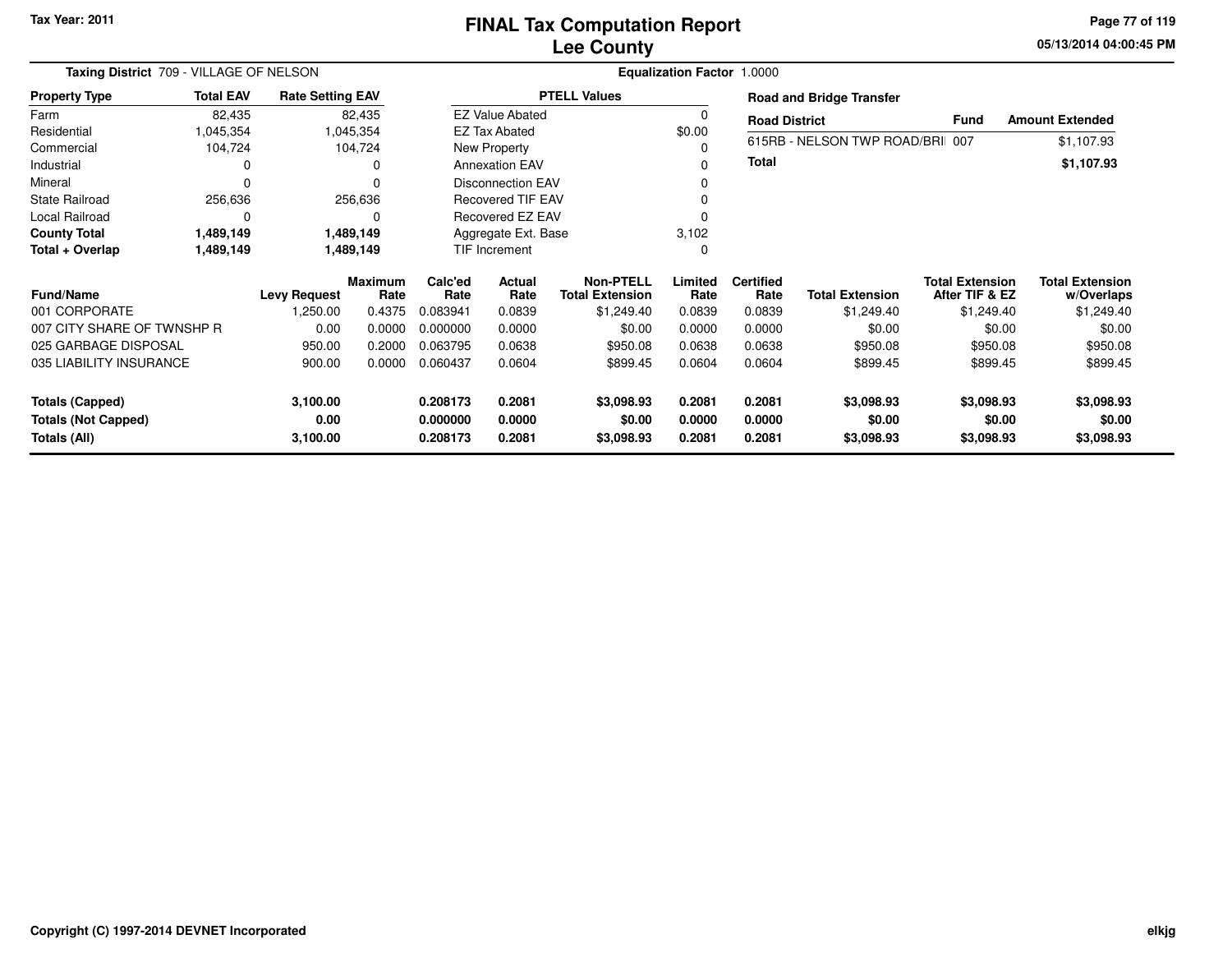Tax Year: 2011

# FINAL Tax Computation Report
## Lee County

05/13/2014 04:00:45 PM

**Taxing District** 709 - VILLAGE OF NELSON

**Equalization Factor** 1.0000

| Property Type | Total EAV | Rate Setting EAV |
|---|---|---|
| Farm | 82,435 | 82,435 |
| Residential | 1,045,354 | 1,045,354 |
| Commercial | 104,724 | 104,724 |
| Industrial | 0 | 0 |
| Mineral | 0 | 0 |
| State Railroad | 256,636 | 256,636 |
| Local Railroad | 0 | 0 |
| **County Total** | **1,489,149** | **1,489,149** |
| **Total + Overlap** | **1,489,149** | **1,489,149** |

| PTELL Values | |
|---|---|
| EZ Value Abated | 0 |
| EZ Tax Abated | $0.00 |
| New Property | 0 |
| Annexation EAV | 0 |
| Disconnection EAV | 0 |
| Recovered TIF EAV | 0 |
| Recovered EZ EAV | 0 |
| Aggregate Ext. Base | 3,102 |
| TIF Increment | 0 |

**Road and Bridge Transfer**

| Road District | Fund | Amount Extended |
|---|---|---|
| 615RB - NELSON TWP ROAD/BRI | 007 | $1,107.93 |
| **Total** | | **$1,107.93** |

| Fund/Name | Levy Request | Maximum Rate | Calc'ed Rate | Actual Rate | Non-PTELL Total Extension | Limited Rate | Certified Rate | Total Extension | Total Extension After TIF & EZ | Total Extension w/Overlaps |
|---|---|---|---|---|---|---|---|---|---|---|
| 001 CORPORATE | 1,250.00 | 0.4375 | 0.083941 | 0.0839 | $1,249.40 | 0.0839 | 0.0839 | $1,249.40 | $1,249.40 | $1,249.40 |
| 007 CITY SHARE OF TWNSHP R | 0.00 | 0.0000 | 0.000000 | 0.0000 | $0.00 | 0.0000 | 0.0000 | $0.00 | $0.00 | $0.00 |
| 025 GARBAGE DISPOSAL | 950.00 | 0.2000 | 0.063795 | 0.0638 | $950.08 | 0.0638 | 0.0638 | $950.08 | $950.08 | $950.08 |
| 035 LIABILITY INSURANCE | 900.00 | 0.0000 | 0.060437 | 0.0604 | $899.45 | 0.0604 | 0.0604 | $899.45 | $899.45 | $899.45 |
| **Totals (Capped)** | **3,100.00** | | **0.208173** | **0.2081** | **$3,098.93** | **0.2081** | **0.2081** | **$3,098.93** | **$3,098.93** | **$3,098.93** |
| **Totals (Not Capped)** | **0.00** | | **0.000000** | **0.0000** | **$0.00** | **0.0000** | **0.0000** | **$0.00** | **$0.00** | **$0.00** |
| **Totals (All)** | **3,100.00** | | **0.208173** | **0.2081** | **$3,098.93** | **0.2081** | **0.2081** | **$3,098.93** | **$3,098.93** | **$3,098.93** |

Copyright (C) 1997-2014 DEVNET Incorporated

elkjg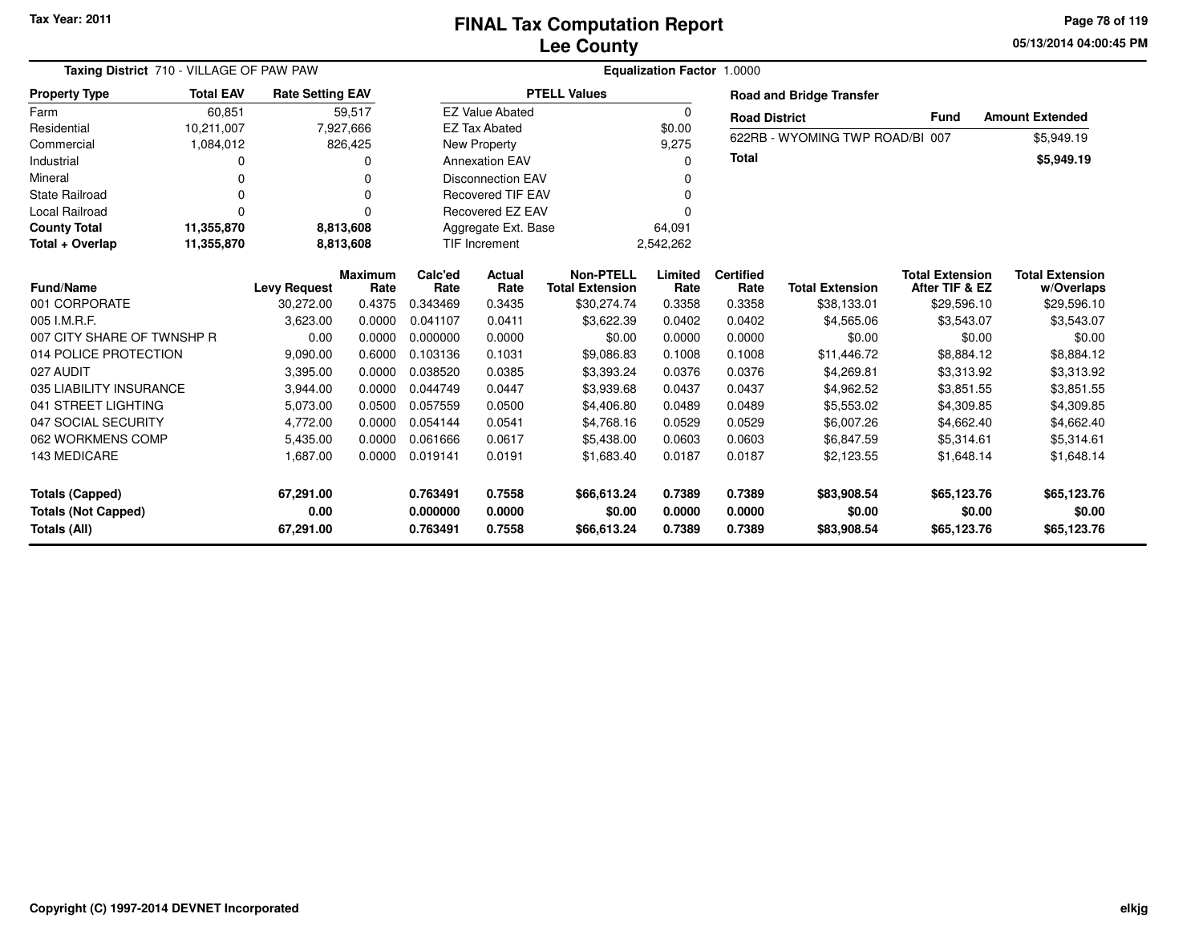Tax Year: 2011

# FINAL Tax Computation Report
## Lee County

05/13/2014 04:00:45 PM

**Taxing District** 710 - VILLAGE OF PAW PAW

**Equalization Factor** 1.0000

| Property Type | Total EAV | Rate Setting EAV |
|---|---|---|
| Farm | 60,851 | 59,517 |
| Residential | 10,211,007 | 7,927,666 |
| Commercial | 1,084,012 | 826,425 |
| Industrial | 0 | 0 |
| Mineral | 0 | 0 |
| State Railroad | 0 | 0 |
| Local Railroad | 0 | 0 |
| **County Total** | **11,355,870** | **8,813,608** |
| **Total + Overlap** | **11,355,870** | **8,813,608** |

| PTELL Values | |
|---|---|
| EZ Value Abated | 0 |
| EZ Tax Abated | $0.00 |
| New Property | 9,275 |
| Annexation EAV | 0 |
| Disconnection EAV | 0 |
| Recovered TIF EAV | 0 |
| Recovered EZ EAV | 0 |
| Aggregate Ext. Base | 64,091 |
| TIF Increment | 2,542,262 |

**Road and Bridge Transfer**

| Road District | Fund | Amount Extended |
|---|---|---|
| 622RB - WYOMING TWP ROAD/BI | 007 | $5,949.19 |
| **Total** | | **$5,949.19** |

| Fund/Name | Levy Request | Maximum Rate | Calc'ed Rate | Actual Rate | Non-PTELL Total Extension | Limited Rate | Certified Rate | Total Extension | Total Extension After TIF & EZ | Total Extension w/Overlaps |
|---|---|---|---|---|---|---|---|---|---|---|
| 001 CORPORATE | 30,272.00 | 0.4375 | 0.343469 | 0.3435 | $30,274.74 | 0.3358 | 0.3358 | $38,133.01 | $29,596.10 | $29,596.10 |
| 005 I.M.R.F. | 3,623.00 | 0.0000 | 0.041107 | 0.0411 | $3,622.39 | 0.0402 | 0.0402 | $4,565.06 | $3,543.07 | $3,543.07 |
| 007 CITY SHARE OF TWNSHP R | 0.00 | 0.0000 | 0.000000 | 0.0000 | $0.00 | 0.0000 | 0.0000 | $0.00 | $0.00 | $0.00 |
| 014 POLICE PROTECTION | 9,090.00 | 0.6000 | 0.103136 | 0.1031 | $9,086.83 | 0.1008 | 0.1008 | $11,446.72 | $8,884.12 | $8,884.12 |
| 027 AUDIT | 3,395.00 | 0.0000 | 0.038520 | 0.0385 | $3,393.24 | 0.0376 | 0.0376 | $4,269.81 | $3,313.92 | $3,313.92 |
| 035 LIABILITY INSURANCE | 3,944.00 | 0.0000 | 0.044749 | 0.0447 | $3,939.68 | 0.0437 | 0.0437 | $4,962.52 | $3,851.55 | $3,851.55 |
| 041 STREET LIGHTING | 5,073.00 | 0.0500 | 0.057559 | 0.0500 | $4,406.80 | 0.0489 | 0.0489 | $5,553.02 | $4,309.85 | $4,309.85 |
| 047 SOCIAL SECURITY | 4,772.00 | 0.0000 | 0.054144 | 0.0541 | $4,768.16 | 0.0529 | 0.0529 | $6,007.26 | $4,662.40 | $4,662.40 |
| 062 WORKMENS COMP | 5,435.00 | 0.0000 | 0.061666 | 0.0617 | $5,438.00 | 0.0603 | 0.0603 | $6,847.59 | $5,314.61 | $5,314.61 |
| 143 MEDICARE | 1,687.00 | 0.0000 | 0.019141 | 0.0191 | $1,683.40 | 0.0187 | 0.0187 | $2,123.55 | $1,648.14 | $1,648.14 |
| **Totals (Capped)** | **67,291.00** | | **0.763491** | **0.7558** | **$66,613.24** | **0.7389** | **0.7389** | **$83,908.54** | **$65,123.76** | **$65,123.76** |
| **Totals (Not Capped)** | **0.00** | | **0.000000** | **0.0000** | **$0.00** | **0.0000** | **0.0000** | **$0.00** | **$0.00** | **$0.00** |
| **Totals (All)** | **67,291.00** | | **0.763491** | **0.7558** | **$66,613.24** | **0.7389** | **0.7389** | **$83,908.54** | **$65,123.76** | **$65,123.76** |

Copyright (C) 1997-2014 DEVNET Incorporated

elkjg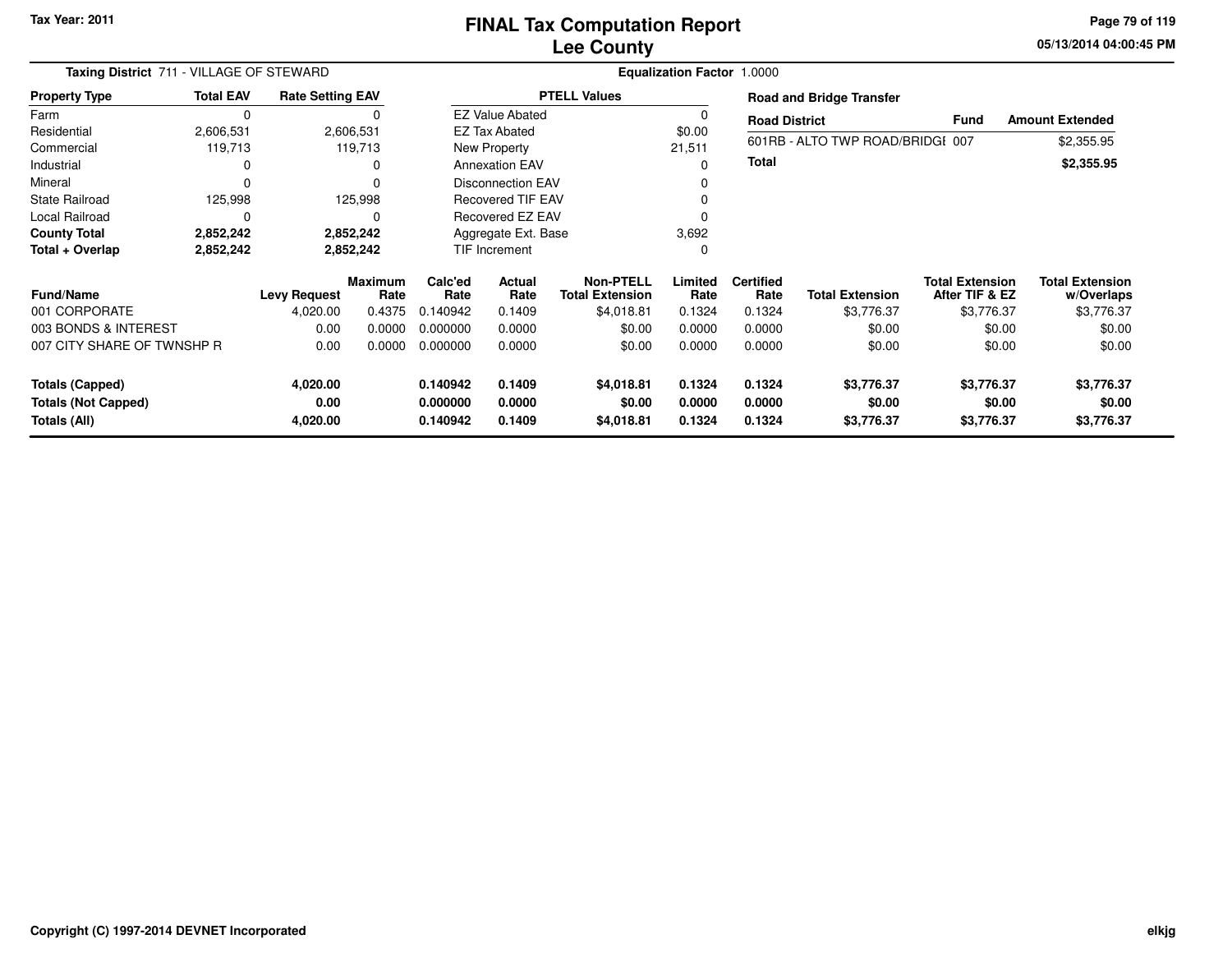Tax Year: 2011

# FINAL Tax Computation Report
## Lee County

05/13/2014 04:00:45 PM

**Taxing District** 711 - VILLAGE OF STEWARD

**Equalization Factor** 1.0000

| Property Type | Total EAV | Rate Setting EAV |
|---|---|---|
| Farm | 0 | 0 |
| Residential | 2,606,531 | 2,606,531 |
| Commercial | 119,713 | 119,713 |
| Industrial | 0 | 0 |
| Mineral | 0 | 0 |
| State Railroad | 125,998 | 125,998 |
| Local Railroad | 0 | 0 |
| **County Total** | **2,852,242** | **2,852,242** |
| **Total + Overlap** | **2,852,242** | **2,852,242** |

| PTELL Values | |
|---|---|
| EZ Value Abated | 0 |
| EZ Tax Abated | $0.00 |
| New Property | 21,511 |
| Annexation EAV | 0 |
| Disconnection EAV | 0 |
| Recovered TIF EAV | 0 |
| Recovered EZ EAV | 0 |
| Aggregate Ext. Base | 3,692 |
| TIF Increment | 0 |

**Road and Bridge Transfer**

| Road District | Fund | Amount Extended |
|---|---|---|
| 601RB - ALTO TWP ROAD/BRIDGI | 007 | $2,355.95 |
| **Total** | | **$2,355.95** |

| Fund/Name | Levy Request | Maximum Rate | Calc'ed Rate | Actual Rate | Non-PTELL Total Extension | Limited Rate | Certified Rate | Total Extension | Total Extension After TIF & EZ | Total Extension w/Overlaps |
|---|---|---|---|---|---|---|---|---|---|---|
| 001 CORPORATE | 4,020.00 | 0.4375 | 0.140942 | 0.1409 | $4,018.81 | 0.1324 | 0.1324 | $3,776.37 | $3,776.37 | $3,776.37 |
| 003 BONDS & INTEREST | 0.00 | 0.0000 | 0.000000 | 0.0000 | $0.00 | 0.0000 | 0.0000 | $0.00 | $0.00 | $0.00 |
| 007 CITY SHARE OF TWNSHP R | 0.00 | 0.0000 | 0.000000 | 0.0000 | $0.00 | 0.0000 | 0.0000 | $0.00 | $0.00 | $0.00 |
| **Totals (Capped)** | **4,020.00** | | **0.140942** | **0.1409** | **$4,018.81** | **0.1324** | **0.1324** | **$3,776.37** | **$3,776.37** | **$3,776.37** |
| **Totals (Not Capped)** | **0.00** | | **0.000000** | **0.0000** | **$0.00** | **0.0000** | **0.0000** | **$0.00** | **$0.00** | **$0.00** |
| **Totals (All)** | **4,020.00** | | **0.140942** | **0.1409** | **$4,018.81** | **0.1324** | **0.1324** | **$3,776.37** | **$3,776.37** | **$3,776.37** |

Copyright (C) 1997-2014 DEVNET Incorporated

elkjg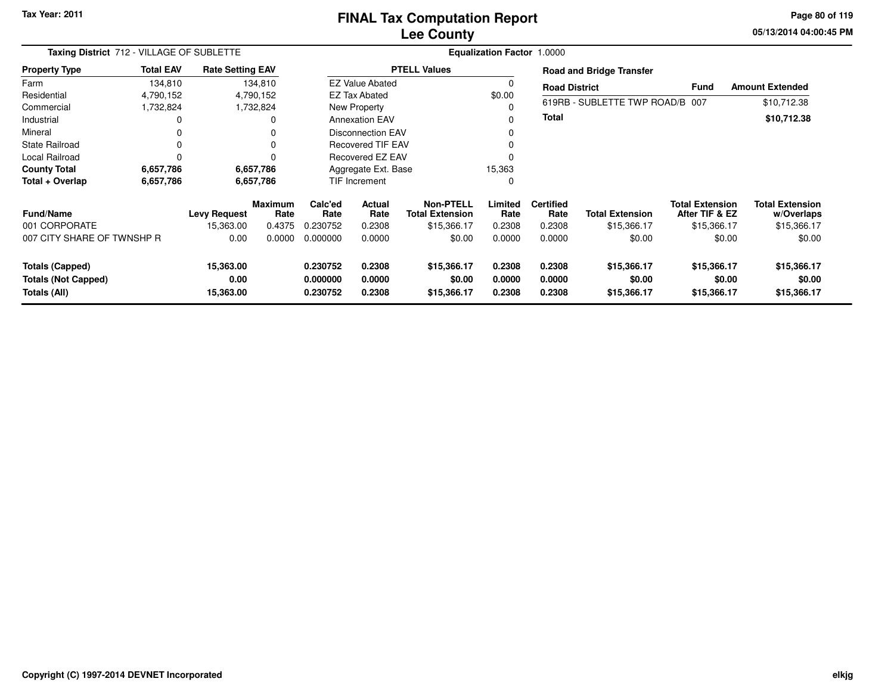Tax Year: 2011

# FINAL Tax Computation Report
## Lee County

05/13/2014 04:00:45 PM

**Taxing District** 712 - VILLAGE OF SUBLETTE

**Equalization Factor** 1.0000

| Property Type | Total EAV | Rate Setting EAV |
|---|---|---|
| Farm | 134,810 | 134,810 |
| Residential | 4,790,152 | 4,790,152 |
| Commercial | 1,732,824 | 1,732,824 |
| Industrial | 0 | 0 |
| Mineral | 0 | 0 |
| State Railroad | 0 | 0 |
| Local Railroad | 0 | 0 |
| **County Total** | **6,657,786** | **6,657,786** |
| **Total + Overlap** | **6,657,786** | **6,657,786** |

| PTELL Values | |
|---|---|
| EZ Value Abated | 0 |
| EZ Tax Abated | $0.00 |
| New Property | 0 |
| Annexation EAV | 0 |
| Disconnection EAV | 0 |
| Recovered TIF EAV | 0 |
| Recovered EZ EAV | 0 |
| Aggregate Ext. Base | 15,363 |
| TIF Increment | 0 |

**Road and Bridge Transfer**

| Road District | Fund | Amount Extended |
|---|---|---|
| 619RB - SUBLETTE TWP ROAD/B | 007 | $10,712.38 |
| **Total** | | **$10,712.38** |

| Fund/Name | Levy Request | Maximum Rate | Calc'ed Rate | Actual Rate | Non-PTELL Total Extension | Limited Rate | Certified Rate | Total Extension | Total Extension After TIF & EZ | Total Extension w/Overlaps |
|---|---|---|---|---|---|---|---|---|---|---|
| 001 CORPORATE | 15,363.00 | 0.4375 | 0.230752 | 0.2308 | $15,366.17 | 0.2308 | 0.2308 | $15,366.17 | $15,366.17 | $15,366.17 |
| 007 CITY SHARE OF TWNSHP R | 0.00 | 0.0000 | 0.000000 | 0.0000 | $0.00 | 0.0000 | 0.0000 | $0.00 | $0.00 | $0.00 |
| **Totals (Capped)** | **15,363.00** | | **0.230752** | **0.2308** | **$15,366.17** | **0.2308** | **0.2308** | **$15,366.17** | **$15,366.17** | **$15,366.17** |
| **Totals (Not Capped)** | **0.00** | | **0.000000** | **0.0000** | **$0.00** | **0.0000** | **0.0000** | **$0.00** | **$0.00** | **$0.00** |
| **Totals (All)** | **15,363.00** | | **0.230752** | **0.2308** | **$15,366.17** | **0.2308** | **0.2308** | **$15,366.17** | **$15,366.17** | **$15,366.17** |

Copyright (C) 1997-2014 DEVNET Incorporated

elkjg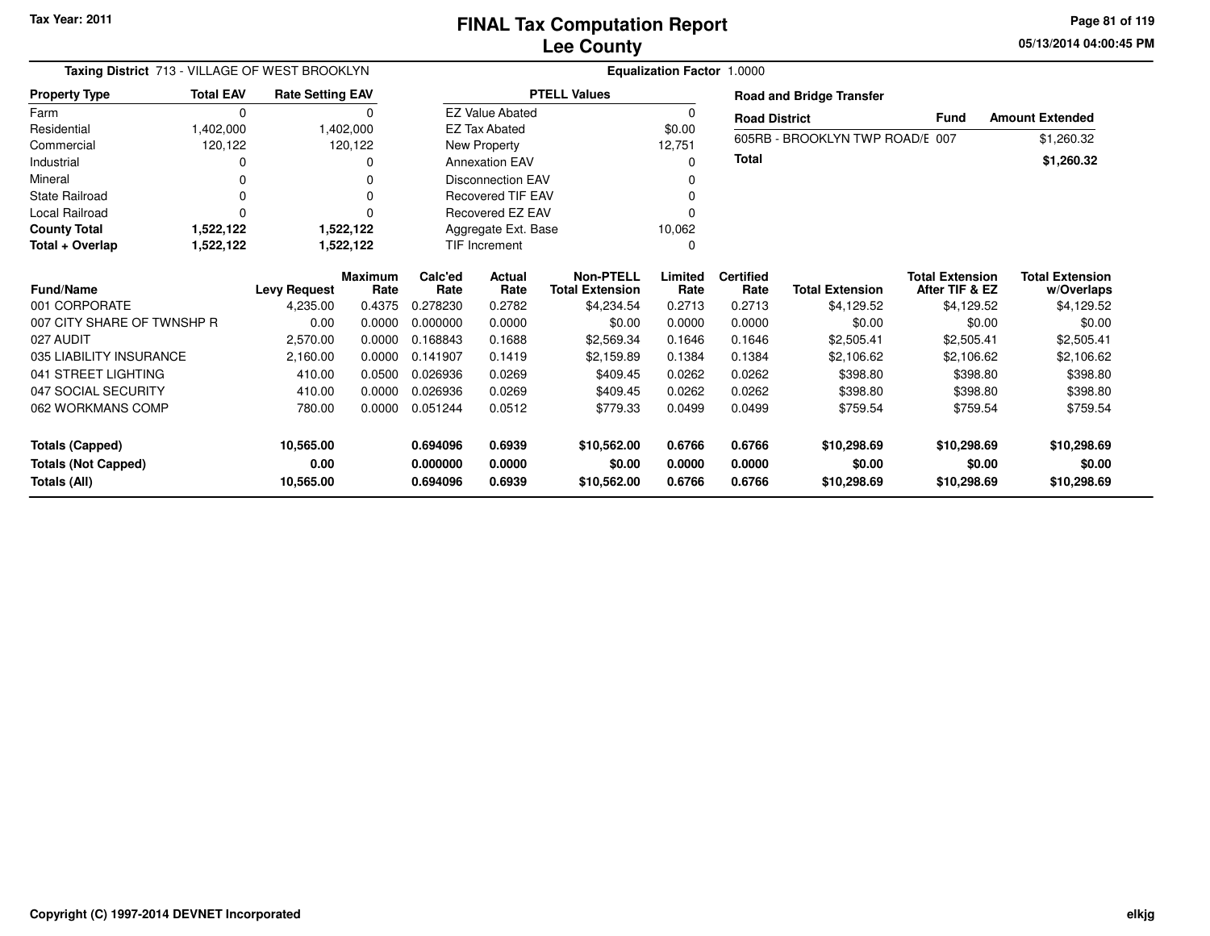Tax Year: 2011

# FINAL Tax Computation Report
## Lee County

05/13/2014 04:00:45 PM

**Taxing District** 713 - VILLAGE OF WEST BROOKLYN

**Equalization Factor** 1.0000

| Property Type | Total EAV | Rate Setting EAV |
|---|---|---|
| Farm | 0 | 0 |
| Residential | 1,402,000 | 1,402,000 |
| Commercial | 120,122 | 120,122 |
| Industrial | 0 | 0 |
| Mineral | 0 | 0 |
| State Railroad | 0 | 0 |
| Local Railroad | 0 | 0 |
| **County Total** | **1,522,122** | **1,522,122** |
| **Total + Overlap** | **1,522,122** | **1,522,122** |

| PTELL Values | |
|---|---|
| EZ Value Abated | 0 |
| EZ Tax Abated | $0.00 |
| New Property | 12,751 |
| Annexation EAV | 0 |
| Disconnection EAV | 0 |
| Recovered TIF EAV | 0 |
| Recovered EZ EAV | 0 |
| Aggregate Ext. Base | 10,062 |
| TIF Increment | 0 |

**Road and Bridge Transfer**

| Road District | Fund | Amount Extended |
|---|---|---|
| 605RB - BROOKLYN TWP ROAD/E | 007 | $1,260.32 |
| **Total** | | **$1,260.32** |

| Fund/Name | Levy Request | Maximum Rate | Calc'ed Rate | Actual Rate | Non-PTELL Total Extension | Limited Rate | Certified Rate | Total Extension | Total Extension After TIF & EZ | Total Extension w/Overlaps |
|---|---|---|---|---|---|---|---|---|---|---|
| 001 CORPORATE | 4,235.00 | 0.4375 | 0.278230 | 0.2782 | $4,234.54 | 0.2713 | 0.2713 | $4,129.52 | $4,129.52 | $4,129.52 |
| 007 CITY SHARE OF TWNSHP R | 0.00 | 0.0000 | 0.000000 | 0.0000 | $0.00 | 0.0000 | 0.0000 | $0.00 | $0.00 | $0.00 |
| 027 AUDIT | 2,570.00 | 0.0000 | 0.168843 | 0.1688 | $2,569.34 | 0.1646 | 0.1646 | $2,505.41 | $2,505.41 | $2,505.41 |
| 035 LIABILITY INSURANCE | 2,160.00 | 0.0000 | 0.141907 | 0.1419 | $2,159.89 | 0.1384 | 0.1384 | $2,106.62 | $2,106.62 | $2,106.62 |
| 041 STREET LIGHTING | 410.00 | 0.0500 | 0.026936 | 0.0269 | $409.45 | 0.0262 | 0.0262 | $398.80 | $398.80 | $398.80 |
| 047 SOCIAL SECURITY | 410.00 | 0.0000 | 0.026936 | 0.0269 | $409.45 | 0.0262 | 0.0262 | $398.80 | $398.80 | $398.80 |
| 062 WORKMANS COMP | 780.00 | 0.0000 | 0.051244 | 0.0512 | $779.33 | 0.0499 | 0.0499 | $759.54 | $759.54 | $759.54 |
| **Totals (Capped)** | **10,565.00** | | **0.694096** | **0.6939** | **$10,562.00** | **0.6766** | **0.6766** | **$10,298.69** | **$10,298.69** | **$10,298.69** |
| **Totals (Not Capped)** | **0.00** | | **0.000000** | **0.0000** | **$0.00** | **0.0000** | **0.0000** | **$0.00** | **$0.00** | **$0.00** |
| **Totals (All)** | **10,565.00** | | **0.694096** | **0.6939** | **$10,562.00** | **0.6766** | **0.6766** | **$10,298.69** | **$10,298.69** | **$10,298.69** |

Copyright (C) 1997-2014 DEVNET Incorporated

elkjg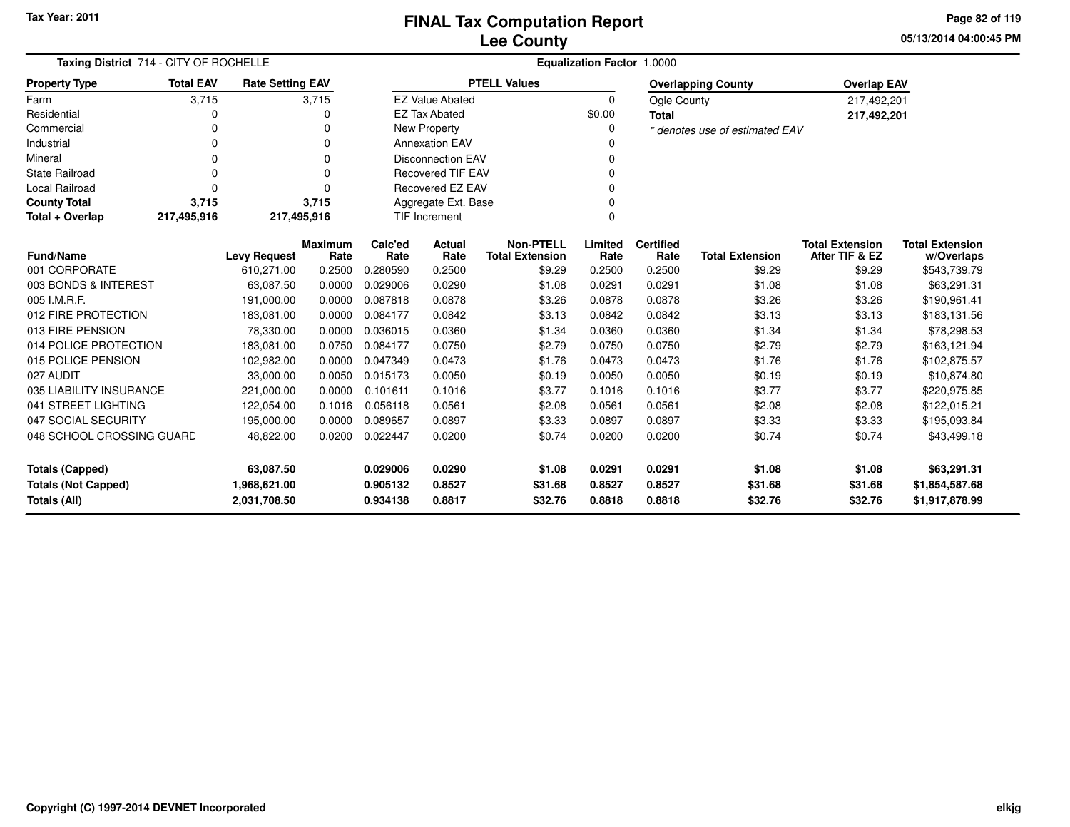Tax Year: 2011

# FINAL Tax Computation Report
## Lee County

05/13/2014 04:00:45 PM

**Taxing District** 714 - CITY OF ROCHELLE

**Equalization Factor** 1.0000

| Property Type | Total EAV | Rate Setting EAV |
|---|---|---|
| Farm | 3,715 | 3,715 |
| Residential | 0 | 0 |
| Commercial | 0 | 0 |
| Industrial | 0 | 0 |
| Mineral | 0 | 0 |
| State Railroad | 0 | 0 |
| Local Railroad | 0 | 0 |
| **County Total** | **3,715** | **3,715** |
| **Total + Overlap** | **217,495,916** | **217,495,916** |

| PTELL Values | |
|---|---|
| EZ Value Abated | 0 |
| EZ Tax Abated | $0.00 |
| New Property | 0 |
| Annexation EAV | 0 |
| Disconnection EAV | 0 |
| Recovered TIF EAV | 0 |
| Recovered EZ EAV | 0 |
| Aggregate Ext. Base | 0 |
| TIF Increment | 0 |

| Overlapping County | Overlap EAV |
|---|---|
| Ogle County | 217,492,201 |
| **Total** | **217,492,201** |

*\* denotes use of estimated EAV*

| Fund/Name | Levy Request | Maximum Rate | Calc'ed Rate | Actual Rate | Non-PTELL Total Extension | Limited Rate | Certified Rate | Total Extension | Total Extension After TIF & EZ | Total Extension w/Overlaps |
|---|---|---|---|---|---|---|---|---|---|---|
| 001 CORPORATE | 610,271.00 | 0.2500 | 0.280590 | 0.2500 | $9.29 | 0.2500 | 0.2500 | $9.29 | $9.29 | $543,739.79 |
| 003 BONDS & INTEREST | 63,087.50 | 0.0000 | 0.029006 | 0.0290 | $1.08 | 0.0291 | 0.0291 | $1.08 | $1.08 | $63,291.31 |
| 005 I.M.R.F. | 191,000.00 | 0.0000 | 0.087818 | 0.0878 | $3.26 | 0.0878 | 0.0878 | $3.26 | $3.26 | $190,961.41 |
| 012 FIRE PROTECTION | 183,081.00 | 0.0000 | 0.084177 | 0.0842 | $3.13 | 0.0842 | 0.0842 | $3.13 | $3.13 | $183,131.56 |
| 013 FIRE PENSION | 78,330.00 | 0.0000 | 0.036015 | 0.0360 | $1.34 | 0.0360 | 0.0360 | $1.34 | $1.34 | $78,298.53 |
| 014 POLICE PROTECTION | 183,081.00 | 0.0750 | 0.084177 | 0.0750 | $2.79 | 0.0750 | 0.0750 | $2.79 | $2.79 | $163,121.94 |
| 015 POLICE PENSION | 102,982.00 | 0.0000 | 0.047349 | 0.0473 | $1.76 | 0.0473 | 0.0473 | $1.76 | $1.76 | $102,875.57 |
| 027 AUDIT | 33,000.00 | 0.0050 | 0.015173 | 0.0050 | $0.19 | 0.0050 | 0.0050 | $0.19 | $0.19 | $10,874.80 |
| 035 LIABILITY INSURANCE | 221,000.00 | 0.0000 | 0.101611 | 0.1016 | $3.77 | 0.1016 | 0.1016 | $3.77 | $3.77 | $220,975.85 |
| 041 STREET LIGHTING | 122,054.00 | 0.1016 | 0.056118 | 0.0561 | $2.08 | 0.0561 | 0.0561 | $2.08 | $2.08 | $122,015.21 |
| 047 SOCIAL SECURITY | 195,000.00 | 0.0000 | 0.089657 | 0.0897 | $3.33 | 0.0897 | 0.0897 | $3.33 | $3.33 | $195,093.84 |
| 048 SCHOOL CROSSING GUARD | 48,822.00 | 0.0200 | 0.022447 | 0.0200 | $0.74 | 0.0200 | 0.0200 | $0.74 | $0.74 | $43,499.18 |
| **Totals (Capped)** | **63,087.50** | | **0.029006** | **0.0290** | **$1.08** | **0.0291** | **0.0291** | **$1.08** | **$1.08** | **$63,291.31** |
| **Totals (Not Capped)** | **1,968,621.00** | | **0.905132** | **0.8527** | **$31.68** | **0.8527** | **0.8527** | **$31.68** | **$31.68** | **$1,854,587.68** |
| **Totals (All)** | **2,031,708.50** | | **0.934138** | **0.8817** | **$32.76** | **0.8818** | **0.8818** | **$32.76** | **$32.76** | **$1,917,878.99** |

Copyright (C) 1997-2014 DEVNET Incorporated

elkjg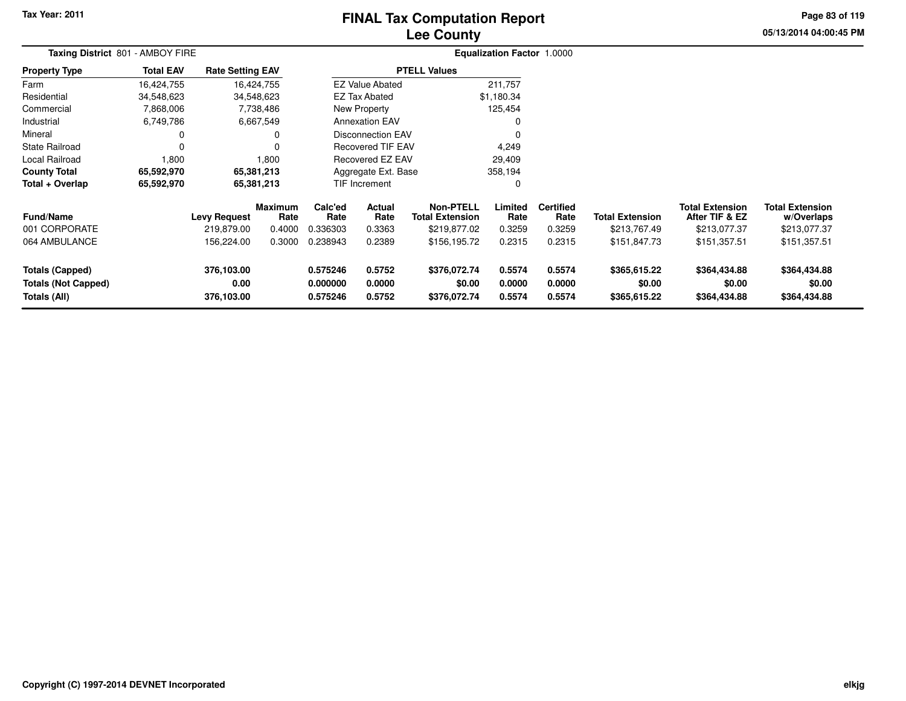Tax Year: 2011

# FINAL Tax Computation Report
# Lee County

05/13/2014 04:00:45 PM

**Taxing District** 801 - AMBOY FIRE

**Equalization Factor** 1.0000

| Property Type | Total EAV | Rate Setting EAV |
|---|---|---|
| Farm | 16,424,755 | 16,424,755 |
| Residential | 34,548,623 | 34,548,623 |
| Commercial | 7,868,006 | 7,738,486 |
| Industrial | 6,749,786 | 6,667,549 |
| Mineral | 0 | 0 |
| State Railroad | 0 | 0 |
| Local Railroad | 1,800 | 1,800 |
| **County Total** | **65,592,970** | **65,381,213** |
| **Total + Overlap** | **65,592,970** | **65,381,213** |

| PTELL Values | |
|---|---|
| EZ Value Abated | 211,757 |
| EZ Tax Abated | $1,180.34 |
| New Property | 125,454 |
| Annexation EAV | 0 |
| Disconnection EAV | 0 |
| Recovered TIF EAV | 4,249 |
| Recovered EZ EAV | 29,409 |
| Aggregate Ext. Base | 358,194 |
| TIF Increment | 0 |

| Fund/Name | Levy Request | Maximum Rate | Calc'ed Rate | Actual Rate | Non-PTELL Total Extension | Limited Rate | Certified Rate | Total Extension | Total Extension After TIF & EZ | Total Extension w/Overlaps |
|---|---|---|---|---|---|---|---|---|---|---|
| 001 CORPORATE | 219,879.00 | 0.4000 | 0.336303 | 0.3363 | $219,877.02 | 0.3259 | 0.3259 | $213,767.49 | $213,077.37 | $213,077.37 |
| 064 AMBULANCE | 156,224.00 | 0.3000 | 0.238943 | 0.2389 | $156,195.72 | 0.2315 | 0.2315 | $151,847.73 | $151,357.51 | $151,357.51 |
| **Totals (Capped)** | **376,103.00** | | **0.575246** | **0.5752** | **$376,072.74** | **0.5574** | **0.5574** | **$365,615.22** | **$364,434.88** | **$364,434.88** |
| **Totals (Not Capped)** | **0.00** | | **0.000000** | **0.0000** | **$0.00** | **0.0000** | **0.0000** | **$0.00** | **$0.00** | **$0.00** |
| **Totals (All)** | **376,103.00** | | **0.575246** | **0.5752** | **$376,072.74** | **0.5574** | **0.5574** | **$365,615.22** | **$364,434.88** | **$364,434.88** |

Copyright (C) 1997-2014 DEVNET Incorporated

elkjg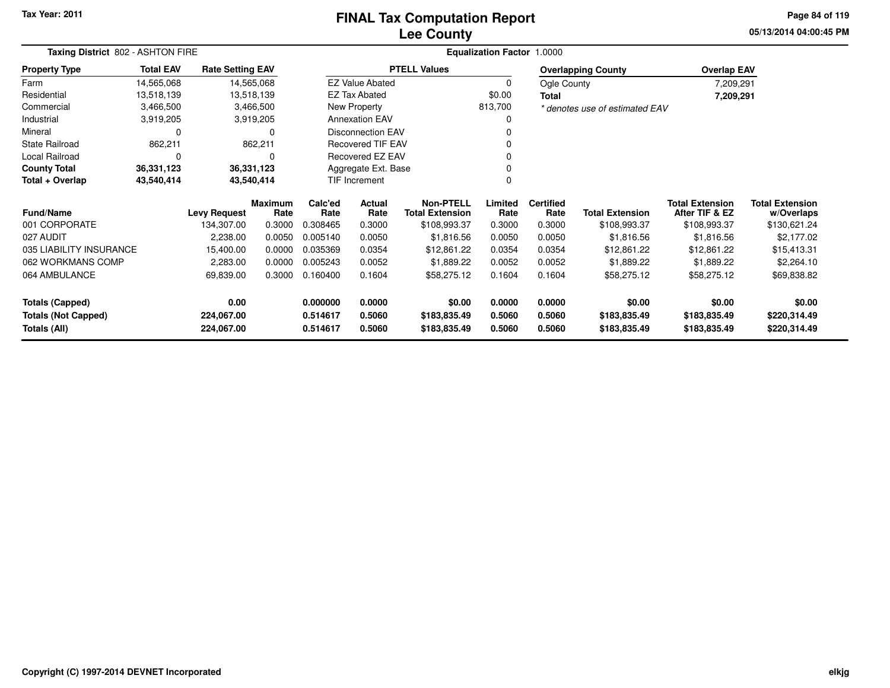Tax Year: 2011

# FINAL Tax Computation Report
## Lee County

05/13/2014 04:00:45 PM

**Taxing District** 802 - ASHTON FIRE

**Equalization Factor** 1.0000

| Property Type | Total EAV | Rate Setting EAV |
|---|---|---|
| Farm | 14,565,068 | 14,565,068 |
| Residential | 13,518,139 | 13,518,139 |
| Commercial | 3,466,500 | 3,466,500 |
| Industrial | 3,919,205 | 3,919,205 |
| Mineral | 0 | 0 |
| State Railroad | 862,211 | 862,211 |
| Local Railroad | 0 | 0 |
| **County Total** | **36,331,123** | **36,331,123** |
| **Total + Overlap** | **43,540,414** | **43,540,414** |

| PTELL Values | |
|---|---|
| EZ Value Abated | 0 |
| EZ Tax Abated | $0.00 |
| New Property | 813,700 |
| Annexation EAV | 0 |
| Disconnection EAV | 0 |
| Recovered TIF EAV | 0 |
| Recovered EZ EAV | 0 |
| Aggregate Ext. Base | 0 |
| TIF Increment | 0 |

| Overlapping County | Overlap EAV |
|---|---|
| Ogle County | 7,209,291 |
| **Total** | **7,209,291** |

*\* denotes use of estimated EAV*

| Fund/Name | Levy Request | Maximum Rate | Calc'ed Rate | Actual Rate | Non-PTELL Total Extension | Limited Rate | Certified Rate | Total Extension | Total Extension After TIF & EZ | Total Extension w/Overlaps |
|---|---|---|---|---|---|---|---|---|---|---|
| 001 CORPORATE | 134,307.00 | 0.3000 | 0.308465 | 0.3000 | $108,993.37 | 0.3000 | 0.3000 | $108,993.37 | $108,993.37 | $130,621.24 |
| 027 AUDIT | 2,238.00 | 0.0050 | 0.005140 | 0.0050 | $1,816.56 | 0.0050 | 0.0050 | $1,816.56 | $1,816.56 | $2,177.02 |
| 035 LIABILITY INSURANCE | 15,400.00 | 0.0000 | 0.035369 | 0.0354 | $12,861.22 | 0.0354 | 0.0354 | $12,861.22 | $12,861.22 | $15,413.31 |
| 062 WORKMANS COMP | 2,283.00 | 0.0000 | 0.005243 | 0.0052 | $1,889.22 | 0.0052 | 0.0052 | $1,889.22 | $1,889.22 | $2,264.10 |
| 064 AMBULANCE | 69,839.00 | 0.3000 | 0.160400 | 0.1604 | $58,275.12 | 0.1604 | 0.1604 | $58,275.12 | $58,275.12 | $69,838.82 |
| **Totals (Capped)** | **0.00** | | **0.000000** | **0.0000** | **$0.00** | **0.0000** | **0.0000** | **$0.00** | **$0.00** | **$0.00** |
| **Totals (Not Capped)** | **224,067.00** | | **0.514617** | **0.5060** | **$183,835.49** | **0.5060** | **0.5060** | **$183,835.49** | **$183,835.49** | **$220,314.49** |
| **Totals (All)** | **224,067.00** | | **0.514617** | **0.5060** | **$183,835.49** | **0.5060** | **0.5060** | **$183,835.49** | **$183,835.49** | **$220,314.49** |

Copyright (C) 1997-2014 DEVNET Incorporated

elkjg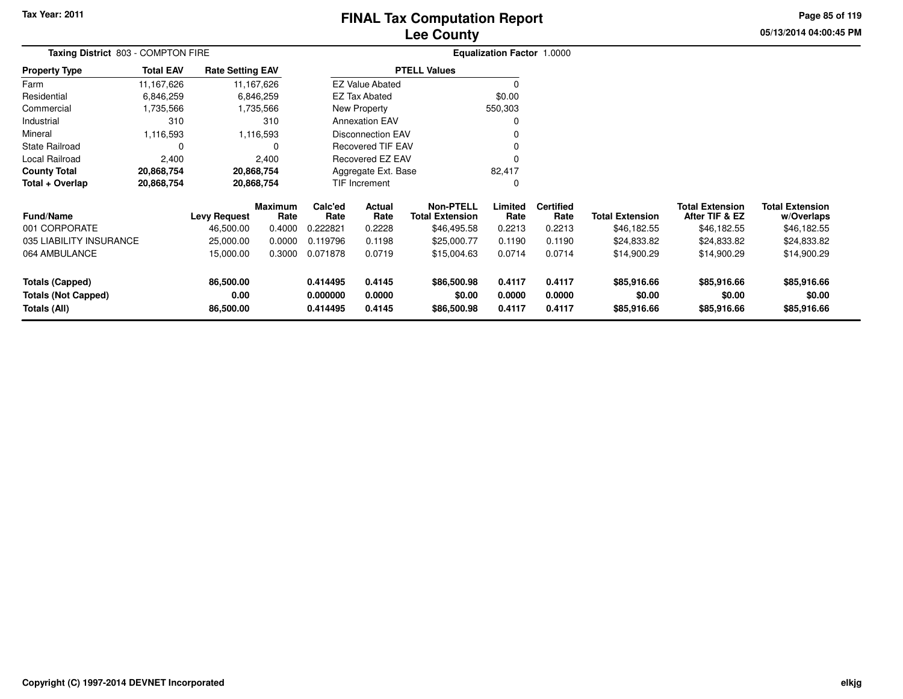Tax Year: 2011

# FINAL Tax Computation Report
## Lee County

05/13/2014 04:00:45 PM

**Taxing District** 803 - COMPTON FIRE

**Equalization Factor** 1.0000

| Property Type | Total EAV | Rate Setting EAV |
|---|---|---|
| Farm | 11,167,626 | 11,167,626 |
| Residential | 6,846,259 | 6,846,259 |
| Commercial | 1,735,566 | 1,735,566 |
| Industrial | 310 | 310 |
| Mineral | 1,116,593 | 1,116,593 |
| State Railroad | 0 | 0 |
| Local Railroad | 2,400 | 2,400 |
| **County Total** | **20,868,754** | **20,868,754** |
| **Total + Overlap** | **20,868,754** | **20,868,754** |

| PTELL Values | |
|---|---|
| EZ Value Abated | 0 |
| EZ Tax Abated | $0.00 |
| New Property | 550,303 |
| Annexation EAV | 0 |
| Disconnection EAV | 0 |
| Recovered TIF EAV | 0 |
| Recovered EZ EAV | 0 |
| Aggregate Ext. Base | 82,417 |
| TIF Increment | 0 |

| Fund/Name | Levy Request | Maximum Rate | Calc'ed Rate | Actual Rate | Non-PTELL Total Extension | Limited Rate | Certified Rate | Total Extension | Total Extension After TIF & EZ | Total Extension w/Overlaps |
|---|---|---|---|---|---|---|---|---|---|---|
| 001 CORPORATE | 46,500.00 | 0.4000 | 0.222821 | 0.2228 | $46,495.58 | 0.2213 | 0.2213 | $46,182.55 | $46,182.55 | $46,182.55 |
| 035 LIABILITY INSURANCE | 25,000.00 | 0.0000 | 0.119796 | 0.1198 | $25,000.77 | 0.1190 | 0.1190 | $24,833.82 | $24,833.82 | $24,833.82 |
| 064 AMBULANCE | 15,000.00 | 0.3000 | 0.071878 | 0.0719 | $15,004.63 | 0.0714 | 0.0714 | $14,900.29 | $14,900.29 | $14,900.29 |
| **Totals (Capped)** | **86,500.00** | | **0.414495** | **0.4145** | **$86,500.98** | **0.4117** | **0.4117** | **$85,916.66** | **$85,916.66** | **$85,916.66** |
| **Totals (Not Capped)** | **0.00** | | **0.000000** | **0.0000** | **$0.00** | **0.0000** | **0.0000** | **$0.00** | **$0.00** | **$0.00** |
| **Totals (All)** | **86,500.00** | | **0.414495** | **0.4145** | **$86,500.98** | **0.4117** | **0.4117** | **$85,916.66** | **$85,916.66** | **$85,916.66** |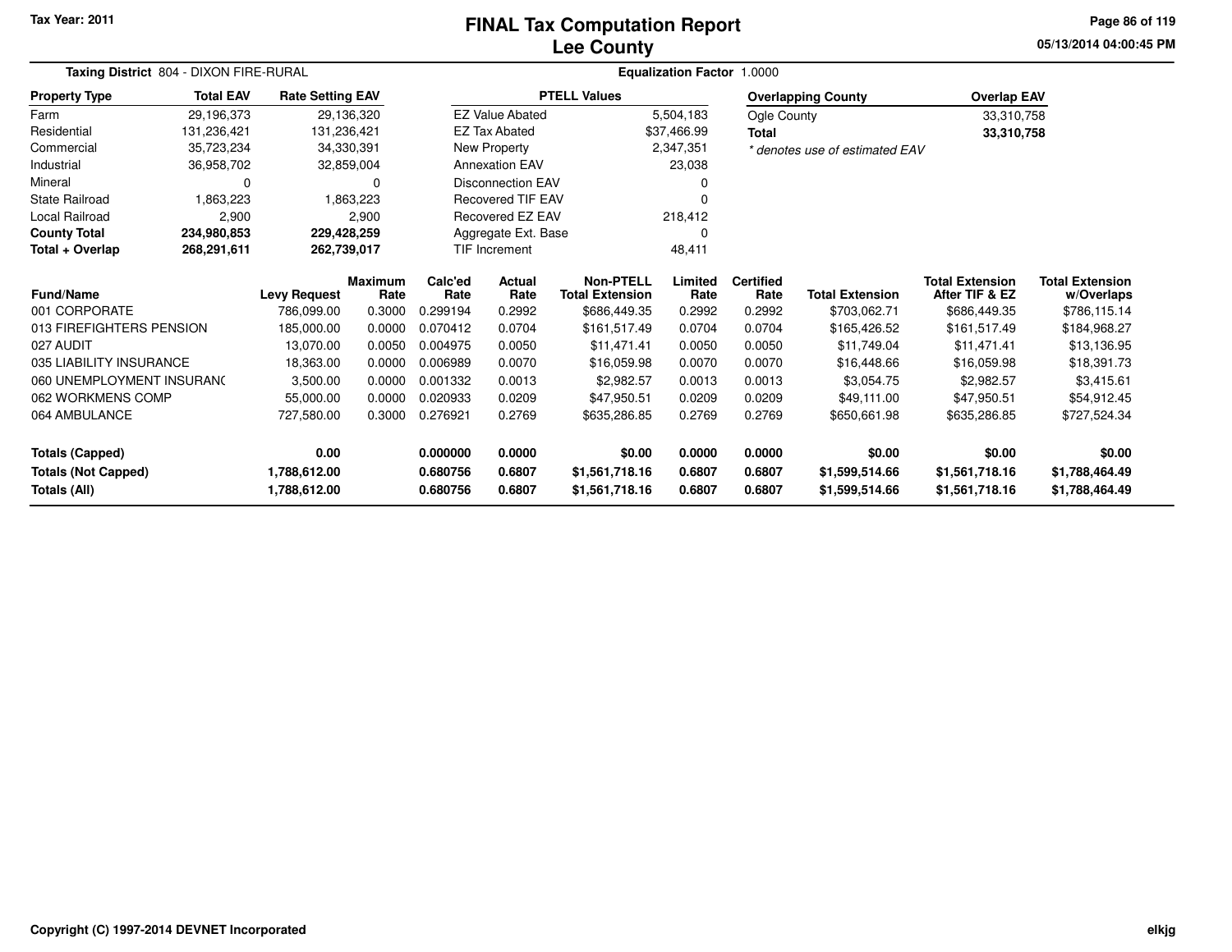Tax Year: 2011

# FINAL Tax Computation Report
## Lee County

05/13/2014 04:00:45 PM

**Taxing District** 804 - DIXON FIRE-RURAL  **Equalization Factor** 1.0000

| Property Type | Total EAV | Rate Setting EAV |
|---|---|---|
| Farm | 29,196,373 | 29,136,320 |
| Residential | 131,236,421 | 131,236,421 |
| Commercial | 35,723,234 | 34,330,391 |
| Industrial | 36,958,702 | 32,859,004 |
| Mineral | 0 | 0 |
| State Railroad | 1,863,223 | 1,863,223 |
| Local Railroad | 2,900 | 2,900 |
| **County Total** | **234,980,853** | **229,428,259** |
| **Total + Overlap** | **268,291,611** | **262,739,017** |

| PTELL Values | |
|---|---|
| EZ Value Abated | 5,504,183 |
| EZ Tax Abated | $37,466.99 |
| New Property | 2,347,351 |
| Annexation EAV | 23,038 |
| Disconnection EAV | 0 |
| Recovered TIF EAV | 0 |
| Recovered EZ EAV | 218,412 |
| Aggregate Ext. Base | 0 |
| TIF Increment | 48,411 |

| Overlapping County | Overlap EAV |
|---|---|
| Ogle County | 33,310,758 |
| **Total** | **33,310,758** |

*\* denotes use of estimated EAV*

| Fund/Name | Levy Request | Maximum Rate | Calc'ed Rate | Actual Rate | Non-PTELL Total Extension | Limited Rate | Certified Rate | Total Extension | Total Extension After TIF & EZ | Total Extension w/Overlaps |
|---|---|---|---|---|---|---|---|---|---|---|
| 001 CORPORATE | 786,099.00 | 0.3000 | 0.299194 | 0.2992 | $686,449.35 | 0.2992 | 0.2992 | $703,062.71 | $686,449.35 | $786,115.14 |
| 013 FIREFIGHTERS PENSION | 185,000.00 | 0.0000 | 0.070412 | 0.0704 | $161,517.49 | 0.0704 | 0.0704 | $165,426.52 | $161,517.49 | $184,968.27 |
| 027 AUDIT | 13,070.00 | 0.0050 | 0.004975 | 0.0050 | $11,471.41 | 0.0050 | 0.0050 | $11,749.04 | $11,471.41 | $13,136.95 |
| 035 LIABILITY INSURANCE | 18,363.00 | 0.0000 | 0.006989 | 0.0070 | $16,059.98 | 0.0070 | 0.0070 | $16,448.66 | $16,059.98 | $18,391.73 |
| 060 UNEMPLOYMENT INSURANC | 3,500.00 | 0.0000 | 0.001332 | 0.0013 | $2,982.57 | 0.0013 | 0.0013 | $3,054.75 | $2,982.57 | $3,415.61 |
| 062 WORKMENS COMP | 55,000.00 | 0.0000 | 0.020933 | 0.0209 | $47,950.51 | 0.0209 | 0.0209 | $49,111.00 | $47,950.51 | $54,912.45 |
| 064 AMBULANCE | 727,580.00 | 0.3000 | 0.276921 | 0.2769 | $635,286.85 | 0.2769 | 0.2769 | $650,661.98 | $635,286.85 | $727,524.34 |
| **Totals (Capped)** | **0.00** | | **0.000000** | **0.0000** | **$0.00** | **0.0000** | **0.0000** | **$0.00** | **$0.00** | **$0.00** |
| **Totals (Not Capped)** | **1,788,612.00** | | **0.680756** | **0.6807** | **$1,561,718.16** | **0.6807** | **0.6807** | **$1,599,514.66** | **$1,561,718.16** | **$1,788,464.49** |
| **Totals (All)** | **1,788,612.00** | | **0.680756** | **0.6807** | **$1,561,718.16** | **0.6807** | **0.6807** | **$1,599,514.66** | **$1,561,718.16** | **$1,788,464.49** |

Copyright (C) 1997-2014 DEVNET Incorporated  elkjg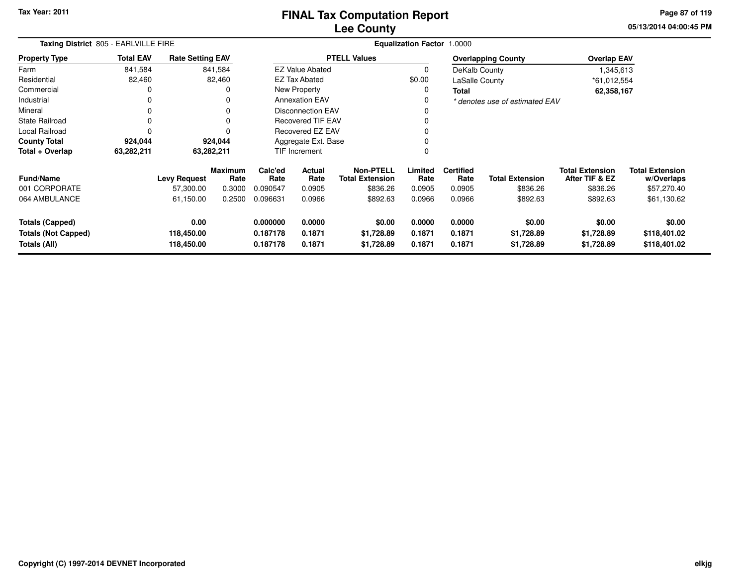# FINAL Tax Computation Report
# Lee County

Tax Year: 2011

05/13/2014 04:00:45 PM

**Taxing District** 805 - EARLVILLE FIRE

**Equalization Factor** 1.0000

| Property Type | Total EAV | Rate Setting EAV |
|---|---|---|
| Farm | 841,584 | 841,584 |
| Residential | 82,460 | 82,460 |
| Commercial | 0 | 0 |
| Industrial | 0 | 0 |
| Mineral | 0 | 0 |
| State Railroad | 0 | 0 |
| Local Railroad | 0 | 0 |
| **County Total** | **924,044** | **924,044** |
| **Total + Overlap** | **63,282,211** | **63,282,211** |

| PTELL Values | |
|---|---|
| EZ Value Abated | 0 |
| EZ Tax Abated | $0.00 |
| New Property | 0 |
| Annexation EAV | 0 |
| Disconnection EAV | 0 |
| Recovered TIF EAV | 0 |
| Recovered EZ EAV | 0 |
| Aggregate Ext. Base | 0 |
| TIF Increment | 0 |

| Overlapping County | Overlap EAV |
|---|---|
| DeKalb County | 1,345,613 |
| LaSalle County | *61,012,554 |
| **Total** | **62,358,167** |

*\* denotes use of estimated EAV*

| Fund/Name | Levy Request | Maximum Rate | Calc'ed Rate | Actual Rate | Non-PTELL Total Extension | Limited Rate | Certified Rate | Total Extension | Total Extension After TIF & EZ | Total Extension w/Overlaps |
|---|---|---|---|---|---|---|---|---|---|---|
| 001 CORPORATE | 57,300.00 | 0.3000 | 0.090547 | 0.0905 | $836.26 | 0.0905 | 0.0905 | $836.26 | $836.26 | $57,270.40 |
| 064 AMBULANCE | 61,150.00 | 0.2500 | 0.096631 | 0.0966 | $892.63 | 0.0966 | 0.0966 | $892.63 | $892.63 | $61,130.62 |
| **Totals (Capped)** | **0.00** | | **0.000000** | **0.0000** | **$0.00** | **0.0000** | **0.0000** | **$0.00** | **$0.00** | **$0.00** |
| **Totals (Not Capped)** | **118,450.00** | | **0.187178** | **0.1871** | **$1,728.89** | **0.1871** | **0.1871** | **$1,728.89** | **$1,728.89** | **$118,401.02** |
| **Totals (All)** | **118,450.00** | | **0.187178** | **0.1871** | **$1,728.89** | **0.1871** | **0.1871** | **$1,728.89** | **$1,728.89** | **$118,401.02** |

Copyright (C) 1997-2014 DEVNET Incorporated

elkjg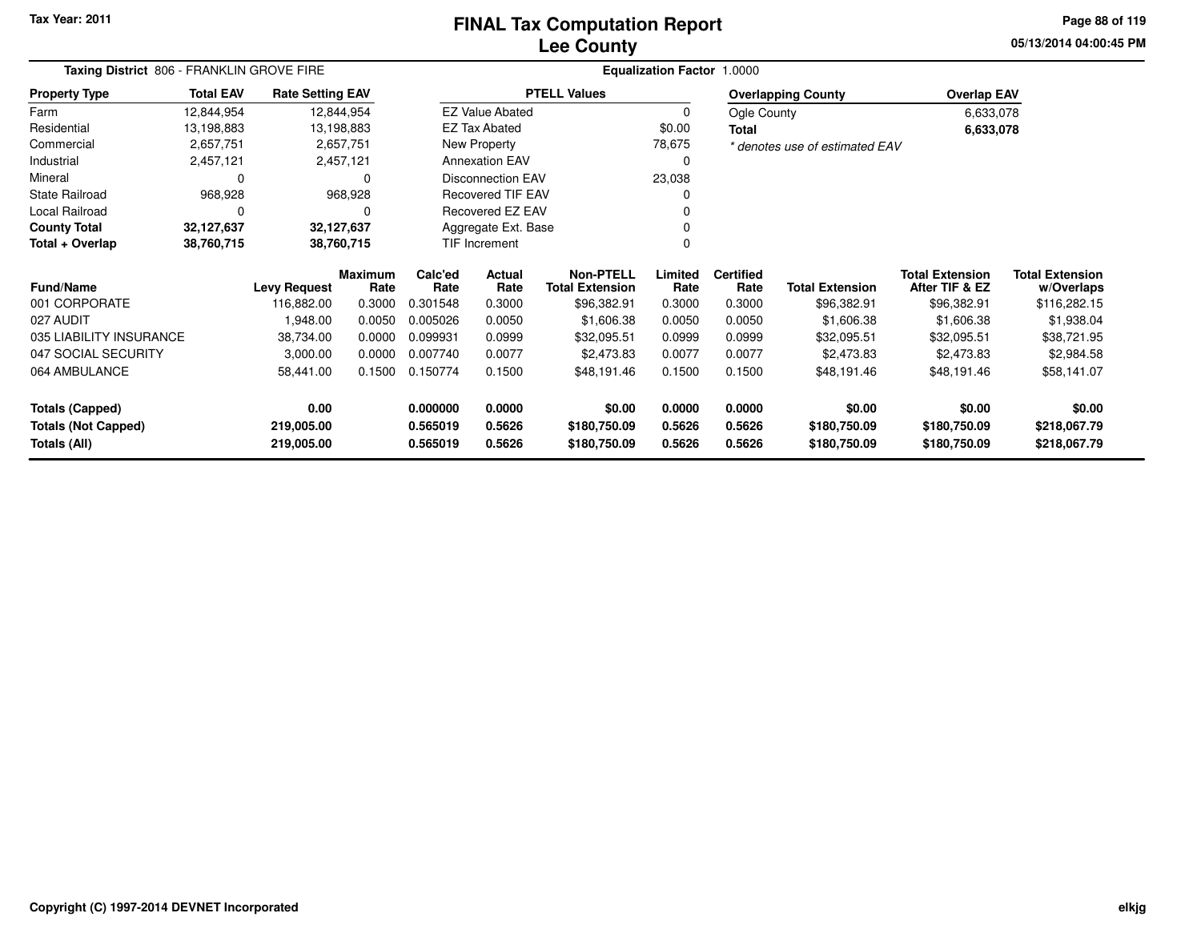# FINAL Tax Computation Report
## Lee County

Tax Year: 2011

05/13/2014 04:00:45 PM

**Taxing District** 806 - FRANKLIN GROVE FIRE

**Equalization Factor** 1.0000

| Property Type | Total EAV | Rate Setting EAV |
|---|---|---|
| Farm | 12,844,954 | 12,844,954 |
| Residential | 13,198,883 | 13,198,883 |
| Commercial | 2,657,751 | 2,657,751 |
| Industrial | 2,457,121 | 2,457,121 |
| Mineral | 0 | 0 |
| State Railroad | 968,928 | 968,928 |
| Local Railroad | 0 | 0 |
| **County Total** | **32,127,637** | **32,127,637** |
| **Total + Overlap** | **38,760,715** | **38,760,715** |

| PTELL Values | |
|---|---|
| EZ Value Abated | 0 |
| EZ Tax Abated | $0.00 |
| New Property | 78,675 |
| Annexation EAV | 0 |
| Disconnection EAV | 23,038 |
| Recovered TIF EAV | 0 |
| Recovered EZ EAV | 0 |
| Aggregate Ext. Base | 0 |
| TIF Increment | 0 |

| Overlapping County | Overlap EAV |
|---|---|
| Ogle County | 6,633,078 |
| **Total** | **6,633,078** |

*\* denotes use of estimated EAV*

| Fund/Name | Levy Request | Maximum Rate | Calc'ed Rate | Actual Rate | Non-PTELL Total Extension | Limited Rate | Certified Rate | Total Extension | Total Extension After TIF & EZ | Total Extension w/Overlaps |
|---|---|---|---|---|---|---|---|---|---|---|
| 001 CORPORATE | 116,882.00 | 0.3000 | 0.301548 | 0.3000 | $96,382.91 | 0.3000 | 0.3000 | $96,382.91 | $96,382.91 | $116,282.15 |
| 027 AUDIT | 1,948.00 | 0.0050 | 0.005026 | 0.0050 | $1,606.38 | 0.0050 | 0.0050 | $1,606.38 | $1,606.38 | $1,938.04 |
| 035 LIABILITY INSURANCE | 38,734.00 | 0.0000 | 0.099931 | 0.0999 | $32,095.51 | 0.0999 | 0.0999 | $32,095.51 | $32,095.51 | $38,721.95 |
| 047 SOCIAL SECURITY | 3,000.00 | 0.0000 | 0.007740 | 0.0077 | $2,473.83 | 0.0077 | 0.0077 | $2,473.83 | $2,473.83 | $2,984.58 |
| 064 AMBULANCE | 58,441.00 | 0.1500 | 0.150774 | 0.1500 | $48,191.46 | 0.1500 | 0.1500 | $48,191.46 | $48,191.46 | $58,141.07 |
| **Totals (Capped)** | **0.00** | | **0.000000** | **0.0000** | **$0.00** | **0.0000** | **0.0000** | **$0.00** | **$0.00** | **$0.00** |
| **Totals (Not Capped)** | **219,005.00** | | **0.565019** | **0.5626** | **$180,750.09** | **0.5626** | **0.5626** | **$180,750.09** | **$180,750.09** | **$218,067.79** |
| **Totals (All)** | **219,005.00** | | **0.565019** | **0.5626** | **$180,750.09** | **0.5626** | **0.5626** | **$180,750.09** | **$180,750.09** | **$218,067.79** |

Copyright (C) 1997-2014 DEVNET Incorporated

elkjg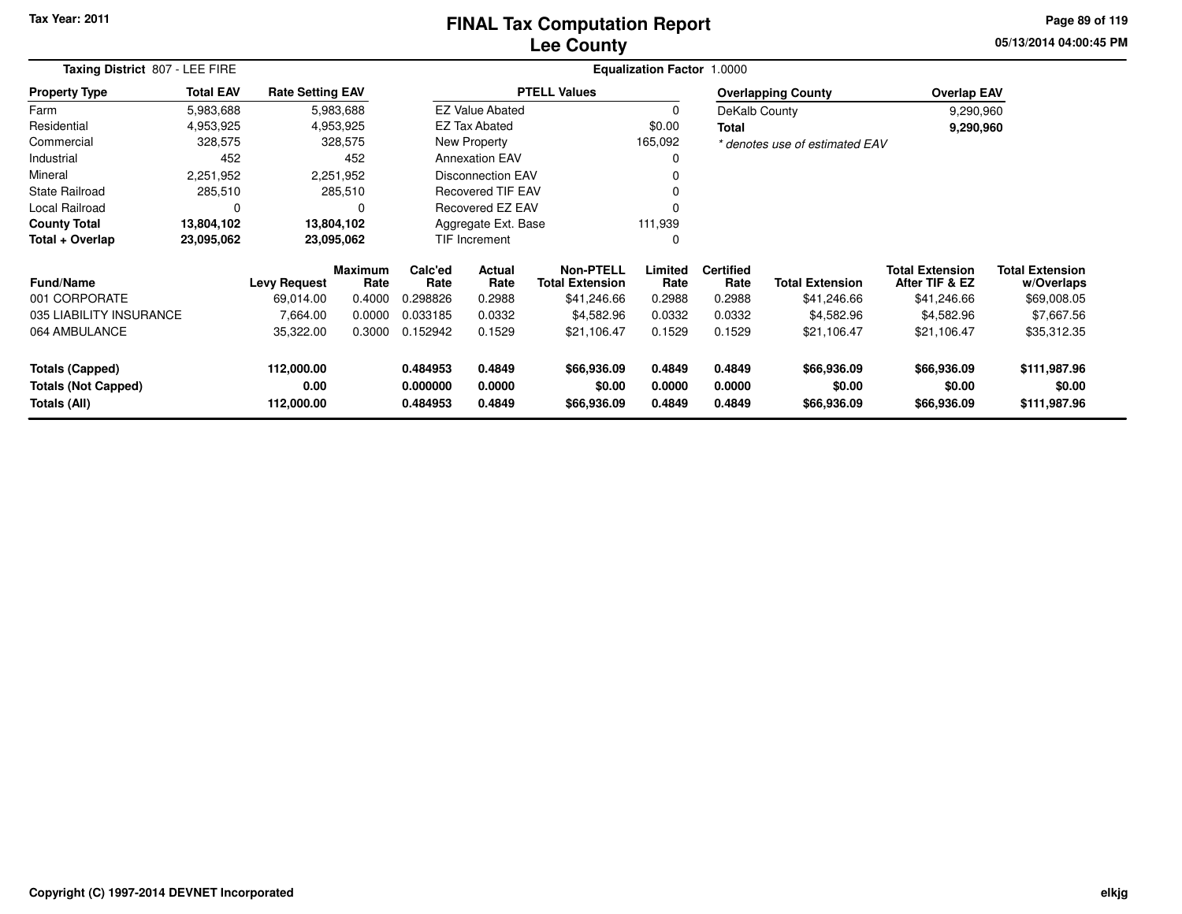Tax Year: 2011

# FINAL Tax Computation Report
## Lee County

05/13/2014 04:00:45 PM

**Taxing District** 807 - LEE FIRE

**Equalization Factor** 1.0000

| Property Type | Total EAV | Rate Setting EAV |
|---|---|---|
| Farm | 5,983,688 | 5,983,688 |
| Residential | 4,953,925 | 4,953,925 |
| Commercial | 328,575 | 328,575 |
| Industrial | 452 | 452 |
| Mineral | 2,251,952 | 2,251,952 |
| State Railroad | 285,510 | 285,510 |
| Local Railroad | 0 | 0 |
| **County Total** | **13,804,102** | **13,804,102** |
| **Total + Overlap** | **23,095,062** | **23,095,062** |

| PTELL Values | |
|---|---|
| EZ Value Abated | 0 |
| EZ Tax Abated | $0.00 |
| New Property | 165,092 |
| Annexation EAV | 0 |
| Disconnection EAV | 0 |
| Recovered TIF EAV | 0 |
| Recovered EZ EAV | 0 |
| Aggregate Ext. Base | 111,939 |
| TIF Increment | 0 |

| Overlapping County | Overlap EAV |
|---|---|
| DeKalb County | 9,290,960 |
| **Total** | **9,290,960** |

* denotes use of estimated EAV

| Fund/Name | Levy Request | Maximum Rate | Calc'ed Rate | Actual Rate | Non-PTELL Total Extension | Limited Rate | Certified Rate | Total Extension | Total Extension After TIF & EZ | Total Extension w/Overlaps |
|---|---|---|---|---|---|---|---|---|---|---|
| 001 CORPORATE | 69,014.00 | 0.4000 | 0.298826 | 0.2988 | $41,246.66 | 0.2988 | 0.2988 | $41,246.66 | $41,246.66 | $69,008.05 |
| 035 LIABILITY INSURANCE | 7,664.00 | 0.0000 | 0.033185 | 0.0332 | $4,582.96 | 0.0332 | 0.0332 | $4,582.96 | $4,582.96 | $7,667.56 |
| 064 AMBULANCE | 35,322.00 | 0.3000 | 0.152942 | 0.1529 | $21,106.47 | 0.1529 | 0.1529 | $21,106.47 | $21,106.47 | $35,312.35 |
| **Totals (Capped)** | **112,000.00** | | **0.484953** | **0.4849** | **$66,936.09** | **0.4849** | **0.4849** | **$66,936.09** | **$66,936.09** | **$111,987.96** |
| **Totals (Not Capped)** | **0.00** | | **0.000000** | **0.0000** | **$0.00** | **0.0000** | **0.0000** | **$0.00** | **$0.00** | **$0.00** |
| **Totals (All)** | **112,000.00** | | **0.484953** | **0.4849** | **$66,936.09** | **0.4849** | **0.4849** | **$66,936.09** | **$66,936.09** | **$111,987.96** |

Copyright (C) 1997-2014 DEVNET Incorporated

elkjg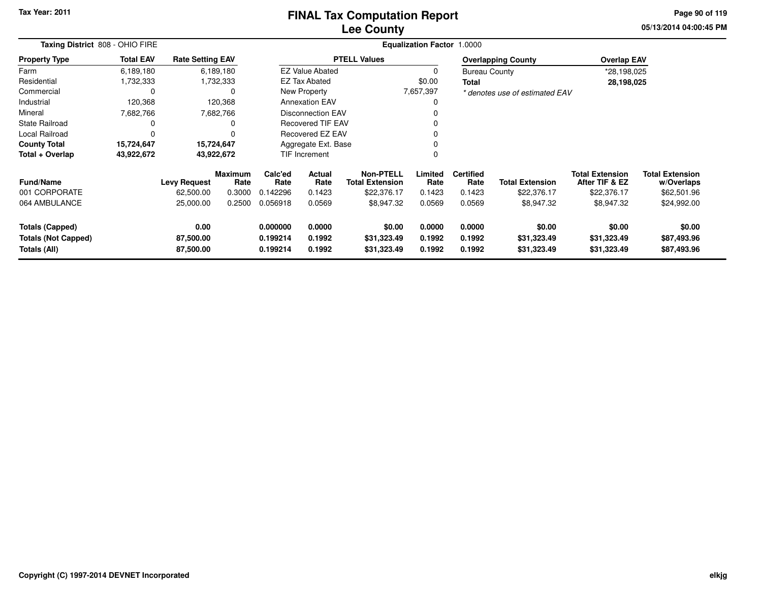Tax Year: 2011

# FINAL Tax Computation Report
## Lee County

05/13/2014 04:00:45 PM

**Taxing District** 808 - OHIO FIRE

**Equalization Factor** 1.0000

| Property Type | Total EAV | Rate Setting EAV |
|---|---|---|
| Farm | 6,189,180 | 6,189,180 |
| Residential | 1,732,333 | 1,732,333 |
| Commercial | 0 | 0 |
| Industrial | 120,368 | 120,368 |
| Mineral | 7,682,766 | 7,682,766 |
| State Railroad | 0 | 0 |
| Local Railroad | 0 | 0 |
| **County Total** | **15,724,647** | **15,724,647** |
| **Total + Overlap** | **43,922,672** | **43,922,672** |

| PTELL Values | |
|---|---|
| EZ Value Abated | 0 |
| EZ Tax Abated | $0.00 |
| New Property | 7,657,397 |
| Annexation EAV | 0 |
| Disconnection EAV | 0 |
| Recovered TIF EAV | 0 |
| Recovered EZ EAV | 0 |
| Aggregate Ext. Base | 0 |
| TIF Increment | 0 |

| Overlapping County | Overlap EAV |
|---|---|
| Bureau County | *28,198,025 |
| **Total** | **28,198,025** |

*\* denotes use of estimated EAV*

| Fund/Name | Levy Request | Maximum Rate | Calc'ed Rate | Actual Rate | Non-PTELL Total Extension | Limited Rate | Certified Rate | Total Extension | Total Extension After TIF & EZ | Total Extension w/Overlaps |
|---|---|---|---|---|---|---|---|---|---|---|
| 001 CORPORATE | 62,500.00 | 0.3000 | 0.142296 | 0.1423 | $22,376.17 | 0.1423 | 0.1423 | $22,376.17 | $22,376.17 | $62,501.96 |
| 064 AMBULANCE | 25,000.00 | 0.2500 | 0.056918 | 0.0569 | $8,947.32 | 0.0569 | 0.0569 | $8,947.32 | $8,947.32 | $24,992.00 |
| **Totals (Capped)** | **0.00** | | **0.000000** | **0.0000** | **$0.00** | **0.0000** | **0.0000** | **$0.00** | **$0.00** | **$0.00** |
| **Totals (Not Capped)** | **87,500.00** | | **0.199214** | **0.1992** | **$31,323.49** | **0.1992** | **0.1992** | **$31,323.49** | **$31,323.49** | **$87,493.96** |
| **Totals (All)** | **87,500.00** | | **0.199214** | **0.1992** | **$31,323.49** | **0.1992** | **0.1992** | **$31,323.49** | **$31,323.49** | **$87,493.96** |

Copyright (C) 1997-2014 DEVNET Incorporated

elkjg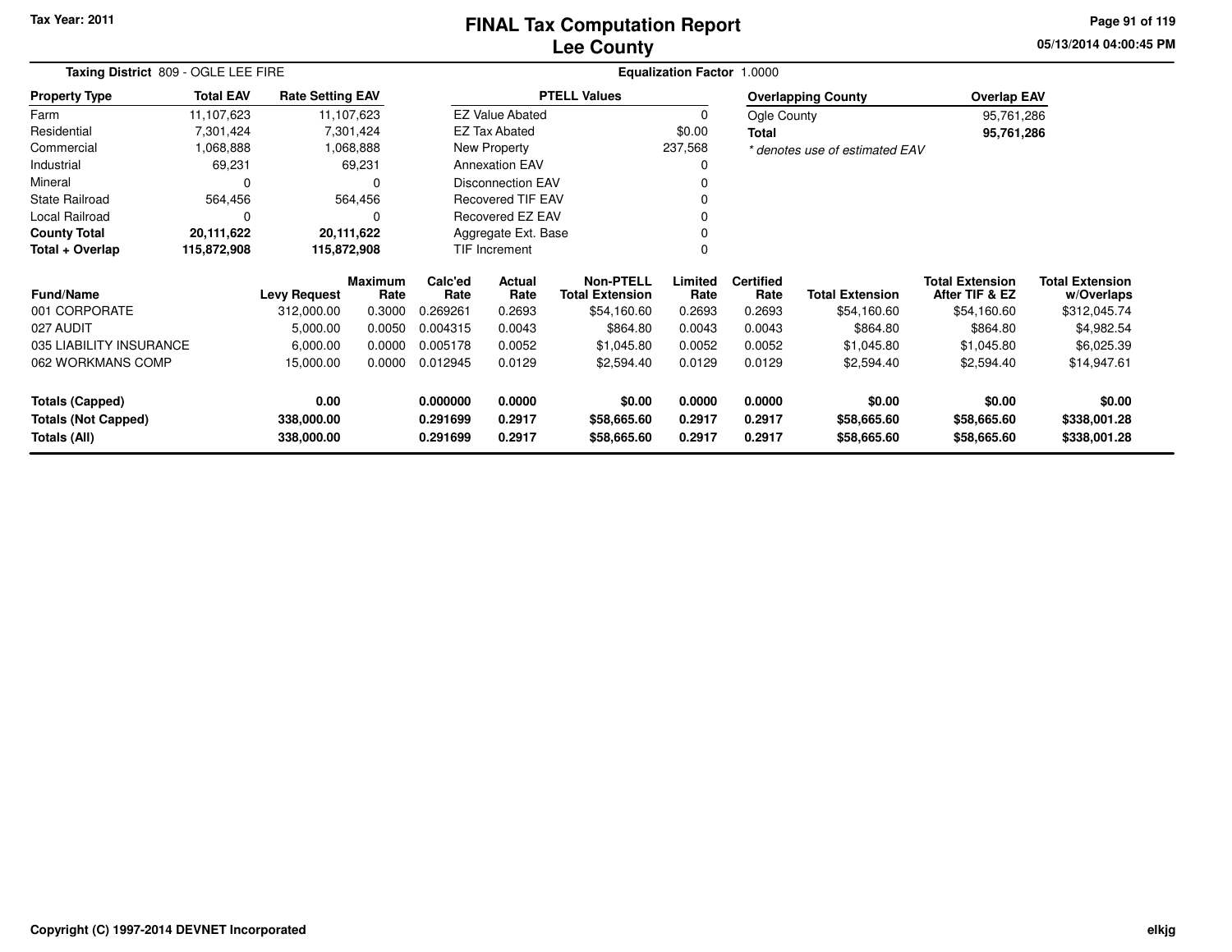# FINAL Tax Computation Report
## Lee County

Tax Year: 2011

**Taxing District** 809 - OGLE LEE FIRE

**Equalization Factor** 1.0000

| Property Type | Total EAV | Rate Setting EAV |
|---|---|---|
| Farm | 11,107,623 | 11,107,623 |
| Residential | 7,301,424 | 7,301,424 |
| Commercial | 1,068,888 | 1,068,888 |
| Industrial | 69,231 | 69,231 |
| Mineral | 0 | 0 |
| State Railroad | 564,456 | 564,456 |
| Local Railroad | 0 | 0 |
| **County Total** | **20,111,622** | **20,111,622** |
| **Total + Overlap** | **115,872,908** | **115,872,908** |

| PTELL Values | |
|---|---|
| EZ Value Abated | 0 |
| EZ Tax Abated | $0.00 |
| New Property | 237,568 |
| Annexation EAV | 0 |
| Disconnection EAV | 0 |
| Recovered TIF EAV | 0 |
| Recovered EZ EAV | 0 |
| Aggregate Ext. Base | 0 |
| TIF Increment | 0 |

| Overlapping County | Overlap EAV |
|---|---|
| Ogle County | 95,761,286 |
| **Total** | **95,761,286** |

*\* denotes use of estimated EAV*

| Fund/Name | Levy Request | Maximum Rate | Calc'ed Rate | Actual Rate | Non-PTELL Total Extension | Limited Rate | Certified Rate | Total Extension | Total Extension After TIF & EZ | Total Extension w/Overlaps |
|---|---|---|---|---|---|---|---|---|---|---|
| 001 CORPORATE | 312,000.00 | 0.3000 | 0.269261 | 0.2693 | $54,160.60 | 0.2693 | 0.2693 | $54,160.60 | $54,160.60 | $312,045.74 |
| 027 AUDIT | 5,000.00 | 0.0050 | 0.004315 | 0.0043 | $864.80 | 0.0043 | 0.0043 | $864.80 | $864.80 | $4,982.54 |
| 035 LIABILITY INSURANCE | 6,000.00 | 0.0000 | 0.005178 | 0.0052 | $1,045.80 | 0.0052 | 0.0052 | $1,045.80 | $1,045.80 | $6,025.39 |
| 062 WORKMANS COMP | 15,000.00 | 0.0000 | 0.012945 | 0.0129 | $2,594.40 | 0.0129 | 0.0129 | $2,594.40 | $2,594.40 | $14,947.61 |
| **Totals (Capped)** | **0.00** | | **0.000000** | **0.0000** | **$0.00** | **0.0000** | **0.0000** | **$0.00** | **$0.00** | **$0.00** |
| **Totals (Not Capped)** | **338,000.00** | | **0.291699** | **0.2917** | **$58,665.60** | **0.2917** | **0.2917** | **$58,665.60** | **$58,665.60** | **$338,001.28** |
| **Totals (All)** | **338,000.00** | | **0.291699** | **0.2917** | **$58,665.60** | **0.2917** | **0.2917** | **$58,665.60** | **$58,665.60** | **$338,001.28** |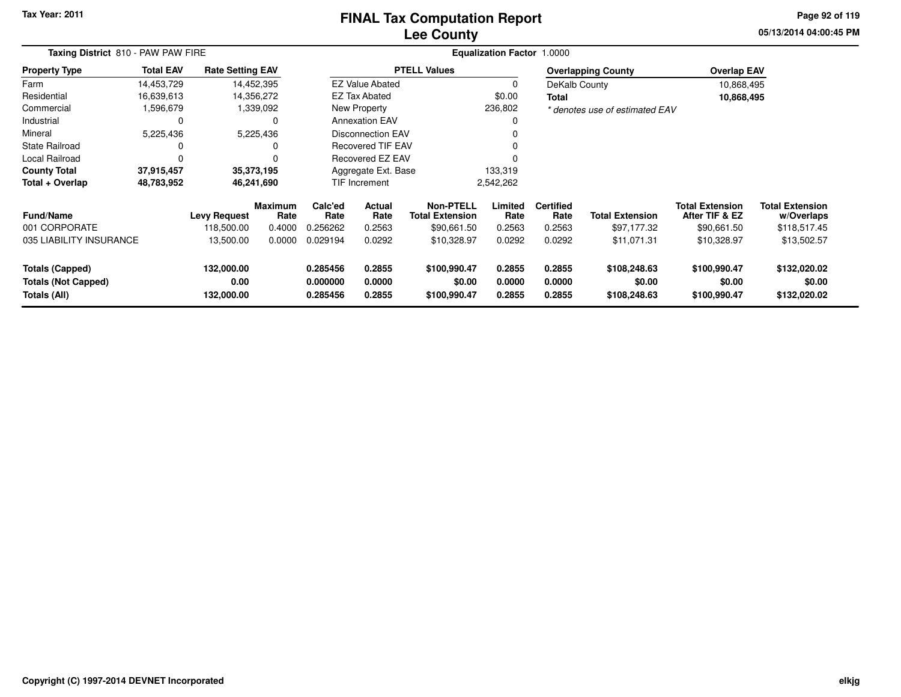Tax Year: 2011

# FINAL Tax Computation Report
## Lee County

05/13/2014 04:00:45 PM

**Taxing District** 810 - PAW PAW FIRE

**Equalization Factor** 1.0000

| Property Type | Total EAV | Rate Setting EAV |
|---|---|---|
| Farm | 14,453,729 | 14,452,395 |
| Residential | 16,639,613 | 14,356,272 |
| Commercial | 1,596,679 | 1,339,092 |
| Industrial | 0 | 0 |
| Mineral | 5,225,436 | 5,225,436 |
| State Railroad | 0 | 0 |
| Local Railroad | 0 | 0 |
| **County Total** | **37,915,457** | **35,373,195** |
| **Total + Overlap** | **48,783,952** | **46,241,690** |

| PTELL Values | |
|---|---|
| EZ Value Abated | 0 |
| EZ Tax Abated | $0.00 |
| New Property | 236,802 |
| Annexation EAV | 0 |
| Disconnection EAV | 0 |
| Recovered TIF EAV | 0 |
| Recovered EZ EAV | 0 |
| Aggregate Ext. Base | 133,319 |
| TIF Increment | 2,542,262 |

| Overlapping County | Overlap EAV |
|---|---|
| DeKalb County | 10,868,495 |
| **Total** | **10,868,495** |

*\* denotes use of estimated EAV*

| Fund/Name | Levy Request | Maximum Rate | Calc'ed Rate | Actual Rate | Non-PTELL Total Extension | Limited Rate | Certified Rate | Total Extension | Total Extension After TIF & EZ | Total Extension w/Overlaps |
|---|---|---|---|---|---|---|---|---|---|---|
| 001 CORPORATE | 118,500.00 | 0.4000 | 0.256262 | 0.2563 | $90,661.50 | 0.2563 | 0.2563 | $97,177.32 | $90,661.50 | $118,517.45 |
| 035 LIABILITY INSURANCE | 13,500.00 | 0.0000 | 0.029194 | 0.0292 | $10,328.97 | 0.0292 | 0.0292 | $11,071.31 | $10,328.97 | $13,502.57 |
| **Totals (Capped)** | **132,000.00** | | **0.285456** | **0.2855** | **$100,990.47** | **0.2855** | **0.2855** | **$108,248.63** | **$100,990.47** | **$132,020.02** |
| **Totals (Not Capped)** | **0.00** | | **0.000000** | **0.0000** | **$0.00** | **0.0000** | **0.0000** | **$0.00** | **$0.00** | **$0.00** |
| **Totals (All)** | **132,000.00** | | **0.285456** | **0.2855** | **$100,990.47** | **0.2855** | **0.2855** | **$108,248.63** | **$100,990.47** | **$132,020.02** |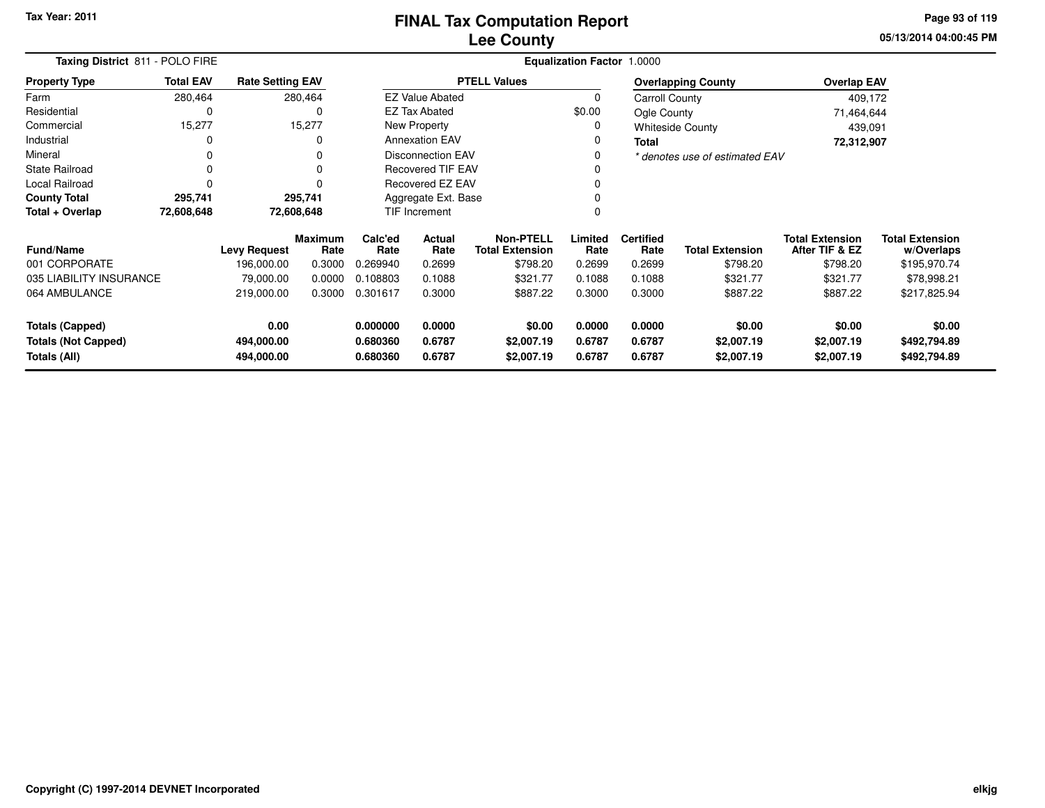# FINAL Tax Computation Report
## Lee County

Tax Year: 2011

05/13/2014 04:00:45 PM

**Taxing District** 811 - POLO FIRE

**Equalization Factor** 1.0000

| Property Type | Total EAV | Rate Setting EAV |
|---|---|---|
| Farm | 280,464 | 280,464 |
| Residential | 0 | 0 |
| Commercial | 15,277 | 15,277 |
| Industrial | 0 | 0 |
| Mineral | 0 | 0 |
| State Railroad | 0 | 0 |
| Local Railroad | 0 | 0 |
| **County Total** | **295,741** | **295,741** |
| **Total + Overlap** | **72,608,648** | **72,608,648** |

| PTELL Values | |
|---|---|
| EZ Value Abated | 0 |
| EZ Tax Abated | $0.00 |
| New Property | 0 |
| Annexation EAV | 0 |
| Disconnection EAV | 0 |
| Recovered TIF EAV | 0 |
| Recovered EZ EAV | 0 |
| Aggregate Ext. Base | 0 |
| TIF Increment | 0 |

| Overlapping County | Overlap EAV |
|---|---|
| Carroll County | 409,172 |
| Ogle County | 71,464,644 |
| Whiteside County | 439,091 |
| **Total** | **72,312,907** |

*\* denotes use of estimated EAV*

| Fund/Name | Levy Request | Maximum Rate | Calc'ed Rate | Actual Rate | Non-PTELL Total Extension | Limited Rate | Certified Rate | Total Extension | Total Extension After TIF & EZ | Total Extension w/Overlaps |
|---|---|---|---|---|---|---|---|---|---|---|
| 001 CORPORATE | 196,000.00 | 0.3000 | 0.269940 | 0.2699 | $798.20 | 0.2699 | 0.2699 | $798.20 | $798.20 | $195,970.74 |
| 035 LIABILITY INSURANCE | 79,000.00 | 0.0000 | 0.108803 | 0.1088 | $321.77 | 0.1088 | 0.1088 | $321.77 | $321.77 | $78,998.21 |
| 064 AMBULANCE | 219,000.00 | 0.3000 | 0.301617 | 0.3000 | $887.22 | 0.3000 | 0.3000 | $887.22 | $887.22 | $217,825.94 |
| **Totals (Capped)** | **0.00** | | **0.000000** | **0.0000** | **$0.00** | **0.0000** | **0.0000** | **$0.00** | **$0.00** | **$0.00** |
| **Totals (Not Capped)** | **494,000.00** | | **0.680360** | **0.6787** | **$2,007.19** | **0.6787** | **0.6787** | **$2,007.19** | **$2,007.19** | **$492,794.89** |
| **Totals (All)** | **494,000.00** | | **0.680360** | **0.6787** | **$2,007.19** | **0.6787** | **0.6787** | **$2,007.19** | **$2,007.19** | **$492,794.89** |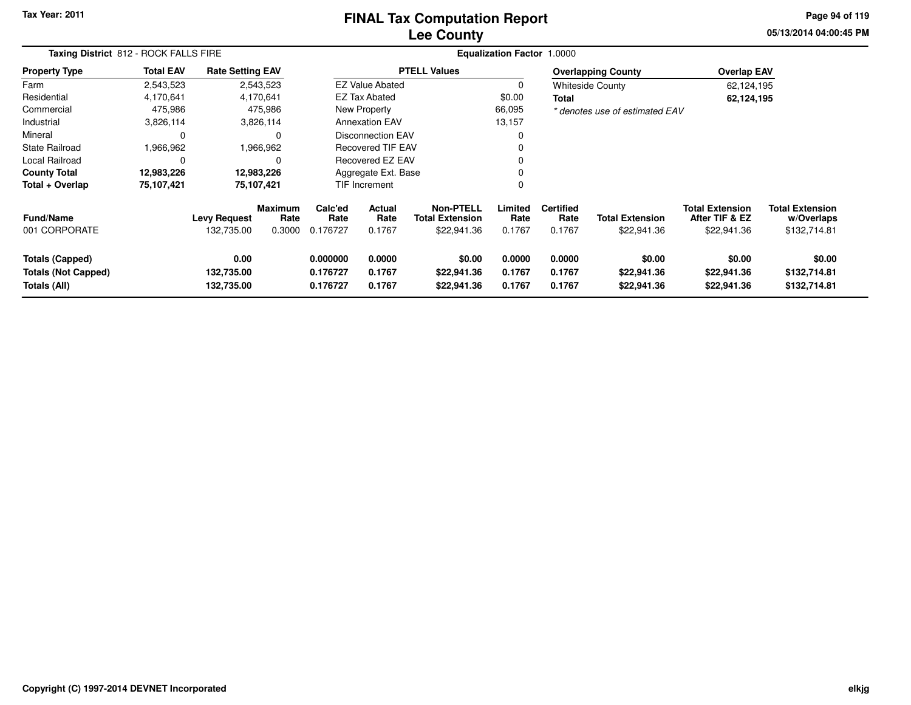**Tax Year: 2011**

# FINAL Tax Computation Report
# Lee County

05/13/2014 04:00:45 PM

**Taxing District** 812 - ROCK FALLS FIRE

**Equalization Factor** 1.0000

| Property Type | Total EAV | Rate Setting EAV |
|---|---|---|
| Farm | 2,543,523 | 2,543,523 |
| Residential | 4,170,641 | 4,170,641 |
| Commercial | 475,986 | 475,986 |
| Industrial | 3,826,114 | 3,826,114 |
| Mineral | 0 | 0 |
| State Railroad | 1,966,962 | 1,966,962 |
| Local Railroad | 0 | 0 |
| **County Total** | **12,983,226** | **12,983,226** |
| **Total + Overlap** | **75,107,421** | **75,107,421** |

| PTELL Values | |
|---|---|
| EZ Value Abated | 0 |
| EZ Tax Abated | $0.00 |
| New Property | 66,095 |
| Annexation EAV | 13,157 |
| Disconnection EAV | 0 |
| Recovered TIF EAV | 0 |
| Recovered EZ EAV | 0 |
| Aggregate Ext. Base | 0 |
| TIF Increment | 0 |

| Overlapping County | Overlap EAV |
|---|---|
| Whiteside County | 62,124,195 |
| **Total** | **62,124,195** |

*\* denotes use of estimated EAV*

| Fund/Name | Levy Request | Maximum Rate | Calc'ed Rate | Actual Rate | Non-PTELL Total Extension | Limited Rate | Certified Rate | Total Extension | Total Extension After TIF & EZ | Total Extension w/Overlaps |
|---|---|---|---|---|---|---|---|---|---|---|
| 001 CORPORATE | 132,735.00 | 0.3000 | 0.176727 | 0.1767 | $22,941.36 | 0.1767 | 0.1767 | $22,941.36 | $22,941.36 | $132,714.81 |
| **Totals (Capped)** | **0.00** | | **0.000000** | **0.0000** | **$0.00** | **0.0000** | **0.0000** | **$0.00** | **$0.00** | **$0.00** |
| **Totals (Not Capped)** | **132,735.00** | | **0.176727** | **0.1767** | **$22,941.36** | **0.1767** | **0.1767** | **$22,941.36** | **$22,941.36** | **$132,714.81** |
| **Totals (All)** | **132,735.00** | | **0.176727** | **0.1767** | **$22,941.36** | **0.1767** | **0.1767** | **$22,941.36** | **$22,941.36** | **$132,714.81** |

**Copyright (C) 1997-2014 DEVNET Incorporated** elkjg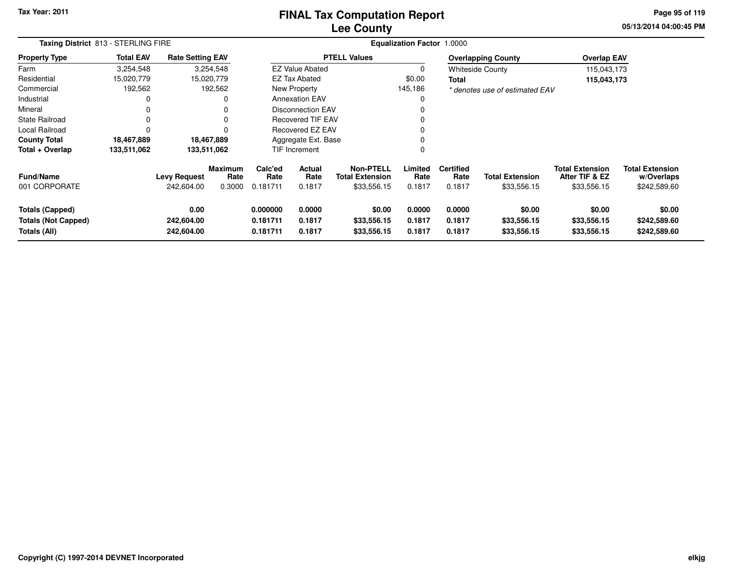Tax Year: 2011

# FINAL Tax Computation Report
# Lee County

05/13/2014 04:00:45 PM

**Taxing District** 813 - STERLING FIRE

**Equalization Factor** 1.0000

| Property Type | Total EAV | Rate Setting EAV |
|---|---|---|
| Farm | 3,254,548 | 3,254,548 |
| Residential | 15,020,779 | 15,020,779 |
| Commercial | 192,562 | 192,562 |
| Industrial | 0 | 0 |
| Mineral | 0 | 0 |
| State Railroad | 0 | 0 |
| Local Railroad | 0 | 0 |
| **County Total** | **18,467,889** | **18,467,889** |
| **Total + Overlap** | **133,511,062** | **133,511,062** |

| PTELL Values | |
|---|---|
| EZ Value Abated | 0 |
| EZ Tax Abated | $0.00 |
| New Property | 145,186 |
| Annexation EAV | 0 |
| Disconnection EAV | 0 |
| Recovered TIF EAV | 0 |
| Recovered EZ EAV | 0 |
| Aggregate Ext. Base | 0 |
| TIF Increment | 0 |

| Overlapping County | Overlap EAV |
|---|---|
| Whiteside County | 115,043,173 |
| **Total** | **115,043,173** |

*\* denotes use of estimated EAV*

| Fund/Name | Levy Request | Maximum Rate | Calc'ed Rate | Actual Rate | Non-PTELL Total Extension | Limited Rate | Certified Rate | Total Extension | Total Extension After TIF & EZ | Total Extension w/Overlaps |
|---|---|---|---|---|---|---|---|---|---|---|
| 001 CORPORATE | 242,604.00 | 0.3000 | 0.181711 | 0.1817 | $33,556.15 | 0.1817 | 0.1817 | $33,556.15 | $33,556.15 | $242,589.60 |
| **Totals (Capped)** | **0.00** | | **0.000000** | **0.0000** | **$0.00** | **0.0000** | **0.0000** | **$0.00** | **$0.00** | **$0.00** |
| **Totals (Not Capped)** | **242,604.00** | | **0.181711** | **0.1817** | **$33,556.15** | **0.1817** | **0.1817** | **$33,556.15** | **$33,556.15** | **$242,589.60** |
| **Totals (All)** | **242,604.00** | | **0.181711** | **0.1817** | **$33,556.15** | **0.1817** | **0.1817** | **$33,556.15** | **$33,556.15** | **$242,589.60** |

Copyright (C) 1997-2014 DEVNET Incorporated

elkjg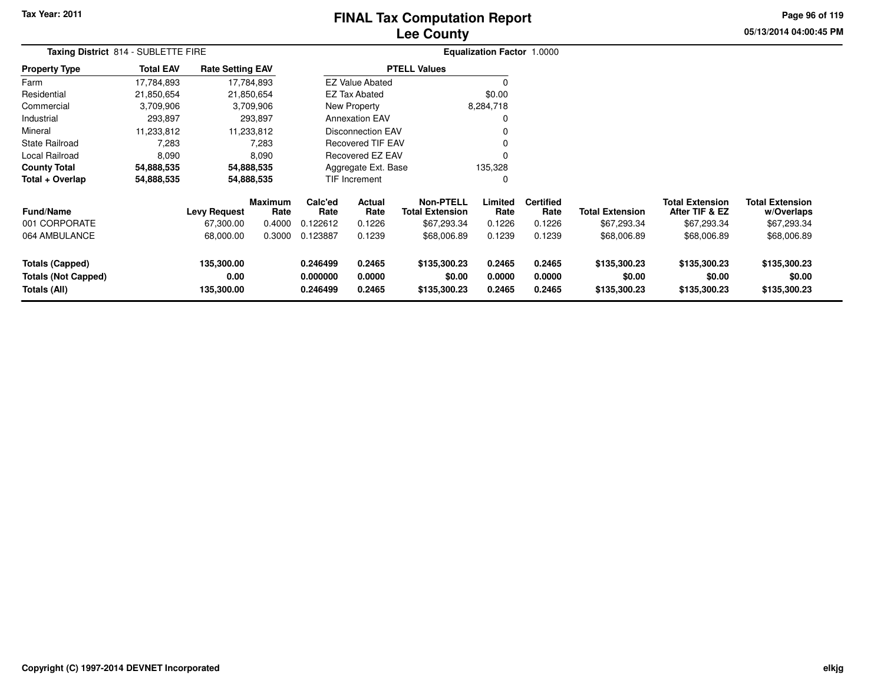Tax Year: 2011

# FINAL Tax Computation Report
## Lee County

05/13/2014 04:00:45 PM

**Taxing District** 814 - SUBLETTE FIRE

**Equalization Factor** 1.0000

| Property Type | Total EAV | Rate Setting EAV |
|---|---|---|
| Farm | 17,784,893 | 17,784,893 |
| Residential | 21,850,654 | 21,850,654 |
| Commercial | 3,709,906 | 3,709,906 |
| Industrial | 293,897 | 293,897 |
| Mineral | 11,233,812 | 11,233,812 |
| State Railroad | 7,283 | 7,283 |
| Local Railroad | 8,090 | 8,090 |
| **County Total** | **54,888,535** | **54,888,535** |
| **Total + Overlap** | **54,888,535** | **54,888,535** |

| PTELL Values | |
|---|---|
| EZ Value Abated | 0 |
| EZ Tax Abated | $0.00 |
| New Property | 8,284,718 |
| Annexation EAV | 0 |
| Disconnection EAV | 0 |
| Recovered TIF EAV | 0 |
| Recovered EZ EAV | 0 |
| Aggregate Ext. Base | 135,328 |
| TIF Increment | 0 |

| Fund/Name | Levy Request | Maximum Rate | Calc'ed Rate | Actual Rate | Non-PTELL Total Extension | Limited Rate | Certified Rate | Total Extension | Total Extension After TIF & EZ | Total Extension w/Overlaps |
|---|---|---|---|---|---|---|---|---|---|---|
| 001 CORPORATE | 67,300.00 | 0.4000 | 0.122612 | 0.1226 | $67,293.34 | 0.1226 | 0.1226 | $67,293.34 | $67,293.34 | $67,293.34 |
| 064 AMBULANCE | 68,000.00 | 0.3000 | 0.123887 | 0.1239 | $68,006.89 | 0.1239 | 0.1239 | $68,006.89 | $68,006.89 | $68,006.89 |
| **Totals (Capped)** | **135,300.00** | | **0.246499** | **0.2465** | **$135,300.23** | **0.2465** | **0.2465** | **$135,300.23** | **$135,300.23** | **$135,300.23** |
| **Totals (Not Capped)** | **0.00** | | **0.000000** | **0.0000** | **$0.00** | **0.0000** | **0.0000** | **$0.00** | **$0.00** | **$0.00** |
| **Totals (All)** | **135,300.00** | | **0.246499** | **0.2465** | **$135,300.23** | **0.2465** | **0.2465** | **$135,300.23** | **$135,300.23** | **$135,300.23** |

**Copyright (C) 1997-2014 DEVNET Incorporated**

elkjg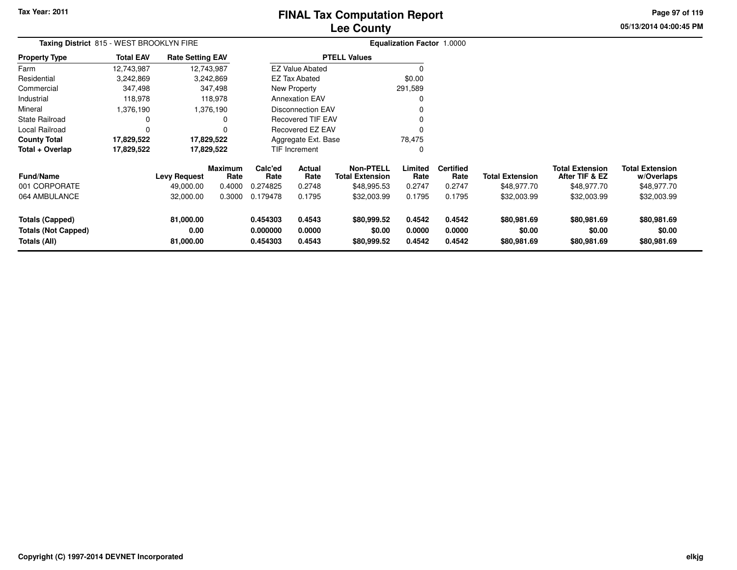**Tax Year: 2011**

# FINAL Tax Computation Report
## Lee County

05/13/2014 04:00:45 PM

**Taxing District** 815 - WEST BROOKLYN FIRE

**Equalization Factor** 1.0000

| Property Type | Total EAV | Rate Setting EAV |
|---|---|---|
| Farm | 12,743,987 | 12,743,987 |
| Residential | 3,242,869 | 3,242,869 |
| Commercial | 347,498 | 347,498 |
| Industrial | 118,978 | 118,978 |
| Mineral | 1,376,190 | 1,376,190 |
| State Railroad | 0 | 0 |
| Local Railroad | 0 | 0 |
| **County Total** | **17,829,522** | **17,829,522** |
| **Total + Overlap** | **17,829,522** | **17,829,522** |

| PTELL Values | |
|---|---|
| EZ Value Abated | 0 |
| EZ Tax Abated | $0.00 |
| New Property | 291,589 |
| Annexation EAV | 0 |
| Disconnection EAV | 0 |
| Recovered TIF EAV | 0 |
| Recovered EZ EAV | 0 |
| Aggregate Ext. Base | 78,475 |
| TIF Increment | 0 |

| Fund/Name | Levy Request | Maximum Rate | Calc'ed Rate | Actual Rate | Non-PTELL Total Extension | Limited Rate | Certified Rate | Total Extension | Total Extension After TIF & EZ | Total Extension w/Overlaps |
|---|---|---|---|---|---|---|---|---|---|---|
| 001 CORPORATE | 49,000.00 | 0.4000 | 0.274825 | 0.2748 | $48,995.53 | 0.2747 | 0.2747 | $48,977.70 | $48,977.70 | $48,977.70 |
| 064 AMBULANCE | 32,000.00 | 0.3000 | 0.179478 | 0.1795 | $32,003.99 | 0.1795 | 0.1795 | $32,003.99 | $32,003.99 | $32,003.99 |
| **Totals (Capped)** | **81,000.00** | | **0.454303** | **0.4543** | **$80,999.52** | **0.4542** | **0.4542** | **$80,981.69** | **$80,981.69** | **$80,981.69** |
| **Totals (Not Capped)** | **0.00** | | **0.000000** | **0.0000** | **$0.00** | **0.0000** | **0.0000** | **$0.00** | **$0.00** | **$0.00** |
| **Totals (All)** | **81,000.00** | | **0.454303** | **0.4543** | **$80,999.52** | **0.4542** | **0.4542** | **$80,981.69** | **$80,981.69** | **$80,981.69** |

**Copyright (C) 1997-2014 DEVNET Incorporated**

elkjg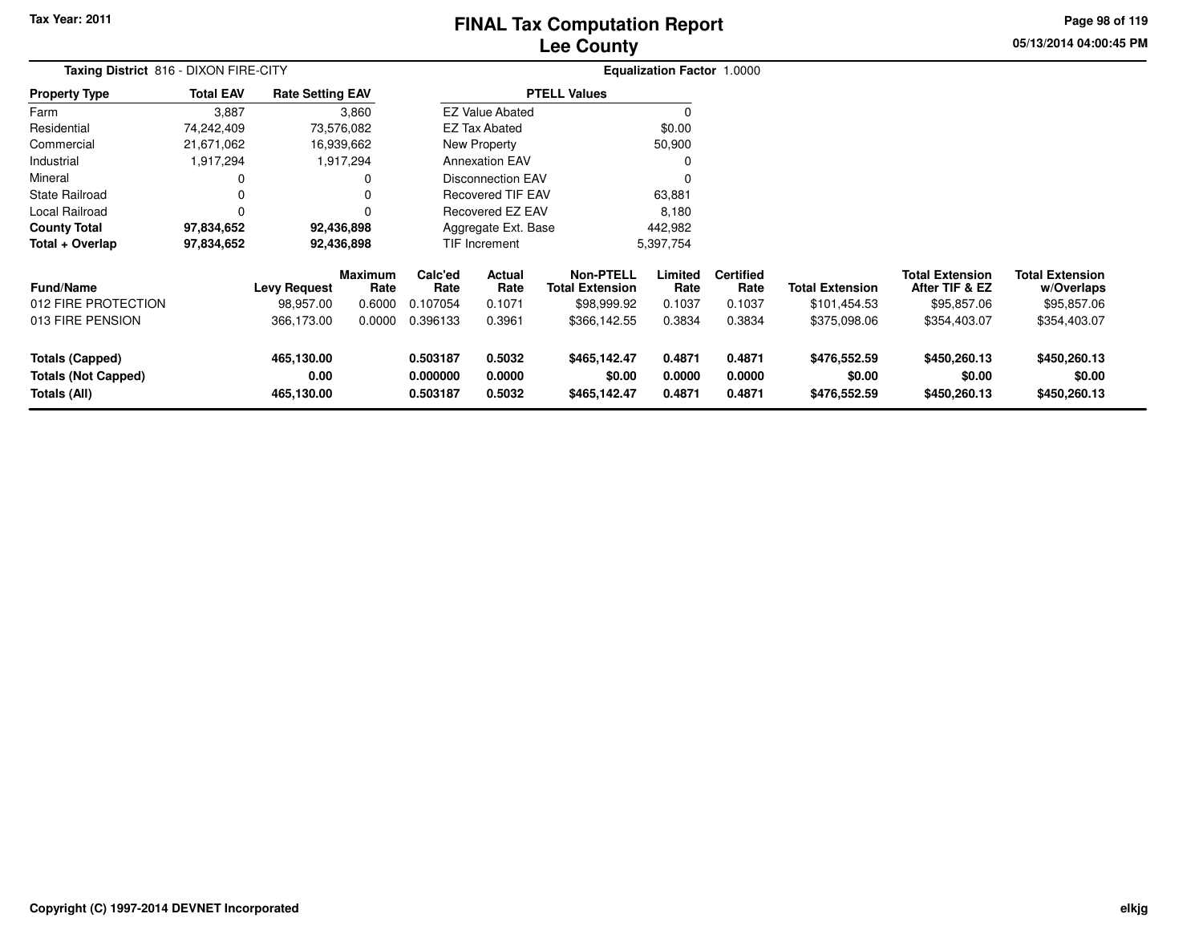Tax Year: 2011

# FINAL Tax Computation Report
## Lee County

05/13/2014 04:00:45 PM

**Taxing District** 816 - DIXON FIRE-CITY

**Equalization Factor** 1.0000

| Property Type | Total EAV | Rate Setting EAV |
|---|---|---|
| Farm | 3,887 | 3,860 |
| Residential | 74,242,409 | 73,576,082 |
| Commercial | 21,671,062 | 16,939,662 |
| Industrial | 1,917,294 | 1,917,294 |
| Mineral | 0 | 0 |
| State Railroad | 0 | 0 |
| Local Railroad | 0 | 0 |
| **County Total** | **97,834,652** | **92,436,898** |
| **Total + Overlap** | **97,834,652** | **92,436,898** |

| PTELL Values | |
|---|---|
| EZ Value Abated | 0 |
| EZ Tax Abated | $0.00 |
| New Property | 50,900 |
| Annexation EAV | 0 |
| Disconnection EAV | 0 |
| Recovered TIF EAV | 63,881 |
| Recovered EZ EAV | 8,180 |
| Aggregate Ext. Base | 442,982 |
| TIF Increment | 5,397,754 |

| Fund/Name | Levy Request | Maximum Rate | Calc'ed Rate | Actual Rate | Non-PTELL Total Extension | Limited Rate | Certified Rate | Total Extension | Total Extension After TIF & EZ | Total Extension w/Overlaps |
|---|---|---|---|---|---|---|---|---|---|---|
| 012 FIRE PROTECTION | 98,957.00 | 0.6000 | 0.107054 | 0.1071 | $98,999.92 | 0.1037 | 0.1037 | $101,454.53 | $95,857.06 | $95,857.06 |
| 013 FIRE PENSION | 366,173.00 | 0.0000 | 0.396133 | 0.3961 | $366,142.55 | 0.3834 | 0.3834 | $375,098.06 | $354,403.07 | $354,403.07 |
| **Totals (Capped)** | **465,130.00** | | **0.503187** | **0.5032** | **$465,142.47** | **0.4871** | **0.4871** | **$476,552.59** | **$450,260.13** | **$450,260.13** |
| **Totals (Not Capped)** | **0.00** | | **0.000000** | **0.0000** | **$0.00** | **0.0000** | **0.0000** | **$0.00** | **$0.00** | **$0.00** |
| **Totals (All)** | **465,130.00** | | **0.503187** | **0.5032** | **$465,142.47** | **0.4871** | **0.4871** | **$476,552.59** | **$450,260.13** | **$450,260.13** |

Copyright (C) 1997-2014 DEVNET Incorporated

elkjg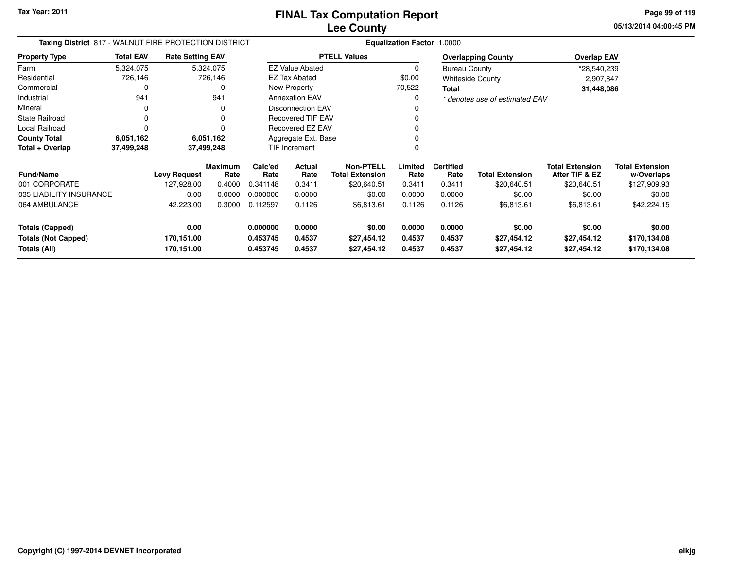Tax Year: 2011

# FINAL Tax Computation Report
## Lee County

05/13/2014 04:00:45 PM

**Taxing District** 817 - WALNUT FIRE PROTECTION DISTRICT

**Equalization Factor** 1.0000

| Property Type | Total EAV | Rate Setting EAV |
|---|---|---|
| Farm | 5,324,075 | 5,324,075 |
| Residential | 726,146 | 726,146 |
| Commercial | 0 | 0 |
| Industrial | 941 | 941 |
| Mineral | 0 | 0 |
| State Railroad | 0 | 0 |
| Local Railroad | 0 | 0 |
| **County Total** | **6,051,162** | **6,051,162** |
| **Total + Overlap** | **37,499,248** | **37,499,248** |

| PTELL Values | |
|---|---|
| EZ Value Abated | 0 |
| EZ Tax Abated | $0.00 |
| New Property | 70,522 |
| Annexation EAV | 0 |
| Disconnection EAV | 0 |
| Recovered TIF EAV | 0 |
| Recovered EZ EAV | 0 |
| Aggregate Ext. Base | 0 |
| TIF Increment | 0 |

| Overlapping County | Overlap EAV |
|---|---|
| Bureau County | *28,540,239 |
| Whiteside County | 2,907,847 |
| **Total** | **31,448,086** |

*\* denotes use of estimated EAV*

| Fund/Name | Levy Request | Maximum Rate | Calc'ed Rate | Actual Rate | Non-PTELL Total Extension | Limited Rate | Certified Rate | Total Extension | Total Extension After TIF & EZ | Total Extension w/Overlaps |
|---|---|---|---|---|---|---|---|---|---|---|
| 001 CORPORATE | 127,928.00 | 0.4000 | 0.341148 | 0.3411 | $20,640.51 | 0.3411 | 0.3411 | $20,640.51 | $20,640.51 | $127,909.93 |
| 035 LIABILITY INSURANCE | 0.00 | 0.0000 | 0.000000 | 0.0000 | $0.00 | 0.0000 | 0.0000 | $0.00 | $0.00 | $0.00 |
| 064 AMBULANCE | 42,223.00 | 0.3000 | 0.112597 | 0.1126 | $6,813.61 | 0.1126 | 0.1126 | $6,813.61 | $6,813.61 | $42,224.15 |
| **Totals (Capped)** | **0.00** | | **0.000000** | **0.0000** | **$0.00** | **0.0000** | **0.0000** | **$0.00** | **$0.00** | **$0.00** |
| **Totals (Not Capped)** | **170,151.00** | | **0.453745** | **0.4537** | **$27,454.12** | **0.4537** | **0.4537** | **$27,454.12** | **$27,454.12** | **$170,134.08** |
| **Totals (All)** | **170,151.00** | | **0.453745** | **0.4537** | **$27,454.12** | **0.4537** | **0.4537** | **$27,454.12** | **$27,454.12** | **$170,134.08** |

Copyright (C) 1997-2014 DEVNET Incorporated

elkjg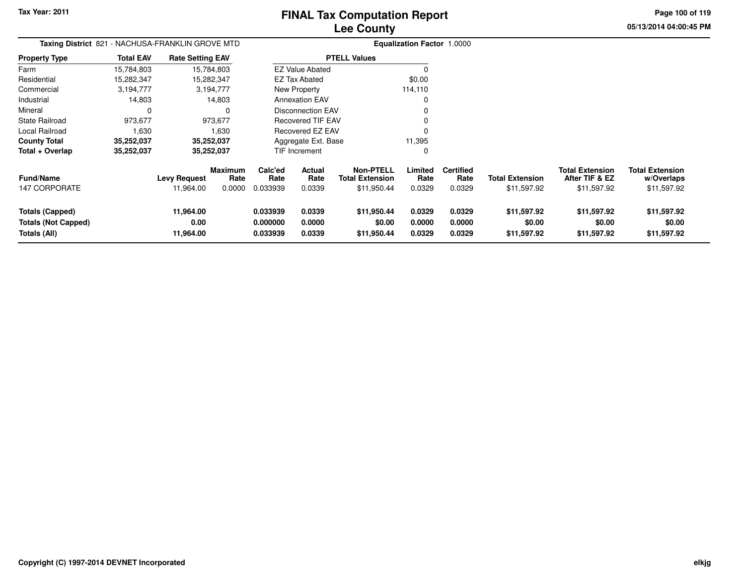# FINAL Tax Computation Report
# Lee County

Tax Year: 2011

05/13/2014 04:00:45 PM

**Taxing District** 821 - NACHUSA-FRANKLIN GROVE MTD

**Equalization Factor** 1.0000

| Property Type | Total EAV | Rate Setting EAV |
|---|---|---|
| Farm | 15,784,803 | 15,784,803 |
| Residential | 15,282,347 | 15,282,347 |
| Commercial | 3,194,777 | 3,194,777 |
| Industrial | 14,803 | 14,803 |
| Mineral | 0 | 0 |
| State Railroad | 973,677 | 973,677 |
| Local Railroad | 1,630 | 1,630 |
| **County Total** | **35,252,037** | **35,252,037** |
| **Total + Overlap** | **35,252,037** | **35,252,037** |

| PTELL Values | |
|---|---|
| EZ Value Abated | 0 |
| EZ Tax Abated | $0.00 |
| New Property | 114,110 |
| Annexation EAV | 0 |
| Disconnection EAV | 0 |
| Recovered TIF EAV | 0 |
| Recovered EZ EAV | 0 |
| Aggregate Ext. Base | 11,395 |
| TIF Increment | 0 |

| Fund/Name | Levy Request | Maximum Rate | Calc'ed Rate | Actual Rate | Non-PTELL Total Extension | Limited Rate | Certified Rate | Total Extension | Total Extension After TIF & EZ | Total Extension w/Overlaps |
|---|---|---|---|---|---|---|---|---|---|---|
| 147 CORPORATE | 11,964.00 | 0.0000 | 0.033939 | 0.0339 | $11,950.44 | 0.0329 | 0.0329 | $11,597.92 | $11,597.92 | $11,597.92 |
| **Totals (Capped)** | **11,964.00** | | **0.033939** | **0.0339** | **$11,950.44** | **0.0329** | **0.0329** | **$11,597.92** | **$11,597.92** | **$11,597.92** |
| **Totals (Not Capped)** | **0.00** | | **0.000000** | **0.0000** | **$0.00** | **0.0000** | **0.0000** | **$0.00** | **$0.00** | **$0.00** |
| **Totals (All)** | **11,964.00** | | **0.033939** | **0.0339** | **$11,950.44** | **0.0329** | **0.0329** | **$11,597.92** | **$11,597.92** | **$11,597.92** |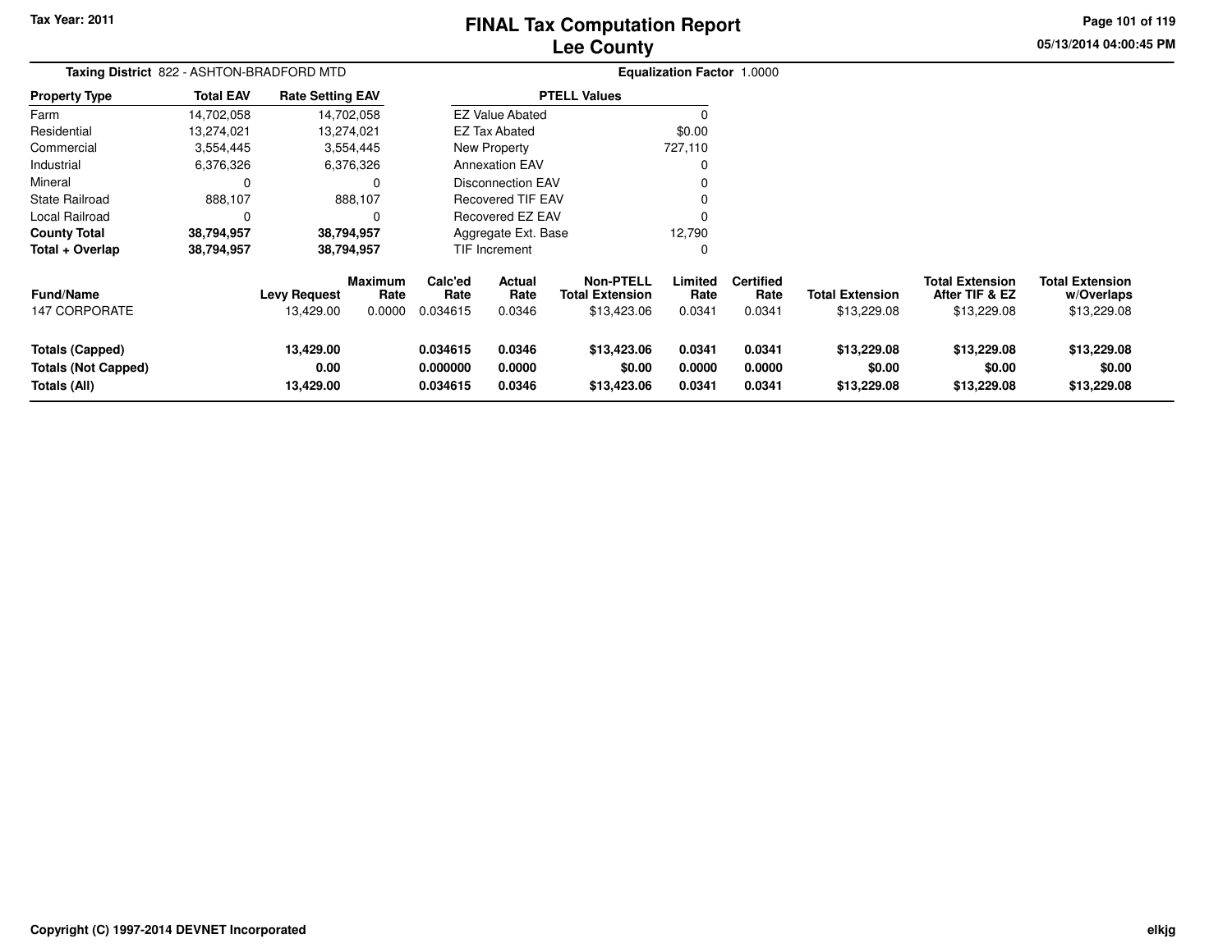Tax Year: 2011

# FINAL Tax Computation Report
## Lee County

**Taxing District** 822 - ASHTON-BRADFORD MTD

**Equalization Factor** 1.0000

| Property Type | Total EAV | Rate Setting EAV |
|---|---|---|
| Farm | 14,702,058 | 14,702,058 |
| Residential | 13,274,021 | 13,274,021 |
| Commercial | 3,554,445 | 3,554,445 |
| Industrial | 6,376,326 | 6,376,326 |
| Mineral | 0 | 0 |
| State Railroad | 888,107 | 888,107 |
| Local Railroad | 0 | 0 |
| **County Total** | **38,794,957** | **38,794,957** |
| **Total + Overlap** | **38,794,957** | **38,794,957** |

| PTELL Values | |
|---|---|
| EZ Value Abated | 0 |
| EZ Tax Abated | $0.00 |
| New Property | 727,110 |
| Annexation EAV | 0 |
| Disconnection EAV | 0 |
| Recovered TIF EAV | 0 |
| Recovered EZ EAV | 0 |
| Aggregate Ext. Base | 12,790 |
| TIF Increment | 0 |

| Fund/Name | Levy Request | Maximum Rate | Calc'ed Rate | Actual Rate | Non-PTELL Total Extension | Limited Rate | Certified Rate | Total Extension | Total Extension After TIF & EZ | Total Extension w/Overlaps |
|---|---|---|---|---|---|---|---|---|---|---|
| 147 CORPORATE | 13,429.00 | 0.0000 | 0.034615 | 0.0346 | $13,423.06 | 0.0341 | 0.0341 | $13,229.08 | $13,229.08 | $13,229.08 |
| **Totals (Capped)** | **13,429.00** | | **0.034615** | **0.0346** | **$13,423.06** | **0.0341** | **0.0341** | **$13,229.08** | **$13,229.08** | **$13,229.08** |
| **Totals (Not Capped)** | **0.00** | | **0.000000** | **0.0000** | **$0.00** | **0.0000** | **0.0000** | **$0.00** | **$0.00** | **$0.00** |
| **Totals (All)** | **13,429.00** | | **0.034615** | **0.0346** | **$13,423.06** | **0.0341** | **0.0341** | **$13,229.08** | **$13,229.08** | **$13,229.08** |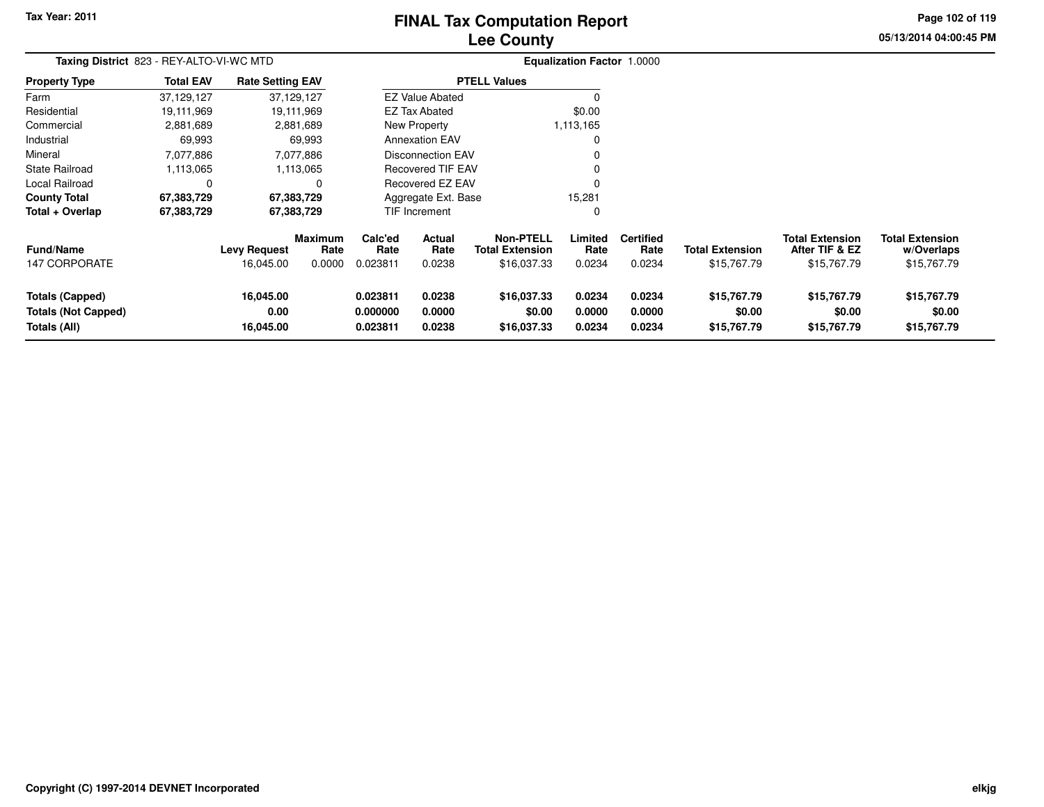Tax Year: 2011

# FINAL Tax Computation Report
## Lee County

**Taxing District** 823 - REY-ALTO-VI-WC MTD

**Equalization Factor** 1.0000

| Property Type | Total EAV | Rate Setting EAV |
|---|---|---|
| Farm | 37,129,127 | 37,129,127 |
| Residential | 19,111,969 | 19,111,969 |
| Commercial | 2,881,689 | 2,881,689 |
| Industrial | 69,993 | 69,993 |
| Mineral | 7,077,886 | 7,077,886 |
| State Railroad | 1,113,065 | 1,113,065 |
| Local Railroad | 0 | 0 |
| **County Total** | **67,383,729** | **67,383,729** |
| **Total + Overlap** | **67,383,729** | **67,383,729** |

| PTELL Values | |
|---|---|
| EZ Value Abated | 0 |
| EZ Tax Abated | $0.00 |
| New Property | 1,113,165 |
| Annexation EAV | 0 |
| Disconnection EAV | 0 |
| Recovered TIF EAV | 0 |
| Recovered EZ EAV | 0 |
| Aggregate Ext. Base | 15,281 |
| TIF Increment | 0 |

| Fund/Name | Levy Request | Maximum Rate | Calc'ed Rate | Actual Rate | Non-PTELL Total Extension | Limited Rate | Certified Rate | Total Extension | Total Extension After TIF & EZ | Total Extension w/Overlaps |
|---|---|---|---|---|---|---|---|---|---|---|
| 147 CORPORATE | 16,045.00 | 0.0000 | 0.023811 | 0.0238 | $16,037.33 | 0.0234 | 0.0234 | $15,767.79 | $15,767.79 | $15,767.79 |
| **Totals (Capped)** | **16,045.00** | | **0.023811** | **0.0238** | **$16,037.33** | **0.0234** | **0.0234** | **$15,767.79** | **$15,767.79** | **$15,767.79** |
| **Totals (Not Capped)** | **0.00** | | **0.000000** | **0.0000** | **$0.00** | **0.0000** | **0.0000** | **$0.00** | **$0.00** | **$0.00** |
| **Totals (All)** | **16,045.00** | | **0.023811** | **0.0238** | **$16,037.33** | **0.0234** | **0.0234** | **$15,767.79** | **$15,767.79** | **$15,767.79** |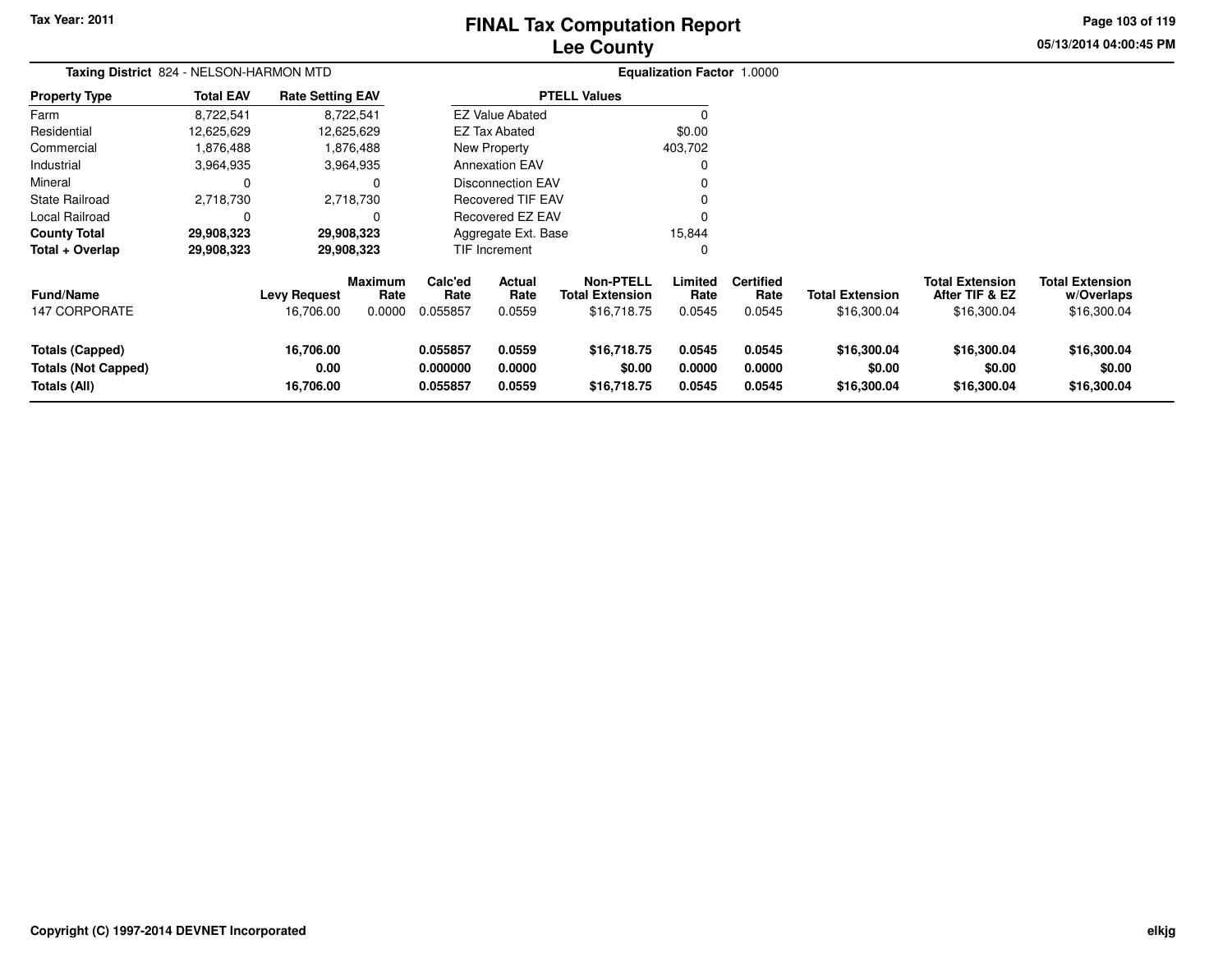**Tax Year: 2011**

# FINAL Tax Computation Report
## Lee County

05/13/2014 04:00:45 PM

**Taxing District** 824 - NELSON-HARMON MTD | **Equalization Factor** 1.0000

| Property Type | Total EAV | Rate Setting EAV |
|---|---|---|
| Farm | 8,722,541 | 8,722,541 |
| Residential | 12,625,629 | 12,625,629 |
| Commercial | 1,876,488 | 1,876,488 |
| Industrial | 3,964,935 | 3,964,935 |
| Mineral | 0 | 0 |
| State Railroad | 2,718,730 | 2,718,730 |
| Local Railroad | 0 | 0 |
| **County Total** | **29,908,323** | **29,908,323** |
| **Total + Overlap** | **29,908,323** | **29,908,323** |

| PTELL Values | |
|---|---|
| EZ Value Abated | 0 |
| EZ Tax Abated | $0.00 |
| New Property | 403,702 |
| Annexation EAV | 0 |
| Disconnection EAV | 0 |
| Recovered TIF EAV | 0 |
| Recovered EZ EAV | 0 |
| Aggregate Ext. Base | 15,844 |
| TIF Increment | 0 |

| Fund/Name | Levy Request | Maximum Rate | Calc'ed Rate | Actual Rate | Non-PTELL Total Extension | Limited Rate | Certified Rate | Total Extension | Total Extension After TIF & EZ | Total Extension w/Overlaps |
|---|---|---|---|---|---|---|---|---|---|---|
| 147 CORPORATE | 16,706.00 | 0.0000 | 0.055857 | 0.0559 | $16,718.75 | 0.0545 | 0.0545 | $16,300.04 | $16,300.04 | $16,300.04 |
| **Totals (Capped)** | **16,706.00** | | **0.055857** | **0.0559** | **$16,718.75** | **0.0545** | **0.0545** | **$16,300.04** | **$16,300.04** | **$16,300.04** |
| **Totals (Not Capped)** | **0.00** | | **0.000000** | **0.0000** | **$0.00** | **0.0000** | **0.0000** | **$0.00** | **$0.00** | **$0.00** |
| **Totals (All)** | **16,706.00** | | **0.055857** | **0.0559** | **$16,718.75** | **0.0545** | **0.0545** | **$16,300.04** | **$16,300.04** | **$16,300.04** |

**Copyright (C) 1997-2014 DEVNET Incorporated** elkjg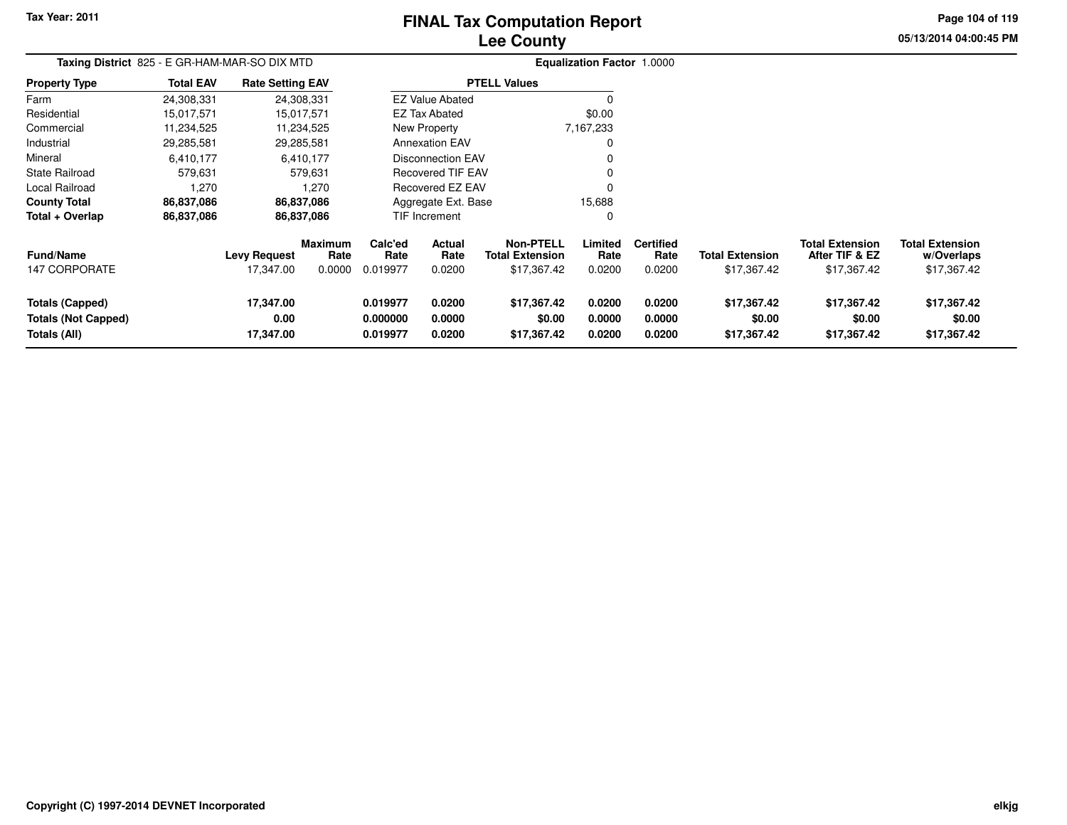Tax Year: 2011

# FINAL Tax Computation Report
# Lee County

05/13/2014 04:00:45 PM

**Taxing District** 825 - E GR-HAM-MAR-SO DIX MTD

**Equalization Factor** 1.0000

| Property Type | Total EAV | Rate Setting EAV |
|---|---|---|
| Farm | 24,308,331 | 24,308,331 |
| Residential | 15,017,571 | 15,017,571 |
| Commercial | 11,234,525 | 11,234,525 |
| Industrial | 29,285,581 | 29,285,581 |
| Mineral | 6,410,177 | 6,410,177 |
| State Railroad | 579,631 | 579,631 |
| Local Railroad | 1,270 | 1,270 |
| **County Total** | **86,837,086** | **86,837,086** |
| **Total + Overlap** | **86,837,086** | **86,837,086** |

| PTELL Values | |
|---|---|
| EZ Value Abated | 0 |
| EZ Tax Abated | $0.00 |
| New Property | 7,167,233 |
| Annexation EAV | 0 |
| Disconnection EAV | 0 |
| Recovered TIF EAV | 0 |
| Recovered EZ EAV | 0 |
| Aggregate Ext. Base | 15,688 |
| TIF Increment | 0 |

| Fund/Name | Levy Request | Maximum Rate | Calc'ed Rate | Actual Rate | Non-PTELL Total Extension | Limited Rate | Certified Rate | Total Extension | Total Extension After TIF & EZ | Total Extension w/Overlaps |
|---|---|---|---|---|---|---|---|---|---|---|
| 147 CORPORATE | 17,347.00 | 0.0000 | 0.019977 | 0.0200 | $17,367.42 | 0.0200 | 0.0200 | $17,367.42 | $17,367.42 | $17,367.42 |
| **Totals (Capped)** | **17,347.00** | | **0.019977** | **0.0200** | **$17,367.42** | **0.0200** | **0.0200** | **$17,367.42** | **$17,367.42** | **$17,367.42** |
| **Totals (Not Capped)** | **0.00** | | **0.000000** | **0.0000** | **$0.00** | **0.0000** | **0.0000** | **$0.00** | **$0.00** | **$0.00** |
| **Totals (All)** | **17,347.00** | | **0.019977** | **0.0200** | **$17,367.42** | **0.0200** | **0.0200** | **$17,367.42** | **$17,367.42** | **$17,367.42** |

Copyright (C) 1997-2014 DEVNET Incorporated

elkjg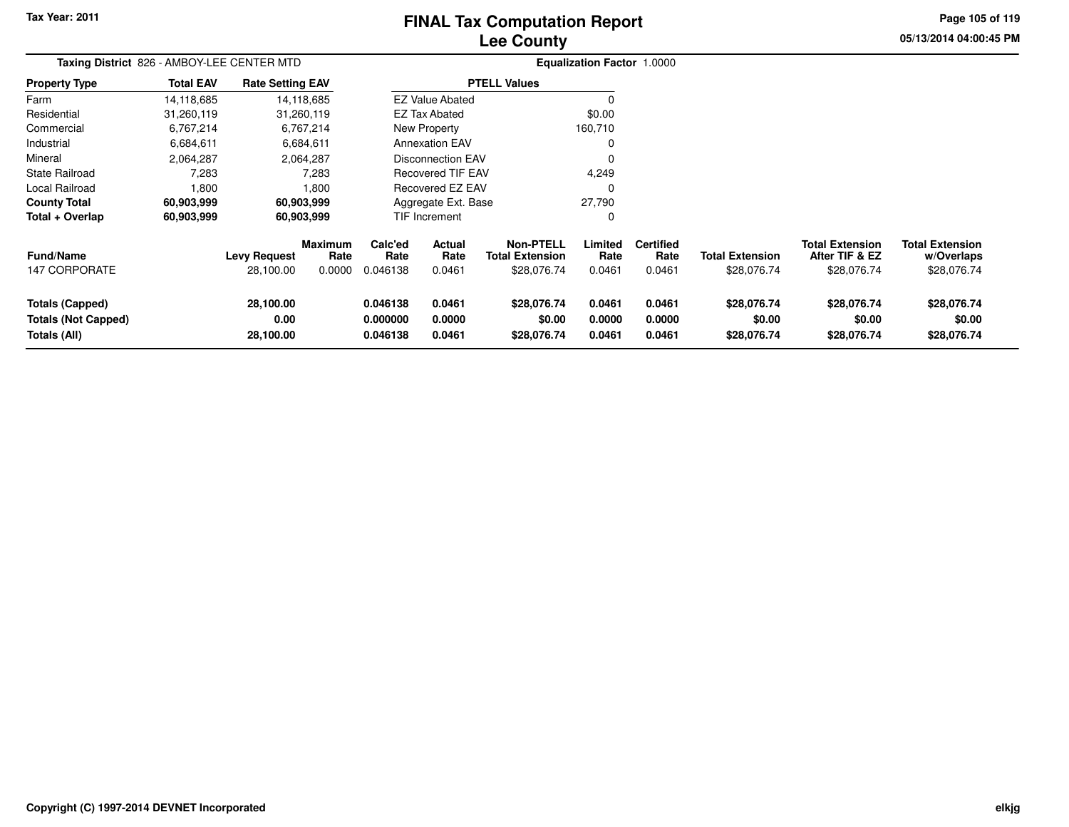Tax Year: 2011

# FINAL Tax Computation Report
## Lee County

05/13/2014 04:00:45 PM

**Taxing District** 826 - AMBOY-LEE CENTER MTD

**Equalization Factor** 1.0000

| Property Type | Total EAV | Rate Setting EAV |
|---|---|---|
| Farm | 14,118,685 | 14,118,685 |
| Residential | 31,260,119 | 31,260,119 |
| Commercial | 6,767,214 | 6,767,214 |
| Industrial | 6,684,611 | 6,684,611 |
| Mineral | 2,064,287 | 2,064,287 |
| State Railroad | 7,283 | 7,283 |
| Local Railroad | 1,800 | 1,800 |
| **County Total** | **60,903,999** | **60,903,999** |
| **Total + Overlap** | **60,903,999** | **60,903,999** |

| PTELL Values | |
|---|---|
| EZ Value Abated | 0 |
| EZ Tax Abated | $0.00 |
| New Property | 160,710 |
| Annexation EAV | 0 |
| Disconnection EAV | 0 |
| Recovered TIF EAV | 4,249 |
| Recovered EZ EAV | 0 |
| Aggregate Ext. Base | 27,790 |
| TIF Increment | 0 |

| Fund/Name | Levy Request | Maximum Rate | Calc'ed Rate | Actual Rate | Non-PTELL Total Extension | Limited Rate | Certified Rate | Total Extension | Total Extension After TIF & EZ | Total Extension w/Overlaps |
|---|---|---|---|---|---|---|---|---|---|---|
| 147 CORPORATE | 28,100.00 | 0.0000 | 0.046138 | 0.0461 | $28,076.74 | 0.0461 | 0.0461 | $28,076.74 | $28,076.74 | $28,076.74 |
| **Totals (Capped)** | **28,100.00** | | **0.046138** | **0.0461** | **$28,076.74** | **0.0461** | **0.0461** | **$28,076.74** | **$28,076.74** | **$28,076.74** |
| **Totals (Not Capped)** | **0.00** | | **0.000000** | **0.0000** | **$0.00** | **0.0000** | **0.0000** | **$0.00** | **$0.00** | **$0.00** |
| **Totals (All)** | **28,100.00** | | **0.046138** | **0.0461** | **$28,076.74** | **0.0461** | **0.0461** | **$28,076.74** | **$28,076.74** | **$28,076.74** |

Copyright (C) 1997-2014 DEVNET Incorporated

elkjg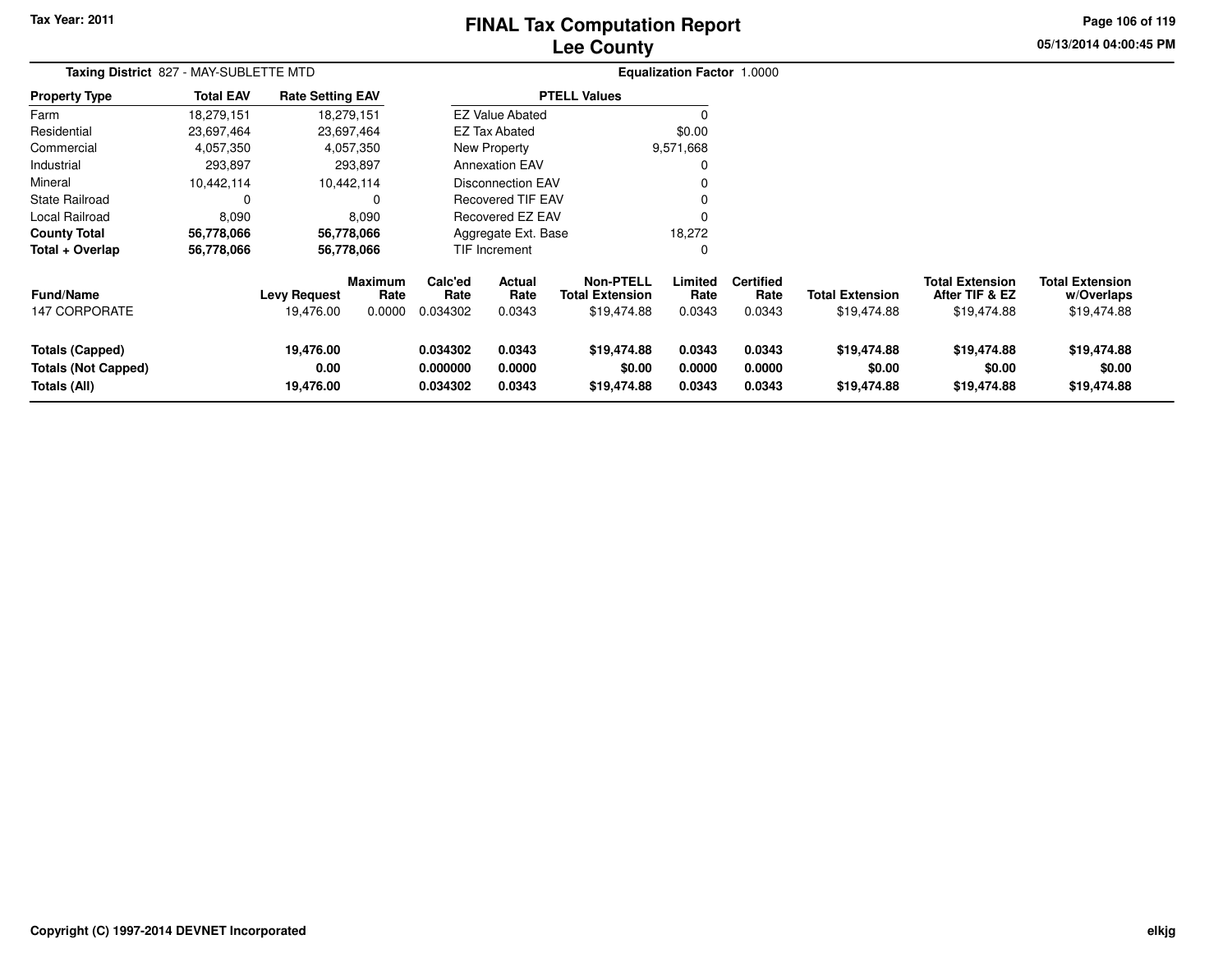**Tax Year: 2011**

# FINAL Tax Computation Report
# Lee County

05/13/2014 04:00:45 PM

**Taxing District** 827 - MAY-SUBLETTE MTD

**Equalization Factor** 1.0000

| Property Type | Total EAV | Rate Setting EAV |
|---|---|---|
| Farm | 18,279,151 | 18,279,151 |
| Residential | 23,697,464 | 23,697,464 |
| Commercial | 4,057,350 | 4,057,350 |
| Industrial | 293,897 | 293,897 |
| Mineral | 10,442,114 | 10,442,114 |
| State Railroad | 0 | 0 |
| Local Railroad | 8,090 | 8,090 |
| **County Total** | **56,778,066** | **56,778,066** |
| **Total + Overlap** | **56,778,066** | **56,778,066** |

| PTELL Values | |
|---|---|
| EZ Value Abated | 0 |
| EZ Tax Abated | $0.00 |
| New Property | 9,571,668 |
| Annexation EAV | 0 |
| Disconnection EAV | 0 |
| Recovered TIF EAV | 0 |
| Recovered EZ EAV | 0 |
| Aggregate Ext. Base | 18,272 |
| TIF Increment | 0 |

| Fund/Name | Levy Request | Maximum Rate | Calc'ed Rate | Actual Rate | Non-PTELL Total Extension | Limited Rate | Certified Rate | Total Extension | Total Extension After TIF & EZ | Total Extension w/Overlaps |
|---|---|---|---|---|---|---|---|---|---|---|
| 147 CORPORATE | 19,476.00 | 0.0000 | 0.034302 | 0.0343 | $19,474.88 | 0.0343 | 0.0343 | $19,474.88 | $19,474.88 | $19,474.88 |
| **Totals (Capped)** | **19,476.00** | | **0.034302** | **0.0343** | **$19,474.88** | **0.0343** | **0.0343** | **$19,474.88** | **$19,474.88** | **$19,474.88** |
| **Totals (Not Capped)** | **0.00** | | **0.000000** | **0.0000** | **$0.00** | **0.0000** | **0.0000** | **$0.00** | **$0.00** | **$0.00** |
| **Totals (All)** | **19,476.00** | | **0.034302** | **0.0343** | **$19,474.88** | **0.0343** | **0.0343** | **$19,474.88** | **$19,474.88** | **$19,474.88** |

**Copyright (C) 1997-2014 DEVNET Incorporated** elkjg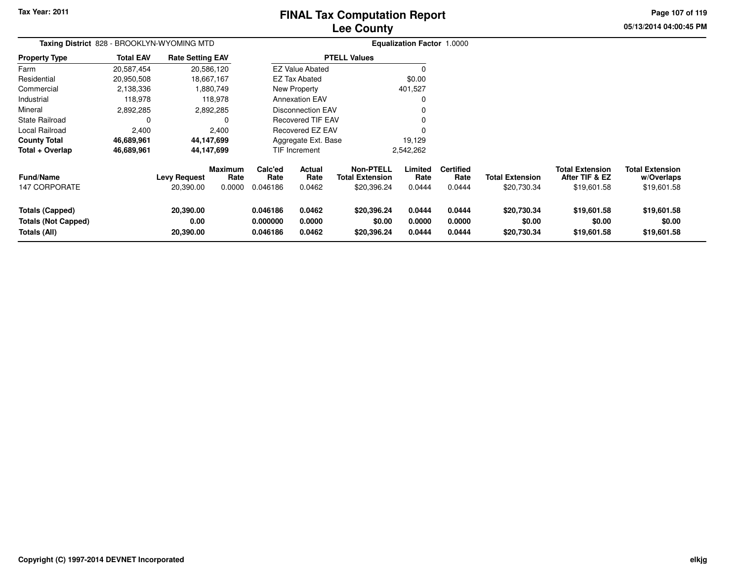# FINAL Tax Computation Report
# Lee County

Tax Year: 2011

05/13/2014 04:00:45 PM

**Taxing District** 828 - BROOKLYN-WYOMING MTD

**Equalization Factor** 1.0000

| Property Type | Total EAV | Rate Setting EAV |
|---|---|---|
| Farm | 20,587,454 | 20,586,120 |
| Residential | 20,950,508 | 18,667,167 |
| Commercial | 2,138,336 | 1,880,749 |
| Industrial | 118,978 | 118,978 |
| Mineral | 2,892,285 | 2,892,285 |
| State Railroad | 0 | 0 |
| Local Railroad | 2,400 | 2,400 |
| **County Total** | **46,689,961** | **44,147,699** |
| **Total + Overlap** | **46,689,961** | **44,147,699** |

| PTELL Values | |
|---|---|
| EZ Value Abated | 0 |
| EZ Tax Abated | $0.00 |
| New Property | 401,527 |
| Annexation EAV | 0 |
| Disconnection EAV | 0 |
| Recovered TIF EAV | 0 |
| Recovered EZ EAV | 0 |
| Aggregate Ext. Base | 19,129 |
| TIF Increment | 2,542,262 |

| Fund/Name | Levy Request | Maximum Rate | Calc'ed Rate | Actual Rate | Non-PTELL Total Extension | Limited Rate | Certified Rate | Total Extension | Total Extension After TIF & EZ | Total Extension w/Overlaps |
|---|---|---|---|---|---|---|---|---|---|---|
| 147 CORPORATE | 20,390.00 | 0.0000 | 0.046186 | 0.0462 | $20,396.24 | 0.0444 | 0.0444 | $20,730.34 | $19,601.58 | $19,601.58 |
| **Totals (Capped)** | **20,390.00** | | **0.046186** | **0.0462** | **$20,396.24** | **0.0444** | **0.0444** | **$20,730.34** | **$19,601.58** | **$19,601.58** |
| **Totals (Not Capped)** | **0.00** | | **0.000000** | **0.0000** | **$0.00** | **0.0000** | **0.0000** | **$0.00** | **$0.00** | **$0.00** |
| **Totals (All)** | **20,390.00** | | **0.046186** | **0.0462** | **$20,396.24** | **0.0444** | **0.0444** | **$20,730.34** | **$19,601.58** | **$19,601.58** |

Copyright (C) 1997-2014 DEVNET Incorporated

elkjg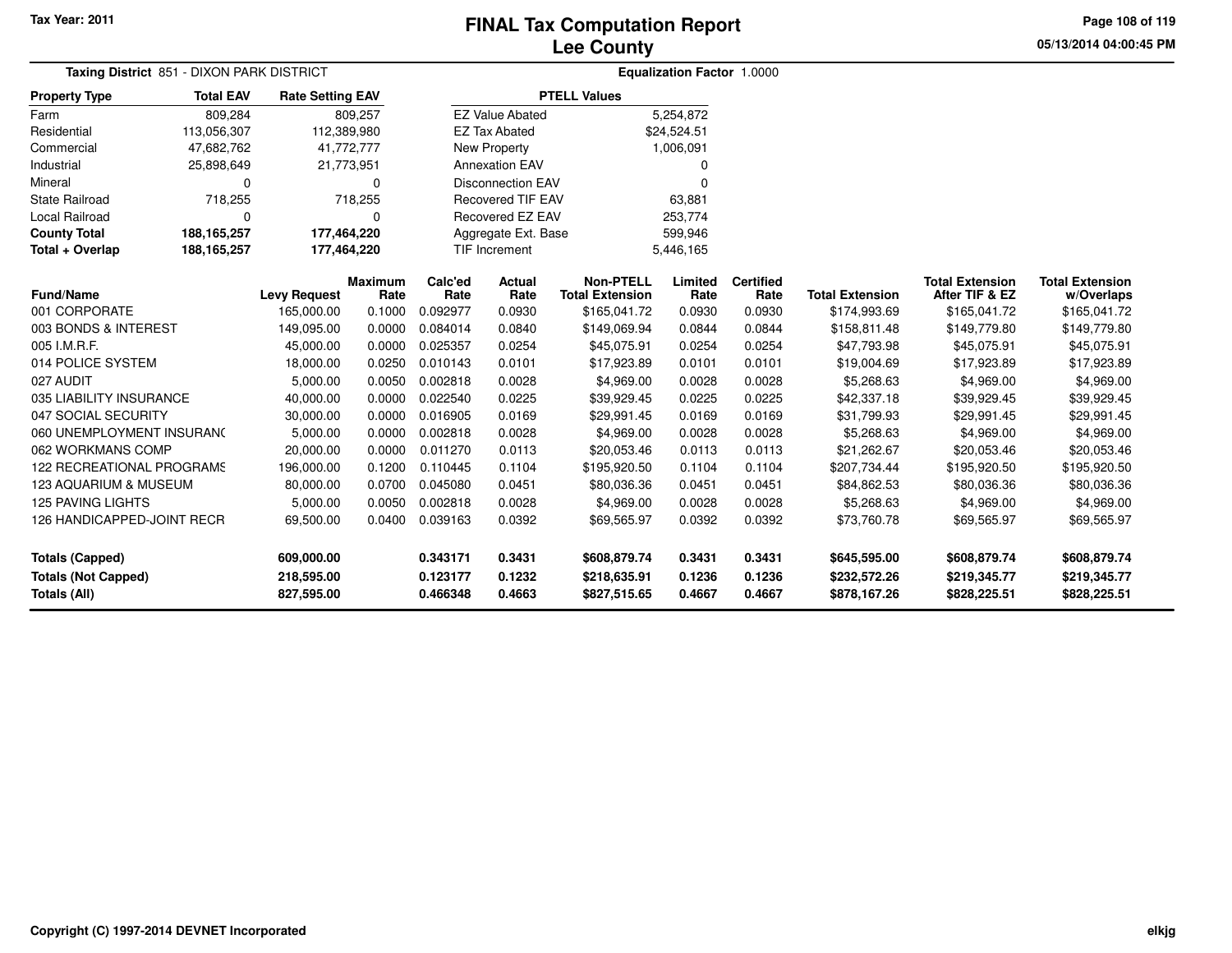Tax Year: 2011

# FINAL Tax Computation Report
## Lee County

05/13/2014 04:00:45 PM

**Taxing District** 851 - DIXON PARK DISTRICT **Equalization Factor** 1.0000

| Property Type | Total EAV | Rate Setting EAV |
|---|---|---|
| Farm | 809,284 | 809,257 |
| Residential | 113,056,307 | 112,389,980 |
| Commercial | 47,682,762 | 41,772,777 |
| Industrial | 25,898,649 | 21,773,951 |
| Mineral | 0 | 0 |
| State Railroad | 718,255 | 718,255 |
| Local Railroad | 0 | 0 |
| **County Total** | **188,165,257** | **177,464,220** |
| **Total + Overlap** | **188,165,257** | **177,464,220** |

| PTELL Values | |
|---|---|
| EZ Value Abated | 5,254,872 |
| EZ Tax Abated | $24,524.51 |
| New Property | 1,006,091 |
| Annexation EAV | 0 |
| Disconnection EAV | 0 |
| Recovered TIF EAV | 63,881 |
| Recovered EZ EAV | 253,774 |
| Aggregate Ext. Base | 599,946 |
| TIF Increment | 5,446,165 |

| Fund/Name | Levy Request | Maximum Rate | Calc'ed Rate | Actual Rate | Non-PTELL Total Extension | Limited Rate | Certified Rate | Total Extension | Total Extension After TIF & EZ | Total Extension w/Overlaps |
|---|---|---|---|---|---|---|---|---|---|---|
| 001 CORPORATE | 165,000.00 | 0.1000 | 0.092977 | 0.0930 | $165,041.72 | 0.0930 | 0.0930 | $174,993.69 | $165,041.72 | $165,041.72 |
| 003 BONDS & INTEREST | 149,095.00 | 0.0000 | 0.084014 | 0.0840 | $149,069.94 | 0.0844 | 0.0844 | $158,811.48 | $149,779.80 | $149,779.80 |
| 005 I.M.R.F. | 45,000.00 | 0.0000 | 0.025357 | 0.0254 | $45,075.91 | 0.0254 | 0.0254 | $47,793.98 | $45,075.91 | $45,075.91 |
| 014 POLICE SYSTEM | 18,000.00 | 0.0250 | 0.010143 | 0.0101 | $17,923.89 | 0.0101 | 0.0101 | $19,004.69 | $17,923.89 | $17,923.89 |
| 027 AUDIT | 5,000.00 | 0.0050 | 0.002818 | 0.0028 | $4,969.00 | 0.0028 | 0.0028 | $5,268.63 | $4,969.00 | $4,969.00 |
| 035 LIABILITY INSURANCE | 40,000.00 | 0.0000 | 0.022540 | 0.0225 | $39,929.45 | 0.0225 | 0.0225 | $42,337.18 | $39,929.45 | $39,929.45 |
| 047 SOCIAL SECURITY | 30,000.00 | 0.0000 | 0.016905 | 0.0169 | $29,991.45 | 0.0169 | 0.0169 | $31,799.93 | $29,991.45 | $29,991.45 |
| 060 UNEMPLOYMENT INSURANC | 5,000.00 | 0.0000 | 0.002818 | 0.0028 | $4,969.00 | 0.0028 | 0.0028 | $5,268.63 | $4,969.00 | $4,969.00 |
| 062 WORKMANS COMP | 20,000.00 | 0.0000 | 0.011270 | 0.0113 | $20,053.46 | 0.0113 | 0.0113 | $21,262.67 | $20,053.46 | $20,053.46 |
| 122 RECREATIONAL PROGRAMS | 196,000.00 | 0.1200 | 0.110445 | 0.1104 | $195,920.50 | 0.1104 | 0.1104 | $207,734.44 | $195,920.50 | $195,920.50 |
| 123 AQUARIUM & MUSEUM | 80,000.00 | 0.0700 | 0.045080 | 0.0451 | $80,036.36 | 0.0451 | 0.0451 | $84,862.53 | $80,036.36 | $80,036.36 |
| 125 PAVING LIGHTS | 5,000.00 | 0.0050 | 0.002818 | 0.0028 | $4,969.00 | 0.0028 | 0.0028 | $5,268.63 | $4,969.00 | $4,969.00 |
| 126 HANDICAPPED-JOINT RECR | 69,500.00 | 0.0400 | 0.039163 | 0.0392 | $69,565.97 | 0.0392 | 0.0392 | $73,760.78 | $69,565.97 | $69,565.97 |
| **Totals (Capped)** | **609,000.00** | | **0.343171** | **0.3431** | **$608,879.74** | **0.3431** | **0.3431** | **$645,595.00** | **$608,879.74** | **$608,879.74** |
| **Totals (Not Capped)** | **218,595.00** | | **0.123177** | **0.1232** | **$218,635.91** | **0.1236** | **0.1236** | **$232,572.26** | **$219,345.77** | **$219,345.77** |
| **Totals (All)** | **827,595.00** | | **0.466348** | **0.4663** | **$827,515.65** | **0.4667** | **0.4667** | **$878,167.26** | **$828,225.51** | **$828,225.51** |

Copyright (C) 1997-2014 DEVNET Incorporated

elkjg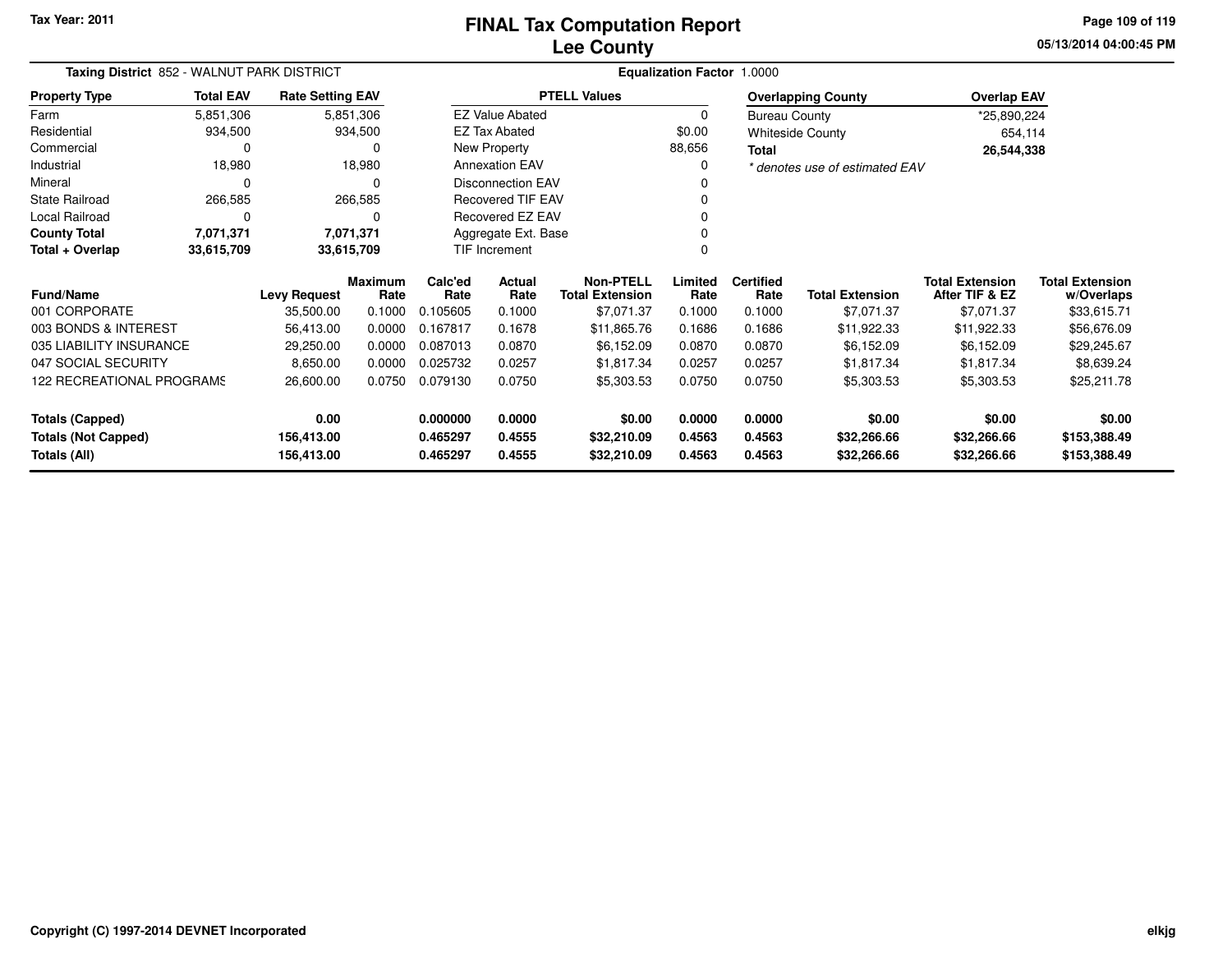Tax Year: 2011

# FINAL Tax Computation Report
## Lee County

05/13/2014 04:00:45 PM

**Taxing District** 852 - WALNUT PARK DISTRICT **Equalization Factor** 1.0000

| Property Type | Total EAV | Rate Setting EAV |
|---|---|---|
| Farm | 5,851,306 | 5,851,306 |
| Residential | 934,500 | 934,500 |
| Commercial | 0 | 0 |
| Industrial | 18,980 | 18,980 |
| Mineral | 0 | 0 |
| State Railroad | 266,585 | 266,585 |
| Local Railroad | 0 | 0 |
| **County Total** | **7,071,371** | **7,071,371** |
| **Total + Overlap** | **33,615,709** | **33,615,709** |

| PTELL Values | |
|---|---|
| EZ Value Abated | 0 |
| EZ Tax Abated | $0.00 |
| New Property | 88,656 |
| Annexation EAV | 0 |
| Disconnection EAV | 0 |
| Recovered TIF EAV | 0 |
| Recovered EZ EAV | 0 |
| Aggregate Ext. Base | 0 |
| TIF Increment | 0 |

| Overlapping County | Overlap EAV |
|---|---|
| Bureau County | *25,890,224 |
| Whiteside County | 654,114 |
| **Total** | **26,544,338** |

*\* denotes use of estimated EAV*

| Fund/Name | Levy Request | Maximum Rate | Calc'ed Rate | Actual Rate | Non-PTELL Total Extension | Limited Rate | Certified Rate | Total Extension | Total Extension After TIF & EZ | Total Extension w/Overlaps |
|---|---|---|---|---|---|---|---|---|---|---|
| 001 CORPORATE | 35,500.00 | 0.1000 | 0.105605 | 0.1000 | $7,071.37 | 0.1000 | 0.1000 | $7,071.37 | $7,071.37 | $33,615.71 |
| 003 BONDS & INTEREST | 56,413.00 | 0.0000 | 0.167817 | 0.1678 | $11,865.76 | 0.1686 | 0.1686 | $11,922.33 | $11,922.33 | $56,676.09 |
| 035 LIABILITY INSURANCE | 29,250.00 | 0.0000 | 0.087013 | 0.0870 | $6,152.09 | 0.0870 | 0.0870 | $6,152.09 | $6,152.09 | $29,245.67 |
| 047 SOCIAL SECURITY | 8,650.00 | 0.0000 | 0.025732 | 0.0257 | $1,817.34 | 0.0257 | 0.0257 | $1,817.34 | $1,817.34 | $8,639.24 |
| 122 RECREATIONAL PROGRAMS | 26,600.00 | 0.0750 | 0.079130 | 0.0750 | $5,303.53 | 0.0750 | 0.0750 | $5,303.53 | $5,303.53 | $25,211.78 |
| **Totals (Capped)** | **0.00** | | **0.000000** | **0.0000** | **$0.00** | **0.0000** | **0.0000** | **$0.00** | **$0.00** | **$0.00** |
| **Totals (Not Capped)** | **156,413.00** | | **0.465297** | **0.4555** | **$32,210.09** | **0.4563** | **0.4563** | **$32,266.66** | **$32,266.66** | **$153,388.49** |
| **Totals (All)** | **156,413.00** | | **0.465297** | **0.4555** | **$32,210.09** | **0.4563** | **0.4563** | **$32,266.66** | **$32,266.66** | **$153,388.49** |

Copyright (C) 1997-2014 DEVNET Incorporated elkjg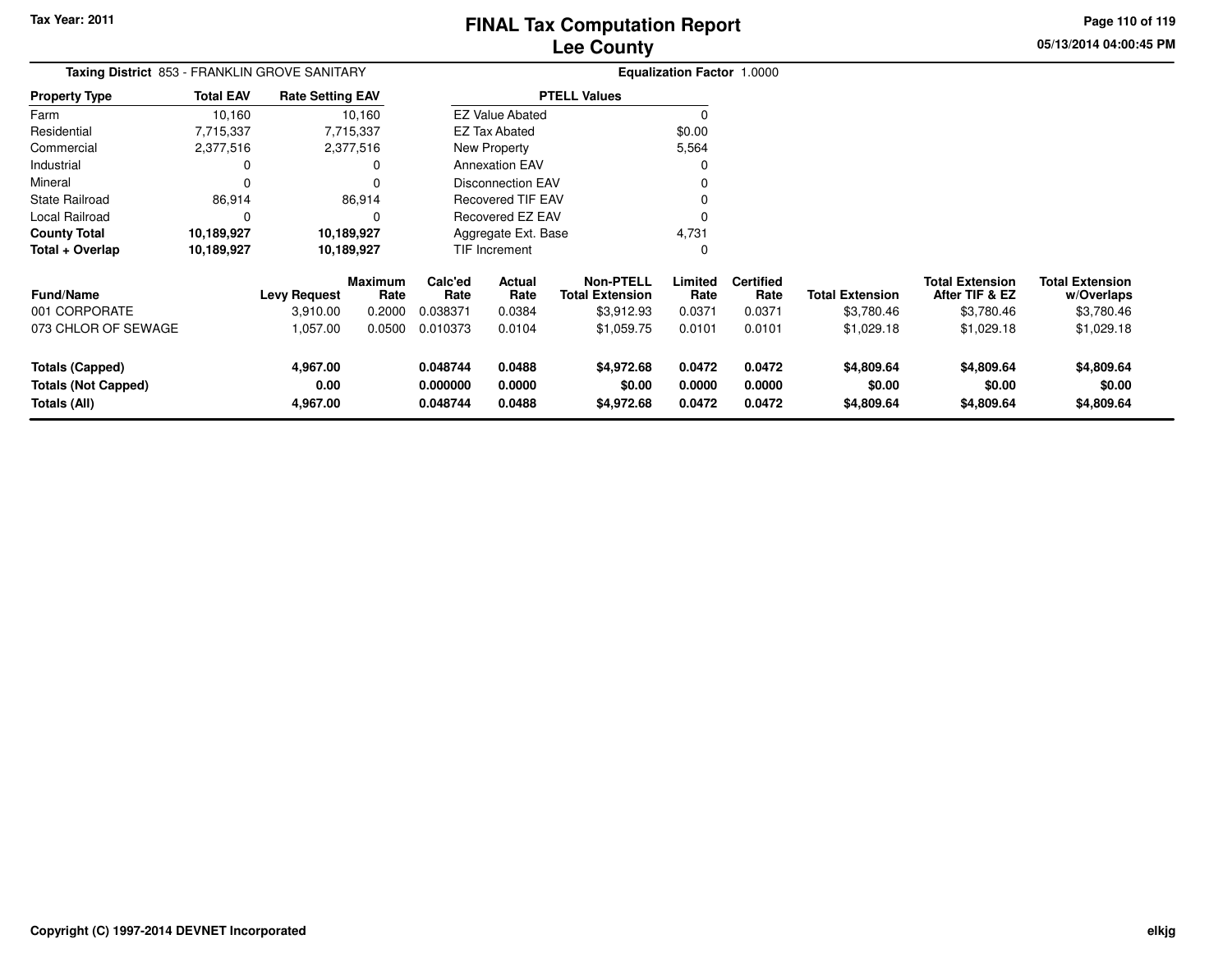# FINAL Tax Computation Report
# Lee County

**Tax Year: 2011**

**Taxing District** 853 - FRANKLIN GROVE SANITARY

**Equalization Factor** 1.0000

| Property Type | Total EAV | Rate Setting EAV |
|---|---|---|
| Farm | 10,160 | 10,160 |
| Residential | 7,715,337 | 7,715,337 |
| Commercial | 2,377,516 | 2,377,516 |
| Industrial | 0 | 0 |
| Mineral | 0 | 0 |
| State Railroad | 86,914 | 86,914 |
| Local Railroad | 0 | 0 |
| **County Total** | **10,189,927** | **10,189,927** |
| **Total + Overlap** | **10,189,927** | **10,189,927** |

| PTELL Values | |
|---|---|
| EZ Value Abated | 0 |
| EZ Tax Abated | $0.00 |
| New Property | 5,564 |
| Annexation EAV | 0 |
| Disconnection EAV | 0 |
| Recovered TIF EAV | 0 |
| Recovered EZ EAV | 0 |
| Aggregate Ext. Base | 4,731 |
| TIF Increment | 0 |

| Fund/Name | Levy Request | Maximum Rate | Calc'ed Rate | Actual Rate | Non-PTELL Total Extension | Limited Rate | Certified Rate | Total Extension | Total Extension After TIF & EZ | Total Extension w/Overlaps |
|---|---|---|---|---|---|---|---|---|---|---|
| 001 CORPORATE | 3,910.00 | 0.2000 | 0.038371 | 0.0384 | $3,912.93 | 0.0371 | 0.0371 | $3,780.46 | $3,780.46 | $3,780.46 |
| 073 CHLOR OF SEWAGE | 1,057.00 | 0.0500 | 0.010373 | 0.0104 | $1,059.75 | 0.0101 | 0.0101 | $1,029.18 | $1,029.18 | $1,029.18 |
| **Totals (Capped)** | **4,967.00** | | **0.048744** | **0.0488** | **$4,972.68** | **0.0472** | **0.0472** | **$4,809.64** | **$4,809.64** | **$4,809.64** |
| **Totals (Not Capped)** | **0.00** | | **0.000000** | **0.0000** | **$0.00** | **0.0000** | **0.0000** | **$0.00** | **$0.00** | **$0.00** |
| **Totals (All)** | **4,967.00** | | **0.048744** | **0.0488** | **$4,972.68** | **0.0472** | **0.0472** | **$4,809.64** | **$4,809.64** | **$4,809.64** |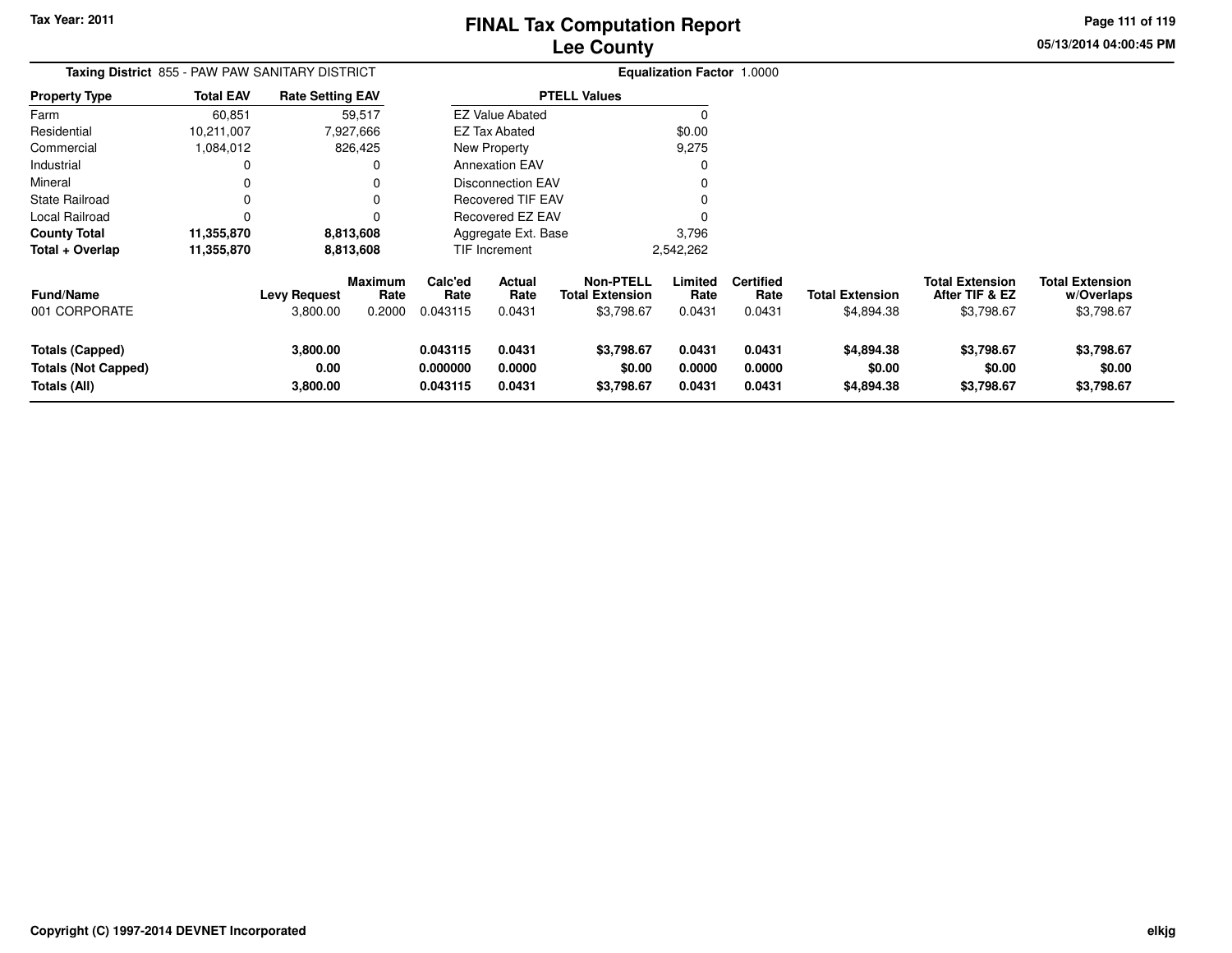Tax Year: 2011

# FINAL Tax Computation Report
## Lee County

05/13/2014 04:00:45 PM

**Taxing District** 855 - PAW PAW SANITARY DISTRICT

**Equalization Factor** 1.0000

| Property Type | Total EAV | Rate Setting EAV |
|---|---|---|
| Farm | 60,851 | 59,517 |
| Residential | 10,211,007 | 7,927,666 |
| Commercial | 1,084,012 | 826,425 |
| Industrial | 0 | 0 |
| Mineral | 0 | 0 |
| State Railroad | 0 | 0 |
| Local Railroad | 0 | 0 |
| **County Total** | **11,355,870** | **8,813,608** |
| **Total + Overlap** | **11,355,870** | **8,813,608** |

| PTELL Values | |
|---|---|
| EZ Value Abated | 0 |
| EZ Tax Abated | $0.00 |
| New Property | 9,275 |
| Annexation EAV | 0 |
| Disconnection EAV | 0 |
| Recovered TIF EAV | 0 |
| Recovered EZ EAV | 0 |
| Aggregate Ext. Base | 3,796 |
| TIF Increment | 2,542,262 |

| Fund/Name | Levy Request | Maximum Rate | Calc'ed Rate | Actual Rate | Non-PTELL Total Extension | Limited Rate | Certified Rate | Total Extension | Total Extension After TIF & EZ | Total Extension w/Overlaps |
|---|---|---|---|---|---|---|---|---|---|---|
| 001 CORPORATE | 3,800.00 | 0.2000 | 0.043115 | 0.0431 | $3,798.67 | 0.0431 | 0.0431 | $4,894.38 | $3,798.67 | $3,798.67 |
| **Totals (Capped)** | **3,800.00** | | **0.043115** | **0.0431** | **$3,798.67** | **0.0431** | **0.0431** | **$4,894.38** | **$3,798.67** | **$3,798.67** |
| **Totals (Not Capped)** | **0.00** | | **0.000000** | **0.0000** | **$0.00** | **0.0000** | **0.0000** | **$0.00** | **$0.00** | **$0.00** |
| **Totals (All)** | **3,800.00** | | **0.043115** | **0.0431** | **$3,798.67** | **0.0431** | **0.0431** | **$4,894.38** | **$3,798.67** | **$3,798.67** |

**Copyright (C) 1997-2014 DEVNET Incorporated**

elkjg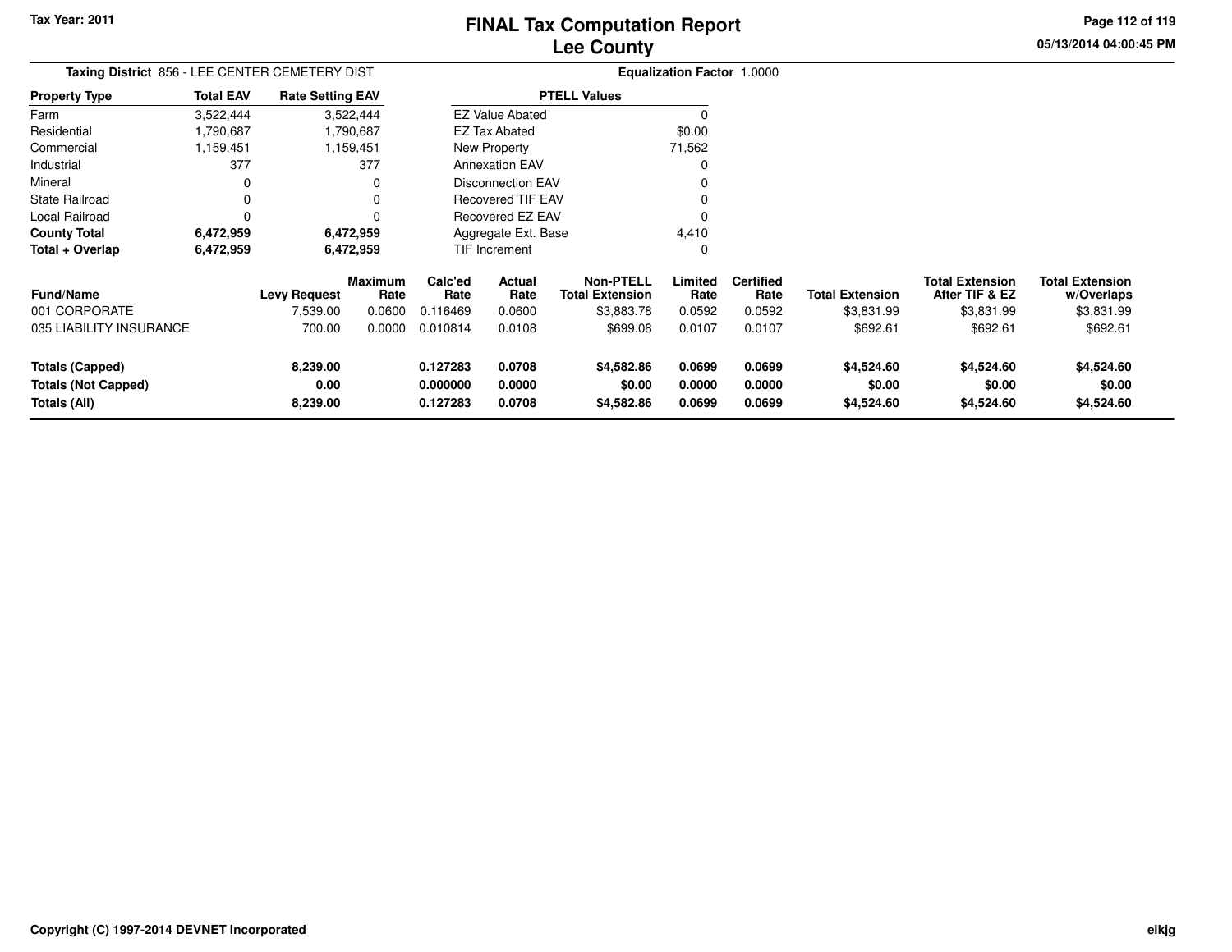Tax Year: 2011

# FINAL Tax Computation Report
# Lee County

05/13/2014 04:00:45 PM

**Taxing District** 856 - LEE CENTER CEMETERY DIST

**Equalization Factor** 1.0000

| Property Type | Total EAV | Rate Setting EAV |
|---|---|---|
| Farm | 3,522,444 | 3,522,444 |
| Residential | 1,790,687 | 1,790,687 |
| Commercial | 1,159,451 | 1,159,451 |
| Industrial | 377 | 377 |
| Mineral | 0 | 0 |
| State Railroad | 0 | 0 |
| Local Railroad | 0 | 0 |
| **County Total** | **6,472,959** | **6,472,959** |
| **Total + Overlap** | **6,472,959** | **6,472,959** |

| PTELL Values | |
|---|---|
| EZ Value Abated | 0 |
| EZ Tax Abated | $0.00 |
| New Property | 71,562 |
| Annexation EAV | 0 |
| Disconnection EAV | 0 |
| Recovered TIF EAV | 0 |
| Recovered EZ EAV | 0 |
| Aggregate Ext. Base | 4,410 |
| TIF Increment | 0 |

| Fund/Name | Levy Request | Maximum Rate | Calc'ed Rate | Actual Rate | Non-PTELL Total Extension | Limited Rate | Certified Rate | Total Extension | Total Extension After TIF & EZ | Total Extension w/Overlaps |
|---|---|---|---|---|---|---|---|---|---|---|
| 001 CORPORATE | 7,539.00 | 0.0600 | 0.116469 | 0.0600 | $3,883.78 | 0.0592 | 0.0592 | $3,831.99 | $3,831.99 | $3,831.99 |
| 035 LIABILITY INSURANCE | 700.00 | 0.0000 | 0.010814 | 0.0108 | $699.08 | 0.0107 | 0.0107 | $692.61 | $692.61 | $692.61 |
| **Totals (Capped)** | **8,239.00** | | **0.127283** | **0.0708** | **$4,582.86** | **0.0699** | **0.0699** | **$4,524.60** | **$4,524.60** | **$4,524.60** |
| **Totals (Not Capped)** | **0.00** | | **0.000000** | **0.0000** | **$0.00** | **0.0000** | **0.0000** | **$0.00** | **$0.00** | **$0.00** |
| **Totals (All)** | **8,239.00** | | **0.127283** | **0.0708** | **$4,582.86** | **0.0699** | **0.0699** | **$4,524.60** | **$4,524.60** | **$4,524.60** |

Copyright (C) 1997-2014 DEVNET Incorporated

elkjg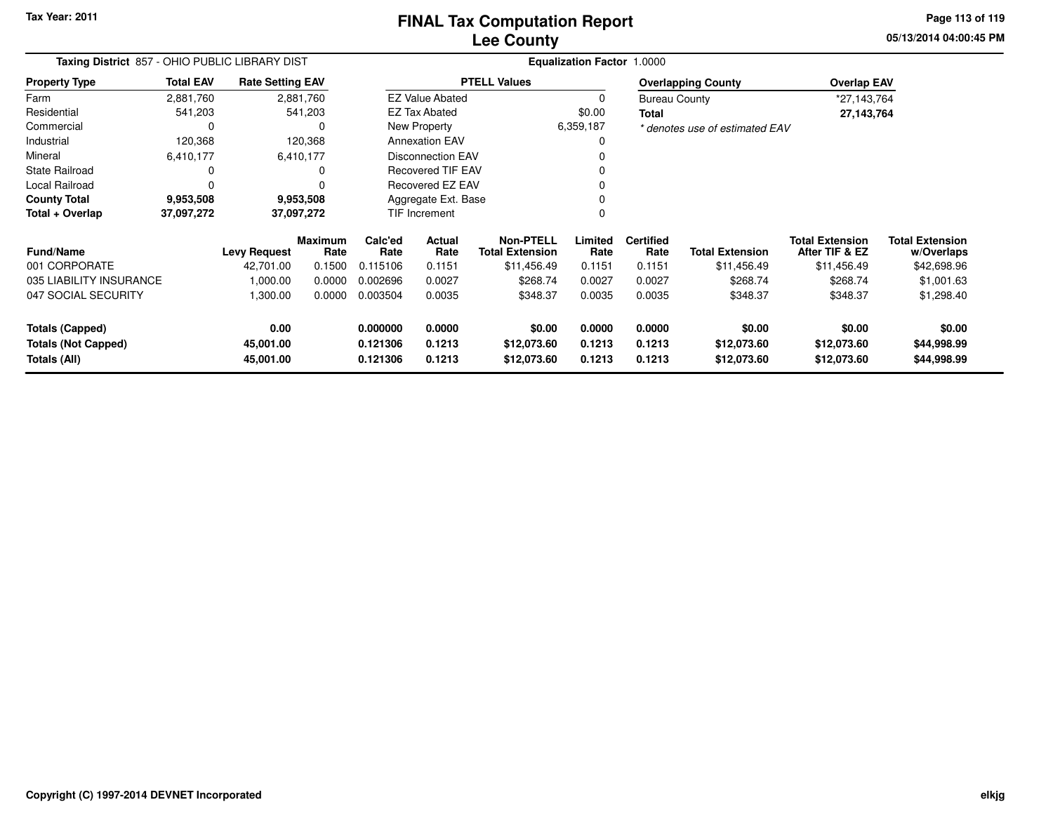Tax Year: 2011

# FINAL Tax Computation Report
## Lee County

05/13/2014 04:00:45 PM

**Taxing District** 857 - OHIO PUBLIC LIBRARY DIST | **Equalization Factor** 1.0000

| Property Type | Total EAV | Rate Setting EAV |
|---|---|---|
| Farm | 2,881,760 | 2,881,760 |
| Residential | 541,203 | 541,203 |
| Commercial | 0 | 0 |
| Industrial | 120,368 | 120,368 |
| Mineral | 6,410,177 | 6,410,177 |
| State Railroad | 0 | 0 |
| Local Railroad | 0 | 0 |
| **County Total** | **9,953,508** | **9,953,508** |
| **Total + Overlap** | **37,097,272** | **37,097,272** |

| PTELL Values | |
|---|---|
| EZ Value Abated | 0 |
| EZ Tax Abated | $0.00 |
| New Property | 6,359,187 |
| Annexation EAV | 0 |
| Disconnection EAV | 0 |
| Recovered TIF EAV | 0 |
| Recovered EZ EAV | 0 |
| Aggregate Ext. Base | 0 |
| TIF Increment | 0 |

| Overlapping County | Overlap EAV |
|---|---|
| Bureau County | *27,143,764 |
| **Total** | **27,143,764** |

*\* denotes use of estimated EAV*

| Fund/Name | Levy Request | Maximum Rate | Calc'ed Rate | Actual Rate | Non-PTELL Total Extension | Limited Rate | Certified Rate | Total Extension | Total Extension After TIF & EZ | Total Extension w/Overlaps |
|---|---|---|---|---|---|---|---|---|---|---|
| 001 CORPORATE | 42,701.00 | 0.1500 | 0.115106 | 0.1151 | $11,456.49 | 0.1151 | 0.1151 | $11,456.49 | $11,456.49 | $42,698.96 |
| 035 LIABILITY INSURANCE | 1,000.00 | 0.0000 | 0.002696 | 0.0027 | $268.74 | 0.0027 | 0.0027 | $268.74 | $268.74 | $1,001.63 |
| 047 SOCIAL SECURITY | 1,300.00 | 0.0000 | 0.003504 | 0.0035 | $348.37 | 0.0035 | 0.0035 | $348.37 | $348.37 | $1,298.40 |
| **Totals (Capped)** | **0.00** | | **0.000000** | **0.0000** | **$0.00** | **0.0000** | **0.0000** | **$0.00** | **$0.00** | **$0.00** |
| **Totals (Not Capped)** | **45,001.00** | | **0.121306** | **0.1213** | **$12,073.60** | **0.1213** | **0.1213** | **$12,073.60** | **$12,073.60** | **$44,998.99** |
| **Totals (All)** | **45,001.00** | | **0.121306** | **0.1213** | **$12,073.60** | **0.1213** | **0.1213** | **$12,073.60** | **$12,073.60** | **$44,998.99** |

Copyright (C) 1997-2014 DEVNET Incorporated

elkjg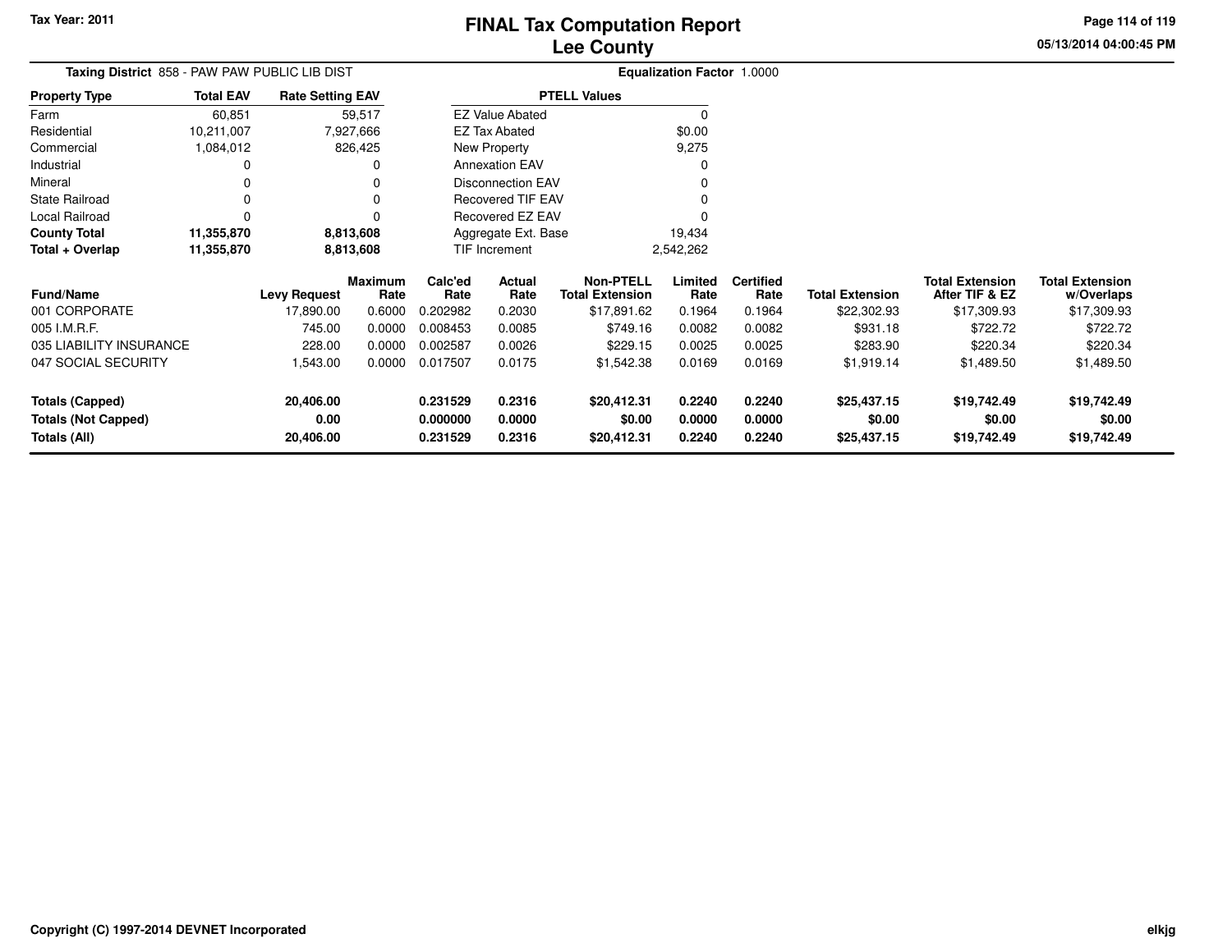Tax Year: 2011

# FINAL Tax Computation Report
## Lee County

05/13/2014 04:00:45 PM

**Taxing District** 858 - PAW PAW PUBLIC LIB DIST

**Equalization Factor** 1.0000

| Property Type | Total EAV | Rate Setting EAV |
|---|---|---|
| Farm | 60,851 | 59,517 |
| Residential | 10,211,007 | 7,927,666 |
| Commercial | 1,084,012 | 826,425 |
| Industrial | 0 | 0 |
| Mineral | 0 | 0 |
| State Railroad | 0 | 0 |
| Local Railroad | 0 | 0 |
| **County Total** | **11,355,870** | **8,813,608** |
| **Total + Overlap** | **11,355,870** | **8,813,608** |

| PTELL Values | |
|---|---|
| EZ Value Abated | 0 |
| EZ Tax Abated | $0.00 |
| New Property | 9,275 |
| Annexation EAV | 0 |
| Disconnection EAV | 0 |
| Recovered TIF EAV | 0 |
| Recovered EZ EAV | 0 |
| Aggregate Ext. Base | 19,434 |
| TIF Increment | 2,542,262 |

| Fund/Name | Levy Request | Maximum Rate | Calc'ed Rate | Actual Rate | Non-PTELL Total Extension | Limited Rate | Certified Rate | Total Extension | Total Extension After TIF & EZ | Total Extension w/Overlaps |
|---|---|---|---|---|---|---|---|---|---|---|
| 001 CORPORATE | 17,890.00 | 0.6000 | 0.202982 | 0.2030 | $17,891.62 | 0.1964 | 0.1964 | $22,302.93 | $17,309.93 | $17,309.93 |
| 005 I.M.R.F. | 745.00 | 0.0000 | 0.008453 | 0.0085 | $749.16 | 0.0082 | 0.0082 | $931.18 | $722.72 | $722.72 |
| 035 LIABILITY INSURANCE | 228.00 | 0.0000 | 0.002587 | 0.0026 | $229.15 | 0.0025 | 0.0025 | $283.90 | $220.34 | $220.34 |
| 047 SOCIAL SECURITY | 1,543.00 | 0.0000 | 0.017507 | 0.0175 | $1,542.38 | 0.0169 | 0.0169 | $1,919.14 | $1,489.50 | $1,489.50 |
| **Totals (Capped)** | **20,406.00** | | **0.231529** | **0.2316** | **$20,412.31** | **0.2240** | **0.2240** | **$25,437.15** | **$19,742.49** | **$19,742.49** |
| **Totals (Not Capped)** | **0.00** | | **0.000000** | **0.0000** | **$0.00** | **0.0000** | **0.0000** | **$0.00** | **$0.00** | **$0.00** |
| **Totals (All)** | **20,406.00** | | **0.231529** | **0.2316** | **$20,412.31** | **0.2240** | **0.2240** | **$25,437.15** | **$19,742.49** | **$19,742.49** |

Copyright (C) 1997-2014 DEVNET Incorporated

elkjg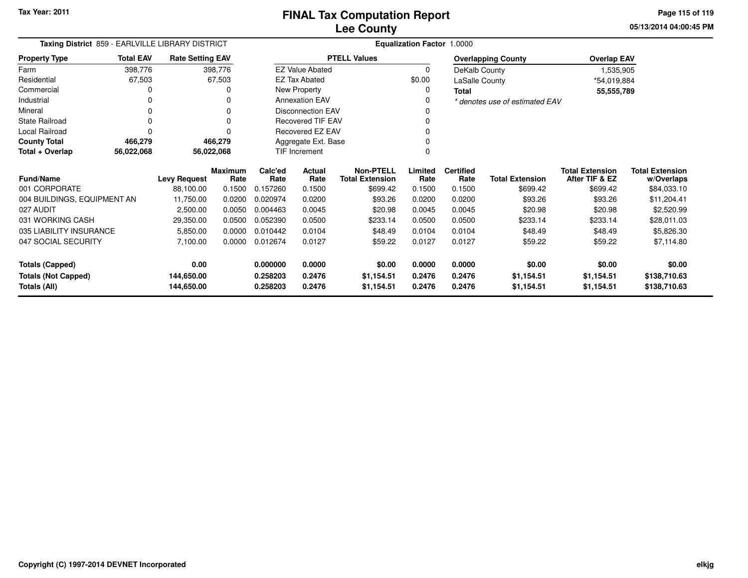# FINAL Tax Computation Report
# Lee County

Tax Year: 2011

05/13/2014 04:00:45 PM

**Taxing District** 859 - EARLVILLE LIBRARY DISTRICT

**Equalization Factor** 1.0000

| Property Type | Total EAV | Rate Setting EAV |
|---|---|---|
| Farm | 398,776 | 398,776 |
| Residential | 67,503 | 67,503 |
| Commercial | 0 | 0 |
| Industrial | 0 | 0 |
| Mineral | 0 | 0 |
| State Railroad | 0 | 0 |
| Local Railroad | 0 | 0 |
| **County Total** | **466,279** | **466,279** |
| **Total + Overlap** | **56,022,068** | **56,022,068** |

| PTELL Values | |
|---|---|
| EZ Value Abated | 0 |
| EZ Tax Abated | $0.00 |
| New Property | 0 |
| Annexation EAV | 0 |
| Disconnection EAV | 0 |
| Recovered TIF EAV | 0 |
| Recovered EZ EAV | 0 |
| Aggregate Ext. Base | 0 |
| TIF Increment | 0 |

| Overlapping County | Overlap EAV |
|---|---|
| DeKalb County | 1,535,905 |
| LaSalle County | *54,019,884 |
| **Total** | **55,555,789** |

*\* denotes use of estimated EAV*

| Fund/Name | Levy Request | Maximum Rate | Calc'ed Rate | Actual Rate | Non-PTELL Total Extension | Limited Rate | Certified Rate | Total Extension | Total Extension After TIF & EZ | Total Extension w/Overlaps |
|---|---|---|---|---|---|---|---|---|---|---|
| 001 CORPORATE | 88,100.00 | 0.1500 | 0.157260 | 0.1500 | $699.42 | 0.1500 | 0.1500 | $699.42 | $699.42 | $84,033.10 |
| 004 BUILDINGS, EQUIPMENT AN | 11,750.00 | 0.0200 | 0.020974 | 0.0200 | $93.26 | 0.0200 | 0.0200 | $93.26 | $93.26 | $11,204.41 |
| 027 AUDIT | 2,500.00 | 0.0050 | 0.004463 | 0.0045 | $20.98 | 0.0045 | 0.0045 | $20.98 | $20.98 | $2,520.99 |
| 031 WORKING CASH | 29,350.00 | 0.0500 | 0.052390 | 0.0500 | $233.14 | 0.0500 | 0.0500 | $233.14 | $233.14 | $28,011.03 |
| 035 LIABILITY INSURANCE | 5,850.00 | 0.0000 | 0.010442 | 0.0104 | $48.49 | 0.0104 | 0.0104 | $48.49 | $48.49 | $5,826.30 |
| 047 SOCIAL SECURITY | 7,100.00 | 0.0000 | 0.012674 | 0.0127 | $59.22 | 0.0127 | 0.0127 | $59.22 | $59.22 | $7,114.80 |
| **Totals (Capped)** | **0.00** | | **0.000000** | **0.0000** | **$0.00** | **0.0000** | **0.0000** | **$0.00** | **$0.00** | **$0.00** |
| **Totals (Not Capped)** | **144,650.00** | | **0.258203** | **0.2476** | **$1,154.51** | **0.2476** | **0.2476** | **$1,154.51** | **$1,154.51** | **$138,710.63** |
| **Totals (All)** | **144,650.00** | | **0.258203** | **0.2476** | **$1,154.51** | **0.2476** | **0.2476** | **$1,154.51** | **$1,154.51** | **$138,710.63** |

Copyright (C) 1997-2014 DEVNET Incorporated

elkjg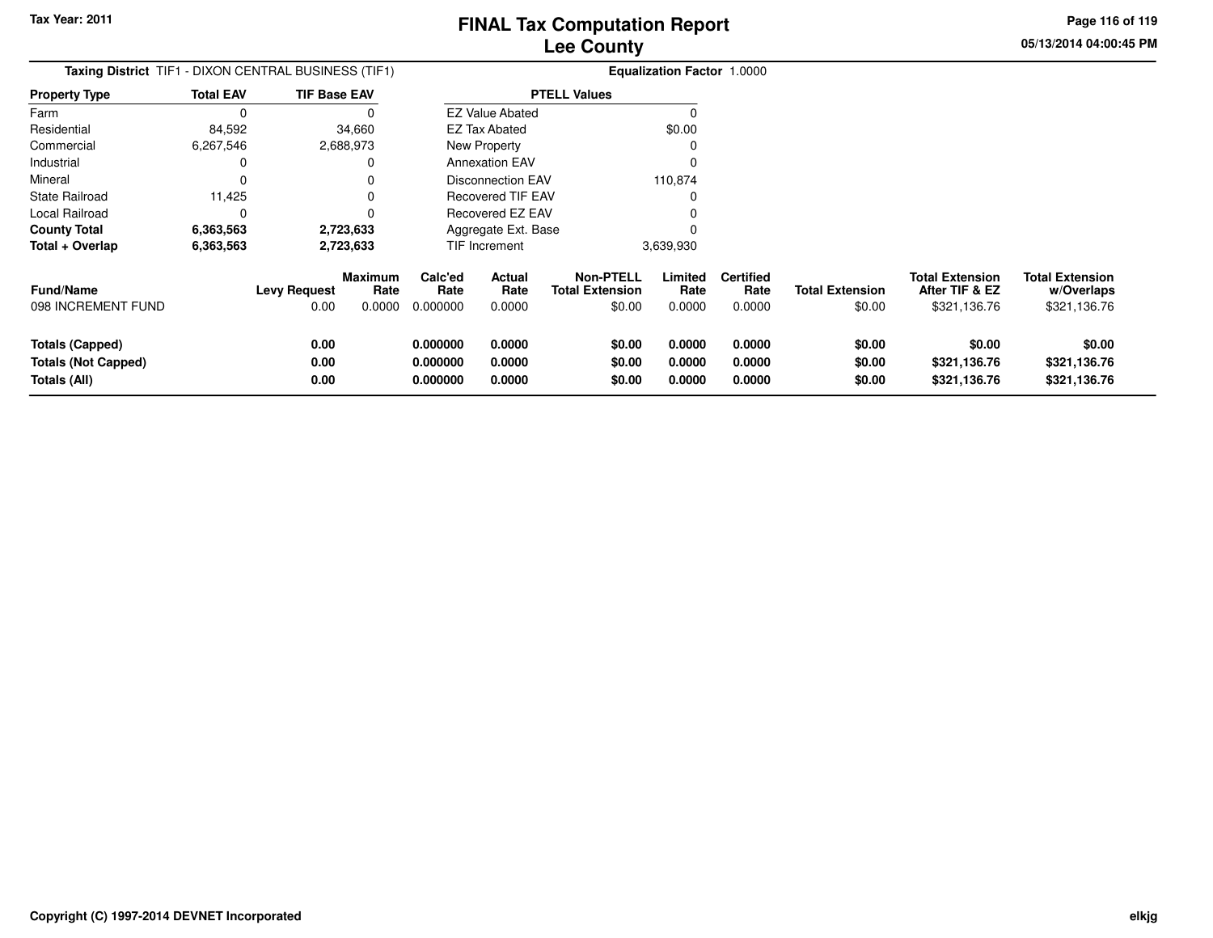**Tax Year: 2011**

# FINAL Tax Computation Report
## Lee County

05/13/2014 04:00:45 PM

**Taxing District** TIF1 - DIXON CENTRAL BUSINESS (TIF1) **Equalization Factor** 1.0000

| Property Type | Total EAV | TIF Base EAV |
|---|---|---|
| Farm | 0 | 0 |
| Residential | 84,592 | 34,660 |
| Commercial | 6,267,546 | 2,688,973 |
| Industrial | 0 | 0 |
| Mineral | 0 | 0 |
| State Railroad | 11,425 | 0 |
| Local Railroad | 0 | 0 |
| **County Total** | **6,363,563** | **2,723,633** |
| **Total + Overlap** | **6,363,563** | **2,723,633** |

| PTELL Values | |
|---|---|
| EZ Value Abated | 0 |
| EZ Tax Abated | $0.00 |
| New Property | 0 |
| Annexation EAV | 0 |
| Disconnection EAV | 110,874 |
| Recovered TIF EAV | 0 |
| Recovered EZ EAV | 0 |
| Aggregate Ext. Base | 0 |
| TIF Increment | 3,639,930 |

| Fund/Name | Levy Request | Maximum Rate | Calc'ed Rate | Actual Rate | Non-PTELL Total Extension | Limited Rate | Certified Rate | Total Extension | Total Extension After TIF & EZ | Total Extension w/Overlaps |
|---|---|---|---|---|---|---|---|---|---|---|
| 098 INCREMENT FUND | 0.00 | 0.0000 | 0.000000 | 0.0000 | $0.00 | 0.0000 | 0.0000 | $0.00 | $321,136.76 | $321,136.76 |
| **Totals (Capped)** | **0.00** | | **0.000000** | **0.0000** | **$0.00** | **0.0000** | **0.0000** | **$0.00** | **$0.00** | **$0.00** |
| **Totals (Not Capped)** | **0.00** | | **0.000000** | **0.0000** | **$0.00** | **0.0000** | **0.0000** | **$0.00** | **$321,136.76** | **$321,136.76** |
| **Totals (All)** | **0.00** | | **0.000000** | **0.0000** | **$0.00** | **0.0000** | **0.0000** | **$0.00** | **$321,136.76** | **$321,136.76** |

**Copyright (C) 1997-2014 DEVNET Incorporated** elkjg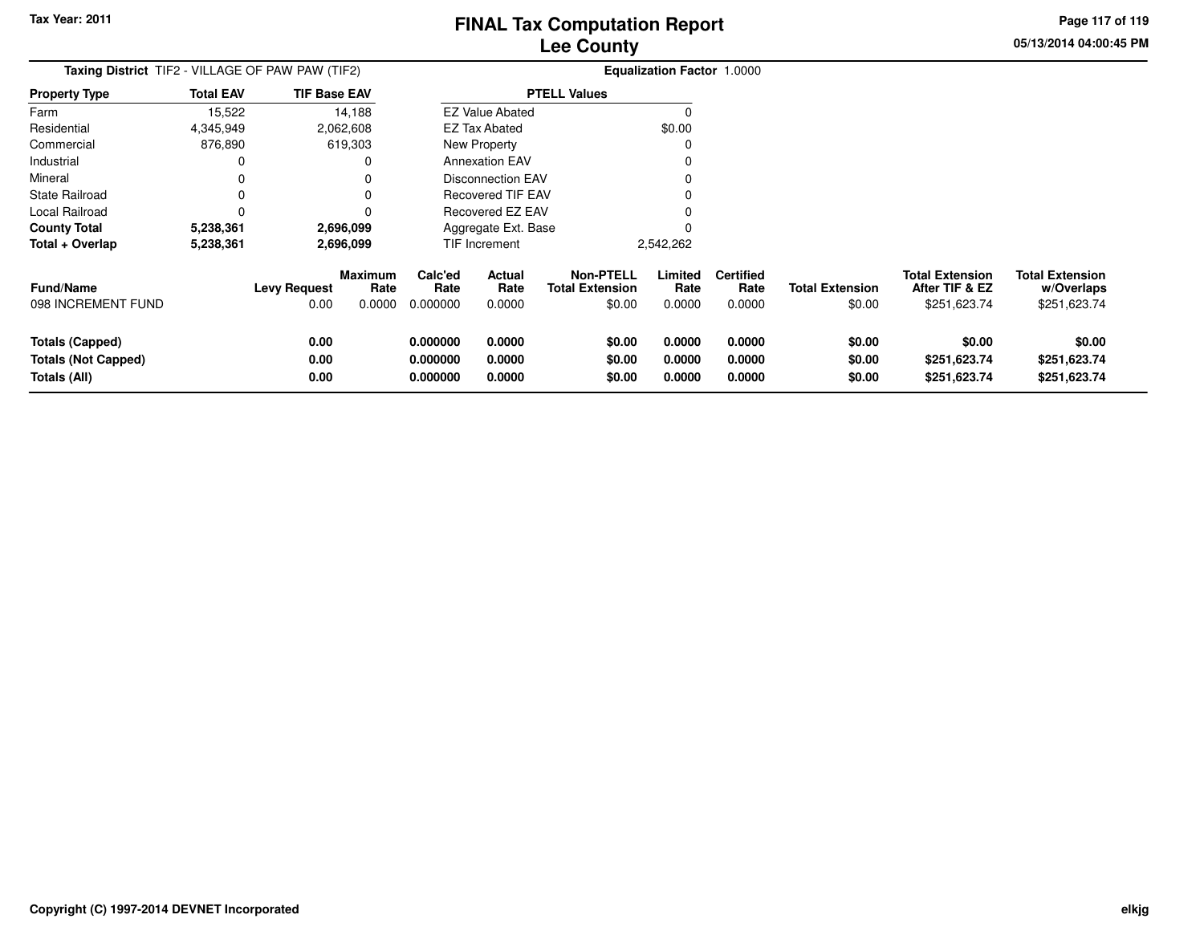Tax Year: 2011

# FINAL Tax Computation Report
## Lee County

05/13/2014 04:00:45 PM

**Taxing District** TIF2 - VILLAGE OF PAW PAW (TIF2) **Equalization Factor** 1.0000

| Property Type | Total EAV | TIF Base EAV |
|---|---|---|
| Farm | 15,522 | 14,188 |
| Residential | 4,345,949 | 2,062,608 |
| Commercial | 876,890 | 619,303 |
| Industrial | 0 | 0 |
| Mineral | 0 | 0 |
| State Railroad | 0 | 0 |
| Local Railroad | 0 | 0 |
| **County Total** | **5,238,361** | **2,696,099** |
| **Total + Overlap** | **5,238,361** | **2,696,099** |

| PTELL Values | |
|---|---|
| EZ Value Abated | 0 |
| EZ Tax Abated | $0.00 |
| New Property | 0 |
| Annexation EAV | 0 |
| Disconnection EAV | 0 |
| Recovered TIF EAV | 0 |
| Recovered EZ EAV | 0 |
| Aggregate Ext. Base | 0 |
| TIF Increment | 2,542,262 |

| Fund/Name | Levy Request | Maximum Rate | Calc'ed Rate | Actual Rate | Non-PTELL Total Extension | Limited Rate | Certified Rate | Total Extension | Total Extension After TIF & EZ | Total Extension w/Overlaps |
|---|---|---|---|---|---|---|---|---|---|---|
| 098 INCREMENT FUND | 0.00 | 0.0000 | 0.000000 | 0.0000 | $0.00 | 0.0000 | 0.0000 | $0.00 | $251,623.74 | $251,623.74 |
| **Totals (Capped)** | **0.00** | | **0.000000** | **0.0000** | **$0.00** | **0.0000** | **0.0000** | **$0.00** | **$0.00** | **$0.00** |
| **Totals (Not Capped)** | **0.00** | | **0.000000** | **0.0000** | **$0.00** | **0.0000** | **0.0000** | **$0.00** | **$251,623.74** | **$251,623.74** |
| **Totals (All)** | **0.00** | | **0.000000** | **0.0000** | **$0.00** | **0.0000** | **0.0000** | **$0.00** | **$251,623.74** | **$251,623.74** |

**Copyright (C) 1997-2014 DEVNET Incorporated** elkjg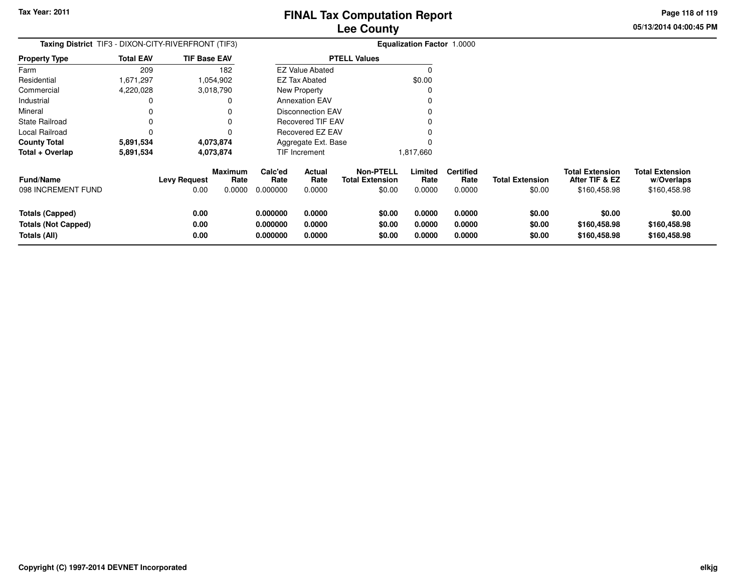Tax Year: 2011

# FINAL Tax Computation Report
## Lee County

05/13/2014 04:00:45 PM

**Taxing District** TIF3 - DIXON-CITY-RIVERFRONT (TIF3) **Equalization Factor** 1.0000

| Property Type | Total EAV | TIF Base EAV |
|---|---|---|
| Farm | 209 | 182 |
| Residential | 1,671,297 | 1,054,902 |
| Commercial | 4,220,028 | 3,018,790 |
| Industrial | 0 | 0 |
| Mineral | 0 | 0 |
| State Railroad | 0 | 0 |
| Local Railroad | 0 | 0 |
| **County Total** | **5,891,534** | **4,073,874** |
| **Total + Overlap** | **5,891,534** | **4,073,874** |

| PTELL Values | |
|---|---|
| EZ Value Abated | 0 |
| EZ Tax Abated | $0.00 |
| New Property | 0 |
| Annexation EAV | 0 |
| Disconnection EAV | 0 |
| Recovered TIF EAV | 0 |
| Recovered EZ EAV | 0 |
| Aggregate Ext. Base | 0 |
| TIF Increment | 1,817,660 |

| Fund/Name | Levy Request | Maximum Rate | Calc'ed Rate | Actual Rate | Non-PTELL Total Extension | Limited Rate | Certified Rate | Total Extension | Total Extension After TIF & EZ | Total Extension w/Overlaps |
|---|---|---|---|---|---|---|---|---|---|---|
| 098 INCREMENT FUND | 0.00 | 0.0000 | 0.000000 | 0.0000 | $0.00 | 0.0000 | 0.0000 | $0.00 | $160,458.98 | $160,458.98 |
| **Totals (Capped)** | **0.00** | | **0.000000** | **0.0000** | **$0.00** | **0.0000** | **0.0000** | **$0.00** | **$0.00** | **$0.00** |
| **Totals (Not Capped)** | **0.00** | | **0.000000** | **0.0000** | **$0.00** | **0.0000** | **0.0000** | **$0.00** | **$160,458.98** | **$160,458.98** |
| **Totals (All)** | **0.00** | | **0.000000** | **0.0000** | **$0.00** | **0.0000** | **0.0000** | **$0.00** | **$160,458.98** | **$160,458.98** |

Copyright (C) 1997-2014 DEVNET Incorporated elkjg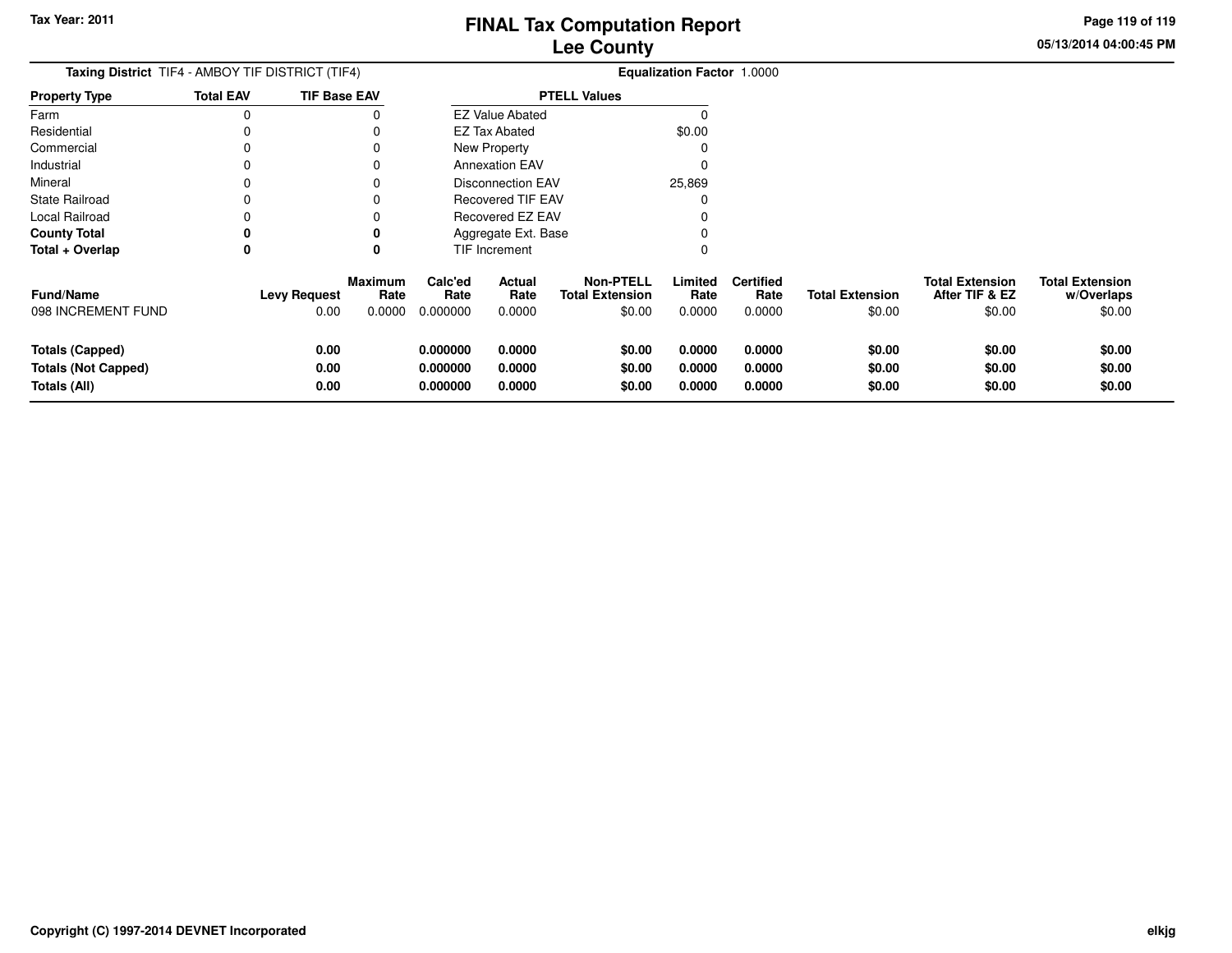Tax Year: 2011

# FINAL Tax Computation Report
## Lee County

05/13/2014 04:00:45 PM

**Taxing District** TIF4 - AMBOY TIF DISTRICT (TIF4) **Equalization Factor** 1.0000

| Property Type | Total EAV | TIF Base EAV |
|---|---|---|
| Farm | 0 | 0 |
| Residential | 0 | 0 |
| Commercial | 0 | 0 |
| Industrial | 0 | 0 |
| Mineral | 0 | 0 |
| State Railroad | 0 | 0 |
| Local Railroad | 0 | 0 |
| **County Total** | **0** | **0** |
| **Total + Overlap** | **0** | **0** |

| PTELL Values | |
|---|---|
| EZ Value Abated | 0 |
| EZ Tax Abated | $0.00 |
| New Property | 0 |
| Annexation EAV | 0 |
| Disconnection EAV | 25,869 |
| Recovered TIF EAV | 0 |
| Recovered EZ EAV | 0 |
| Aggregate Ext. Base | 0 |
| TIF Increment | 0 |

| Fund/Name | Levy Request | Maximum Rate | Calc'ed Rate | Actual Rate | Non-PTELL Total Extension | Limited Rate | Certified Rate | Total Extension | Total Extension After TIF & EZ | Total Extension w/Overlaps |
|---|---|---|---|---|---|---|---|---|---|---|
| 098 INCREMENT FUND | 0.00 | 0.0000 | 0.000000 | 0.0000 | $0.00 | 0.0000 | 0.0000 | $0.00 | $0.00 | $0.00 |
| **Totals (Capped)** | **0.00** | | **0.000000** | **0.0000** | **$0.00** | **0.0000** | **0.0000** | **$0.00** | **$0.00** | **$0.00** |
| **Totals (Not Capped)** | **0.00** | | **0.000000** | **0.0000** | **$0.00** | **0.0000** | **0.0000** | **$0.00** | **$0.00** | **$0.00** |
| **Totals (All)** | **0.00** | | **0.000000** | **0.0000** | **$0.00** | **0.0000** | **0.0000** | **$0.00** | **$0.00** | **$0.00** |

**Copyright (C) 1997-2014 DEVNET Incorporated** elkjg